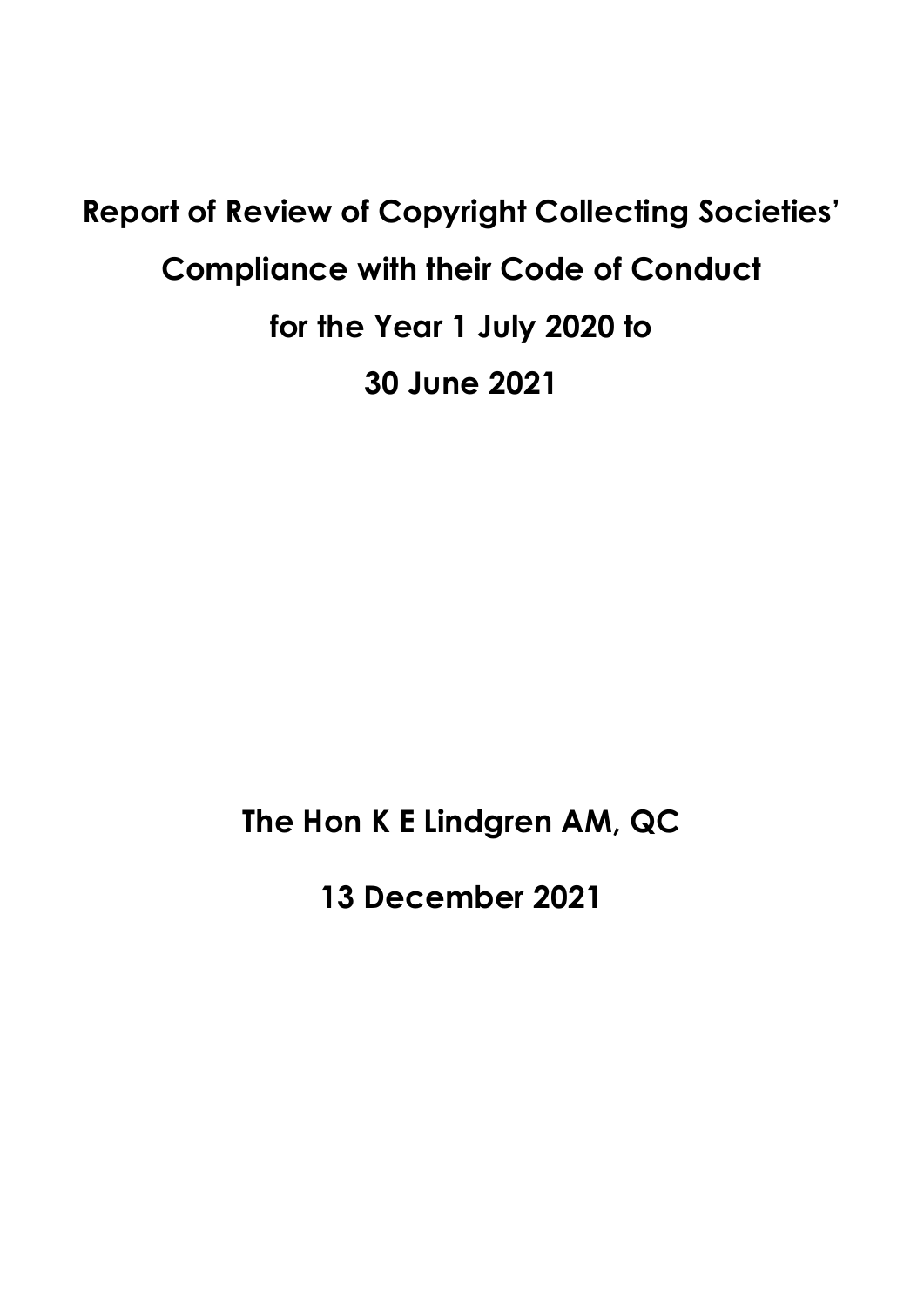# Report of Review of Copyright Collecting Societies' Compliance with their Code of Conduct for the Year 1 July 2020 to 30 June 2021

**The Hon K E Lindgren AM, QC**

**13 December 2021**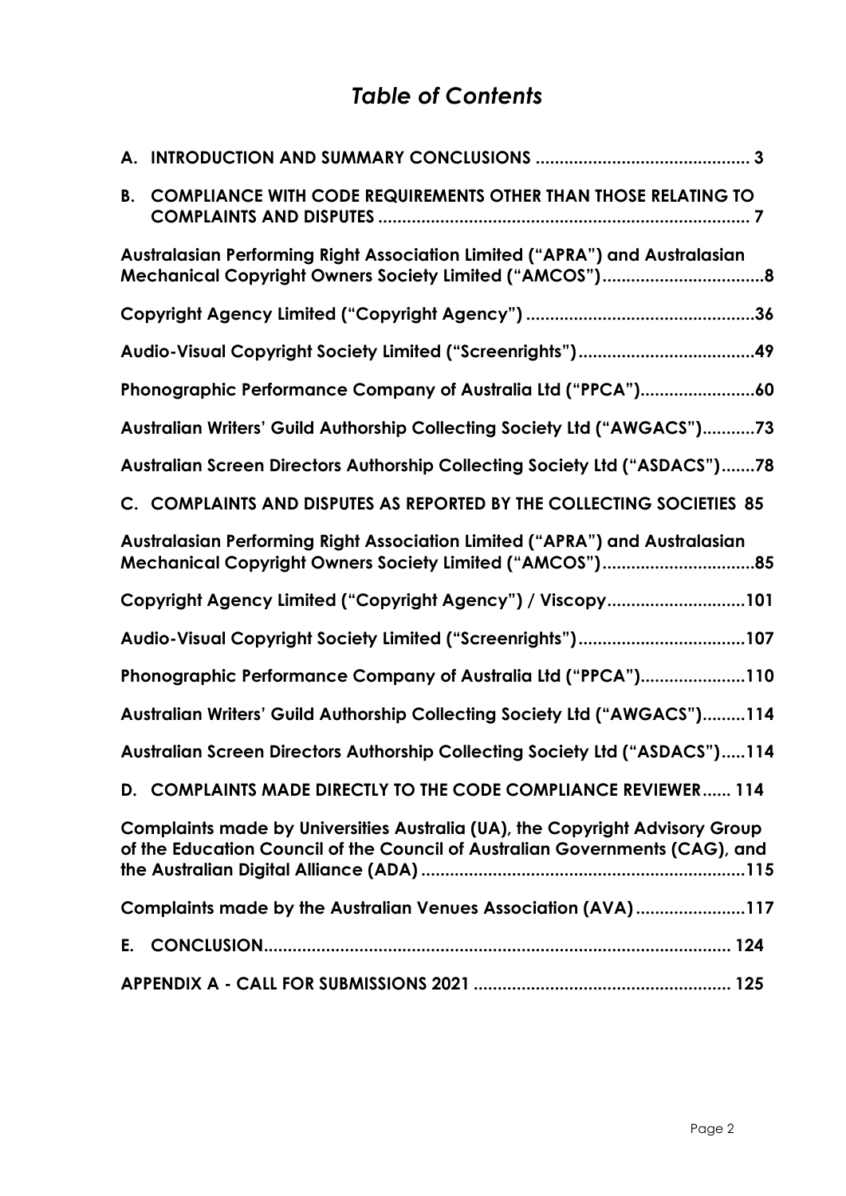# *Table of Contents*

**A. INTRODUCTION AND SUMMARY CONCLUSIONS ............................................ 3**

**B. COMPLIANCE WITH CODE REQUIREMENTS OTHER THAN THOSE RELATING TO COMPLAINTS AND DISPUTES ............................................................................. 7**

**Australasian Performing Right Association Limited ("APRA") and Australasian Mechanical Copyright Owners Society Limited ("AMCOS")..................................8**

**Copyright Agency Limited ("Copyright Agency") ................................................36**

**Audio-Visual Copyright Society Limited ("Screenrights")......................................49**

**Phonographic Performance Company of Australia Ltd ("PPCA")........................60**

**Australian Writers' Guild Authorship Collecting Society Ltd ("AWGACS")...........73**

**Australian Screen Directors Authorship Collecting Society Ltd ("ASDACS").......78**

**C. COMPLAINTS AND DISPUTES AS REPORTED BY THE COLLECTING SOCIETIES 85**

**Australasian Performing Right Association Limited ("APRA") and Australasian Mechanical Copyright Owners Society Limited ("AMCOS")................................85**

**Copyright Agency Limited ("Copyright Agency") / Viscopy............................101**

**Audio-Visual Copyright Society Limited ("Screenrights")...................................107**

**Phonographic Performance Company of Australia Ltd ("PPCA")......................110**

**Australian Writers' Guild Authorship Collecting Society Ltd ("AWGACS").........114**

**Australian Screen Directors Authorship Collecting Society Ltd ("ASDACS").....114**

**D. COMPLAINTS MADE DIRECTLY TO THE CODE COMPLIANCE REVIEWER...... 114**

**Complaints made by Universities Australia (UA), the Copyright Advisory Group of the Education Council of the Council of Australian Governments (CAG), and the Australian Digital Alliance (ADA) ....................................................................115**

**Complaints made by the Australian Venues Association (AVA).......................117**

**E. CONCLUSION................................................................................................. 124**

**APPENDIX A - CALL FOR SUBMISSIONS 2021 ..................................................... 125**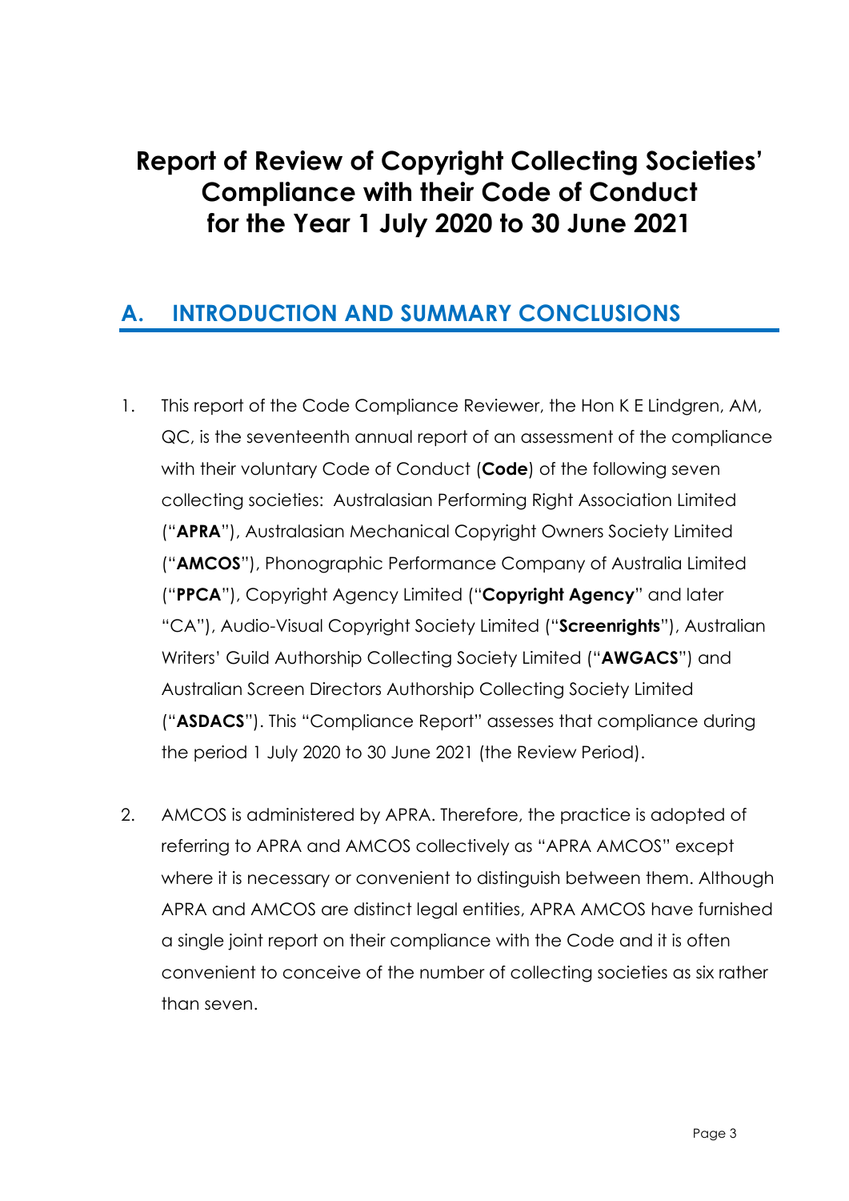# Report of Review of Copyright Collecting Societies' Compliance with their Code of Conduct for the Year 1 July 2020 to 30 June 2021

## A. INTRODUCTION AND SUMMARY CONCLUSIONS

1. This report of the Code Compliance Reviewer, the Hon K E Lindgren, AM, QC, is the seventeenth annual report of an assessment of the compliance with their voluntary Code of Conduct (**Code**) of the following seven collecting societies: Australasian Performing Right Association Limited ("**APRA**"), Australasian Mechanical Copyright Owners Society Limited ("**AMCOS**"), Phonographic Performance Company of Australia Limited ("**PPCA**"), Copyright Agency Limited ("**Copyright Agency**" and later "CA"), Audio-Visual Copyright Society Limited ("**Screenrights**"), Australian Writers' Guild Authorship Collecting Society Limited ("**AWGACS**") and Australian Screen Directors Authorship Collecting Society Limited ("**ASDACS**"). This "Compliance Report" assesses that compliance during the period 1 July 2020 to 30 June 2021 (the Review Period).

2. AMCOS is administered by APRA. Therefore, the practice is adopted of referring to APRA and AMCOS collectively as "APRA AMCOS" except where it is necessary or convenient to distinguish between them. Although APRA and AMCOS are distinct legal entities, APRA AMCOS have furnished a single joint report on their compliance with the Code and it is often convenient to conceive of the number of collecting societies as six rather than seven.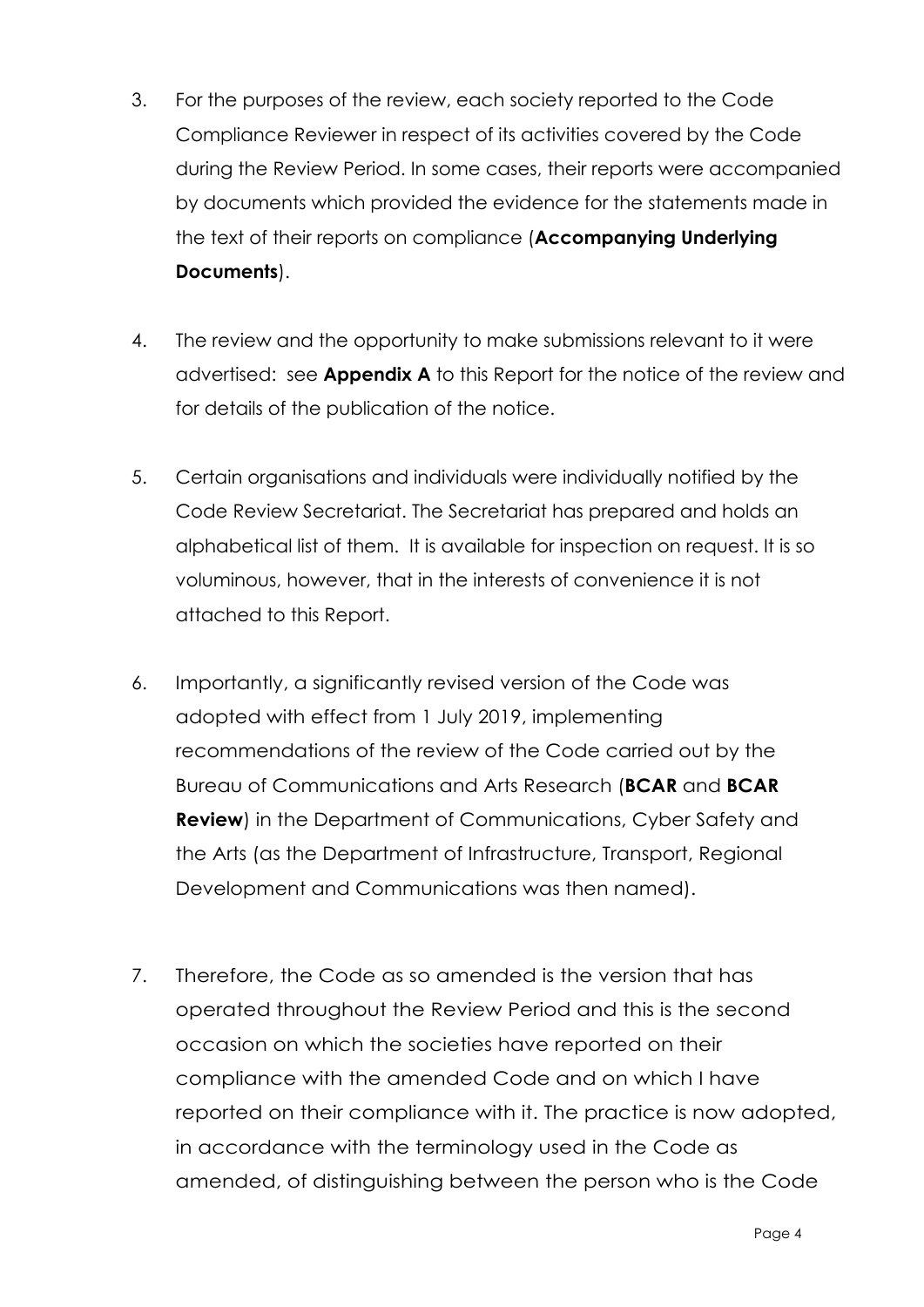3. For the purposes of the review, each society reported to the Code Compliance Reviewer in respect of its activities covered by the Code during the Review Period. In some cases, their reports were accompanied by documents which provided the evidence for the statements made in the text of their reports on compliance (**Accompanying Underlying Documents**).

4. The review and the opportunity to make submissions relevant to it were advertised: see **Appendix A** to this Report for the notice of the review and for details of the publication of the notice.

5. Certain organisations and individuals were individually notified by the Code Review Secretariat. The Secretariat has prepared and holds an alphabetical list of them. It is available for inspection on request. It is so voluminous, however, that in the interests of convenience it is not attached to this Report.

6. Importantly, a significantly revised version of the Code was adopted with effect from 1 July 2019, implementing recommendations of the review of the Code carried out by the Bureau of Communications and Arts Research (**BCAR** and **BCAR Review**) in the Department of Communications, Cyber Safety and the Arts (as the Department of Infrastructure, Transport, Regional Development and Communications was then named).

7. Therefore, the Code as so amended is the version that has operated throughout the Review Period and this is the second occasion on which the societies have reported on their compliance with the amended Code and on which I have reported on their compliance with it. The practice is now adopted, in accordance with the terminology used in the Code as amended, of distinguishing between the person who is the Code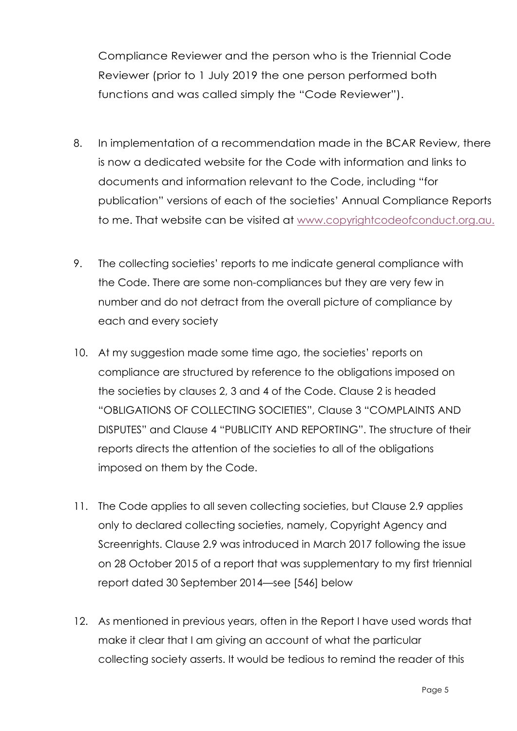Compliance Reviewer and the person who is the Triennial Code Reviewer (prior to 1 July 2019 the one person performed both functions and was called simply the "Code Reviewer").

8. In implementation of a recommendation made in the BCAR Review, there is now a dedicated website for the Code with information and links to documents and information relevant to the Code, including "for publication" versions of each of the societies' Annual Compliance Reports to me. That website can be visited at www.copyrightcodeofconduct.org.au.

9. The collecting societies' reports to me indicate general compliance with the Code. There are some non-compliances but they are very few in number and do not detract from the overall picture of compliance by each and every society

10. At my suggestion made some time ago, the societies' reports on compliance are structured by reference to the obligations imposed on the societies by clauses 2, 3 and 4 of the Code. Clause 2 is headed "OBLIGATIONS OF COLLECTING SOCIETIES", Clause 3 "COMPLAINTS AND DISPUTES" and Clause 4 "PUBLICITY AND REPORTING". The structure of their reports directs the attention of the societies to all of the obligations imposed on them by the Code.

11. The Code applies to all seven collecting societies, but Clause 2.9 applies only to declared collecting societies, namely, Copyright Agency and Screenrights. Clause 2.9 was introduced in March 2017 following the issue on 28 October 2015 of a report that was supplementary to my first triennial report dated 30 September 2014—see [546] below

12. As mentioned in previous years, often in the Report I have used words that make it clear that I am giving an account of what the particular collecting society asserts. It would be tedious to remind the reader of this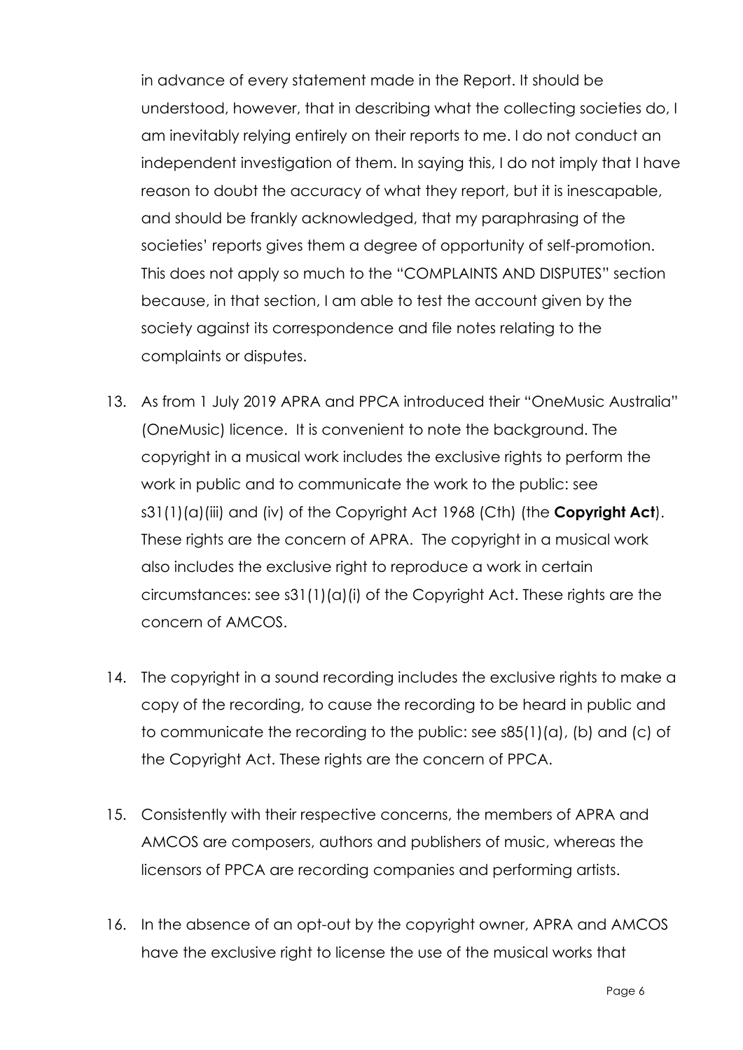in advance of every statement made in the Report. It should be understood, however, that in describing what the collecting societies do, I am inevitably relying entirely on their reports to me. I do not conduct an independent investigation of them. In saying this, I do not imply that I have reason to doubt the accuracy of what they report, but it is inescapable, and should be frankly acknowledged, that my paraphrasing of the societies' reports gives them a degree of opportunity of self-promotion. This does not apply so much to the "COMPLAINTS AND DISPUTES" section because, in that section, I am able to test the account given by the society against its correspondence and file notes relating to the complaints or disputes.

13. As from 1 July 2019 APRA and PPCA introduced their "OneMusic Australia" (OneMusic) licence. It is convenient to note the background. The copyright in a musical work includes the exclusive rights to perform the work in public and to communicate the work to the public: see s31(1)(a)(iii) and (iv) of the Copyright Act 1968 (Cth) (the **Copyright Act**). These rights are the concern of APRA. The copyright in a musical work also includes the exclusive right to reproduce a work in certain circumstances: see s31(1)(a)(i) of the Copyright Act. These rights are the concern of AMCOS.

14. The copyright in a sound recording includes the exclusive rights to make a copy of the recording, to cause the recording to be heard in public and to communicate the recording to the public: see s85(1)(a), (b) and (c) of the Copyright Act. These rights are the concern of PPCA.

15. Consistently with their respective concerns, the members of APRA and AMCOS are composers, authors and publishers of music, whereas the licensors of PPCA are recording companies and performing artists.

16. In the absence of an opt-out by the copyright owner, APRA and AMCOS have the exclusive right to license the use of the musical works that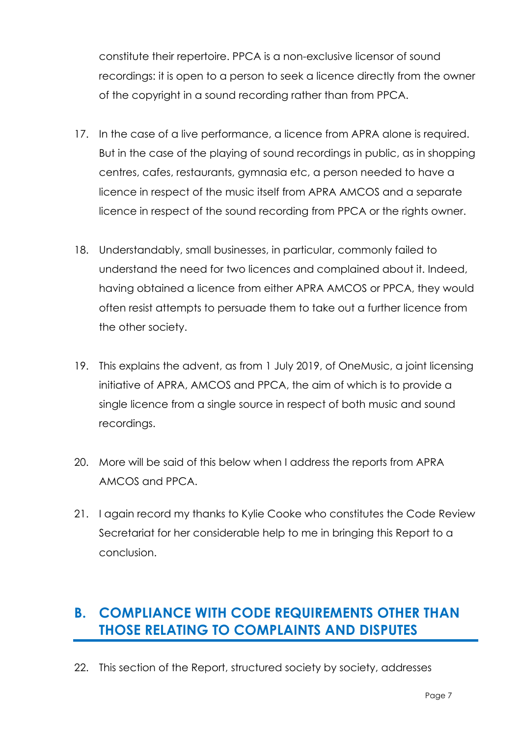constitute their repertoire. PPCA is a non-exclusive licensor of sound recordings: it is open to a person to seek a licence directly from the owner of the copyright in a sound recording rather than from PPCA.

17. In the case of a live performance, a licence from APRA alone is required. But in the case of the playing of sound recordings in public, as in shopping centres, cafes, restaurants, gymnasia etc, a person needed to have a licence in respect of the music itself from APRA AMCOS and a separate licence in respect of the sound recording from PPCA or the rights owner.

18. Understandably, small businesses, in particular, commonly failed to understand the need for two licences and complained about it. Indeed, having obtained a licence from either APRA AMCOS or PPCA, they would often resist attempts to persuade them to take out a further licence from the other society.

19. This explains the advent, as from 1 July 2019, of OneMusic, a joint licensing initiative of APRA, AMCOS and PPCA, the aim of which is to provide a single licence from a single source in respect of both music and sound recordings.

20. More will be said of this below when I address the reports from APRA AMCOS and PPCA.

21. I again record my thanks to Kylie Cooke who constitutes the Code Review Secretariat for her considerable help to me in bringing this Report to a conclusion.

## B. COMPLIANCE WITH CODE REQUIREMENTS OTHER THAN THOSE RELATING TO COMPLAINTS AND DISPUTES

22. This section of the Report, structured society by society, addresses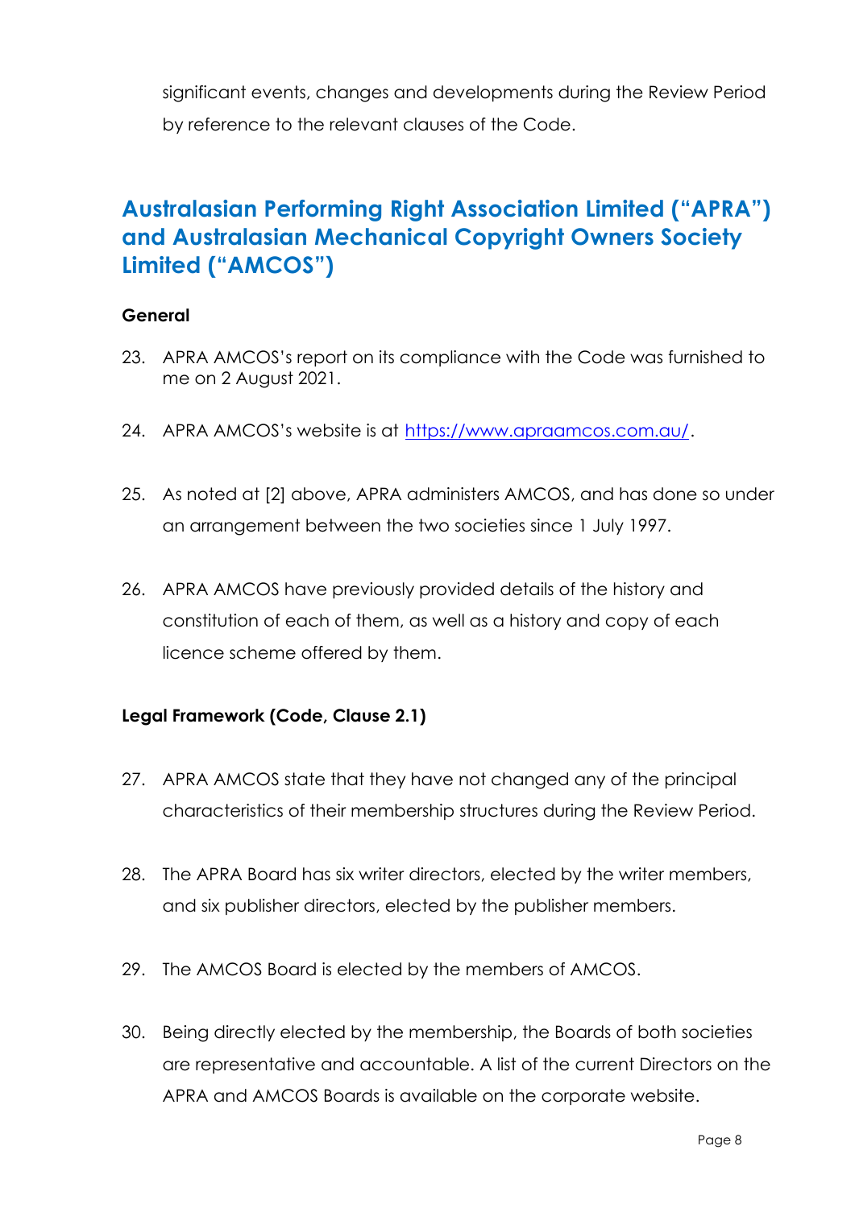significant events, changes and developments during the Review Period by reference to the relevant clauses of the Code.

## Australasian Performing Right Association Limited ("APRA") and Australasian Mechanical Copyright Owners Society Limited ("AMCOS")

**General**

23. APRA AMCOS's report on its compliance with the Code was furnished to me on 2 August 2021.

24. APRA AMCOS's website is at https://www.apraamcos.com.au/.

25. As noted at [2] above, APRA administers AMCOS, and has done so under an arrangement between the two societies since 1 July 1997.

26. APRA AMCOS have previously provided details of the history and constitution of each of them, as well as a history and copy of each licence scheme offered by them.

**Legal Framework (Code, Clause 2.1)**

27. APRA AMCOS state that they have not changed any of the principal characteristics of their membership structures during the Review Period.

28. The APRA Board has six writer directors, elected by the writer members, and six publisher directors, elected by the publisher members.

29. The AMCOS Board is elected by the members of AMCOS.

30. Being directly elected by the membership, the Boards of both societies are representative and accountable. A list of the current Directors on the APRA and AMCOS Boards is available on the corporate website.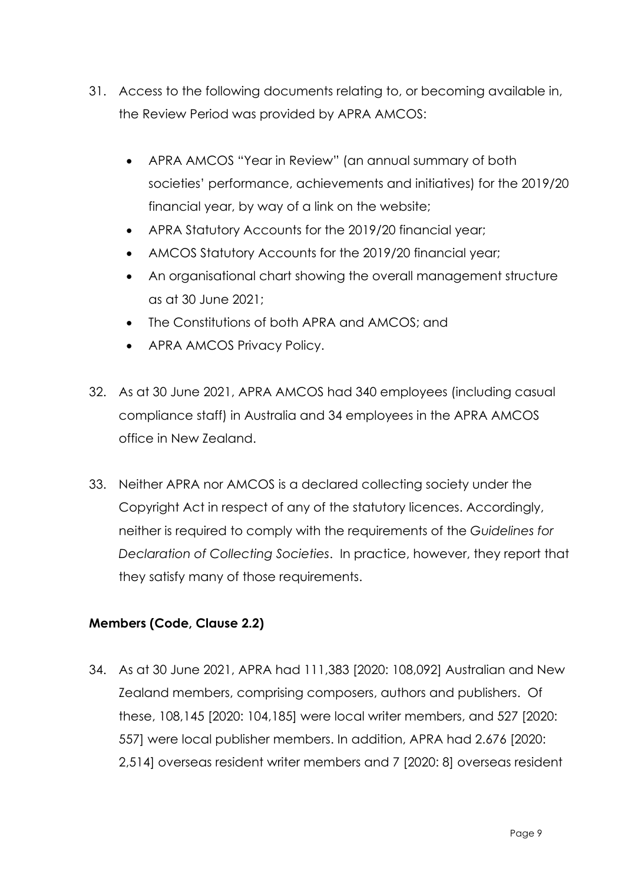31. Access to the following documents relating to, or becoming available in, the Review Period was provided by APRA AMCOS:

    - APRA AMCOS "Year in Review" (an annual summary of both societies' performance, achievements and initiatives) for the 2019/20 financial year, by way of a link on the website;
    - APRA Statutory Accounts for the 2019/20 financial year;
    - AMCOS Statutory Accounts for the 2019/20 financial year;
    - An organisational chart showing the overall management structure as at 30 June 2021;
    - The Constitutions of both APRA and AMCOS; and
    - APRA AMCOS Privacy Policy.

32. As at 30 June 2021, APRA AMCOS had 340 employees (including casual compliance staff) in Australia and 34 employees in the APRA AMCOS office in New Zealand.

33. Neither APRA nor AMCOS is a declared collecting society under the Copyright Act in respect of any of the statutory licences. Accordingly, neither is required to comply with the requirements of the *Guidelines for Declaration of Collecting Societies*. In practice, however, they report that they satisfy many of those requirements.

**Members (Code, Clause 2.2)**

34. As at 30 June 2021, APRA had 111,383 [2020: 108,092] Australian and New Zealand members, comprising composers, authors and publishers. Of these, 108,145 [2020: 104,185] were local writer members, and 527 [2020: 557] were local publisher members. In addition, APRA had 2.676 [2020: 2,514] overseas resident writer members and 7 [2020: 8] overseas resident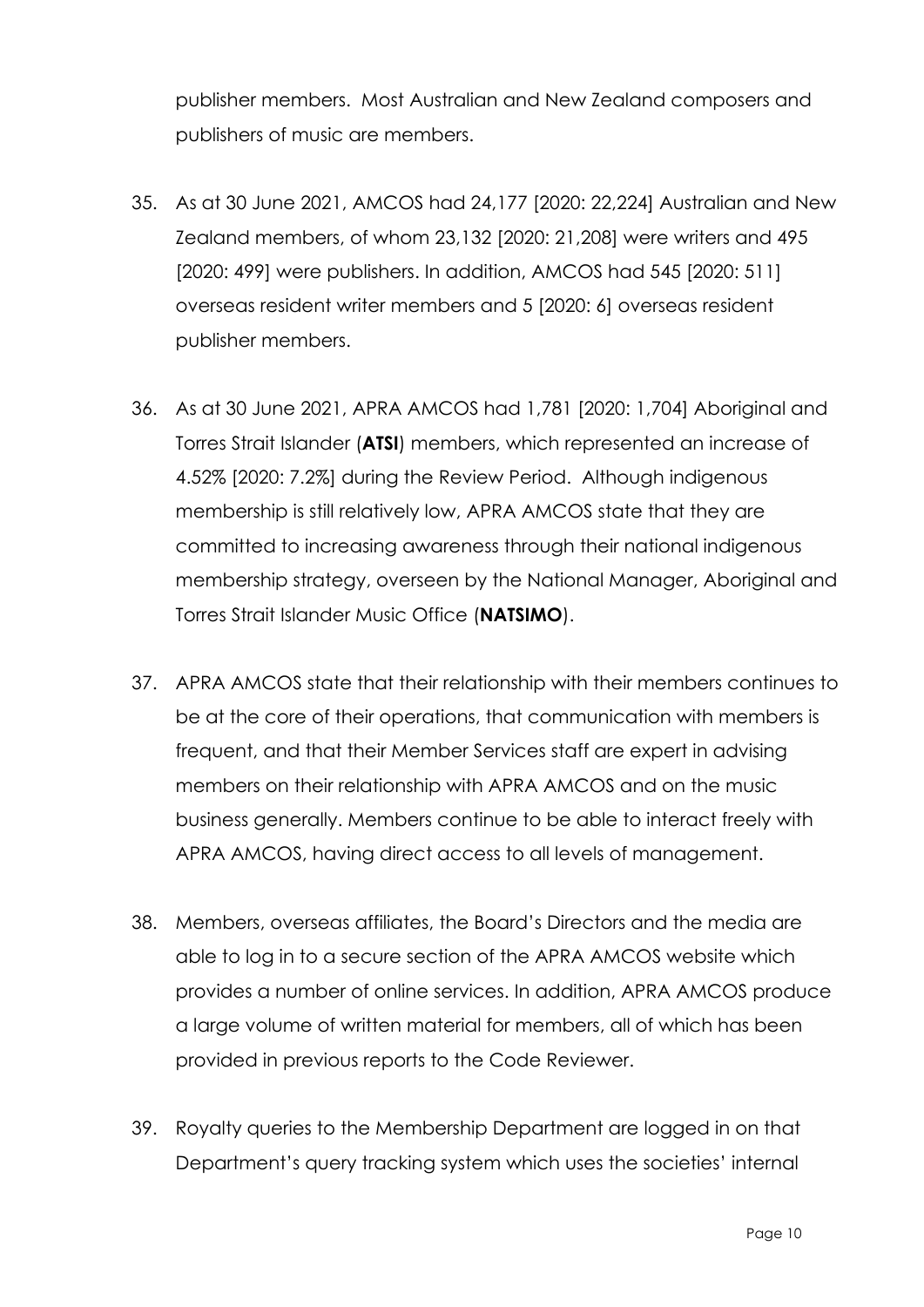publisher members. Most Australian and New Zealand composers and publishers of music are members.

35. As at 30 June 2021, AMCOS had 24,177 [2020: 22,224] Australian and New Zealand members, of whom 23,132 [2020: 21,208] were writers and 495 [2020: 499] were publishers. In addition, AMCOS had 545 [2020: 511] overseas resident writer members and 5 [2020: 6] overseas resident publisher members.

36. As at 30 June 2021, APRA AMCOS had 1,781 [2020: 1,704] Aboriginal and Torres Strait Islander (**ATSI**) members, which represented an increase of 4.52% [2020: 7.2%] during the Review Period. Although indigenous membership is still relatively low, APRA AMCOS state that they are committed to increasing awareness through their national indigenous membership strategy, overseen by the National Manager, Aboriginal and Torres Strait Islander Music Office (**NATSIMO**).

37. APRA AMCOS state that their relationship with their members continues to be at the core of their operations, that communication with members is frequent, and that their Member Services staff are expert in advising members on their relationship with APRA AMCOS and on the music business generally. Members continue to be able to interact freely with APRA AMCOS, having direct access to all levels of management.

38. Members, overseas affiliates, the Board's Directors and the media are able to log in to a secure section of the APRA AMCOS website which provides a number of online services. In addition, APRA AMCOS produce a large volume of written material for members, all of which has been provided in previous reports to the Code Reviewer.

39. Royalty queries to the Membership Department are logged in on that Department's query tracking system which uses the societies' internal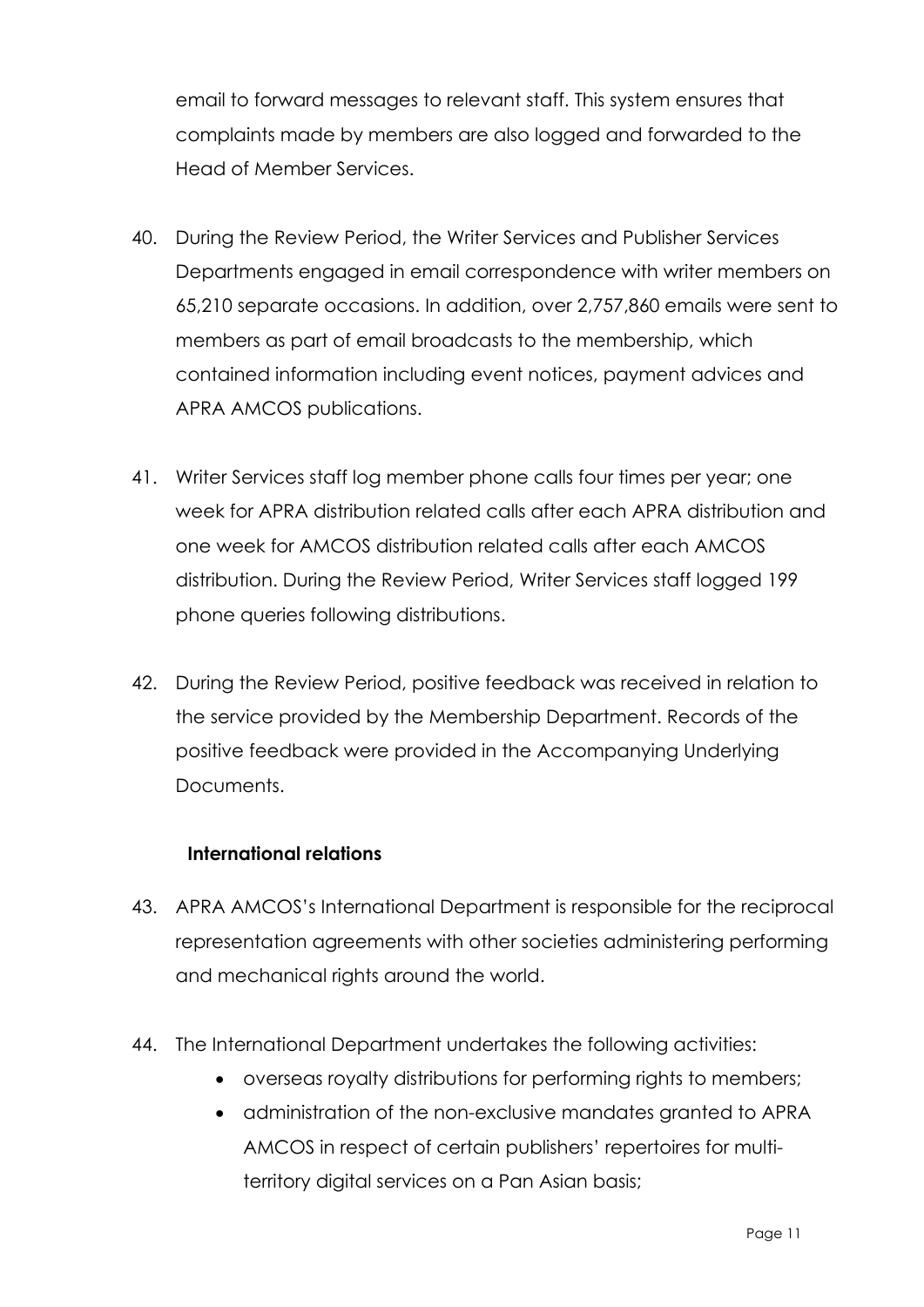email to forward messages to relevant staff. This system ensures that complaints made by members are also logged and forwarded to the Head of Member Services.

40. During the Review Period, the Writer Services and Publisher Services Departments engaged in email correspondence with writer members on 65,210 separate occasions. In addition, over 2,757,860 emails were sent to members as part of email broadcasts to the membership, which contained information including event notices, payment advices and APRA AMCOS publications.

41. Writer Services staff log member phone calls four times per year; one week for APRA distribution related calls after each APRA distribution and one week for AMCOS distribution related calls after each AMCOS distribution. During the Review Period, Writer Services staff logged 199 phone queries following distributions.

42. During the Review Period, positive feedback was received in relation to the service provided by the Membership Department. Records of the positive feedback were provided in the Accompanying Underlying Documents.

**International relations**

43. APRA AMCOS's International Department is responsible for the reciprocal representation agreements with other societies administering performing and mechanical rights around the world.

44. The International Department undertakes the following activities:
    - overseas royalty distributions for performing rights to members;
    - administration of the non-exclusive mandates granted to APRA AMCOS in respect of certain publishers' repertoires for multi-territory digital services on a Pan Asian basis;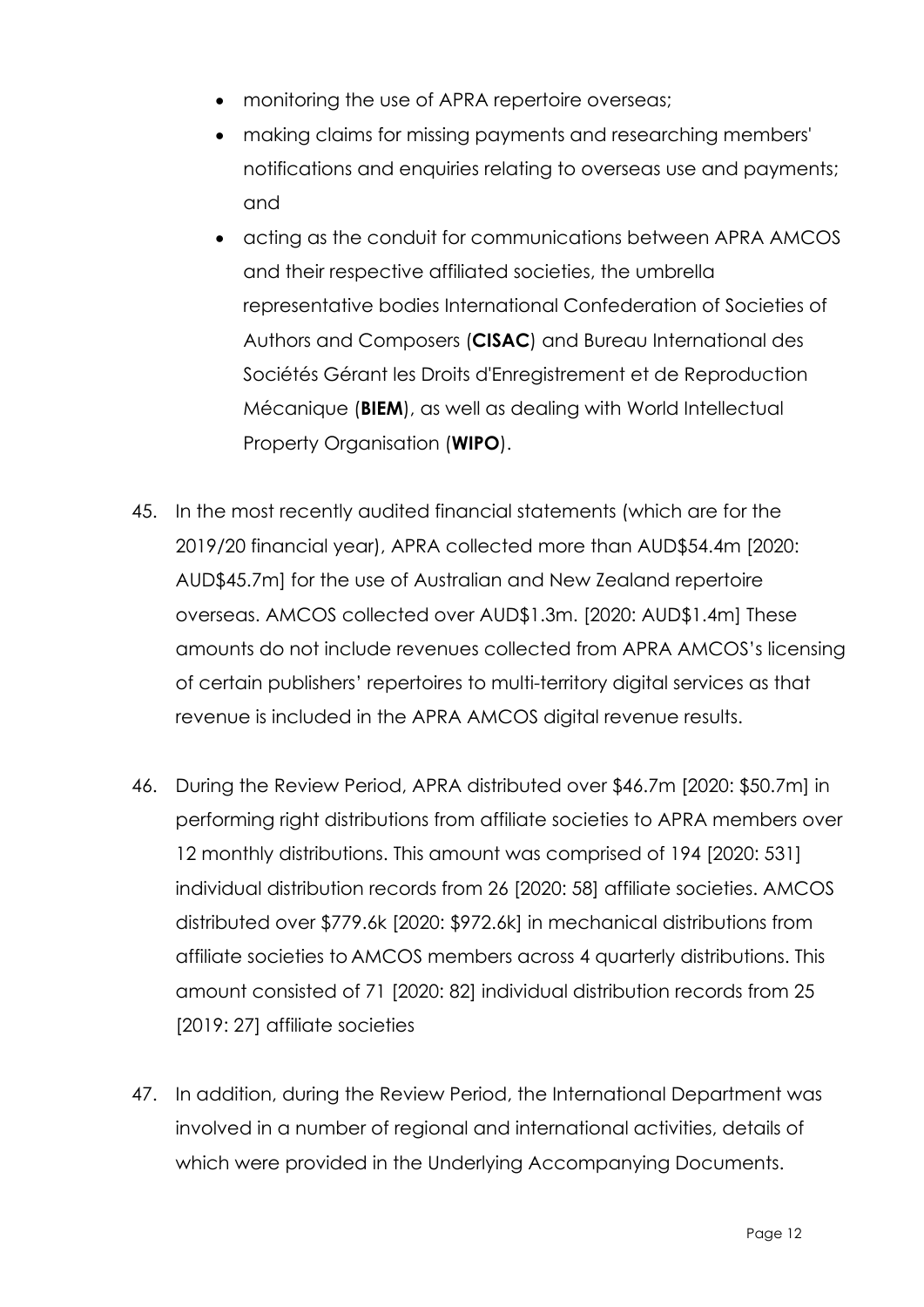- monitoring the use of APRA repertoire overseas;
- making claims for missing payments and researching members' notifications and enquiries relating to overseas use and payments; and
- acting as the conduit for communications between APRA AMCOS and their respective affiliated societies, the umbrella representative bodies International Confederation of Societies of Authors and Composers (**CISAC**) and Bureau International des Sociétés Gérant les Droits d'Enregistrement et de Reproduction Mécanique (**BIEM**), as well as dealing with World Intellectual Property Organisation (**WIPO**).

45. In the most recently audited financial statements (which are for the 2019/20 financial year), APRA collected more than AUD$54.4m [2020: AUD$45.7m] for the use of Australian and New Zealand repertoire overseas. AMCOS collected over AUD$1.3m. [2020: AUD$1.4m] These amounts do not include revenues collected from APRA AMCOS's licensing of certain publishers' repertoires to multi-territory digital services as that revenue is included in the APRA AMCOS digital revenue results.

46. During the Review Period, APRA distributed over $46.7m [2020: $50.7m] in performing right distributions from affiliate societies to APRA members over 12 monthly distributions. This amount was comprised of 194 [2020: 531] individual distribution records from 26 [2020: 58] affiliate societies. AMCOS distributed over $779.6k [2020: $972.6k] in mechanical distributions from affiliate societies to AMCOS members across 4 quarterly distributions. This amount consisted of 71 [2020: 82] individual distribution records from 25 [2019: 27] affiliate societies

47. In addition, during the Review Period, the International Department was involved in a number of regional and international activities, details of which were provided in the Underlying Accompanying Documents.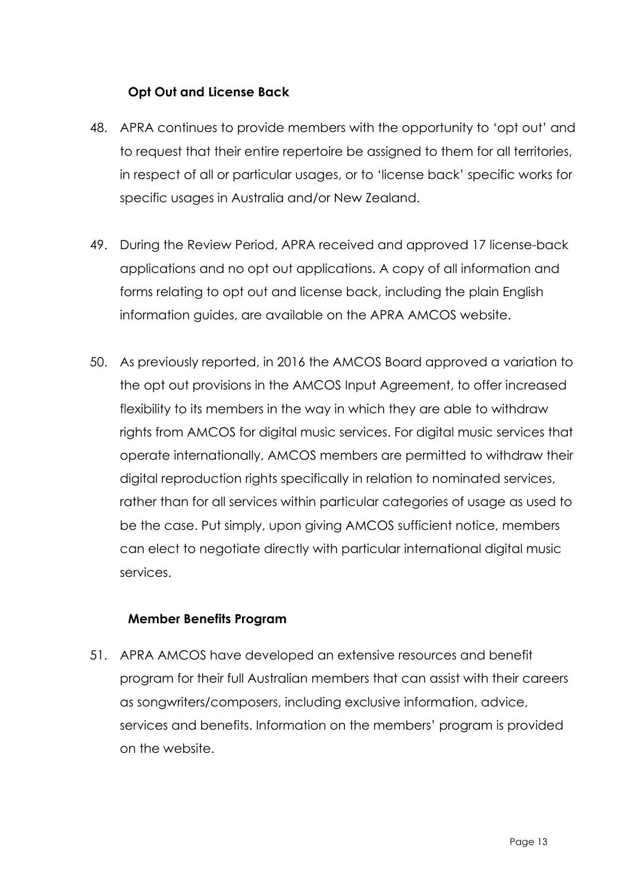### Opt Out and License Back

48. APRA continues to provide members with the opportunity to 'opt out' and to request that their entire repertoire be assigned to them for all territories, in respect of all or particular usages, or to 'license back' specific works for specific usages in Australia and/or New Zealand.

49. During the Review Period, APRA received and approved 17 license-back applications and no opt out applications. A copy of all information and forms relating to opt out and license back, including the plain English information guides, are available on the APRA AMCOS website.

50. As previously reported, in 2016 the AMCOS Board approved a variation to the opt out provisions in the AMCOS Input Agreement, to offer increased flexibility to its members in the way in which they are able to withdraw rights from AMCOS for digital music services. For digital music services that operate internationally, AMCOS members are permitted to withdraw their digital reproduction rights specifically in relation to nominated services, rather than for all services within particular categories of usage as used to be the case. Put simply, upon giving AMCOS sufficient notice, members can elect to negotiate directly with particular international digital music services.

### Member Benefits Program

51. APRA AMCOS have developed an extensive resources and benefit program for their full Australian members that can assist with their careers as songwriters/composers, including exclusive information, advice, services and benefits. Information on the members' program is provided on the website.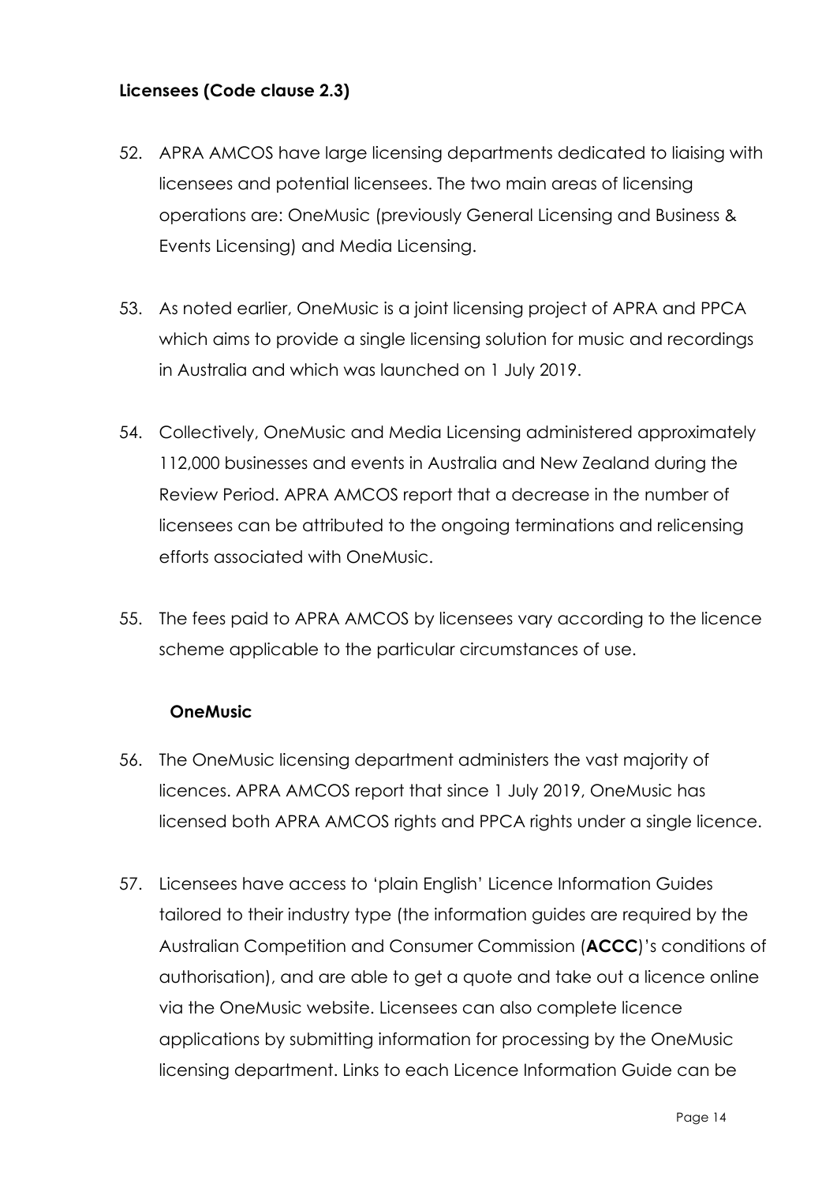### Licensees (Code clause 2.3)

52. APRA AMCOS have large licensing departments dedicated to liaising with licensees and potential licensees. The two main areas of licensing operations are: OneMusic (previously General Licensing and Business & Events Licensing) and Media Licensing.

53. As noted earlier, OneMusic is a joint licensing project of APRA and PPCA which aims to provide a single licensing solution for music and recordings in Australia and which was launched on 1 July 2019.

54. Collectively, OneMusic and Media Licensing administered approximately 112,000 businesses and events in Australia and New Zealand during the Review Period. APRA AMCOS report that a decrease in the number of licensees can be attributed to the ongoing terminations and relicensing efforts associated with OneMusic.

55. The fees paid to APRA AMCOS by licensees vary according to the licence scheme applicable to the particular circumstances of use.

#### OneMusic

56. The OneMusic licensing department administers the vast majority of licences. APRA AMCOS report that since 1 July 2019, OneMusic has licensed both APRA AMCOS rights and PPCA rights under a single licence.

57. Licensees have access to 'plain English' Licence Information Guides tailored to their industry type (the information guides are required by the Australian Competition and Consumer Commission (**ACCC**)'s conditions of authorisation), and are able to get a quote and take out a licence online via the OneMusic website. Licensees can also complete licence applications by submitting information for processing by the OneMusic licensing department. Links to each Licence Information Guide can be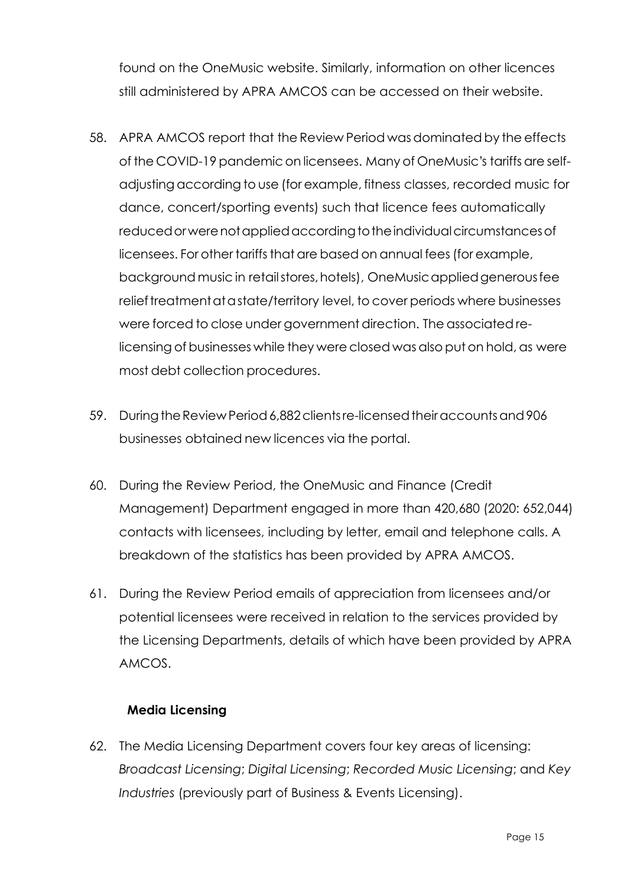found on the OneMusic website. Similarly, information on other licences still administered by APRA AMCOS can be accessed on their website.

58. APRA AMCOS report that the Review Period was dominated by the effects of the COVID-19 pandemic on licensees. Many of OneMusic's tariffs are self-adjusting according to use (for example, fitness classes, recorded music for dance, concert/sporting events) such that licence fees automatically reduced or were not applied according to the individual circumstances of licensees. For other tariffs that are based on annual fees (for example, background music in retail stores, hotels), OneMusic applied generous fee relief treatment at a state/territory level, to cover periods where businesses were forced to close under government direction. The associated re-licensing of businesses while they were closed was also put on hold, as were most debt collection procedures.

59. During the Review Period 6,882 clients re-licensed their accounts and 906 businesses obtained new licences via the portal.

60. During the Review Period, the OneMusic and Finance (Credit Management) Department engaged in more than 420,680 (2020: 652,044) contacts with licensees, including by letter, email and telephone calls. A breakdown of the statistics has been provided by APRA AMCOS.

61. During the Review Period emails of appreciation from licensees and/or potential licensees were received in relation to the services provided by the Licensing Departments, details of which have been provided by APRA AMCOS.

**Media Licensing**

62. The Media Licensing Department covers four key areas of licensing: *Broadcast Licensing*; *Digital Licensing*; *Recorded Music Licensing*; and *Key Industries* (previously part of Business & Events Licensing).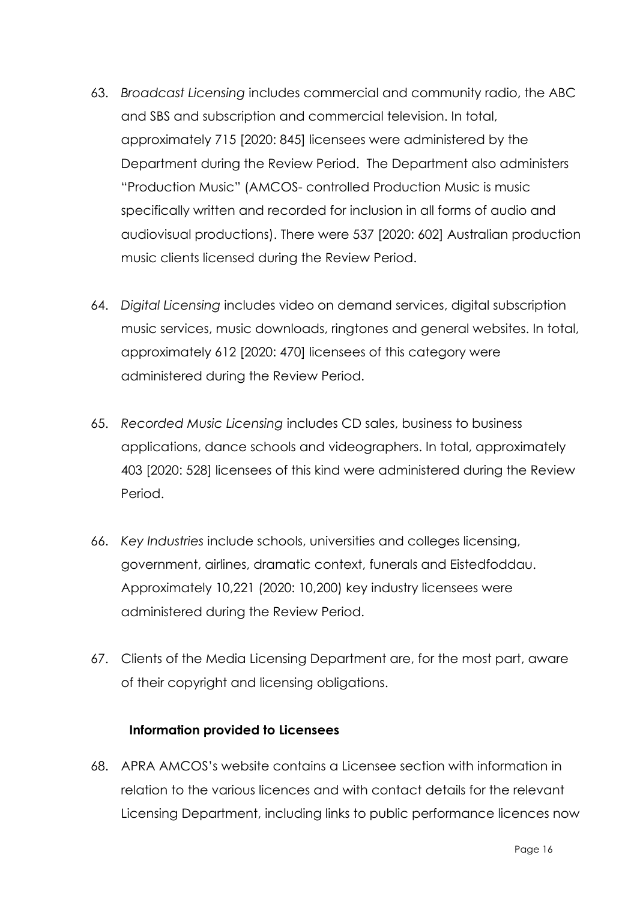63. *Broadcast Licensing* includes commercial and community radio, the ABC and SBS and subscription and commercial television. In total, approximately 715 [2020: 845] licensees were administered by the Department during the Review Period. The Department also administers "Production Music" (AMCOS- controlled Production Music is music specifically written and recorded for inclusion in all forms of audio and audiovisual productions). There were 537 [2020: 602] Australian production music clients licensed during the Review Period.

64. *Digital Licensing* includes video on demand services, digital subscription music services, music downloads, ringtones and general websites. In total, approximately 612 [2020: 470] licensees of this category were administered during the Review Period.

65. *Recorded Music Licensing* includes CD sales, business to business applications, dance schools and videographers. In total, approximately 403 [2020: 528] licensees of this kind were administered during the Review Period.

66. *Key Industries* include schools, universities and colleges licensing, government, airlines, dramatic context, funerals and Eistedfoddau. Approximately 10,221 (2020: 10,200) key industry licensees were administered during the Review Period.

67. Clients of the Media Licensing Department are, for the most part, aware of their copyright and licensing obligations.

**Information provided to Licensees**

68. APRA AMCOS's website contains a Licensee section with information in relation to the various licences and with contact details for the relevant Licensing Department, including links to public performance licences now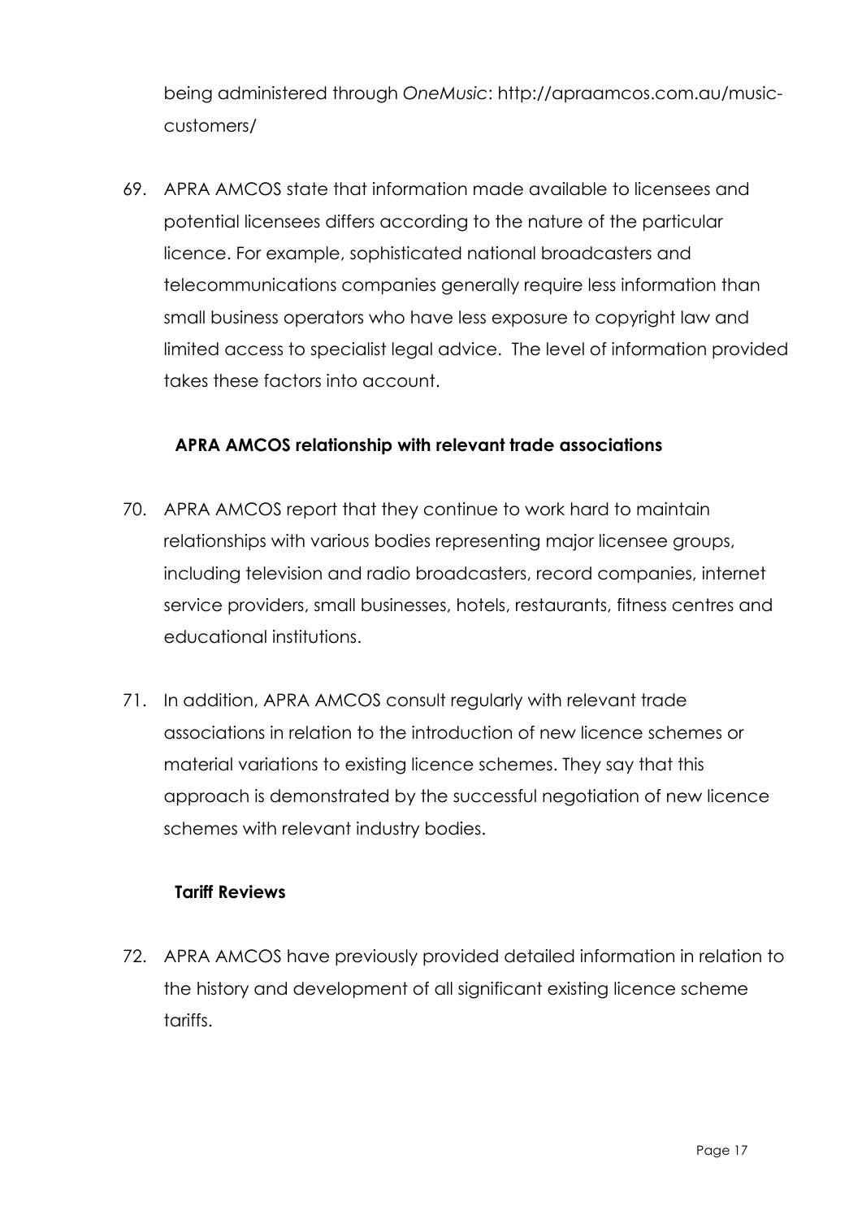being administered through *OneMusic*: http://apraamcos.com.au/music-customers/

69. APRA AMCOS state that information made available to licensees and potential licensees differs according to the nature of the particular licence. For example, sophisticated national broadcasters and telecommunications companies generally require less information than small business operators who have less exposure to copyright law and limited access to specialist legal advice. The level of information provided takes these factors into account.

### APRA AMCOS relationship with relevant trade associations

70. APRA AMCOS report that they continue to work hard to maintain relationships with various bodies representing major licensee groups, including television and radio broadcasters, record companies, internet service providers, small businesses, hotels, restaurants, fitness centres and educational institutions.

71. In addition, APRA AMCOS consult regularly with relevant trade associations in relation to the introduction of new licence schemes or material variations to existing licence schemes. They say that this approach is demonstrated by the successful negotiation of new licence schemes with relevant industry bodies.

### Tariff Reviews

72. APRA AMCOS have previously provided detailed information in relation to the history and development of all significant existing licence scheme tariffs.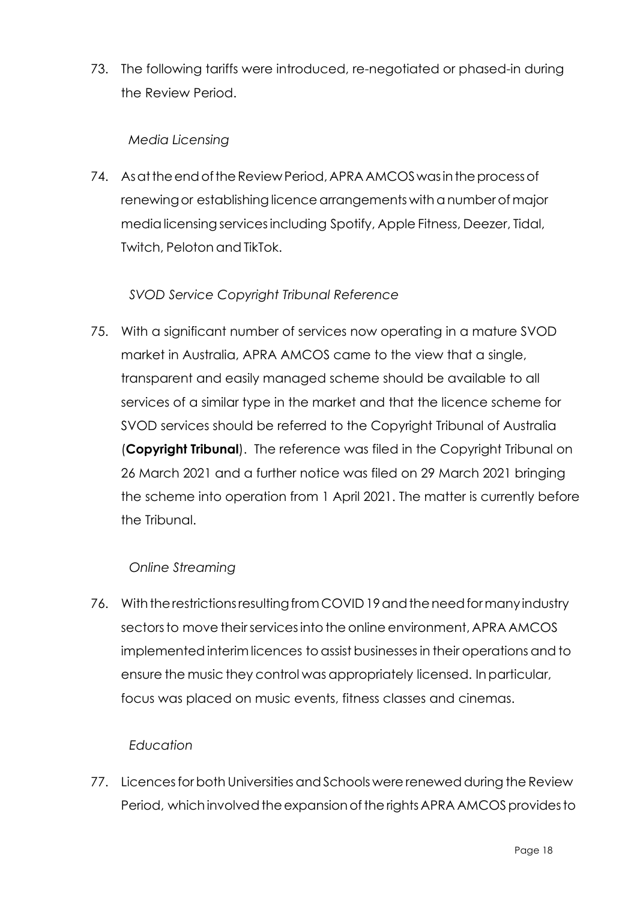73. The following tariffs were introduced, re-negotiated or phased-in during the Review Period.

*Media Licensing*

74. As at the end of the Review Period, APRA AMCOS was in the process of renewing or establishing licence arrangements with a number of major media licensing services including Spotify, Apple Fitness, Deezer, Tidal, Twitch, Peloton and TikTok.

*SVOD Service Copyright Tribunal Reference*

75. With a significant number of services now operating in a mature SVOD market in Australia, APRA AMCOS came to the view that a single, transparent and easily managed scheme should be available to all services of a similar type in the market and that the licence scheme for SVOD services should be referred to the Copyright Tribunal of Australia (**Copyright Tribunal**). The reference was filed in the Copyright Tribunal on 26 March 2021 and a further notice was filed on 29 March 2021 bringing the scheme into operation from 1 April 2021. The matter is currently before the Tribunal.

*Online Streaming*

76. With the restrictions resulting from COVID 19 and the need for many industry sectors to move their services into the online environment, APRA AMCOS implemented interim licences to assist businesses in their operations and to ensure the music they control was appropriately licensed. In particular, focus was placed on music events, fitness classes and cinemas.

*Education*

77. Licences for both Universities and Schools were renewed during the Review Period, which involved the expansion of the rights APRA AMCOS provides to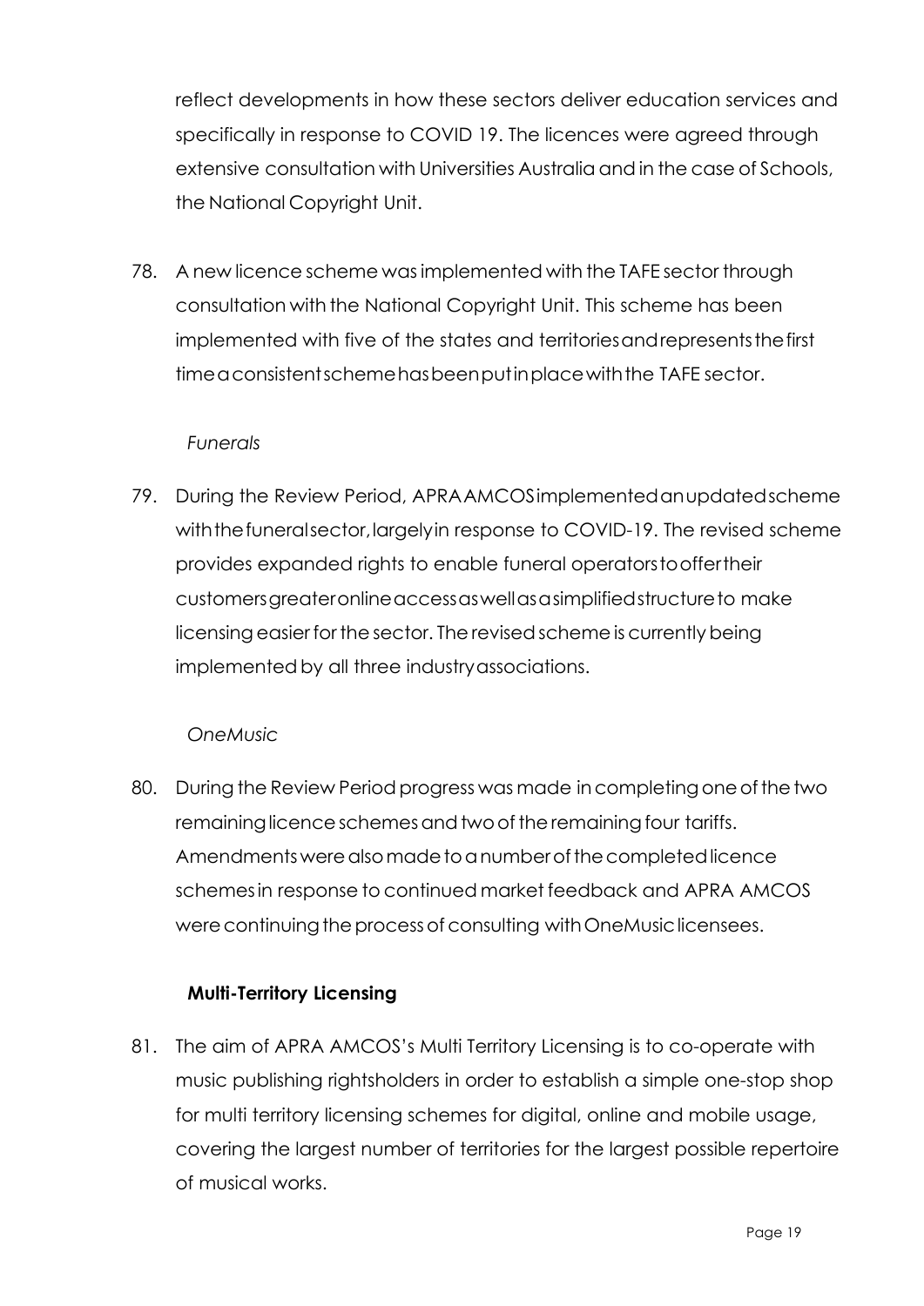reflect developments in how these sectors deliver education services and specifically in response to COVID 19. The licences were agreed through extensive consultation with Universities Australia and in the case of Schools, the National Copyright Unit.

78. A new licence scheme was implemented with the TAFE sector through consultation with the National Copyright Unit. This scheme has been implemented with five of the states and territories and represents the first time a consistent scheme has been put in place with the TAFE sector.

*Funerals*

79. During the Review Period, APRA AMCOS implemented an updated scheme with the funeral sector, largely in response to COVID-19. The revised scheme provides expanded rights to enable funeral operators to offer their customers greater online access as well as a simplified structure to make licensing easier for the sector. The revised scheme is currently being implemented by all three industry associations.

*OneMusic*

80. During the Review Period progress was made in completing one of the two remaining licence schemes and two of the remaining four tariffs. Amendments were also made to a number of the completed licence schemes in response to continued market feedback and APRA AMCOS were continuing the process of consulting with OneMusic licensees.

**Multi-Territory Licensing**

81. The aim of APRA AMCOS's Multi Territory Licensing is to co-operate with music publishing rightsholders in order to establish a simple one-stop shop for multi territory licensing schemes for digital, online and mobile usage, covering the largest number of territories for the largest possible repertoire of musical works.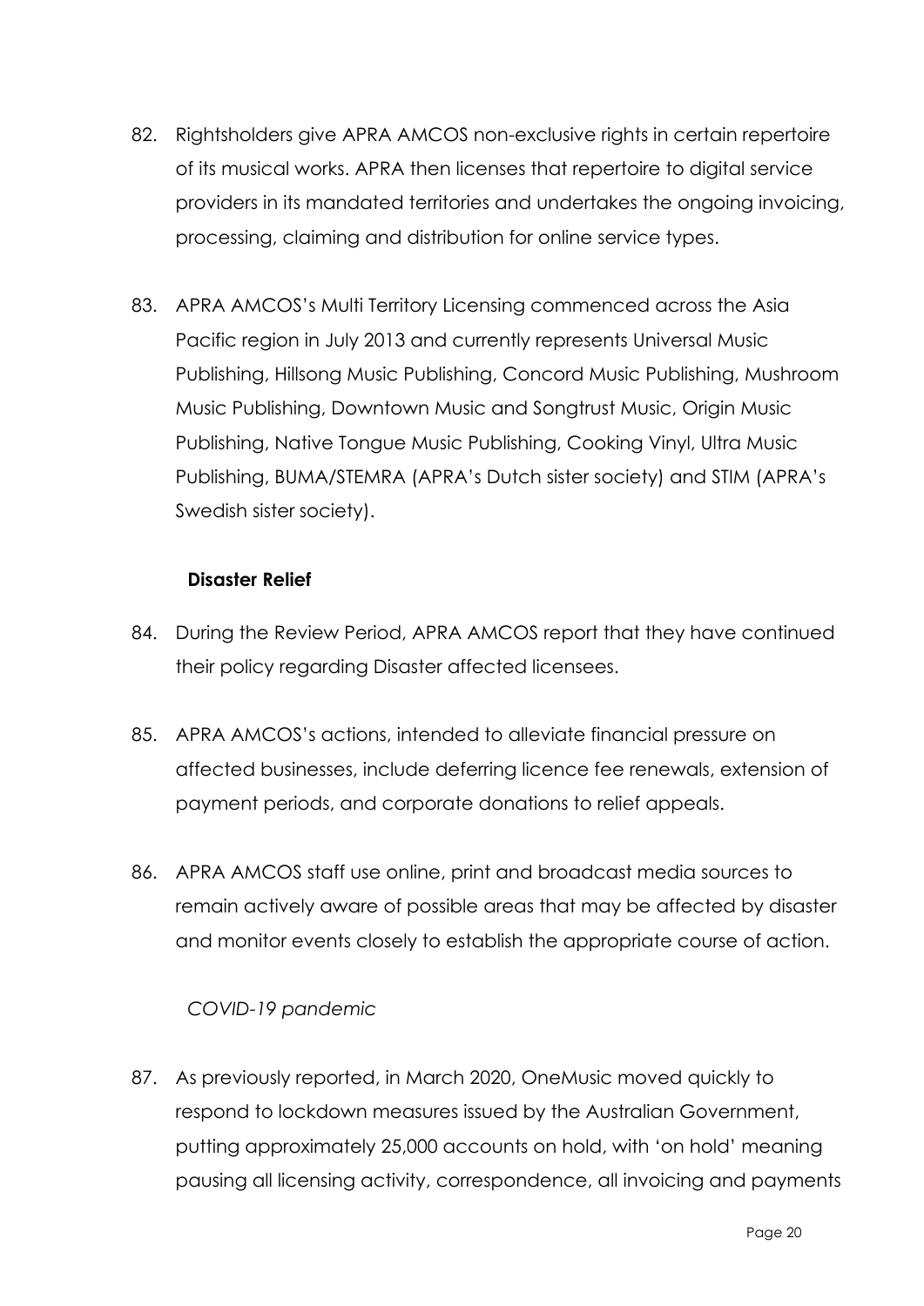82. Rightsholders give APRA AMCOS non-exclusive rights in certain repertoire of its musical works. APRA then licenses that repertoire to digital service providers in its mandated territories and undertakes the ongoing invoicing, processing, claiming and distribution for online service types.

83. APRA AMCOS's Multi Territory Licensing commenced across the Asia Pacific region in July 2013 and currently represents Universal Music Publishing, Hillsong Music Publishing, Concord Music Publishing, Mushroom Music Publishing, Downtown Music and Songtrust Music, Origin Music Publishing, Native Tongue Music Publishing, Cooking Vinyl, Ultra Music Publishing, BUMA/STEMRA (APRA's Dutch sister society) and STIM (APRA's Swedish sister society).

**Disaster Relief**

84. During the Review Period, APRA AMCOS report that they have continued their policy regarding Disaster affected licensees.

85. APRA AMCOS's actions, intended to alleviate financial pressure on affected businesses, include deferring licence fee renewals, extension of payment periods, and corporate donations to relief appeals.

86. APRA AMCOS staff use online, print and broadcast media sources to remain actively aware of possible areas that may be affected by disaster and monitor events closely to establish the appropriate course of action.

*COVID-19 pandemic*

87. As previously reported, in March 2020, OneMusic moved quickly to respond to lockdown measures issued by the Australian Government, putting approximately 25,000 accounts on hold, with 'on hold' meaning pausing all licensing activity, correspondence, all invoicing and payments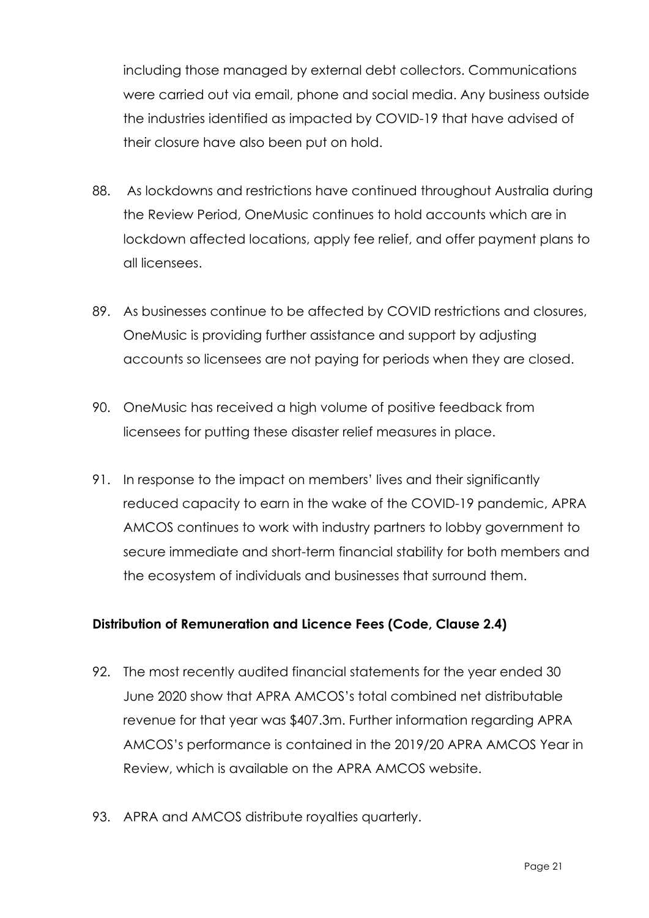including those managed by external debt collectors. Communications were carried out via email, phone and social media. Any business outside the industries identified as impacted by COVID-19 that have advised of their closure have also been put on hold.

88. As lockdowns and restrictions have continued throughout Australia during the Review Period, OneMusic continues to hold accounts which are in lockdown affected locations, apply fee relief, and offer payment plans to all licensees.

89. As businesses continue to be affected by COVID restrictions and closures, OneMusic is providing further assistance and support by adjusting accounts so licensees are not paying for periods when they are closed.

90. OneMusic has received a high volume of positive feedback from licensees for putting these disaster relief measures in place.

91. In response to the impact on members' lives and their significantly reduced capacity to earn in the wake of the COVID-19 pandemic, APRA AMCOS continues to work with industry partners to lobby government to secure immediate and short-term financial stability for both members and the ecosystem of individuals and businesses that surround them.

**Distribution of Remuneration and Licence Fees (Code, Clause 2.4)**

92. The most recently audited financial statements for the year ended 30 June 2020 show that APRA AMCOS's total combined net distributable revenue for that year was $407.3m. Further information regarding APRA AMCOS's performance is contained in the 2019/20 APRA AMCOS Year in Review, which is available on the APRA AMCOS website.

93. APRA and AMCOS distribute royalties quarterly.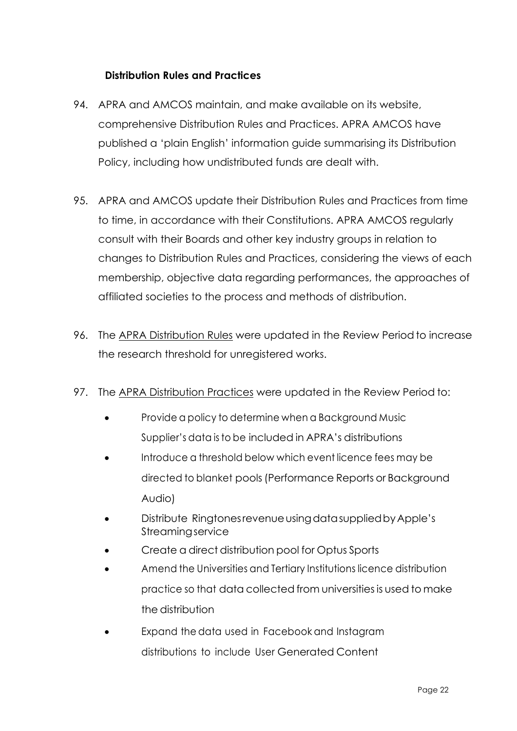### Distribution Rules and Practices

94. APRA and AMCOS maintain, and make available on its website, comprehensive Distribution Rules and Practices. APRA AMCOS have published a 'plain English' information guide summarising its Distribution Policy, including how undistributed funds are dealt with.

95. APRA and AMCOS update their Distribution Rules and Practices from time to time, in accordance with their Constitutions. APRA AMCOS regularly consult with their Boards and other key industry groups in relation to changes to Distribution Rules and Practices, considering the views of each membership, objective data regarding performances, the approaches of affiliated societies to the process and methods of distribution.

96. The APRA Distribution Rules were updated in the Review Period to increase the research threshold for unregistered works.

97. The APRA Distribution Practices were updated in the Review Period to:

    - Provide a policy to determine when a Background Music Supplier's data is to be included in APRA's distributions
    - Introduce a threshold below which event licence fees may be directed to blanket pools (Performance Reports or Background Audio)
    - Distribute Ringtones revenue using data supplied by Apple's Streaming service
    - Create a direct distribution pool for Optus Sports
    - Amend the Universities and Tertiary Institutions licence distribution practice so that data collected from universities is used to make the distribution
    - Expand the data used in Facebook and Instagram distributions to include User Generated Content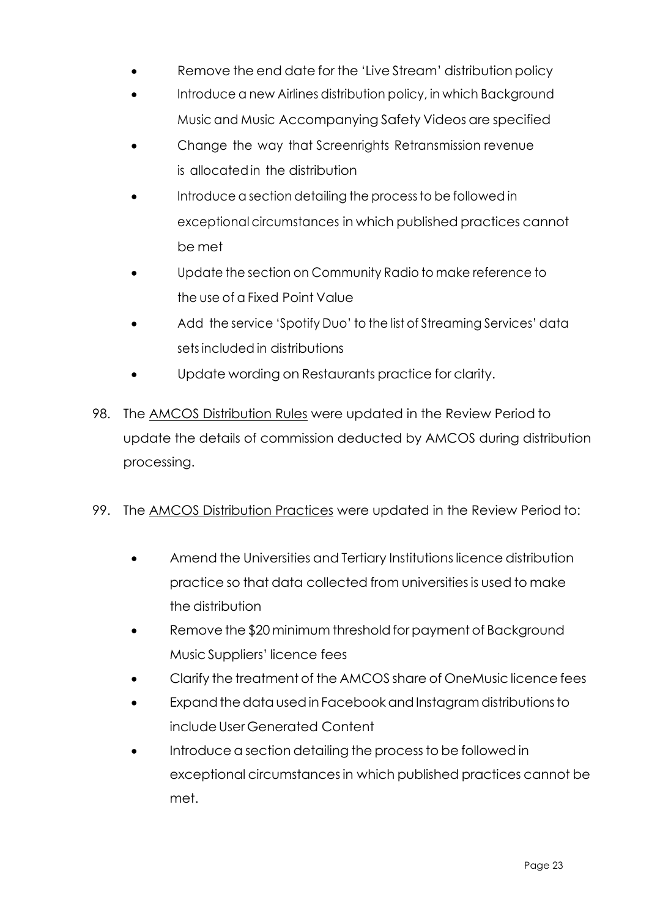- Remove the end date for the 'Live Stream' distribution policy
- Introduce a new Airlines distribution policy, in which Background Music and Music Accompanying Safety Videos are specified
- Change the way that Screenrights Retransmission revenue is allocated in the distribution
- Introduce a section detailing the process to be followed in exceptional circumstances in which published practices cannot be met
- Update the section on Community Radio to make reference to the use of a Fixed Point Value
- Add the service 'Spotify Duo' to the list of Streaming Services' data sets included in distributions
- Update wording on Restaurants practice for clarity.

98. The <u>AMCOS Distribution Rules</u> were updated in the Review Period to update the details of commission deducted by AMCOS during distribution processing.

99. The <u>AMCOS Distribution Practices</u> were updated in the Review Period to:

    - Amend the Universities and Tertiary Institutions licence distribution practice so that data collected from universities is used to make the distribution
    - Remove the $20 minimum threshold for payment of Background Music Suppliers' licence fees
    - Clarify the treatment of the AMCOS share of OneMusic licence fees
    - Expand the data used in Facebook and Instagram distributions to include User Generated Content
    - Introduce a section detailing the process to be followed in exceptional circumstances in which published practices cannot be met.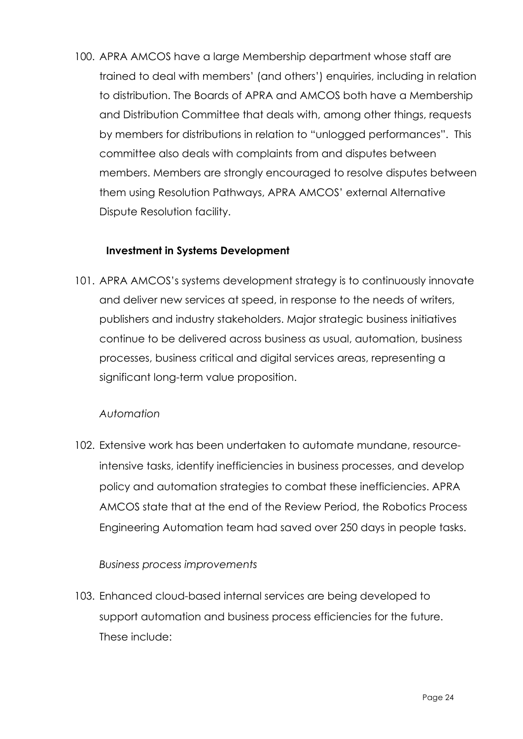100. APRA AMCOS have a large Membership department whose staff are trained to deal with members' (and others') enquiries, including in relation to distribution. The Boards of APRA and AMCOS both have a Membership and Distribution Committee that deals with, among other things, requests by members for distributions in relation to "unlogged performances". This committee also deals with complaints from and disputes between members. Members are strongly encouraged to resolve disputes between them using Resolution Pathways, APRA AMCOS' external Alternative Dispute Resolution facility.

### Investment in Systems Development

101. APRA AMCOS's systems development strategy is to continuously innovate and deliver new services at speed, in response to the needs of writers, publishers and industry stakeholders. Major strategic business initiatives continue to be delivered across business as usual, automation, business processes, business critical and digital services areas, representing a significant long-term value proposition.

*Automation*

102. Extensive work has been undertaken to automate mundane, resource-intensive tasks, identify inefficiencies in business processes, and develop policy and automation strategies to combat these inefficiencies. APRA AMCOS state that at the end of the Review Period, the Robotics Process Engineering Automation team had saved over 250 days in people tasks.

*Business process improvements*

103. Enhanced cloud-based internal services are being developed to support automation and business process efficiencies for the future. These include: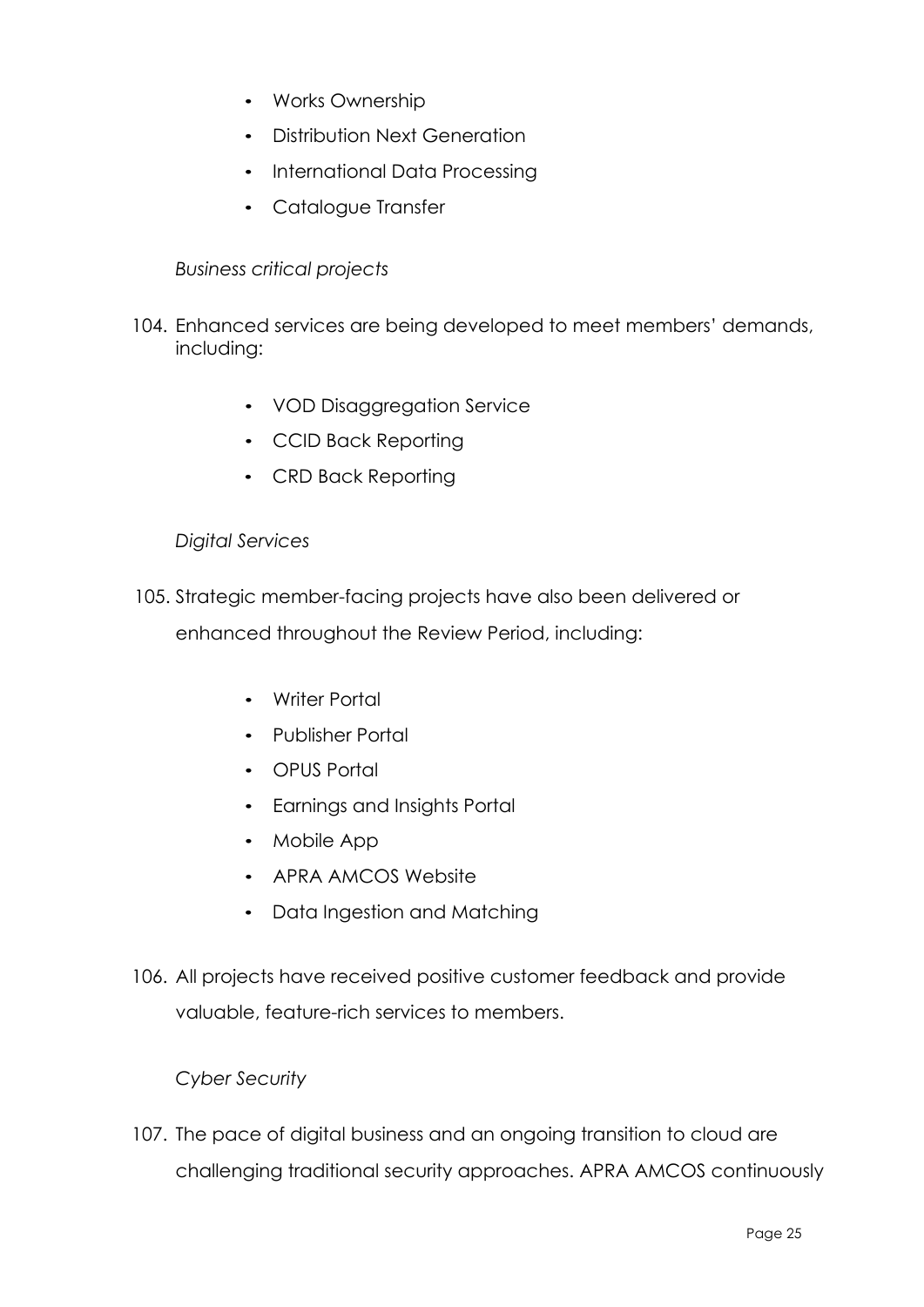- Works Ownership
- Distribution Next Generation
- International Data Processing
- Catalogue Transfer

*Business critical projects*

104. Enhanced services are being developed to meet members' demands, including:

- VOD Disaggregation Service
- CCID Back Reporting
- CRD Back Reporting

*Digital Services*

105. Strategic member-facing projects have also been delivered or enhanced throughout the Review Period, including:

- Writer Portal
- Publisher Portal
- OPUS Portal
- Earnings and Insights Portal
- Mobile App
- APRA AMCOS Website
- Data Ingestion and Matching

106. All projects have received positive customer feedback and provide valuable, feature-rich services to members.

*Cyber Security*

107. The pace of digital business and an ongoing transition to cloud are challenging traditional security approaches. APRA AMCOS continuously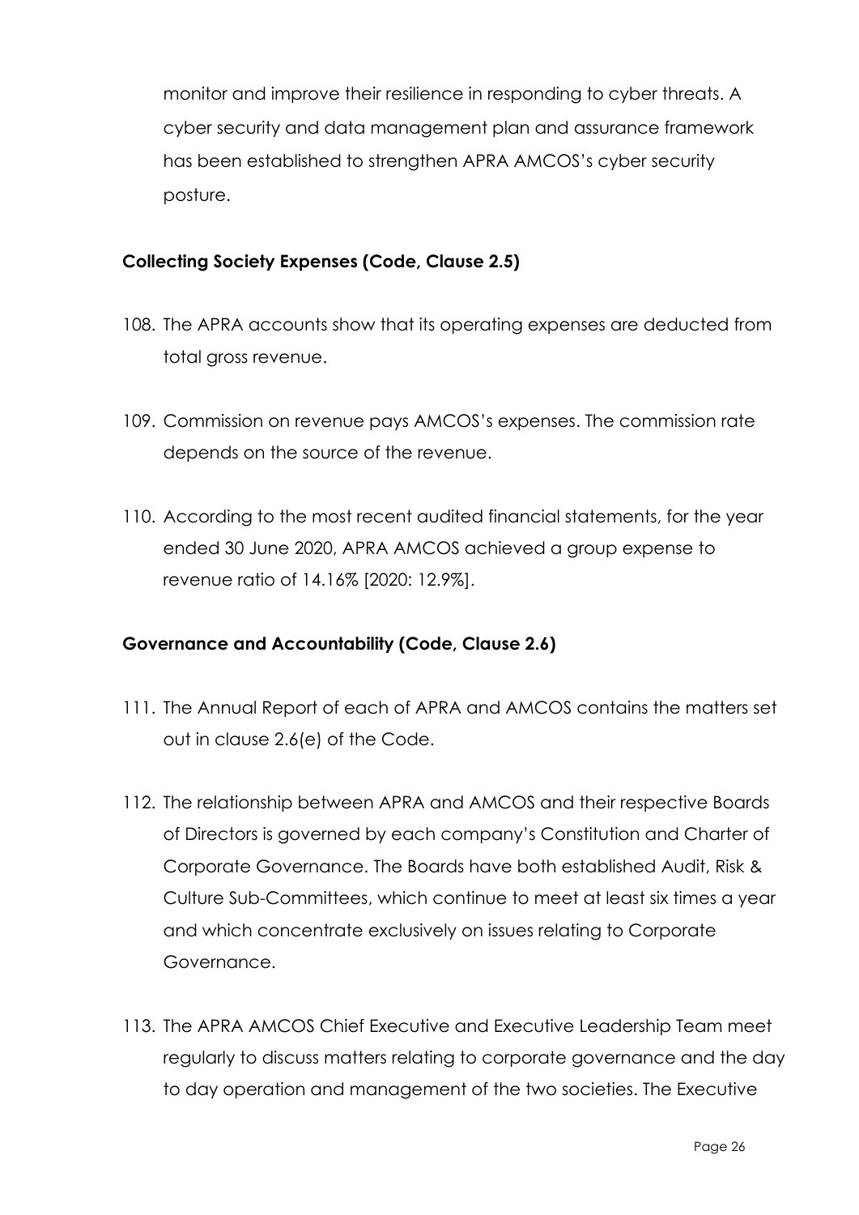monitor and improve their resilience in responding to cyber threats. A cyber security and data management plan and assurance framework has been established to strengthen APRA AMCOS's cyber security posture.

**Collecting Society Expenses (Code, Clause 2.5)**

108. The APRA accounts show that its operating expenses are deducted from total gross revenue.

109. Commission on revenue pays AMCOS's expenses. The commission rate depends on the source of the revenue.

110. According to the most recent audited financial statements, for the year ended 30 June 2020, APRA AMCOS achieved a group expense to revenue ratio of 14.16% [2020: 12.9%].

**Governance and Accountability (Code, Clause 2.6)**

111. The Annual Report of each of APRA and AMCOS contains the matters set out in clause 2.6(e) of the Code.

112. The relationship between APRA and AMCOS and their respective Boards of Directors is governed by each company's Constitution and Charter of Corporate Governance. The Boards have both established Audit, Risk & Culture Sub-Committees, which continue to meet at least six times a year and which concentrate exclusively on issues relating to Corporate Governance.

113. The APRA AMCOS Chief Executive and Executive Leadership Team meet regularly to discuss matters relating to corporate governance and the day to day operation and management of the two societies. The Executive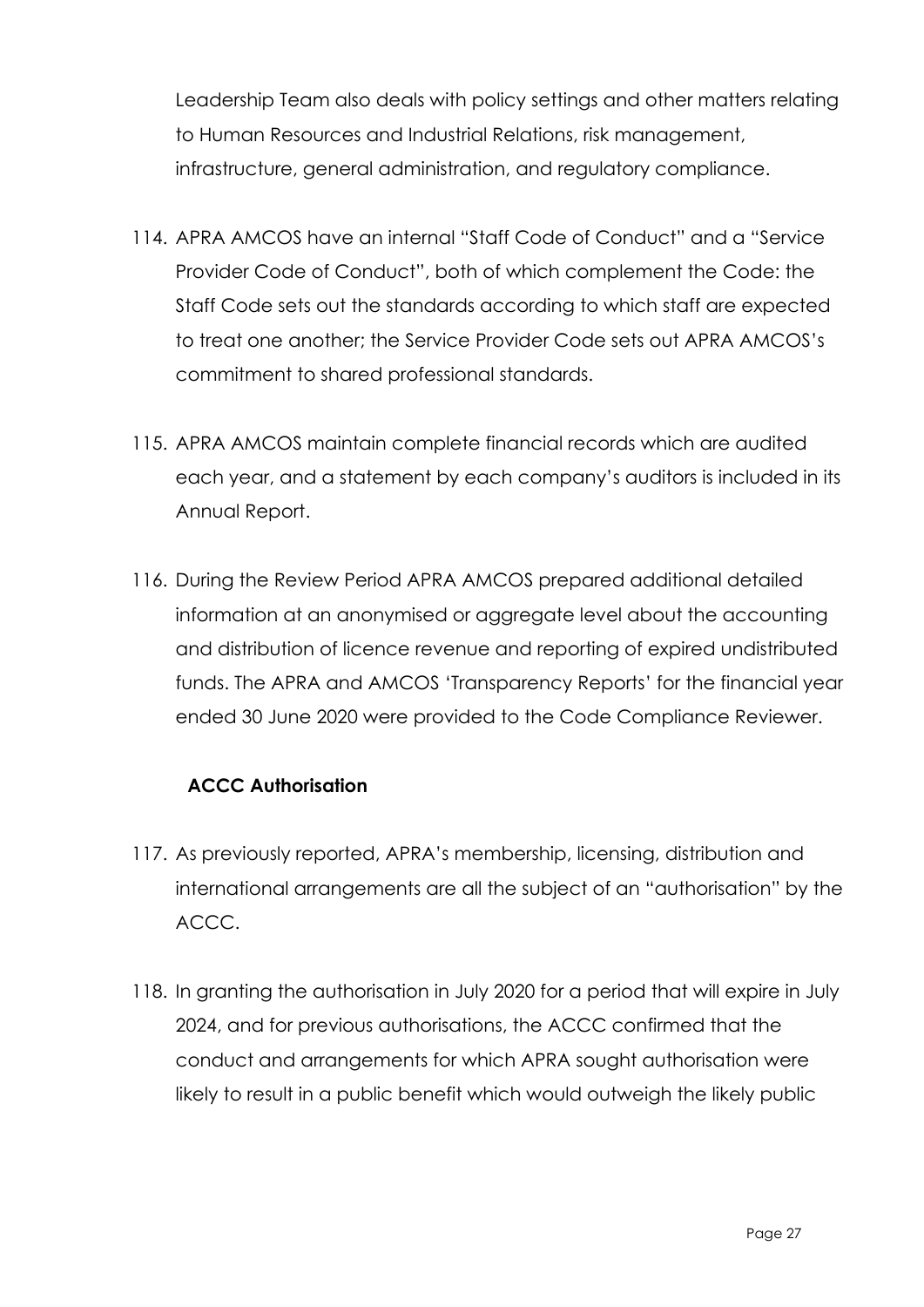Leadership Team also deals with policy settings and other matters relating to Human Resources and Industrial Relations, risk management, infrastructure, general administration, and regulatory compliance.

114. APRA AMCOS have an internal "Staff Code of Conduct" and a "Service Provider Code of Conduct", both of which complement the Code: the Staff Code sets out the standards according to which staff are expected to treat one another; the Service Provider Code sets out APRA AMCOS's commitment to shared professional standards.

115. APRA AMCOS maintain complete financial records which are audited each year, and a statement by each company's auditors is included in its Annual Report.

116. During the Review Period APRA AMCOS prepared additional detailed information at an anonymised or aggregate level about the accounting and distribution of licence revenue and reporting of expired undistributed funds. The APRA and AMCOS 'Transparency Reports' for the financial year ended 30 June 2020 were provided to the Code Compliance Reviewer.

### ACCC Authorisation

117. As previously reported, APRA's membership, licensing, distribution and international arrangements are all the subject of an "authorisation" by the ACCC.

118. In granting the authorisation in July 2020 for a period that will expire in July 2024, and for previous authorisations, the ACCC confirmed that the conduct and arrangements for which APRA sought authorisation were likely to result in a public benefit which would outweigh the likely public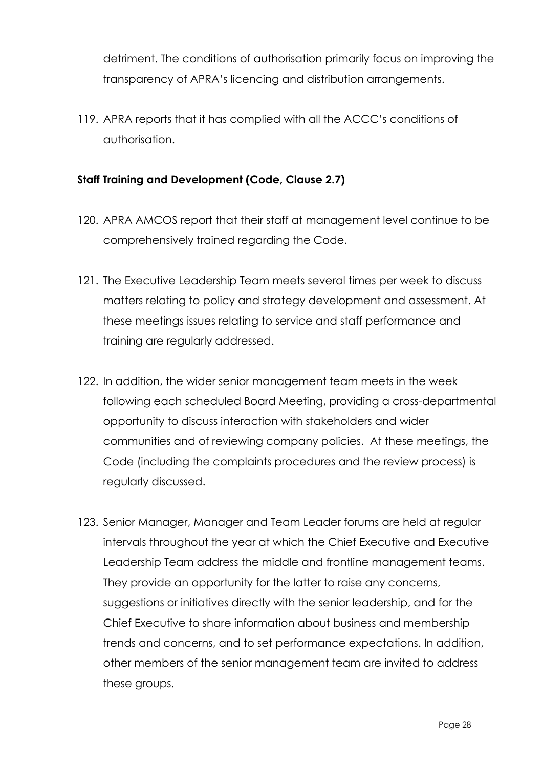detriment. The conditions of authorisation primarily focus on improving the transparency of APRA's licencing and distribution arrangements.

119. APRA reports that it has complied with all the ACCC's conditions of authorisation.

**Staff Training and Development (Code, Clause 2.7)**

120. APRA AMCOS report that their staff at management level continue to be comprehensively trained regarding the Code.

121. The Executive Leadership Team meets several times per week to discuss matters relating to policy and strategy development and assessment. At these meetings issues relating to service and staff performance and training are regularly addressed.

122. In addition, the wider senior management team meets in the week following each scheduled Board Meeting, providing a cross-departmental opportunity to discuss interaction with stakeholders and wider communities and of reviewing company policies. At these meetings, the Code (including the complaints procedures and the review process) is regularly discussed.

123. Senior Manager, Manager and Team Leader forums are held at regular intervals throughout the year at which the Chief Executive and Executive Leadership Team address the middle and frontline management teams. They provide an opportunity for the latter to raise any concerns, suggestions or initiatives directly with the senior leadership, and for the Chief Executive to share information about business and membership trends and concerns, and to set performance expectations. In addition, other members of the senior management team are invited to address these groups.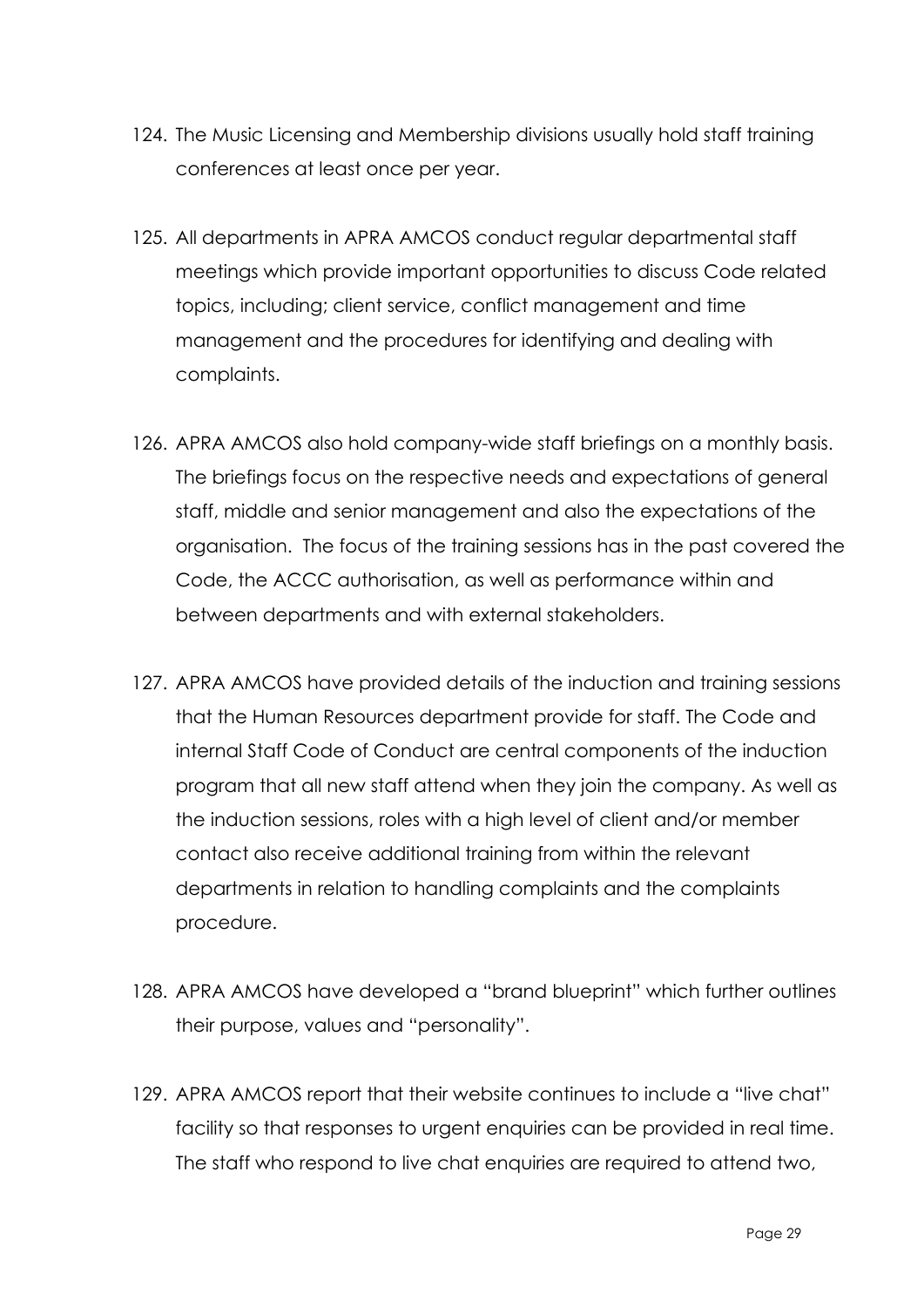124. The Music Licensing and Membership divisions usually hold staff training conferences at least once per year.

125. All departments in APRA AMCOS conduct regular departmental staff meetings which provide important opportunities to discuss Code related topics, including; client service, conflict management and time management and the procedures for identifying and dealing with complaints.

126. APRA AMCOS also hold company-wide staff briefings on a monthly basis. The briefings focus on the respective needs and expectations of general staff, middle and senior management and also the expectations of the organisation. The focus of the training sessions has in the past covered the Code, the ACCC authorisation, as well as performance within and between departments and with external stakeholders.

127. APRA AMCOS have provided details of the induction and training sessions that the Human Resources department provide for staff. The Code and internal Staff Code of Conduct are central components of the induction program that all new staff attend when they join the company. As well as the induction sessions, roles with a high level of client and/or member contact also receive additional training from within the relevant departments in relation to handling complaints and the complaints procedure.

128. APRA AMCOS have developed a "brand blueprint" which further outlines their purpose, values and "personality".

129. APRA AMCOS report that their website continues to include a "live chat" facility so that responses to urgent enquiries can be provided in real time. The staff who respond to live chat enquiries are required to attend two,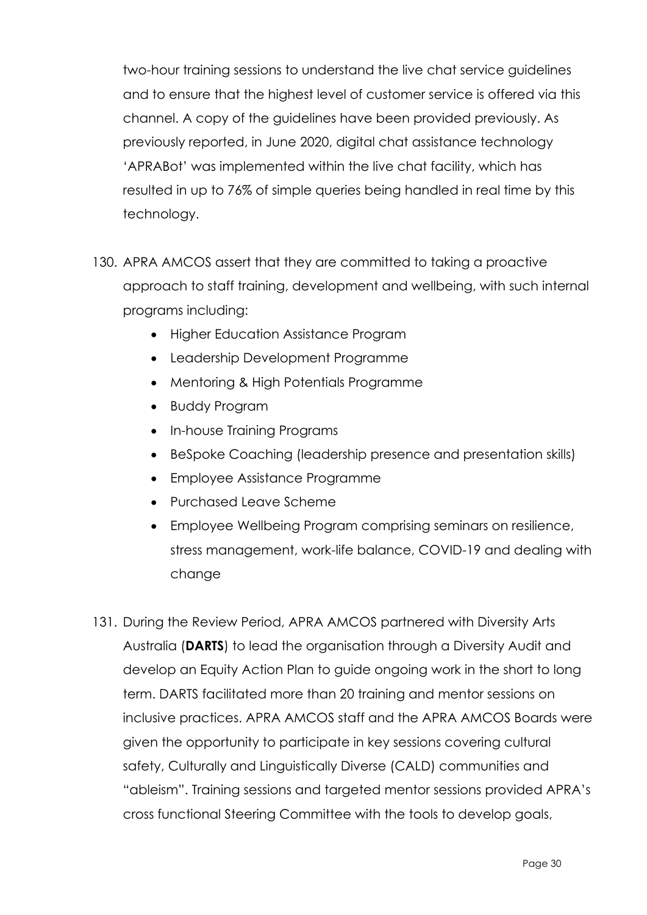two-hour training sessions to understand the live chat service guidelines and to ensure that the highest level of customer service is offered via this channel. A copy of the guidelines have been provided previously. As previously reported, in June 2020, digital chat assistance technology 'APRABot' was implemented within the live chat facility, which has resulted in up to 76% of simple queries being handled in real time by this technology.

130. APRA AMCOS assert that they are committed to taking a proactive approach to staff training, development and wellbeing, with such internal programs including:

    - Higher Education Assistance Program
    - Leadership Development Programme
    - Mentoring & High Potentials Programme
    - Buddy Program
    - In-house Training Programs
    - BeSpoke Coaching (leadership presence and presentation skills)
    - Employee Assistance Programme
    - Purchased Leave Scheme
    - Employee Wellbeing Program comprising seminars on resilience, stress management, work-life balance, COVID-19 and dealing with change

131. During the Review Period, APRA AMCOS partnered with Diversity Arts Australia (**DARTS**) to lead the organisation through a Diversity Audit and develop an Equity Action Plan to guide ongoing work in the short to long term. DARTS facilitated more than 20 training and mentor sessions on inclusive practices. APRA AMCOS staff and the APRA AMCOS Boards were given the opportunity to participate in key sessions covering cultural safety, Culturally and Linguistically Diverse (CALD) communities and "ableism". Training sessions and targeted mentor sessions provided APRA's cross functional Steering Committee with the tools to develop goals,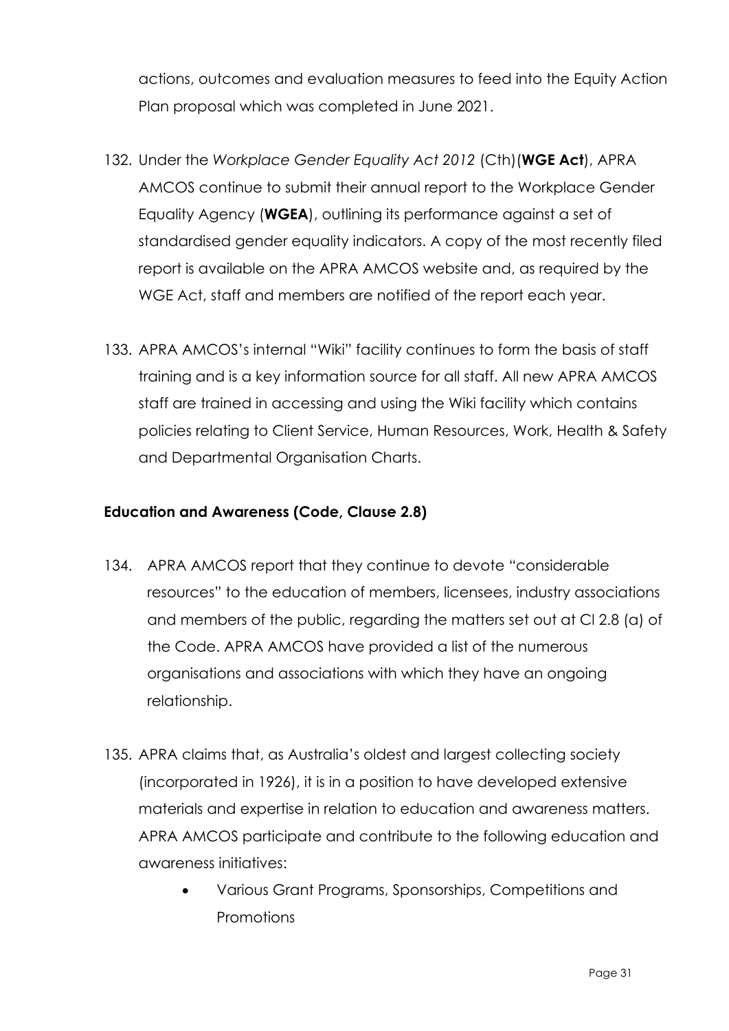actions, outcomes and evaluation measures to feed into the Equity Action Plan proposal which was completed in June 2021.

132. Under the *Workplace Gender Equality Act 2012* (Cth)(**WGE Act**), APRA AMCOS continue to submit their annual report to the Workplace Gender Equality Agency (**WGEA**), outlining its performance against a set of standardised gender equality indicators. A copy of the most recently filed report is available on the APRA AMCOS website and, as required by the WGE Act, staff and members are notified of the report each year.

133. APRA AMCOS's internal "Wiki" facility continues to form the basis of staff training and is a key information source for all staff. All new APRA AMCOS staff are trained in accessing and using the Wiki facility which contains policies relating to Client Service, Human Resources, Work, Health & Safety and Departmental Organisation Charts.

**Education and Awareness (Code, Clause 2.8)**

134. APRA AMCOS report that they continue to devote "considerable resources" to the education of members, licensees, industry associations and members of the public, regarding the matters set out at Cl 2.8 (a) of the Code. APRA AMCOS have provided a list of the numerous organisations and associations with which they have an ongoing relationship.

135. APRA claims that, as Australia's oldest and largest collecting society (incorporated in 1926), it is in a position to have developed extensive materials and expertise in relation to education and awareness matters. APRA AMCOS participate and contribute to the following education and awareness initiatives:

    - Various Grant Programs, Sponsorships, Competitions and Promotions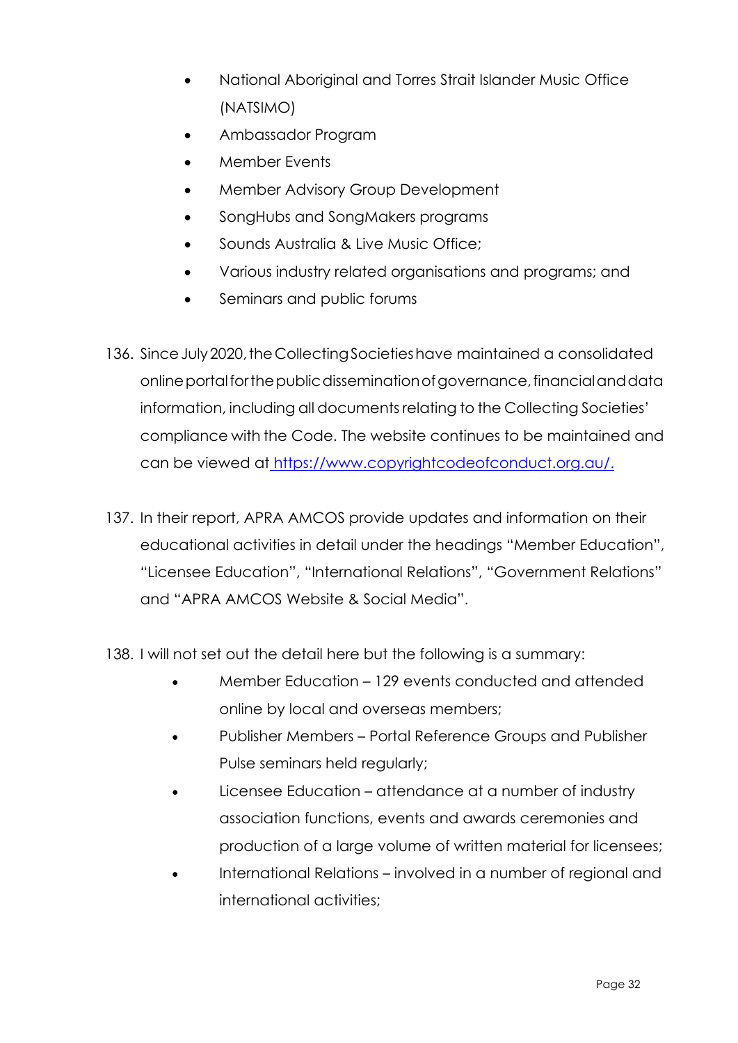- National Aboriginal and Torres Strait Islander Music Office (NATSIMO)
- Ambassador Program
- Member Events
- Member Advisory Group Development
- SongHubs and SongMakers programs
- Sounds Australia & Live Music Office;
- Various industry related organisations and programs; and
- Seminars and public forums

136. Since July 2020, the Collecting Societies have maintained a consolidated online portal for the public dissemination of governance, financial and data information, including all documents relating to the Collecting Societies' compliance with the Code. The website continues to be maintained and can be viewed at [https://www.copyrightcodeofconduct.org.au/.](https://www.copyrightcodeofconduct.org.au/)

137. In their report, APRA AMCOS provide updates and information on their educational activities in detail under the headings "Member Education", "Licensee Education", "International Relations", "Government Relations" and "APRA AMCOS Website & Social Media".

138. I will not set out the detail here but the following is a summary:
    - Member Education – 129 events conducted and attended online by local and overseas members;
    - Publisher Members – Portal Reference Groups and Publisher Pulse seminars held regularly;
    - Licensee Education – attendance at a number of industry association functions, events and awards ceremonies and production of a large volume of written material for licensees;
    - International Relations – involved in a number of regional and international activities;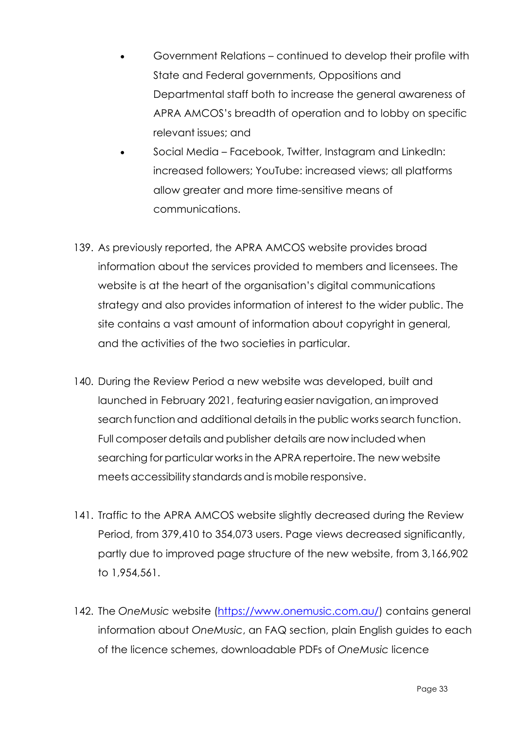- Government Relations – continued to develop their profile with State and Federal governments, Oppositions and Departmental staff both to increase the general awareness of APRA AMCOS's breadth of operation and to lobby on specific relevant issues; and
- Social Media – Facebook, Twitter, Instagram and LinkedIn: increased followers; YouTube: increased views; all platforms allow greater and more time-sensitive means of communications.

139. As previously reported, the APRA AMCOS website provides broad information about the services provided to members and licensees. The website is at the heart of the organisation's digital communications strategy and also provides information of interest to the wider public. The site contains a vast amount of information about copyright in general, and the activities of the two societies in particular.

140. During the Review Period a new website was developed, built and launched in February 2021, featuring easier navigation, an improved search function and additional details in the public works search function. Full composer details and publisher details are now included when searching for particular works in the APRA repertoire. The new website meets accessibility standards and is mobile responsive.

141. Traffic to the APRA AMCOS website slightly decreased during the Review Period, from 379,410 to 354,073 users. Page views decreased significantly, partly due to improved page structure of the new website, from 3,166,902 to 1,954,561.

142. The *OneMusic* website (https://www.onemusic.com.au/) contains general information about *OneMusic*, an FAQ section, plain English guides to each of the licence schemes, downloadable PDFs of *OneMusic* licence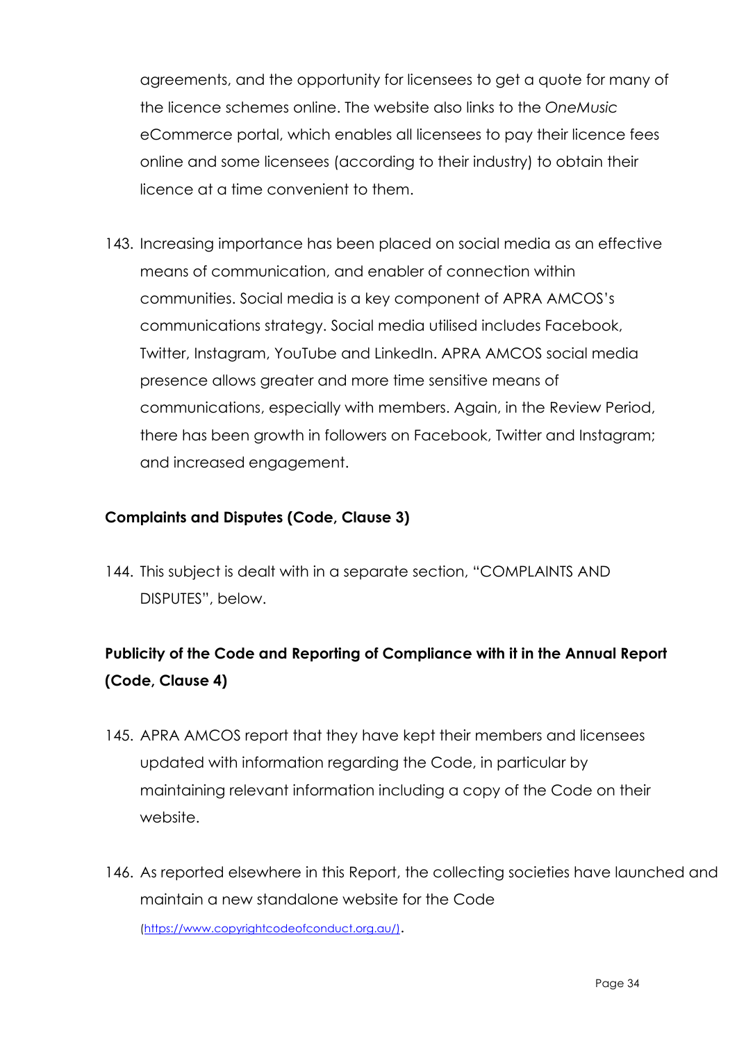agreements, and the opportunity for licensees to get a quote for many of the licence schemes online. The website also links to the *OneMusic* eCommerce portal, which enables all licensees to pay their licence fees online and some licensees (according to their industry) to obtain their licence at a time convenient to them.

143. Increasing importance has been placed on social media as an effective means of communication, and enabler of connection within communities. Social media is a key component of APRA AMCOS's communications strategy. Social media utilised includes Facebook, Twitter, Instagram, YouTube and LinkedIn. APRA AMCOS social media presence allows greater and more time sensitive means of communications, especially with members. Again, in the Review Period, there has been growth in followers on Facebook, Twitter and Instagram; and increased engagement.

**Complaints and Disputes (Code, Clause 3)**

144. This subject is dealt with in a separate section, "COMPLAINTS AND DISPUTES", below.

**Publicity of the Code and Reporting of Compliance with it in the Annual Report (Code, Clause 4)**

145. APRA AMCOS report that they have kept their members and licensees updated with information regarding the Code, in particular by maintaining relevant information including a copy of the Code on their website.

146. As reported elsewhere in this Report, the collecting societies have launched and maintain a new standalone website for the Code ([https://www.copyrightcodeofconduct.org.au/](https://www.copyrightcodeofconduct.org.au/)).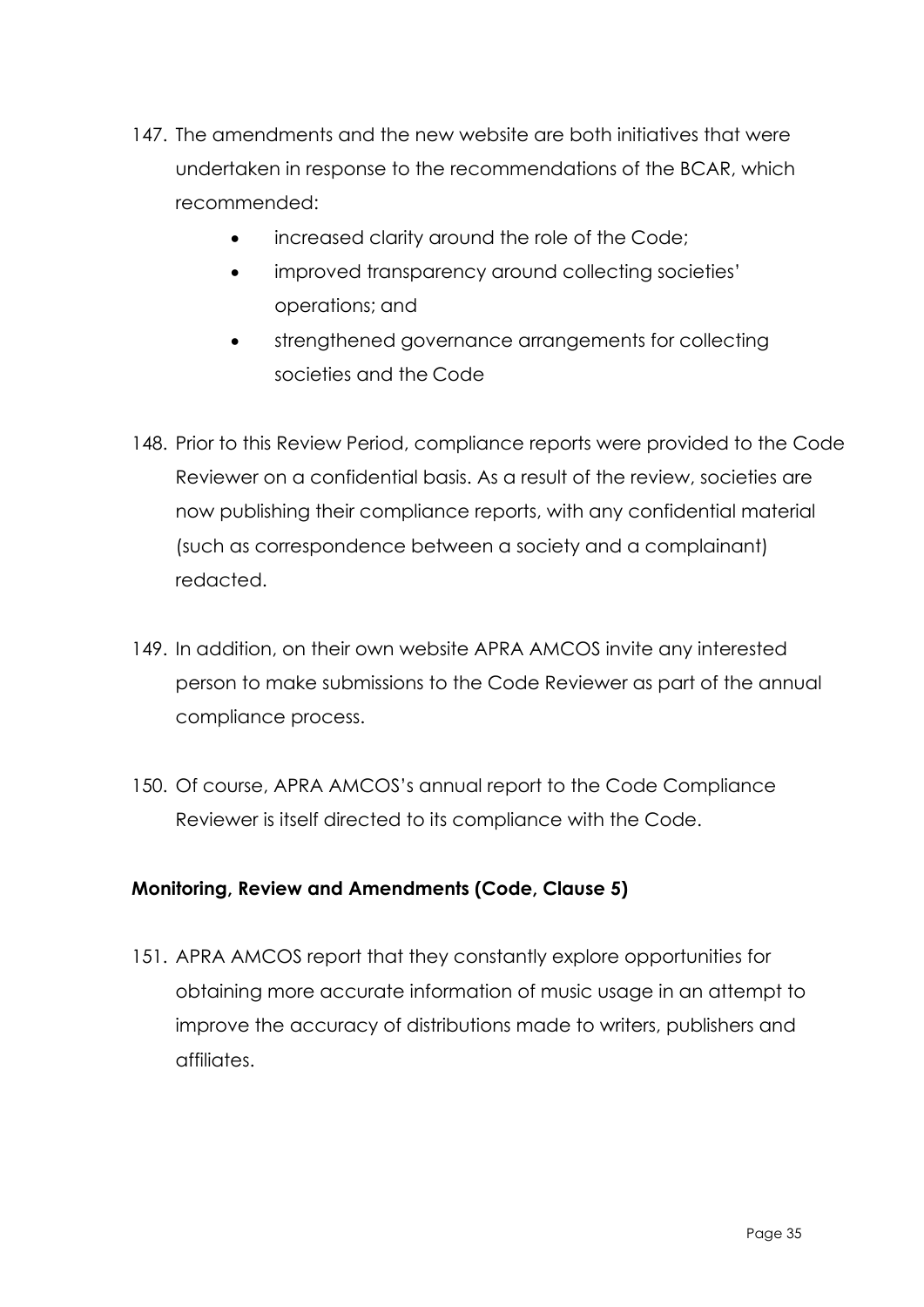147. The amendments and the new website are both initiatives that were undertaken in response to the recommendations of the BCAR, which recommended:

     - increased clarity around the role of the Code;
     - improved transparency around collecting societies' operations; and
     - strengthened governance arrangements for collecting societies and the Code

148. Prior to this Review Period, compliance reports were provided to the Code Reviewer on a confidential basis. As a result of the review, societies are now publishing their compliance reports, with any confidential material (such as correspondence between a society and a complainant) redacted.

149. In addition, on their own website APRA AMCOS invite any interested person to make submissions to the Code Reviewer as part of the annual compliance process.

150. Of course, APRA AMCOS's annual report to the Code Compliance Reviewer is itself directed to its compliance with the Code.

**Monitoring, Review and Amendments (Code, Clause 5)**

151. APRA AMCOS report that they constantly explore opportunities for obtaining more accurate information of music usage in an attempt to improve the accuracy of distributions made to writers, publishers and affiliates.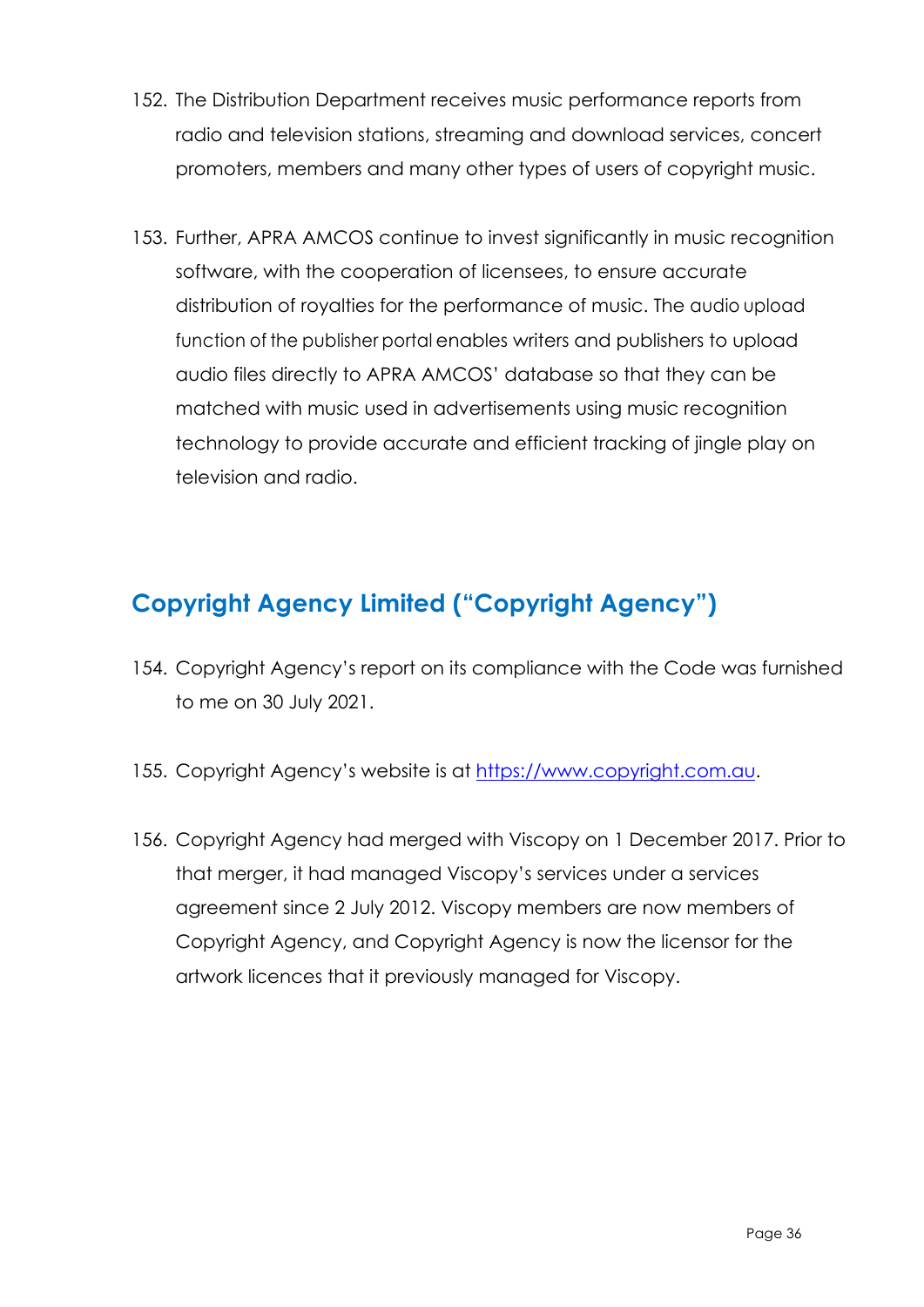152. The Distribution Department receives music performance reports from radio and television stations, streaming and download services, concert promoters, members and many other types of users of copyright music.

153. Further, APRA AMCOS continue to invest significantly in music recognition software, with the cooperation of licensees, to ensure accurate distribution of royalties for the performance of music. The audio upload function of the publisher portal enables writers and publishers to upload audio files directly to APRA AMCOS' database so that they can be matched with music used in advertisements using music recognition technology to provide accurate and efficient tracking of jingle play on television and radio.

## Copyright Agency Limited ("Copyright Agency")

154. Copyright Agency's report on its compliance with the Code was furnished to me on 30 July 2021.

155. Copyright Agency's website is at [https://www.copyright.com.au](https://www.copyright.com.au).

156. Copyright Agency had merged with Viscopy on 1 December 2017. Prior to that merger, it had managed Viscopy's services under a services agreement since 2 July 2012. Viscopy members are now members of Copyright Agency, and Copyright Agency is now the licensor for the artwork licences that it previously managed for Viscopy.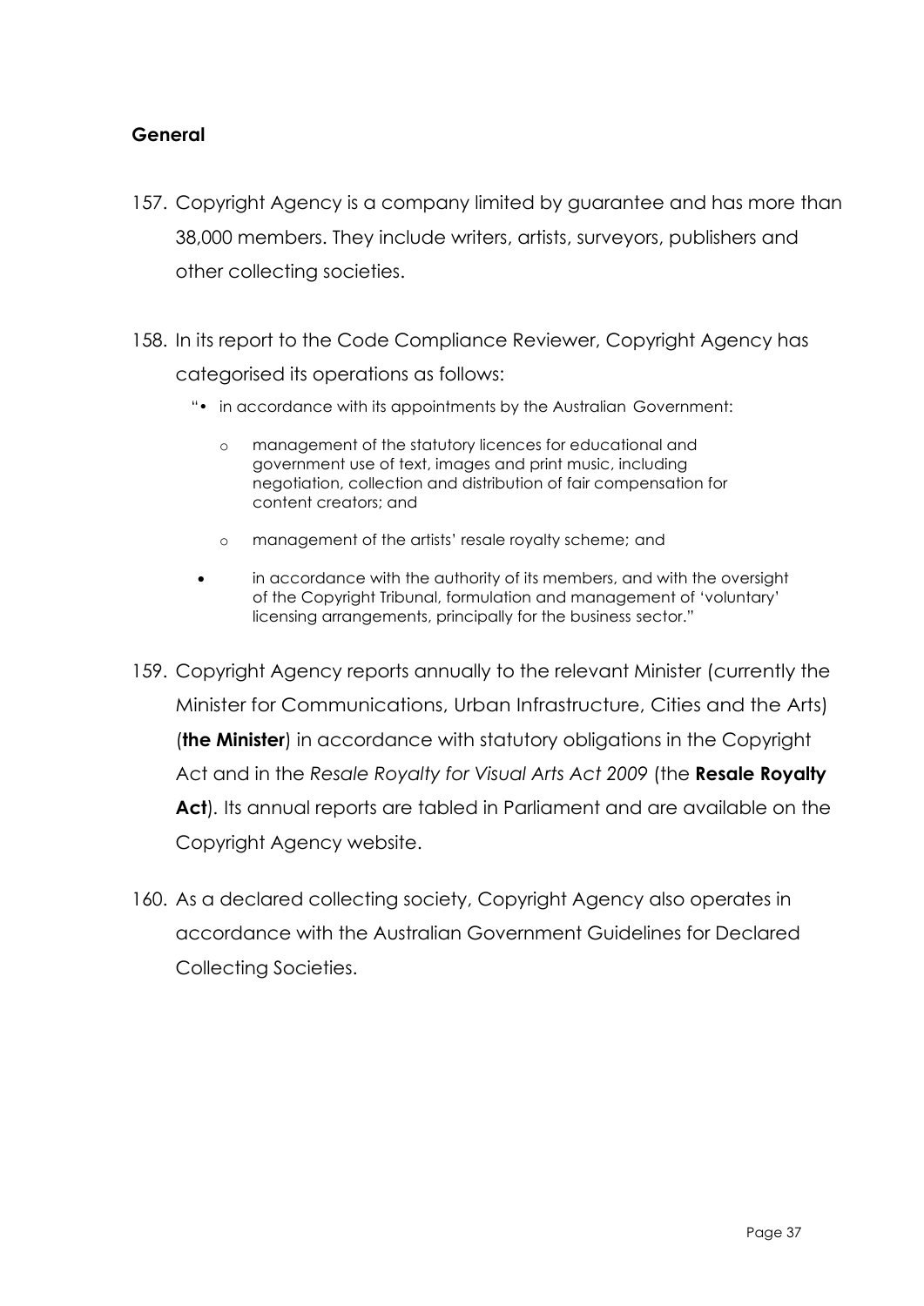## General

157. Copyright Agency is a company limited by guarantee and has more than 38,000 members. They include writers, artists, surveyors, publishers and other collecting societies.

158. In its report to the Code Compliance Reviewer, Copyright Agency has categorised its operations as follows:

> "• in accordance with its appointments by the Australian Government:
>
> - management of the statutory licences for educational and government use of text, images and print music, including negotiation, collection and distribution of fair compensation for content creators; and
>
> - management of the artists' resale royalty scheme; and
>
> • in accordance with the authority of its members, and with the oversight of the Copyright Tribunal, formulation and management of 'voluntary' licensing arrangements, principally for the business sector."

159. Copyright Agency reports annually to the relevant Minister (currently the Minister for Communications, Urban Infrastructure, Cities and the Arts) (**the Minister**) in accordance with statutory obligations in the Copyright Act and in the *Resale Royalty for Visual Arts Act 2009* (the **Resale Royalty Act**). Its annual reports are tabled in Parliament and are available on the Copyright Agency website.

160. As a declared collecting society, Copyright Agency also operates in accordance with the Australian Government Guidelines for Declared Collecting Societies.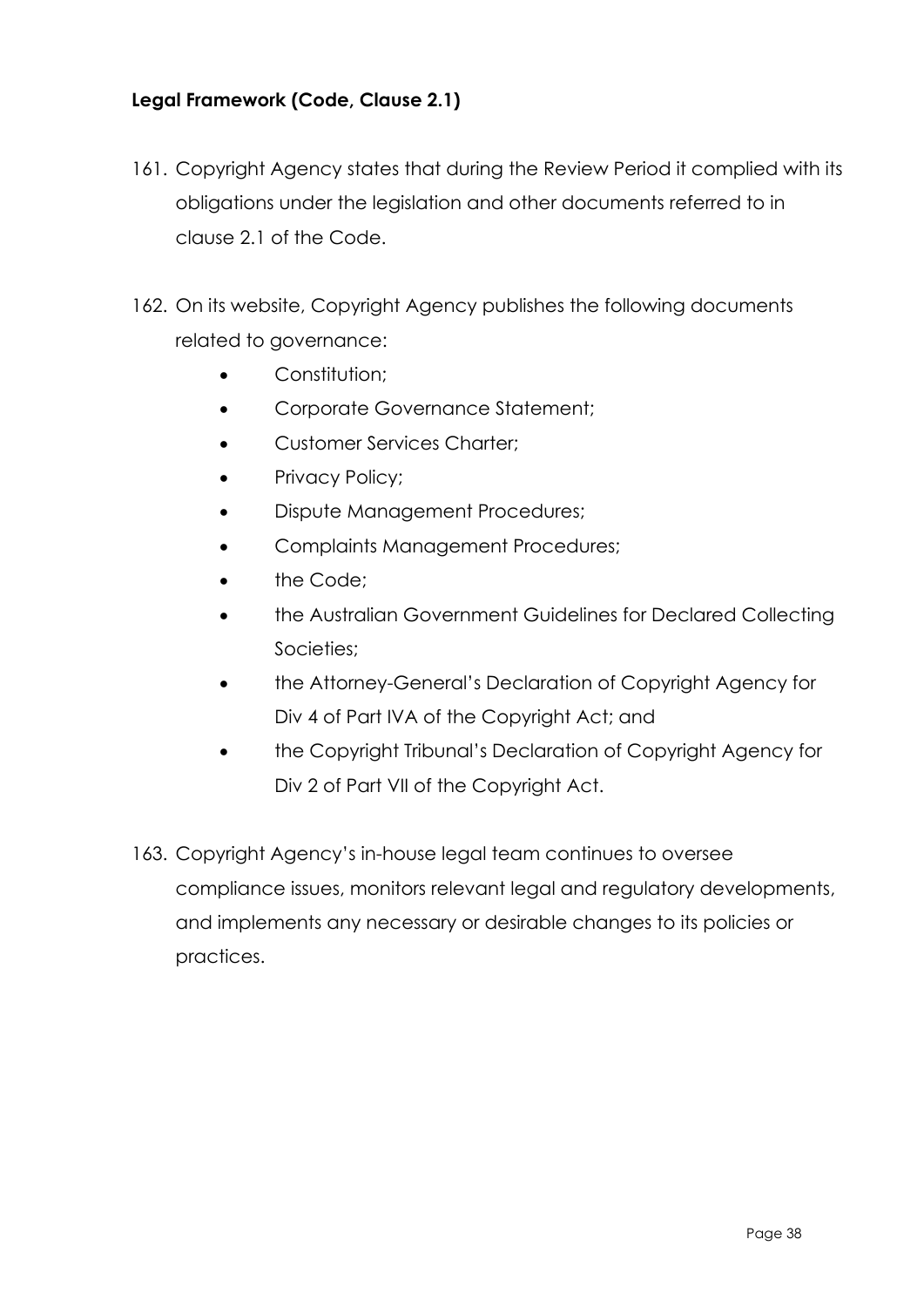**Legal Framework (Code, Clause 2.1)**

161. Copyright Agency states that during the Review Period it complied with its obligations under the legislation and other documents referred to in clause 2.1 of the Code.

162. On its website, Copyright Agency publishes the following documents related to governance:
    - Constitution;
    - Corporate Governance Statement;
    - Customer Services Charter;
    - Privacy Policy;
    - Dispute Management Procedures;
    - Complaints Management Procedures;
    - the Code;
    - the Australian Government Guidelines for Declared Collecting Societies;
    - the Attorney-General's Declaration of Copyright Agency for Div 4 of Part IVA of the Copyright Act; and
    - the Copyright Tribunal's Declaration of Copyright Agency for Div 2 of Part VII of the Copyright Act.

163. Copyright Agency's in-house legal team continues to oversee compliance issues, monitors relevant legal and regulatory developments, and implements any necessary or desirable changes to its policies or practices.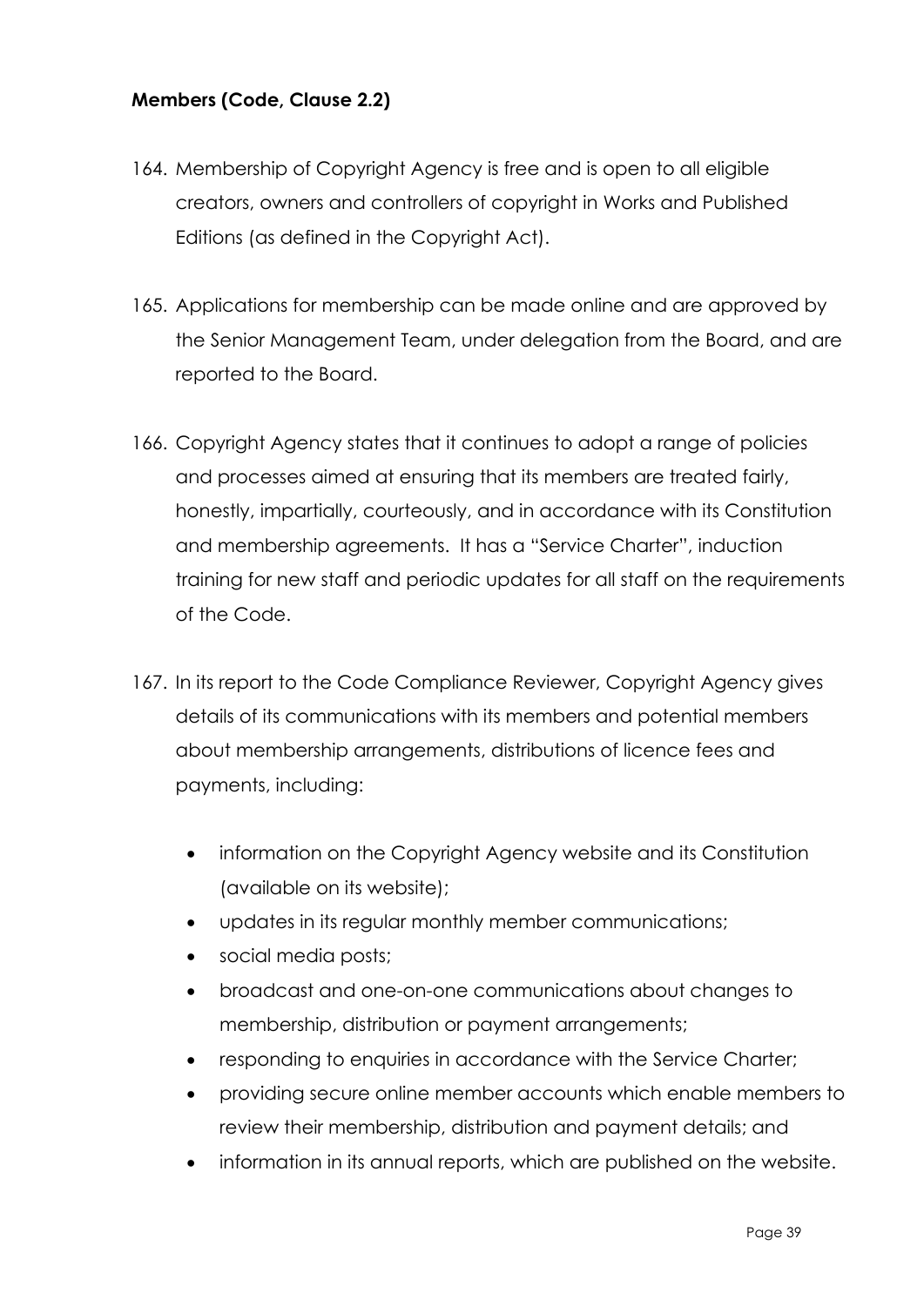### Members (Code, Clause 2.2)

164. Membership of Copyright Agency is free and is open to all eligible creators, owners and controllers of copyright in Works and Published Editions (as defined in the Copyright Act).

165. Applications for membership can be made online and are approved by the Senior Management Team, under delegation from the Board, and are reported to the Board.

166. Copyright Agency states that it continues to adopt a range of policies and processes aimed at ensuring that its members are treated fairly, honestly, impartially, courteously, and in accordance with its Constitution and membership agreements. It has a "Service Charter", induction training for new staff and periodic updates for all staff on the requirements of the Code.

167. In its report to the Code Compliance Reviewer, Copyright Agency gives details of its communications with its members and potential members about membership arrangements, distributions of licence fees and payments, including:

    - information on the Copyright Agency website and its Constitution (available on its website);
    - updates in its regular monthly member communications;
    - social media posts;
    - broadcast and one-on-one communications about changes to membership, distribution or payment arrangements;
    - responding to enquiries in accordance with the Service Charter;
    - providing secure online member accounts which enable members to review their membership, distribution and payment details; and
    - information in its annual reports, which are published on the website.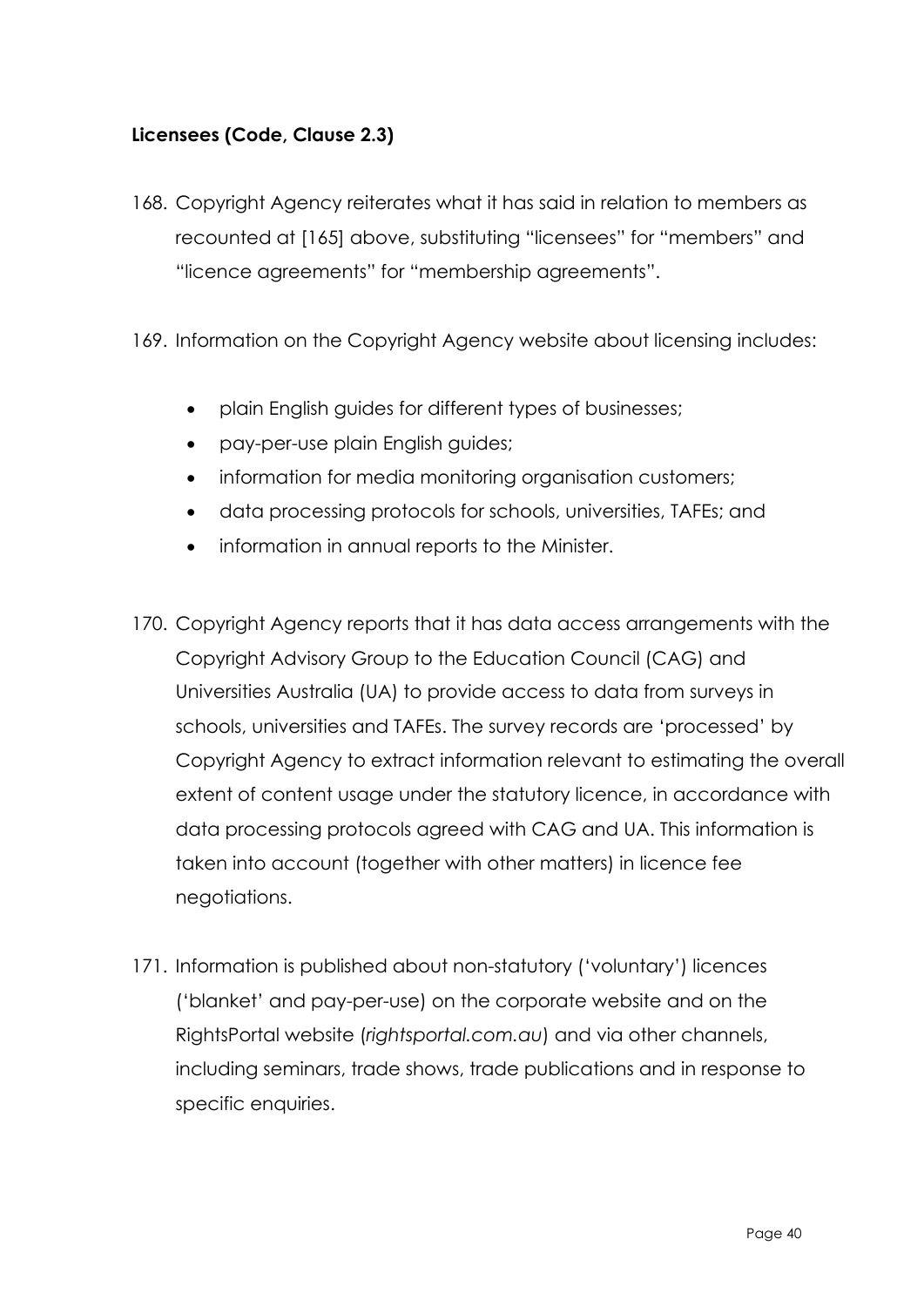**Licensees (Code, Clause 2.3)**

168. Copyright Agency reiterates what it has said in relation to members as recounted at [165] above, substituting “licensees” for “members” and “licence agreements” for “membership agreements”.

169. Information on the Copyright Agency website about licensing includes:

    - plain English guides for different types of businesses;
    - pay-per-use plain English guides;
    - information for media monitoring organisation customers;
    - data processing protocols for schools, universities, TAFEs; and
    - information in annual reports to the Minister.

170. Copyright Agency reports that it has data access arrangements with the Copyright Advisory Group to the Education Council (CAG) and Universities Australia (UA) to provide access to data from surveys in schools, universities and TAFEs. The survey records are ‘processed’ by Copyright Agency to extract information relevant to estimating the overall extent of content usage under the statutory licence, in accordance with data processing protocols agreed with CAG and UA. This information is taken into account (together with other matters) in licence fee negotiations.

171. Information is published about non-statutory (‘voluntary’) licences (‘blanket’ and pay-per-use) on the corporate website and on the RightsPortal website (*rightsportal.com.au*) and via other channels, including seminars, trade shows, trade publications and in response to specific enquiries.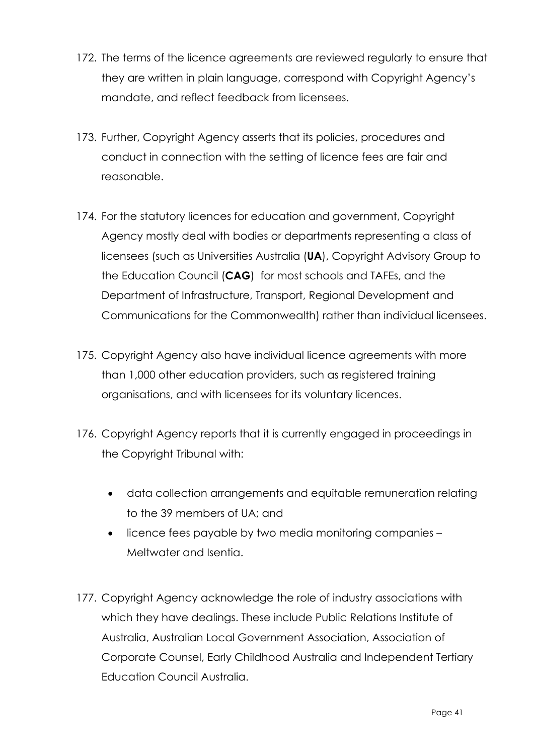172. The terms of the licence agreements are reviewed regularly to ensure that they are written in plain language, correspond with Copyright Agency's mandate, and reflect feedback from licensees.

173. Further, Copyright Agency asserts that its policies, procedures and conduct in connection with the setting of licence fees are fair and reasonable.

174. For the statutory licences for education and government, Copyright Agency mostly deal with bodies or departments representing a class of licensees (such as Universities Australia (**UA**), Copyright Advisory Group to the Education Council (**CAG**) for most schools and TAFEs, and the Department of Infrastructure, Transport, Regional Development and Communications for the Commonwealth) rather than individual licensees.

175. Copyright Agency also have individual licence agreements with more than 1,000 other education providers, such as registered training organisations, and with licensees for its voluntary licences.

176. Copyright Agency reports that it is currently engaged in proceedings in the Copyright Tribunal with:

    - data collection arrangements and equitable remuneration relating to the 39 members of UA; and
    - licence fees payable by two media monitoring companies – Meltwater and Isentia.

177. Copyright Agency acknowledge the role of industry associations with which they have dealings. These include Public Relations Institute of Australia, Australian Local Government Association, Association of Corporate Counsel, Early Childhood Australia and Independent Tertiary Education Council Australia.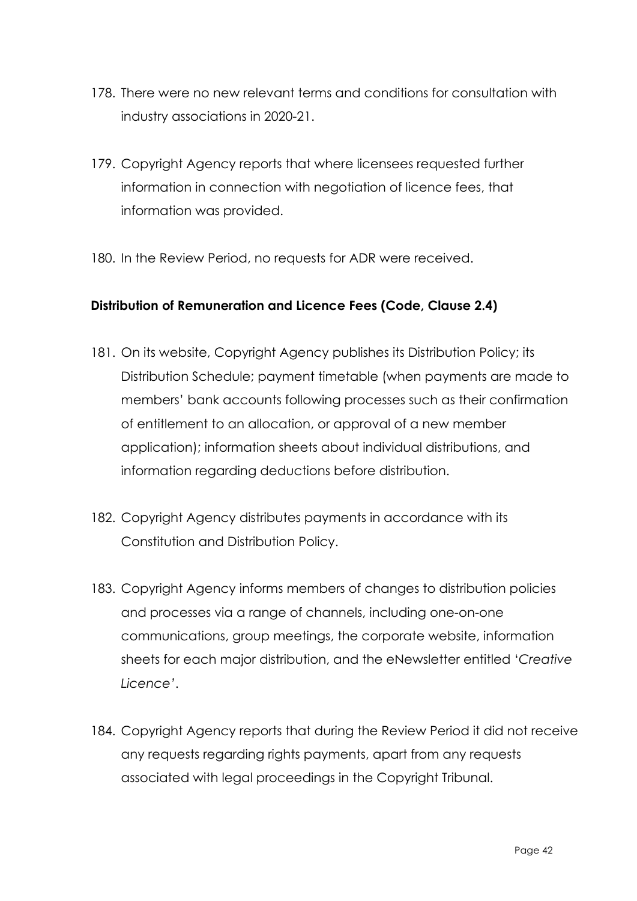178. There were no new relevant terms and conditions for consultation with industry associations in 2020-21.

179. Copyright Agency reports that where licensees requested further information in connection with negotiation of licence fees, that information was provided.

180. In the Review Period, no requests for ADR were received.

**Distribution of Remuneration and Licence Fees (Code, Clause 2.4)**

181. On its website, Copyright Agency publishes its Distribution Policy; its Distribution Schedule; payment timetable (when payments are made to members' bank accounts following processes such as their confirmation of entitlement to an allocation, or approval of a new member application); information sheets about individual distributions, and information regarding deductions before distribution.

182. Copyright Agency distributes payments in accordance with its Constitution and Distribution Policy.

183. Copyright Agency informs members of changes to distribution policies and processes via a range of channels, including one-on-one communications, group meetings, the corporate website, information sheets for each major distribution, and the eNewsletter entitled '*Creative Licence*'.

184. Copyright Agency reports that during the Review Period it did not receive any requests regarding rights payments, apart from any requests associated with legal proceedings in the Copyright Tribunal.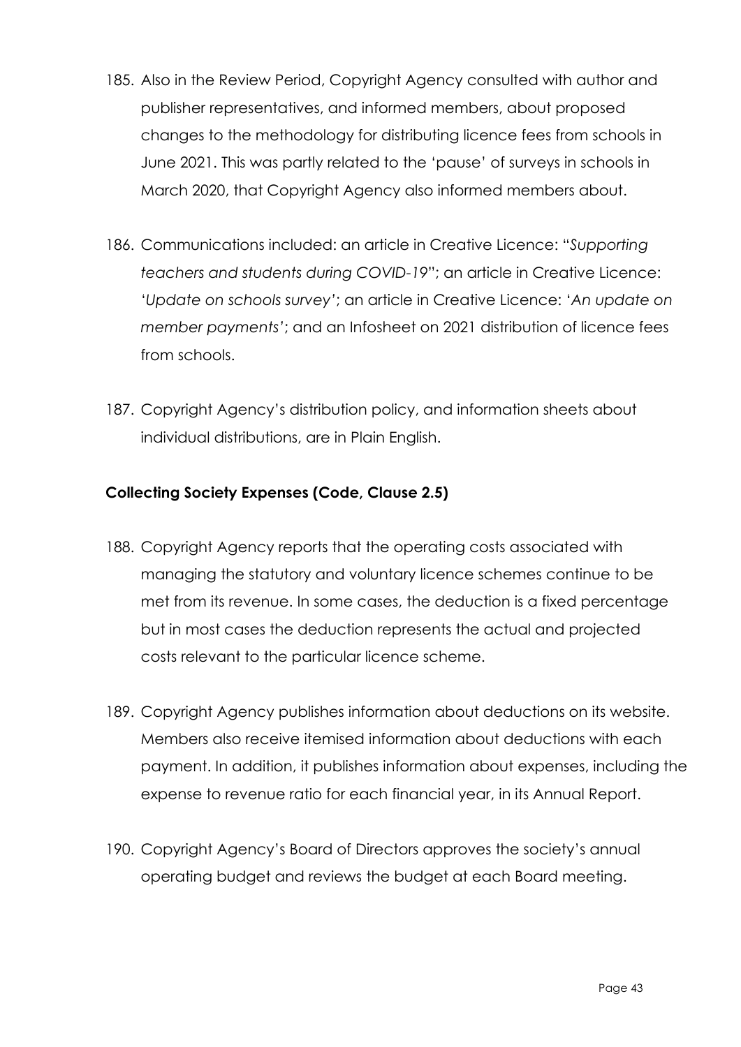185. Also in the Review Period, Copyright Agency consulted with author and publisher representatives, and informed members, about proposed changes to the methodology for distributing licence fees from schools in June 2021. This was partly related to the 'pause' of surveys in schools in March 2020, that Copyright Agency also informed members about.

186. Communications included: an article in Creative Licence: "*Supporting teachers and students during COVID-19*"; an article in Creative Licence: '*Update on schools survey*'; an article in Creative Licence: '*An update on member payments*'; and an Infosheet on 2021 distribution of licence fees from schools.

187. Copyright Agency's distribution policy, and information sheets about individual distributions, are in Plain English.

**Collecting Society Expenses (Code, Clause 2.5)**

188. Copyright Agency reports that the operating costs associated with managing the statutory and voluntary licence schemes continue to be met from its revenue. In some cases, the deduction is a fixed percentage but in most cases the deduction represents the actual and projected costs relevant to the particular licence scheme.

189. Copyright Agency publishes information about deductions on its website. Members also receive itemised information about deductions with each payment. In addition, it publishes information about expenses, including the expense to revenue ratio for each financial year, in its Annual Report.

190. Copyright Agency's Board of Directors approves the society's annual operating budget and reviews the budget at each Board meeting.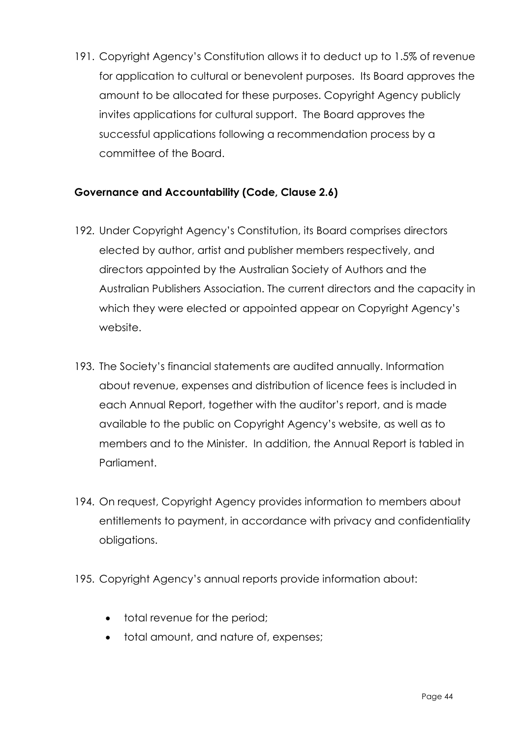191. Copyright Agency's Constitution allows it to deduct up to 1.5% of revenue for application to cultural or benevolent purposes. Its Board approves the amount to be allocated for these purposes. Copyright Agency publicly invites applications for cultural support. The Board approves the successful applications following a recommendation process by a committee of the Board.

**Governance and Accountability (Code, Clause 2.6)**

192. Under Copyright Agency's Constitution, its Board comprises directors elected by author, artist and publisher members respectively, and directors appointed by the Australian Society of Authors and the Australian Publishers Association. The current directors and the capacity in which they were elected or appointed appear on Copyright Agency's website.

193. The Society's financial statements are audited annually. Information about revenue, expenses and distribution of licence fees is included in each Annual Report, together with the auditor's report, and is made available to the public on Copyright Agency's website, as well as to members and to the Minister. In addition, the Annual Report is tabled in Parliament.

194. On request, Copyright Agency provides information to members about entitlements to payment, in accordance with privacy and confidentiality obligations.

195. Copyright Agency's annual reports provide information about:

- total revenue for the period;
- total amount, and nature of, expenses;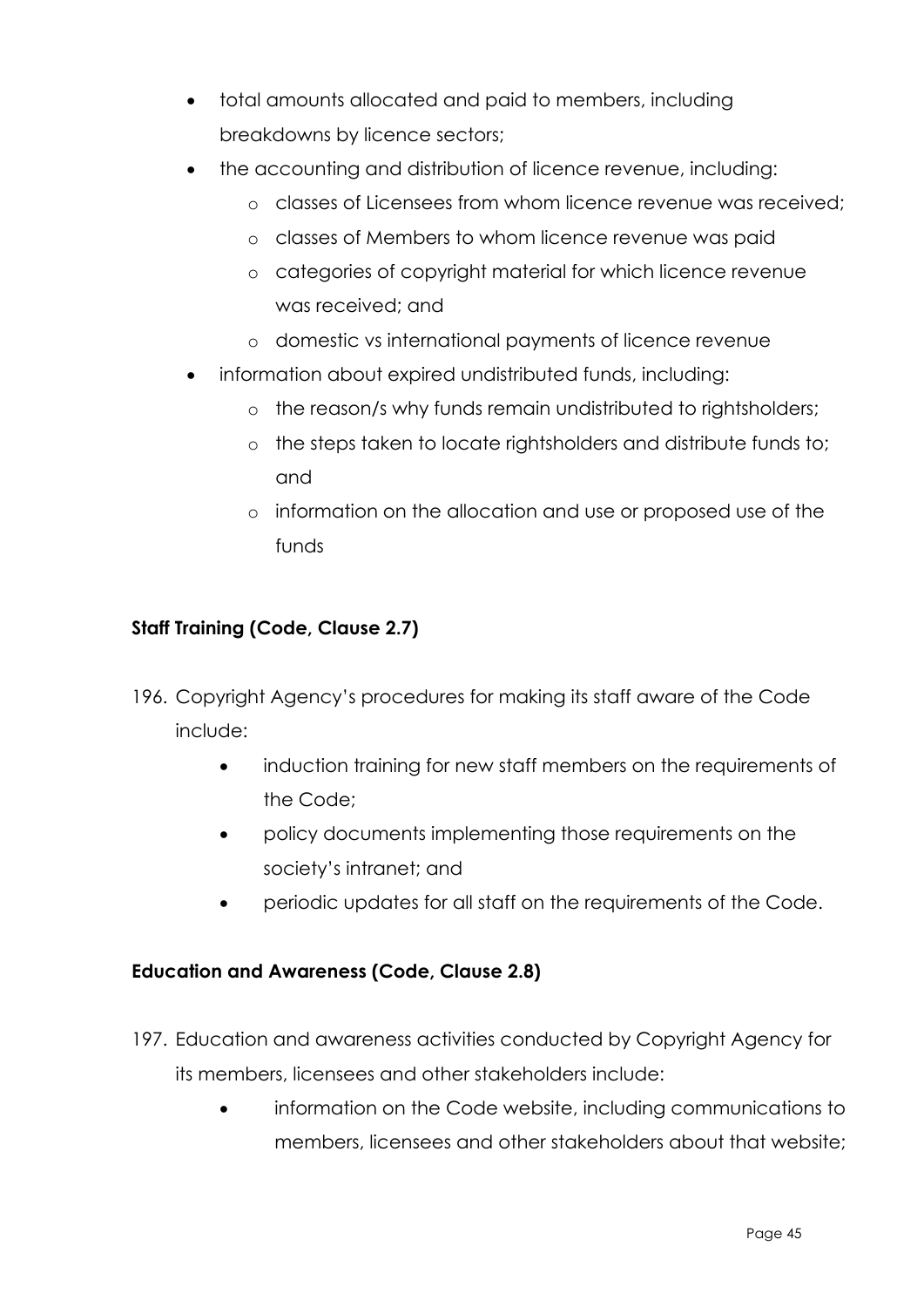- total amounts allocated and paid to members, including breakdowns by licence sectors;
- the accounting and distribution of licence revenue, including:
    - classes of Licensees from whom licence revenue was received;
    - classes of Members to whom licence revenue was paid
    - categories of copyright material for which licence revenue was received; and
    - domestic vs international payments of licence revenue
- information about expired undistributed funds, including:
    - the reason/s why funds remain undistributed to rightsholders;
    - the steps taken to locate rightsholders and distribute funds to; and
    - information on the allocation and use or proposed use of the funds

### Staff Training (Code, Clause 2.7)

196. Copyright Agency's procedures for making its staff aware of the Code include:
    - induction training for new staff members on the requirements of the Code;
    - policy documents implementing those requirements on the society's intranet; and
    - periodic updates for all staff on the requirements of the Code.

### Education and Awareness (Code, Clause 2.8)

197. Education and awareness activities conducted by Copyright Agency for its members, licensees and other stakeholders include:
    - information on the Code website, including communications to members, licensees and other stakeholders about that website;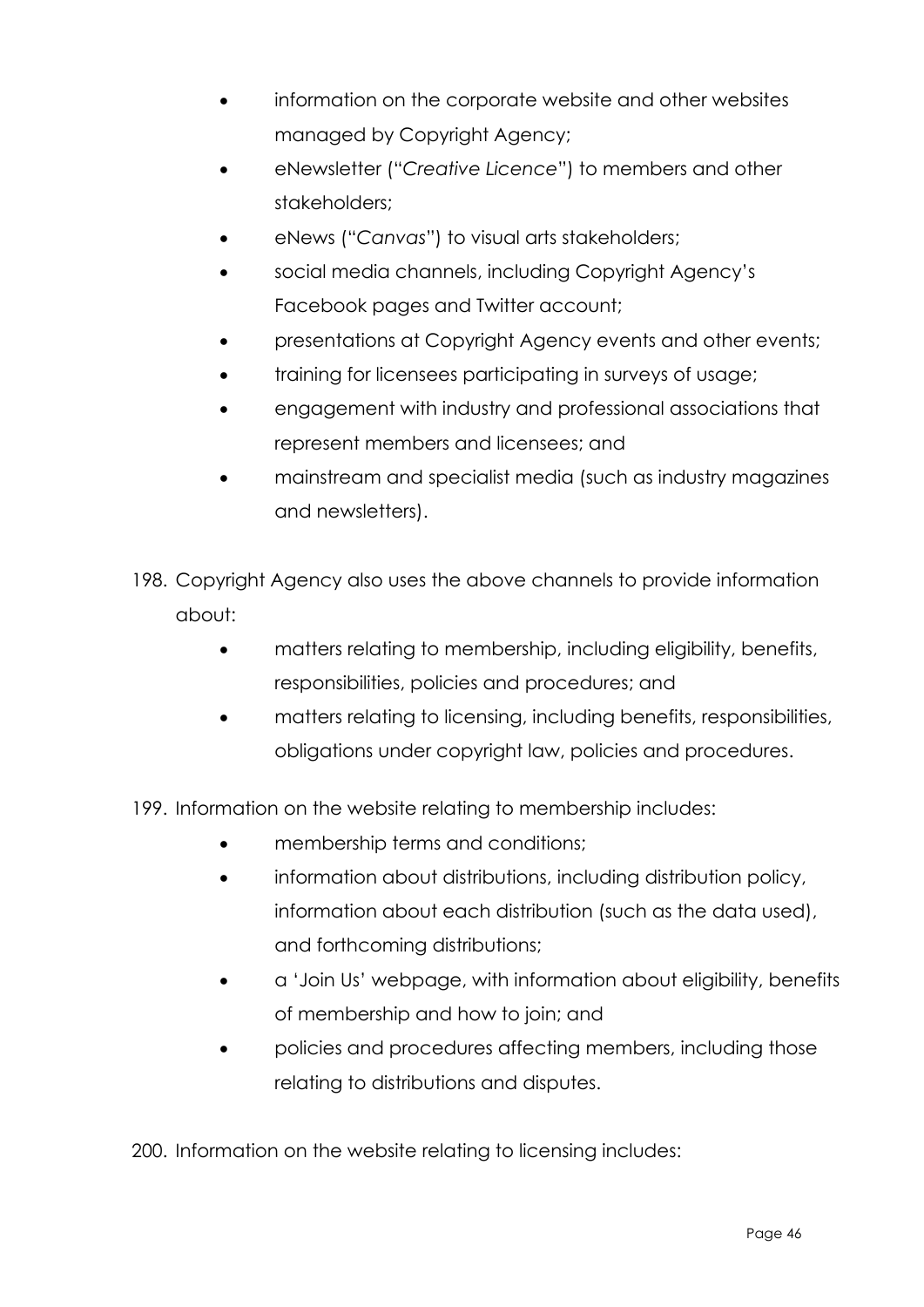- information on the corporate website and other websites managed by Copyright Agency;
- eNewsletter ("*Creative Licence*") to members and other stakeholders;
- eNews ("*Canvas*") to visual arts stakeholders;
- social media channels, including Copyright Agency's Facebook pages and Twitter account;
- presentations at Copyright Agency events and other events;
- training for licensees participating in surveys of usage;
- engagement with industry and professional associations that represent members and licensees; and
- mainstream and specialist media (such as industry magazines and newsletters).

198. Copyright Agency also uses the above channels to provide information about:

    - matters relating to membership, including eligibility, benefits, responsibilities, policies and procedures; and
    - matters relating to licensing, including benefits, responsibilities, obligations under copyright law, policies and procedures.

199. Information on the website relating to membership includes:

    - membership terms and conditions;
    - information about distributions, including distribution policy, information about each distribution (such as the data used), and forthcoming distributions;
    - a 'Join Us' webpage, with information about eligibility, benefits of membership and how to join; and
    - policies and procedures affecting members, including those relating to distributions and disputes.

200. Information on the website relating to licensing includes: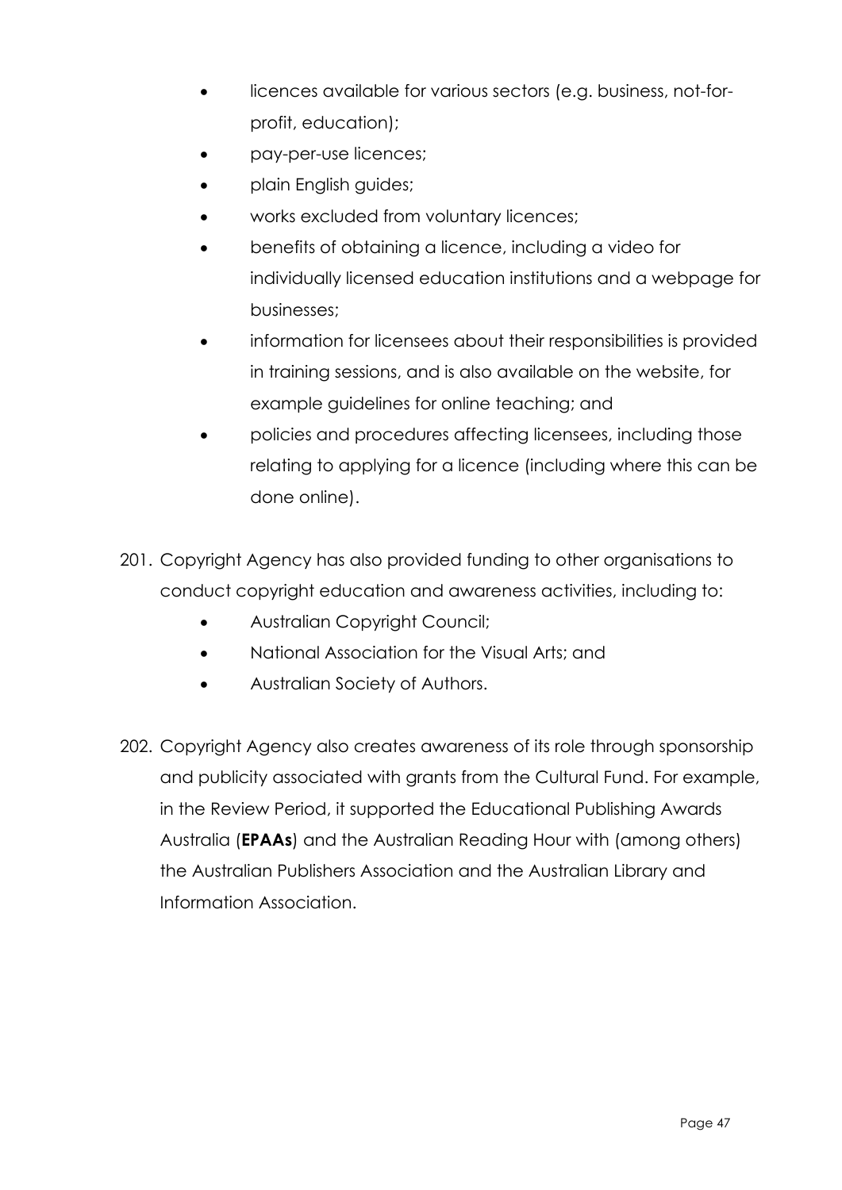- licences available for various sectors (e.g. business, not-for-profit, education);
- pay-per-use licences;
- plain English guides;
- works excluded from voluntary licences;
- benefits of obtaining a licence, including a video for individually licensed education institutions and a webpage for businesses;
- information for licensees about their responsibilities is provided in training sessions, and is also available on the website, for example guidelines for online teaching; and
- policies and procedures affecting licensees, including those relating to applying for a licence (including where this can be done online).

201. Copyright Agency has also provided funding to other organisations to conduct copyright education and awareness activities, including to:
   - Australian Copyright Council;
   - National Association for the Visual Arts; and
   - Australian Society of Authors.

202. Copyright Agency also creates awareness of its role through sponsorship and publicity associated with grants from the Cultural Fund. For example, in the Review Period, it supported the Educational Publishing Awards Australia (**EPAAs**) and the Australian Reading Hour with (among others) the Australian Publishers Association and the Australian Library and Information Association.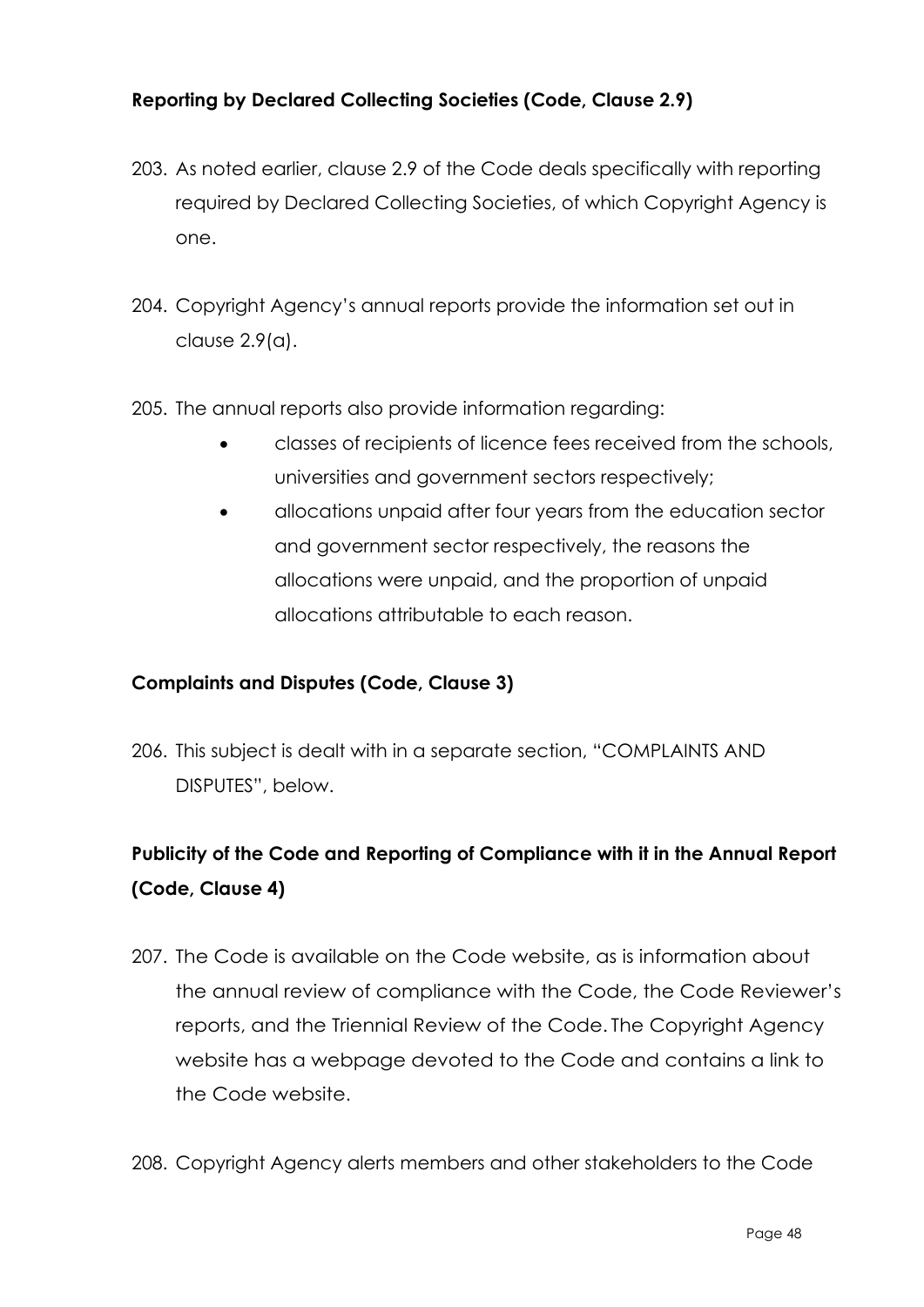**Reporting by Declared Collecting Societies (Code, Clause 2.9)**

203. As noted earlier, clause 2.9 of the Code deals specifically with reporting required by Declared Collecting Societies, of which Copyright Agency is one.

204. Copyright Agency's annual reports provide the information set out in clause 2.9(a).

205. The annual reports also provide information regarding:
    - classes of recipients of licence fees received from the schools, universities and government sectors respectively;
    - allocations unpaid after four years from the education sector and government sector respectively, the reasons the allocations were unpaid, and the proportion of unpaid allocations attributable to each reason.

**Complaints and Disputes (Code, Clause 3)**

206. This subject is dealt with in a separate section, "COMPLAINTS AND DISPUTES", below.

**Publicity of the Code and Reporting of Compliance with it in the Annual Report (Code, Clause 4)**

207. The Code is available on the Code website, as is information about the annual review of compliance with the Code, the Code Reviewer's reports, and the Triennial Review of the Code. The Copyright Agency website has a webpage devoted to the Code and contains a link to the Code website.

208. Copyright Agency alerts members and other stakeholders to the Code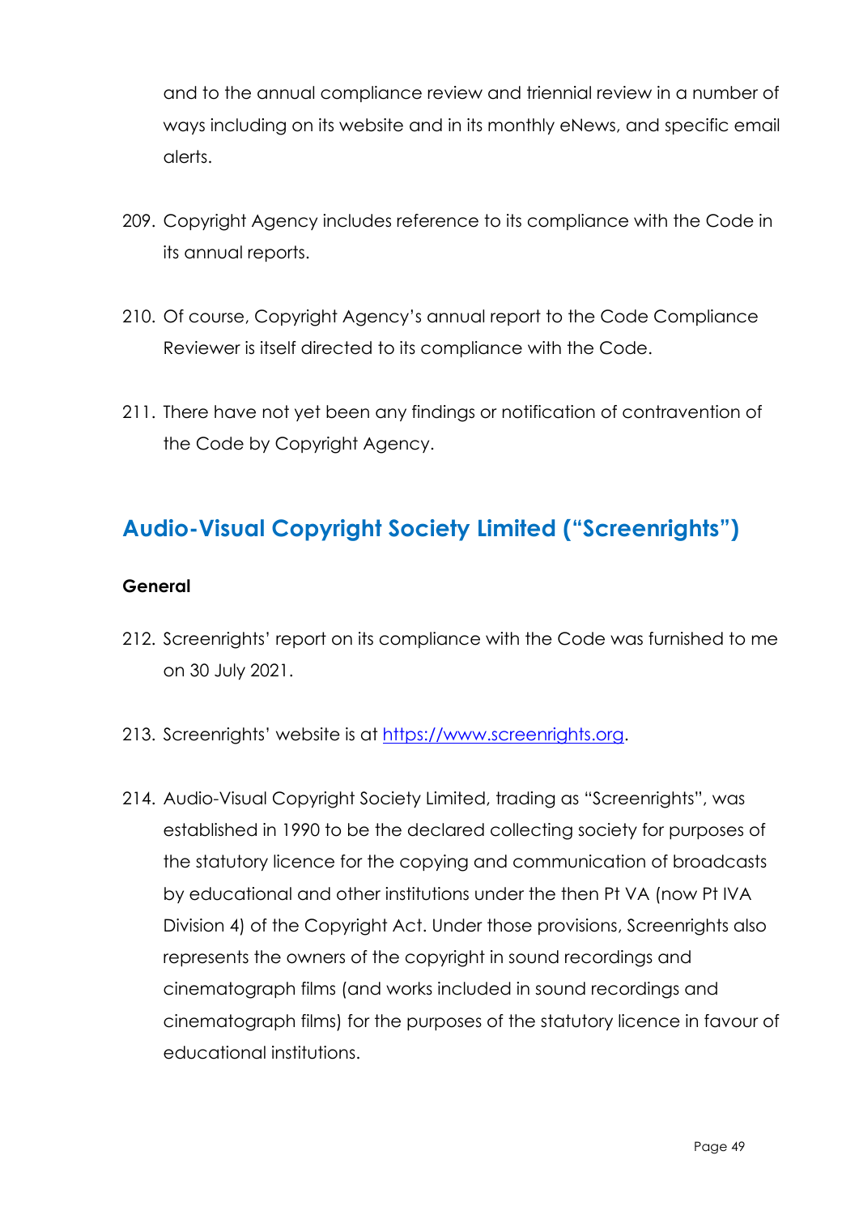and to the annual compliance review and triennial review in a number of ways including on its website and in its monthly eNews, and specific email alerts.

209. Copyright Agency includes reference to its compliance with the Code in its annual reports.

210. Of course, Copyright Agency's annual report to the Code Compliance Reviewer is itself directed to its compliance with the Code.

211. There have not yet been any findings or notification of contravention of the Code by Copyright Agency.

## Audio-Visual Copyright Society Limited ("Screenrights")

### General

212. Screenrights' report on its compliance with the Code was furnished to me on 30 July 2021.

213. Screenrights' website is at [https://www.screenrights.org](https://www.screenrights.org).

214. Audio-Visual Copyright Society Limited, trading as "Screenrights", was established in 1990 to be the declared collecting society for purposes of the statutory licence for the copying and communication of broadcasts by educational and other institutions under the then Pt VA (now Pt IVA Division 4) of the Copyright Act. Under those provisions, Screenrights also represents the owners of the copyright in sound recordings and cinematograph films (and works included in sound recordings and cinematograph films) for the purposes of the statutory licence in favour of educational institutions.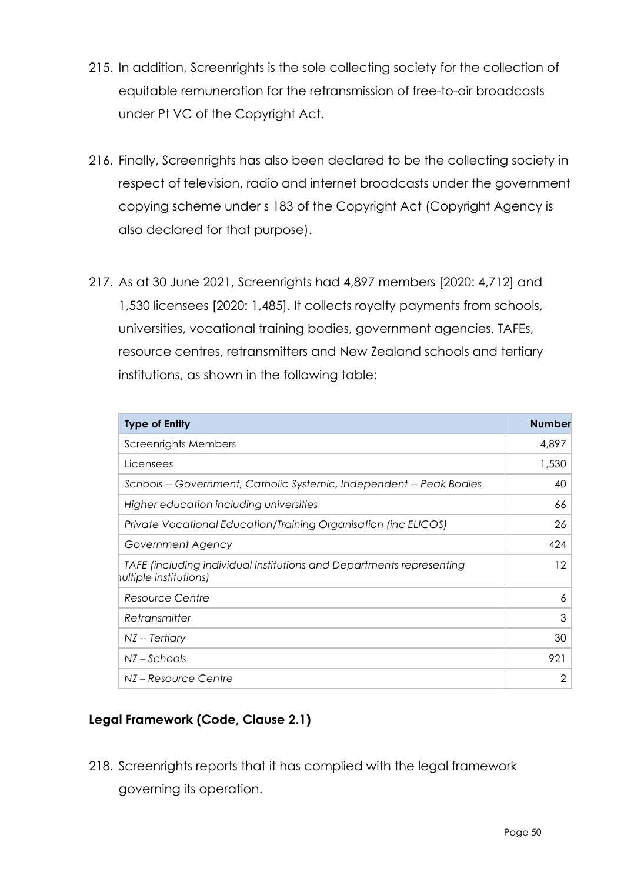215. In addition, Screenrights is the sole collecting society for the collection of equitable remuneration for the retransmission of free-to-air broadcasts under Pt VC of the Copyright Act.

216. Finally, Screenrights has also been declared to be the collecting society in respect of television, radio and internet broadcasts under the government copying scheme under s 183 of the Copyright Act (Copyright Agency is also declared for that purpose).

217. As at 30 June 2021, Screenrights had 4,897 members [2020: 4,712] and 1,530 licensees [2020: 1,485]. It collects royalty payments from schools, universities, vocational training bodies, government agencies, TAFEs, resource centres, retransmitters and New Zealand schools and tertiary institutions, as shown in the following table:

| **Type of Entity** | **Number** |
|---|---|
| Screenrights Members | 4,897 |
| Licensees | 1,530 |
| *Schools -- Government, Catholic Systemic, Independent -- Peak Bodies* | 40 |
| *Higher education including universities* | 66 |
| *Private Vocational Education/Training Organisation (inc ELICOS)* | 26 |
| *Government Agency* | 424 |
| *TAFE (including individual institutions and Departments representing multiple institutions)* | 12 |
| *Resource Centre* | 6 |
| *Retransmitter* | 3 |
| *NZ -- Tertiary* | 30 |
| *NZ – Schools* | 921 |
| *NZ – Resource Centre* | 2 |

### Legal Framework (Code, Clause 2.1)

218. Screenrights reports that it has complied with the legal framework governing its operation.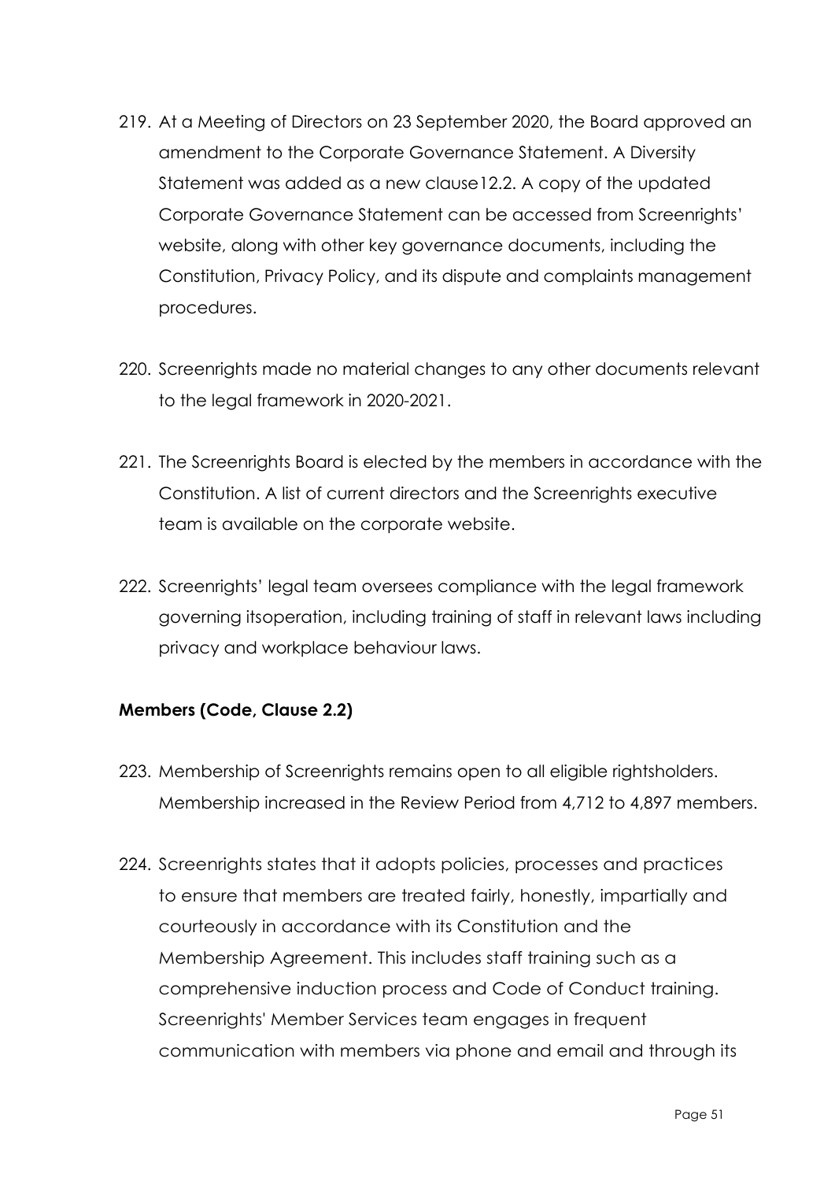219. At a Meeting of Directors on 23 September 2020, the Board approved an amendment to the Corporate Governance Statement. A Diversity Statement was added as a new clause12.2. A copy of the updated Corporate Governance Statement can be accessed from Screenrights' website, along with other key governance documents, including the Constitution, Privacy Policy, and its dispute and complaints management procedures.

220. Screenrights made no material changes to any other documents relevant to the legal framework in 2020-2021.

221. The Screenrights Board is elected by the members in accordance with the Constitution. A list of current directors and the Screenrights executive team is available on the corporate website.

222. Screenrights' legal team oversees compliance with the legal framework governing itsoperation, including training of staff in relevant laws including privacy and workplace behaviour laws.

**Members (Code, Clause 2.2)**

223. Membership of Screenrights remains open to all eligible rightsholders. Membership increased in the Review Period from 4,712 to 4,897 members.

224. Screenrights states that it adopts policies, processes and practices to ensure that members are treated fairly, honestly, impartially and courteously in accordance with its Constitution and the Membership Agreement. This includes staff training such as a comprehensive induction process and Code of Conduct training. Screenrights' Member Services team engages in frequent communication with members via phone and email and through its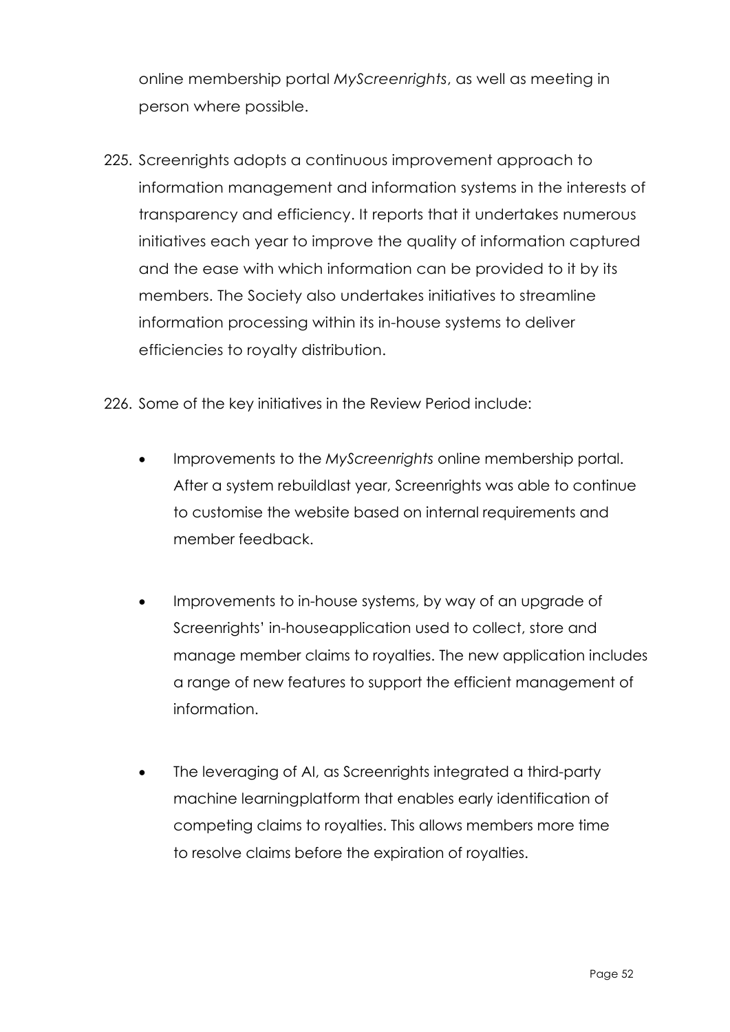online membership portal *MyScreenrights*, as well as meeting in person where possible.

225. Screenrights adopts a continuous improvement approach to information management and information systems in the interests of transparency and efficiency. It reports that it undertakes numerous initiatives each year to improve the quality of information captured and the ease with which information can be provided to it by its members. The Society also undertakes initiatives to streamline information processing within its in-house systems to deliver efficiencies to royalty distribution.

226. Some of the key initiatives in the Review Period include:

- Improvements to the *MyScreenrights* online membership portal. After a system rebuildlast year, Screenrights was able to continue to customise the website based on internal requirements and member feedback.

- Improvements to in-house systems, by way of an upgrade of Screenrights' in-houseapplication used to collect, store and manage member claims to royalties. The new application includes a range of new features to support the efficient management of information.

- The leveraging of AI, as Screenrights integrated a third-party machine learningplatform that enables early identification of competing claims to royalties. This allows members more time to resolve claims before the expiration of royalties.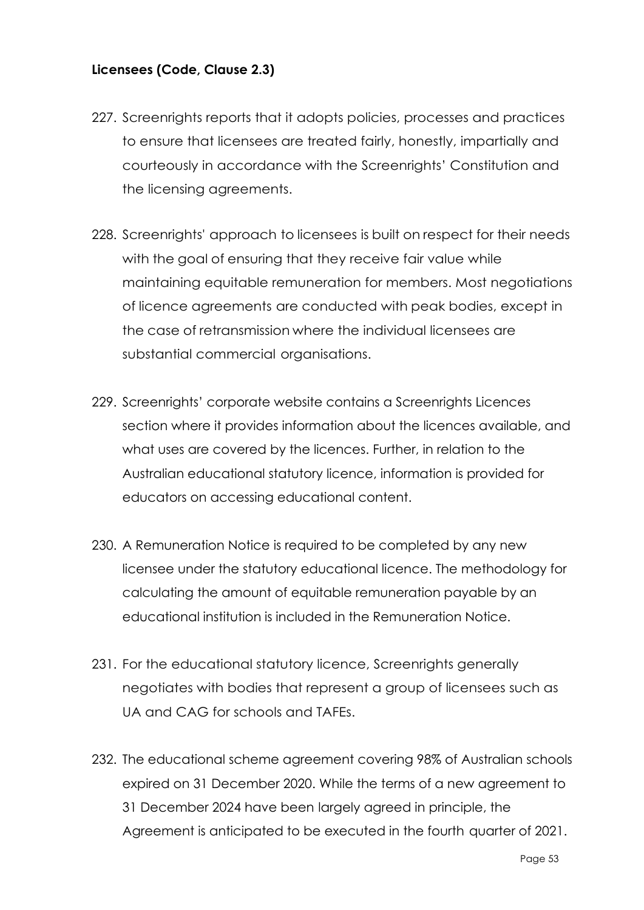**Licensees (Code, Clause 2.3)**

227. Screenrights reports that it adopts policies, processes and practices to ensure that licensees are treated fairly, honestly, impartially and courteously in accordance with the Screenrights' Constitution and the licensing agreements.

228. Screenrights' approach to licensees is built on respect for their needs with the goal of ensuring that they receive fair value while maintaining equitable remuneration for members. Most negotiations of licence agreements are conducted with peak bodies, except in the case of retransmission where the individual licensees are substantial commercial organisations.

229. Screenrights' corporate website contains a Screenrights Licences section where it provides information about the licences available, and what uses are covered by the licences. Further, in relation to the Australian educational statutory licence, information is provided for educators on accessing educational content.

230. A Remuneration Notice is required to be completed by any new licensee under the statutory educational licence. The methodology for calculating the amount of equitable remuneration payable by an educational institution is included in the Remuneration Notice.

231. For the educational statutory licence, Screenrights generally negotiates with bodies that represent a group of licensees such as UA and CAG for schools and TAFEs.

232. The educational scheme agreement covering 98% of Australian schools expired on 31 December 2020. While the terms of a new agreement to 31 December 2024 have been largely agreed in principle, the Agreement is anticipated to be executed in the fourth quarter of 2021.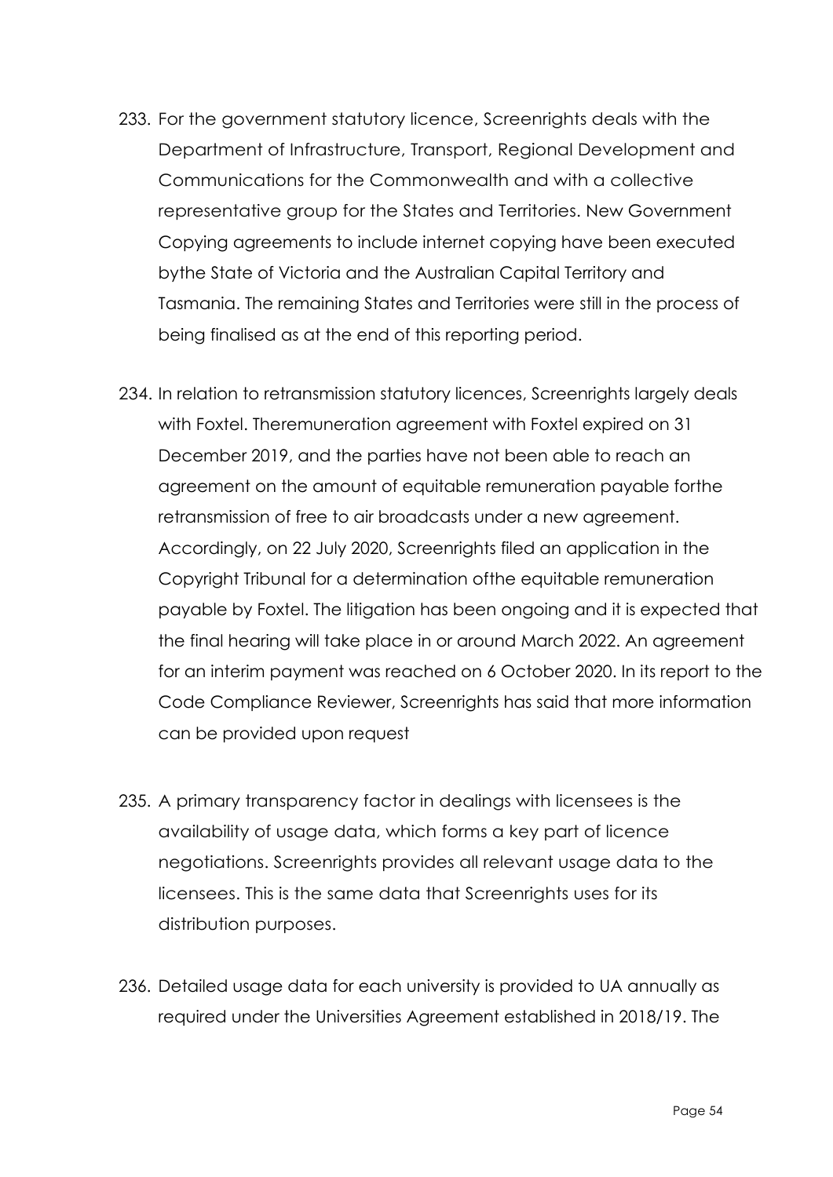233. For the government statutory licence, Screenrights deals with the Department of Infrastructure, Transport, Regional Development and Communications for the Commonwealth and with a collective representative group for the States and Territories. New Government Copying agreements to include internet copying have been executed bythe State of Victoria and the Australian Capital Territory and Tasmania. The remaining States and Territories were still in the process of being finalised as at the end of this reporting period.

234. In relation to retransmission statutory licences, Screenrights largely deals with Foxtel. Theremuneration agreement with Foxtel expired on 31 December 2019, and the parties have not been able to reach an agreement on the amount of equitable remuneration payable forthe retransmission of free to air broadcasts under a new agreement. Accordingly, on 22 July 2020, Screenrights filed an application in the Copyright Tribunal for a determination ofthe equitable remuneration payable by Foxtel. The litigation has been ongoing and it is expected that the final hearing will take place in or around March 2022. An agreement for an interim payment was reached on 6 October 2020. In its report to the Code Compliance Reviewer, Screenrights has said that more information can be provided upon request

235. A primary transparency factor in dealings with licensees is the availability of usage data, which forms a key part of licence negotiations. Screenrights provides all relevant usage data to the licensees. This is the same data that Screenrights uses for its distribution purposes.

236. Detailed usage data for each university is provided to UA annually as required under the Universities Agreement established in 2018/19. The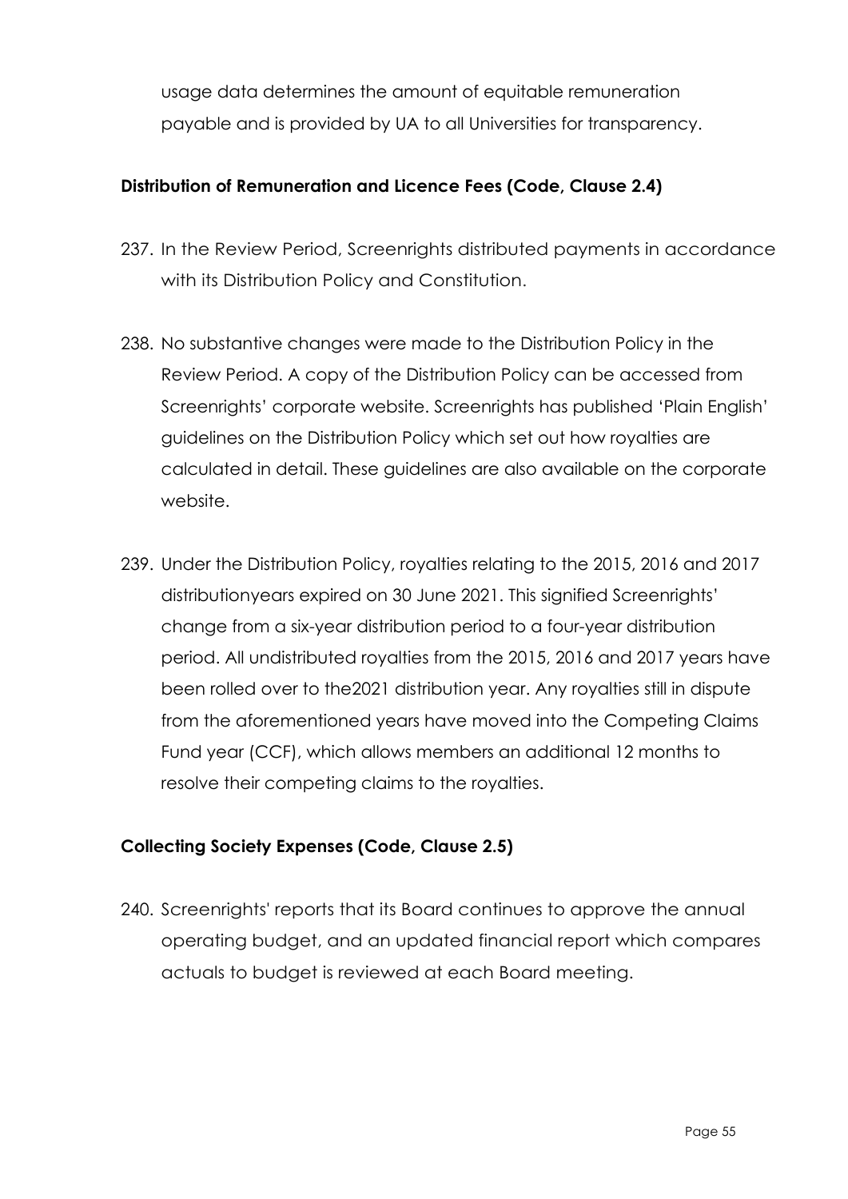usage data determines the amount of equitable remuneration payable and is provided by UA to all Universities for transparency.

**Distribution of Remuneration and Licence Fees (Code, Clause 2.4)**

237. In the Review Period, Screenrights distributed payments in accordance with its Distribution Policy and Constitution.

238. No substantive changes were made to the Distribution Policy in the Review Period. A copy of the Distribution Policy can be accessed from Screenrights' corporate website. Screenrights has published 'Plain English' guidelines on the Distribution Policy which set out how royalties are calculated in detail. These guidelines are also available on the corporate website.

239. Under the Distribution Policy, royalties relating to the 2015, 2016 and 2017 distributionyears expired on 30 June 2021. This signified Screenrights' change from a six-year distribution period to a four-year distribution period. All undistributed royalties from the 2015, 2016 and 2017 years have been rolled over to the2021 distribution year. Any royalties still in dispute from the aforementioned years have moved into the Competing Claims Fund year (CCF), which allows members an additional 12 months to resolve their competing claims to the royalties.

**Collecting Society Expenses (Code, Clause 2.5)**

240. Screenrights' reports that its Board continues to approve the annual operating budget, and an updated financial report which compares actuals to budget is reviewed at each Board meeting.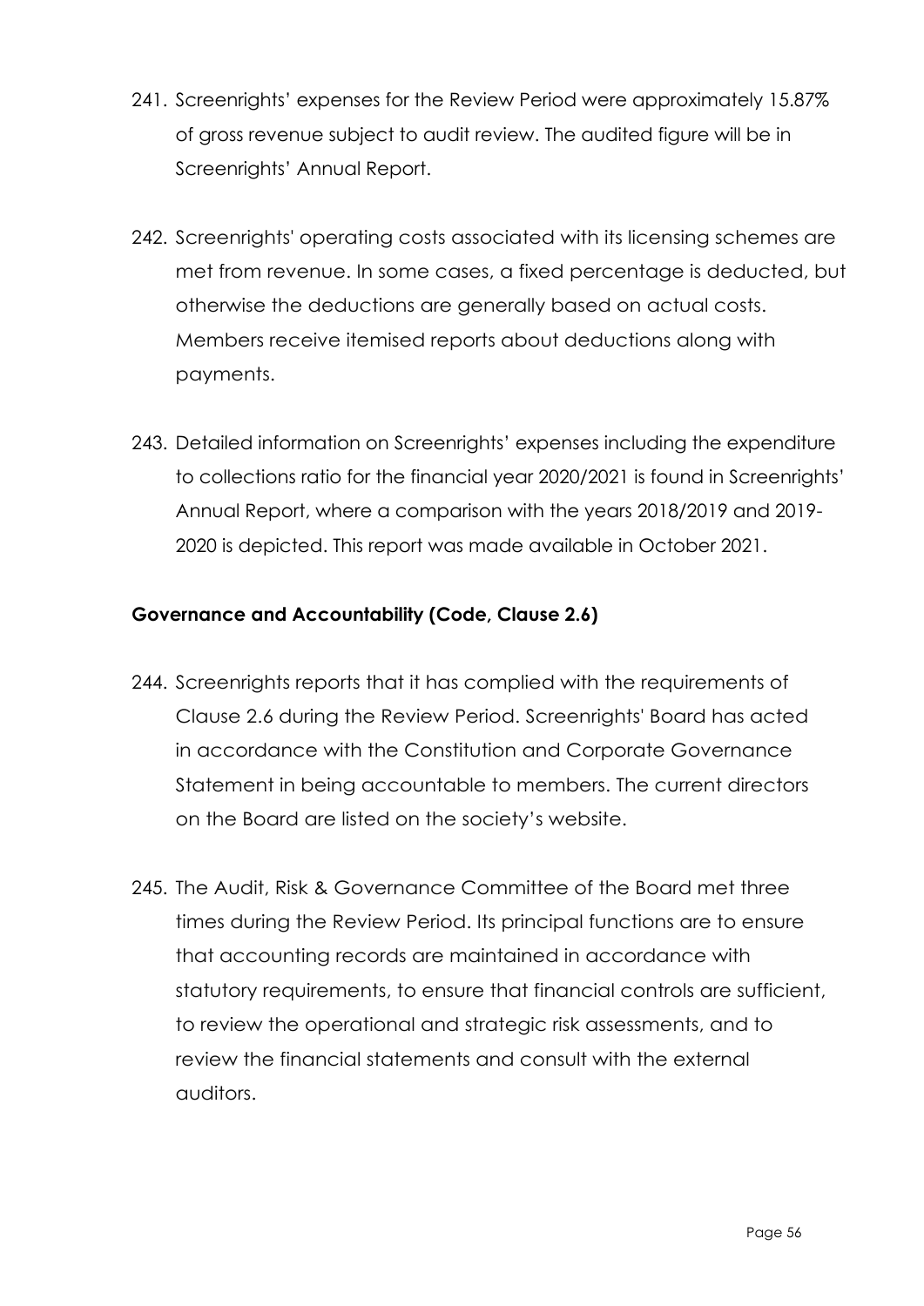241. Screenrights' expenses for the Review Period were approximately 15.87% of gross revenue subject to audit review. The audited figure will be in Screenrights' Annual Report.

242. Screenrights' operating costs associated with its licensing schemes are met from revenue. In some cases, a fixed percentage is deducted, but otherwise the deductions are generally based on actual costs. Members receive itemised reports about deductions along with payments.

243. Detailed information on Screenrights' expenses including the expenditure to collections ratio for the financial year 2020/2021 is found in Screenrights' Annual Report, where a comparison with the years 2018/2019 and 2019-2020 is depicted. This report was made available in October 2021.

**Governance and Accountability (Code, Clause 2.6)**

244. Screenrights reports that it has complied with the requirements of Clause 2.6 during the Review Period. Screenrights' Board has acted in accordance with the Constitution and Corporate Governance Statement in being accountable to members. The current directors on the Board are listed on the society's website.

245. The Audit, Risk & Governance Committee of the Board met three times during the Review Period. Its principal functions are to ensure that accounting records are maintained in accordance with statutory requirements, to ensure that financial controls are sufficient, to review the operational and strategic risk assessments, and to review the financial statements and consult with the external auditors.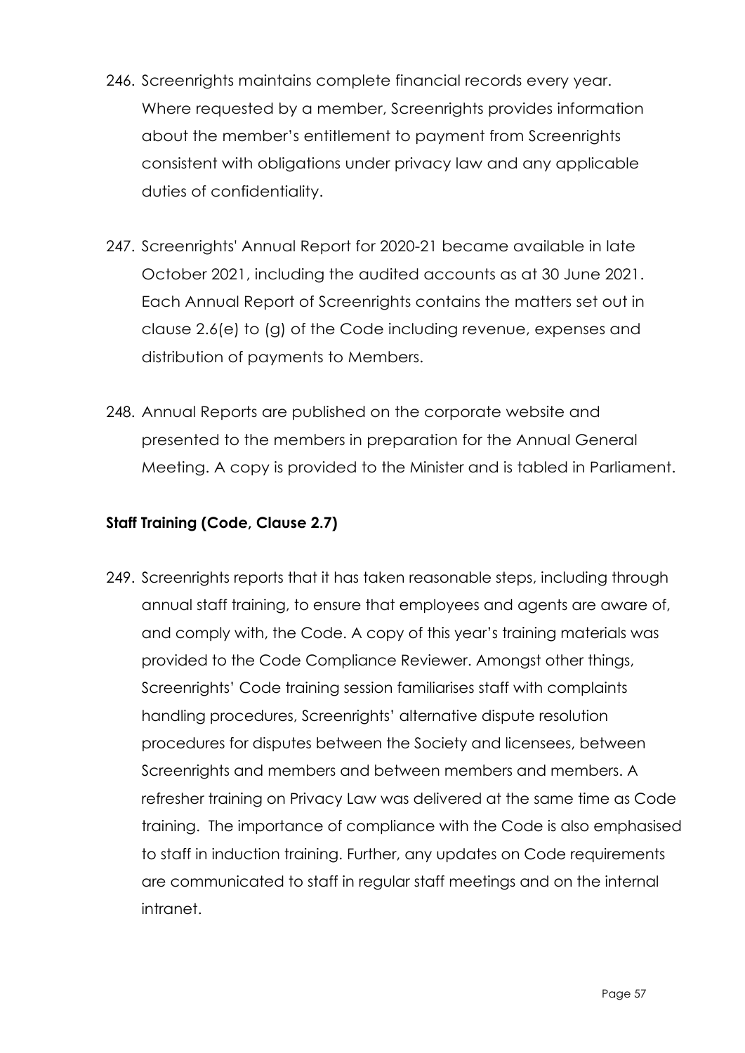246. Screenrights maintains complete financial records every year. Where requested by a member, Screenrights provides information about the member's entitlement to payment from Screenrights consistent with obligations under privacy law and any applicable duties of confidentiality.

247. Screenrights' Annual Report for 2020-21 became available in late October 2021, including the audited accounts as at 30 June 2021. Each Annual Report of Screenrights contains the matters set out in clause 2.6(e) to (g) of the Code including revenue, expenses and distribution of payments to Members.

248. Annual Reports are published on the corporate website and presented to the members in preparation for the Annual General Meeting. A copy is provided to the Minister and is tabled in Parliament.

**Staff Training (Code, Clause 2.7)**

249. Screenrights reports that it has taken reasonable steps, including through annual staff training, to ensure that employees and agents are aware of, and comply with, the Code. A copy of this year's training materials was provided to the Code Compliance Reviewer. Amongst other things, Screenrights' Code training session familiarises staff with complaints handling procedures, Screenrights' alternative dispute resolution procedures for disputes between the Society and licensees, between Screenrights and members and between members and members. A refresher training on Privacy Law was delivered at the same time as Code training. The importance of compliance with the Code is also emphasised to staff in induction training. Further, any updates on Code requirements are communicated to staff in regular staff meetings and on the internal intranet.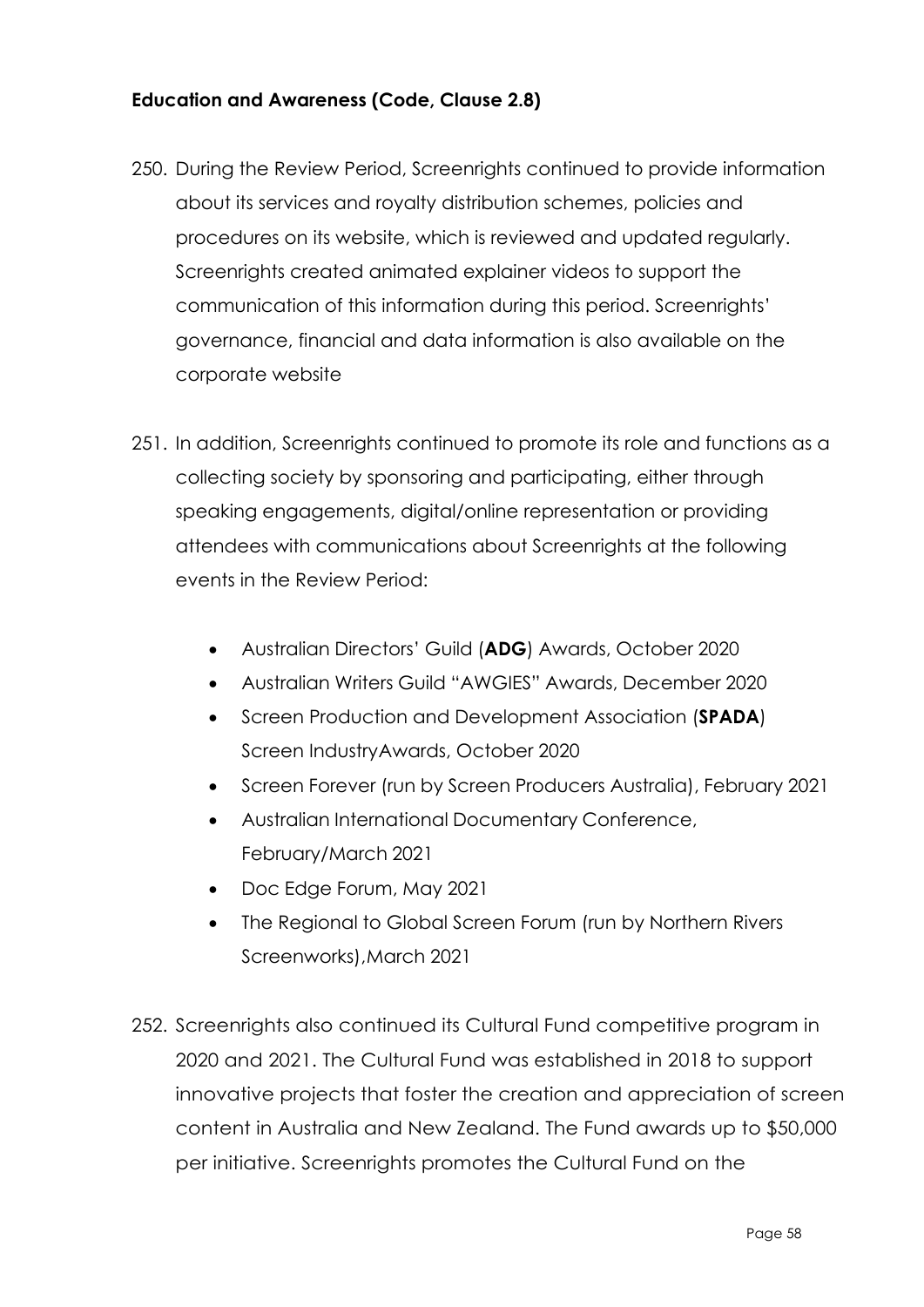**Education and Awareness (Code, Clause 2.8)**

250. During the Review Period, Screenrights continued to provide information about its services and royalty distribution schemes, policies and procedures on its website, which is reviewed and updated regularly. Screenrights created animated explainer videos to support the communication of this information during this period. Screenrights' governance, financial and data information is also available on the corporate website

251. In addition, Screenrights continued to promote its role and functions as a collecting society by sponsoring and participating, either through speaking engagements, digital/online representation or providing attendees with communications about Screenrights at the following events in the Review Period:

    - Australian Directors' Guild (**ADG**) Awards, October 2020
    - Australian Writers Guild "AWGIES" Awards, December 2020
    - Screen Production and Development Association (**SPADA**) Screen IndustryAwards, October 2020
    - Screen Forever (run by Screen Producers Australia), February 2021
    - Australian International Documentary Conference, February/March 2021
    - Doc Edge Forum, May 2021
    - The Regional to Global Screen Forum (run by Northern Rivers Screenworks),March 2021

252. Screenrights also continued its Cultural Fund competitive program in 2020 and 2021. The Cultural Fund was established in 2018 to support innovative projects that foster the creation and appreciation of screen content in Australia and New Zealand. The Fund awards up to $50,000 per initiative. Screenrights promotes the Cultural Fund on the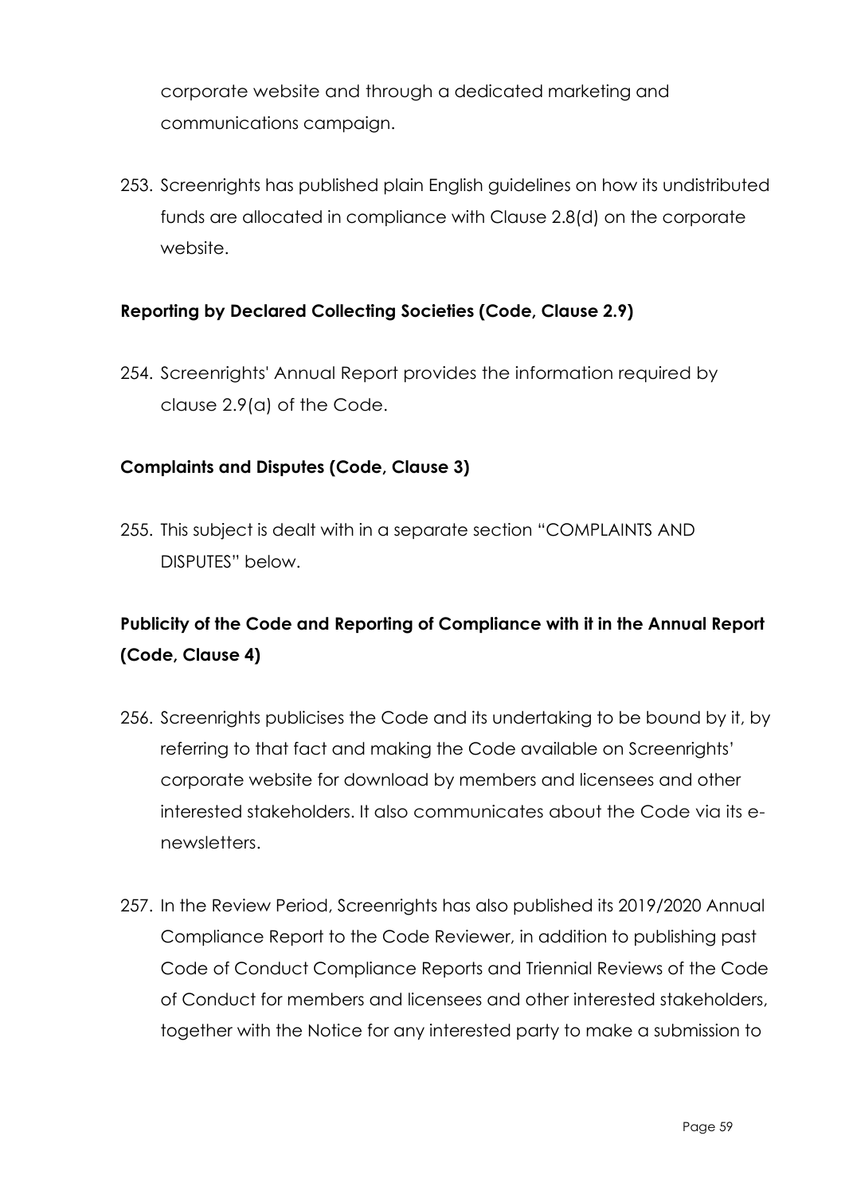corporate website and through a dedicated marketing and communications campaign.

253. Screenrights has published plain English guidelines on how its undistributed funds are allocated in compliance with Clause 2.8(d) on the corporate website.

**Reporting by Declared Collecting Societies (Code, Clause 2.9)**

254. Screenrights' Annual Report provides the information required by clause 2.9(a) of the Code.

**Complaints and Disputes (Code, Clause 3)**

255. This subject is dealt with in a separate section "COMPLAINTS AND DISPUTES" below.

**Publicity of the Code and Reporting of Compliance with it in the Annual Report (Code, Clause 4)**

256. Screenrights publicises the Code and its undertaking to be bound by it, by referring to that fact and making the Code available on Screenrights' corporate website for download by members and licensees and other interested stakeholders. It also communicates about the Code via its e-newsletters.

257. In the Review Period, Screenrights has also published its 2019/2020 Annual Compliance Report to the Code Reviewer, in addition to publishing past Code of Conduct Compliance Reports and Triennial Reviews of the Code of Conduct for members and licensees and other interested stakeholders, together with the Notice for any interested party to make a submission to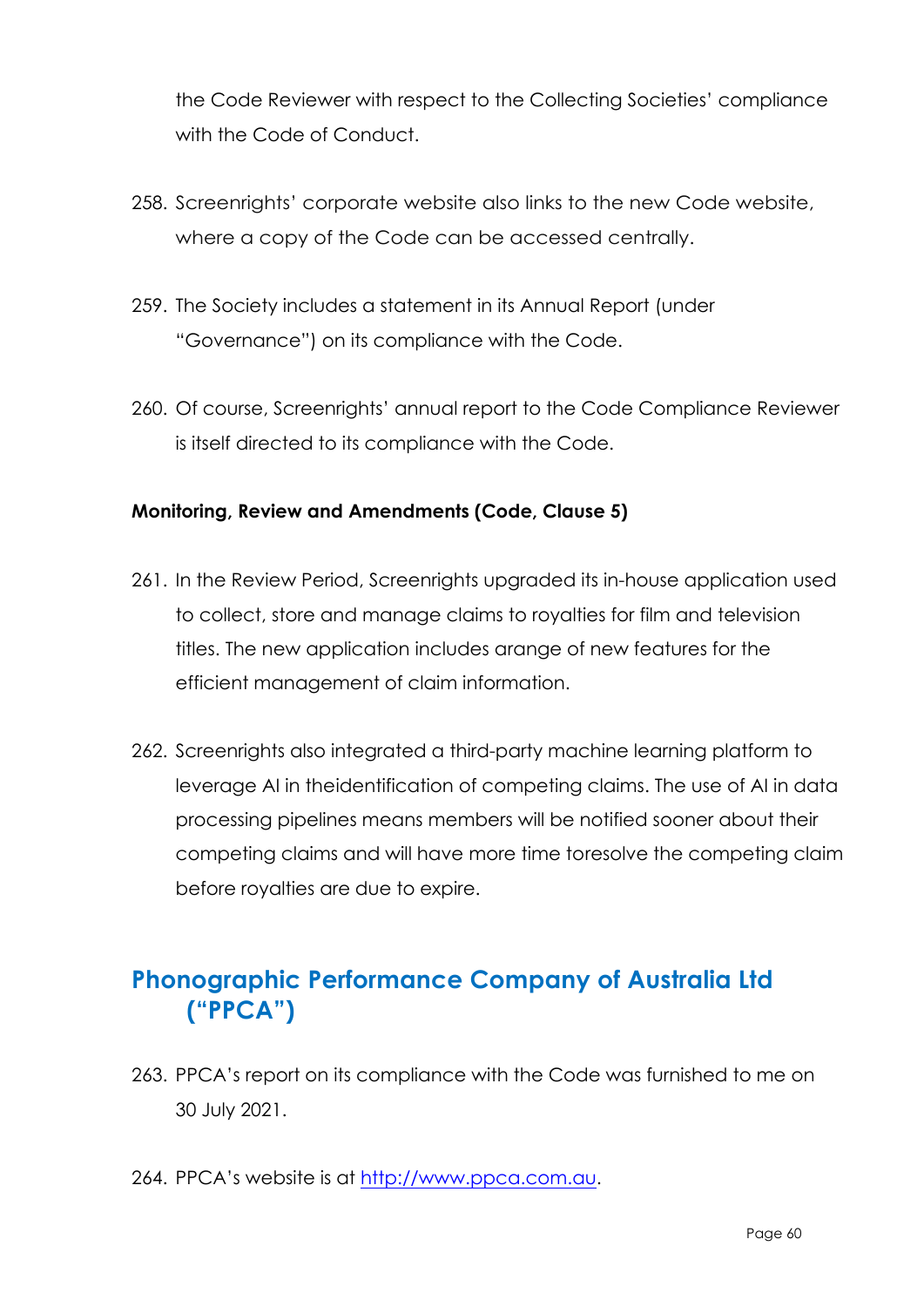the Code Reviewer with respect to the Collecting Societies' compliance with the Code of Conduct.

258. Screenrights' corporate website also links to the new Code website, where a copy of the Code can be accessed centrally.

259. The Society includes a statement in its Annual Report (under "Governance") on its compliance with the Code.

260. Of course, Screenrights' annual report to the Code Compliance Reviewer is itself directed to its compliance with the Code.

### Monitoring, Review and Amendments (Code, Clause 5)

261. In the Review Period, Screenrights upgraded its in-house application used to collect, store and manage claims to royalties for film and television titles. The new application includes arange of new features for the efficient management of claim information.

262. Screenrights also integrated a third-party machine learning platform to leverage AI in theidentification of competing claims. The use of AI in data processing pipelines means members will be notified sooner about their competing claims and will have more time toresolve the competing claim before royalties are due to expire.

## Phonographic Performance Company of Australia Ltd ("PPCA")

263. PPCA's report on its compliance with the Code was furnished to me on 30 July 2021.

264. PPCA's website is at [http://www.ppca.com.au](http://www.ppca.com.au).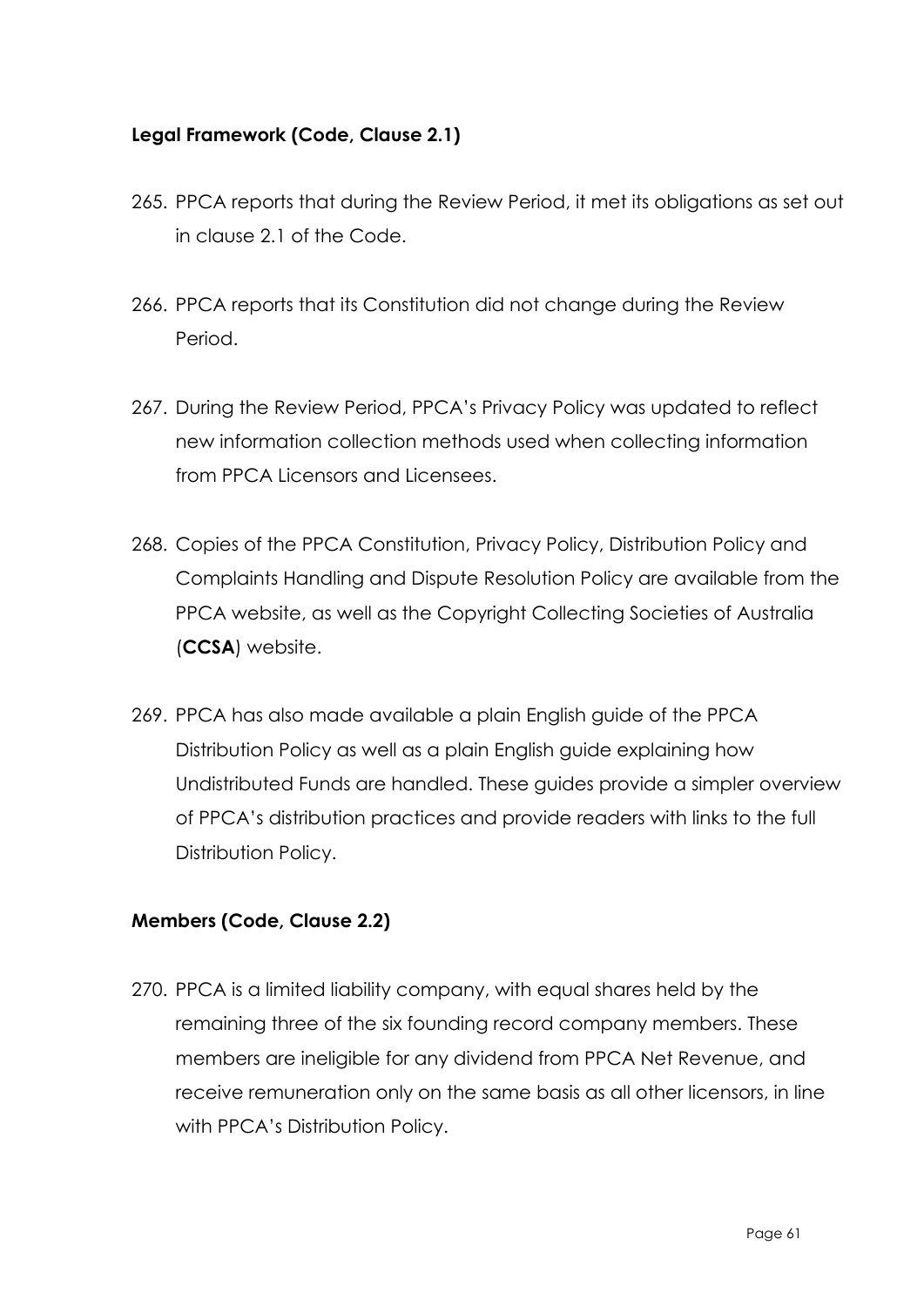### Legal Framework (Code, Clause 2.1)

265. PPCA reports that during the Review Period, it met its obligations as set out in clause 2.1 of the Code.

266. PPCA reports that its Constitution did not change during the Review Period.

267. During the Review Period, PPCA's Privacy Policy was updated to reflect new information collection methods used when collecting information from PPCA Licensors and Licensees.

268. Copies of the PPCA Constitution, Privacy Policy, Distribution Policy and Complaints Handling and Dispute Resolution Policy are available from the PPCA website, as well as the Copyright Collecting Societies of Australia (**CCSA**) website.

269. PPCA has also made available a plain English guide of the PPCA Distribution Policy as well as a plain English guide explaining how Undistributed Funds are handled. These guides provide a simpler overview of PPCA's distribution practices and provide readers with links to the full Distribution Policy.

### Members (Code, Clause 2.2)

270. PPCA is a limited liability company, with equal shares held by the remaining three of the six founding record company members. These members are ineligible for any dividend from PPCA Net Revenue, and receive remuneration only on the same basis as all other licensors, in line with PPCA's Distribution Policy.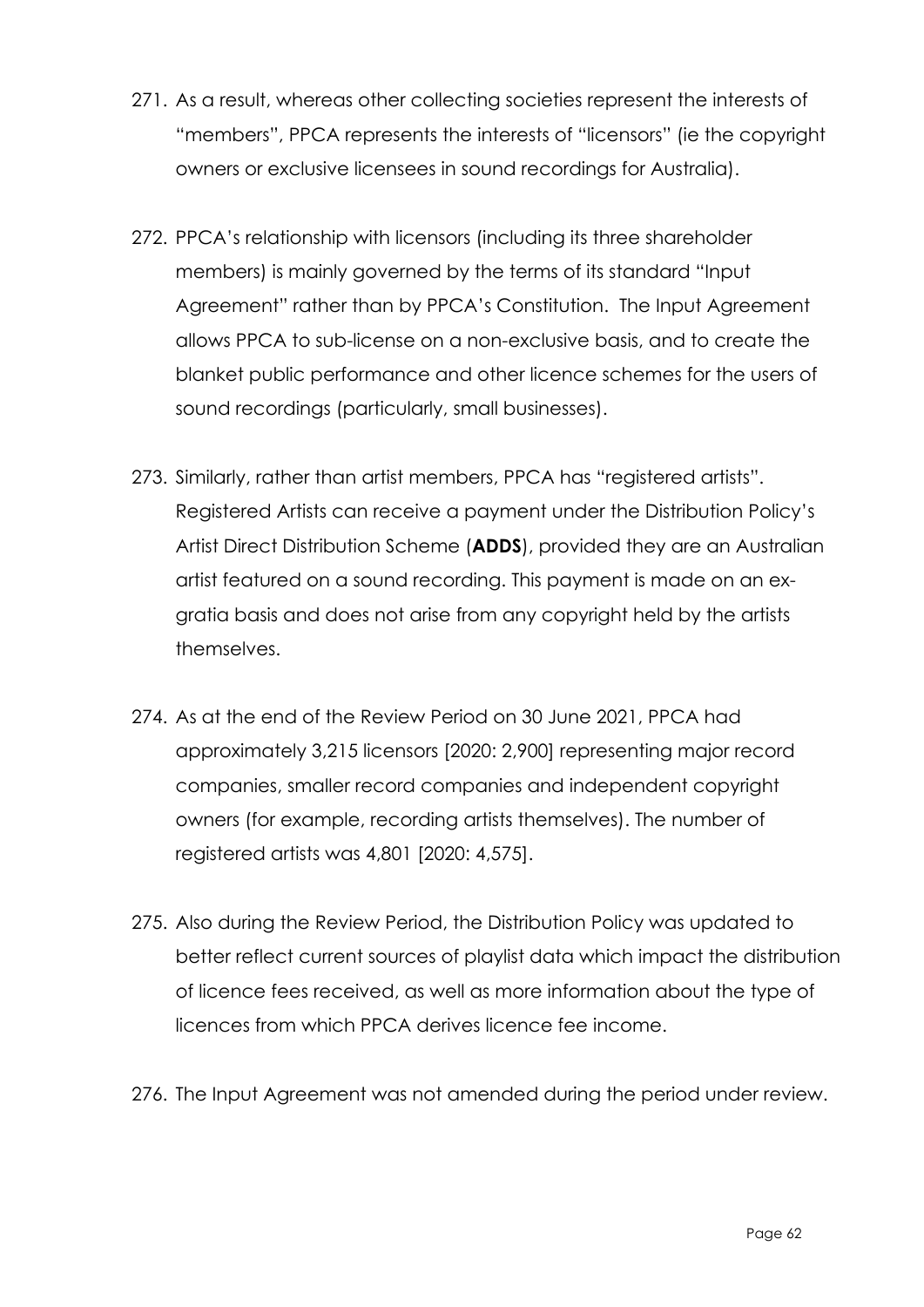271. As a result, whereas other collecting societies represent the interests of "members", PPCA represents the interests of "licensors" (ie the copyright owners or exclusive licensees in sound recordings for Australia).

272. PPCA's relationship with licensors (including its three shareholder members) is mainly governed by the terms of its standard "Input Agreement" rather than by PPCA's Constitution. The Input Agreement allows PPCA to sub-license on a non-exclusive basis, and to create the blanket public performance and other licence schemes for the users of sound recordings (particularly, small businesses).

273. Similarly, rather than artist members, PPCA has "registered artists". Registered Artists can receive a payment under the Distribution Policy's Artist Direct Distribution Scheme (**ADDS**), provided they are an Australian artist featured on a sound recording. This payment is made on an ex-gratia basis and does not arise from any copyright held by the artists themselves.

274. As at the end of the Review Period on 30 June 2021, PPCA had approximately 3,215 licensors [2020: 2,900] representing major record companies, smaller record companies and independent copyright owners (for example, recording artists themselves). The number of registered artists was 4,801 [2020: 4,575].

275. Also during the Review Period, the Distribution Policy was updated to better reflect current sources of playlist data which impact the distribution of licence fees received, as well as more information about the type of licences from which PPCA derives licence fee income.

276. The Input Agreement was not amended during the period under review.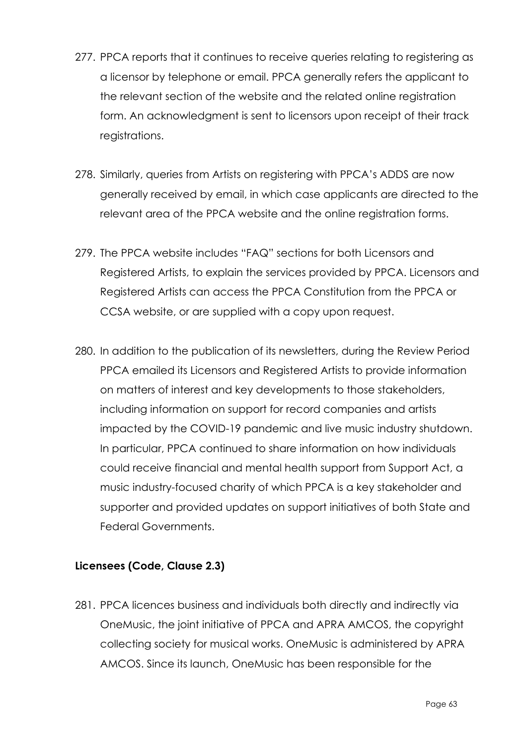277. PPCA reports that it continues to receive queries relating to registering as a licensor by telephone or email. PPCA generally refers the applicant to the relevant section of the website and the related online registration form. An acknowledgment is sent to licensors upon receipt of their track registrations.

278. Similarly, queries from Artists on registering with PPCA's ADDS are now generally received by email, in which case applicants are directed to the relevant area of the PPCA website and the online registration forms.

279. The PPCA website includes "FAQ" sections for both Licensors and Registered Artists, to explain the services provided by PPCA. Licensors and Registered Artists can access the PPCA Constitution from the PPCA or CCSA website, or are supplied with a copy upon request.

280. In addition to the publication of its newsletters, during the Review Period PPCA emailed its Licensors and Registered Artists to provide information on matters of interest and key developments to those stakeholders, including information on support for record companies and artists impacted by the COVID-19 pandemic and live music industry shutdown. In particular, PPCA continued to share information on how individuals could receive financial and mental health support from Support Act, a music industry-focused charity of which PPCA is a key stakeholder and supporter and provided updates on support initiatives of both State and Federal Governments.

**Licensees (Code, Clause 2.3)**

281. PPCA licences business and individuals both directly and indirectly via OneMusic, the joint initiative of PPCA and APRA AMCOS, the copyright collecting society for musical works. OneMusic is administered by APRA AMCOS. Since its launch, OneMusic has been responsible for the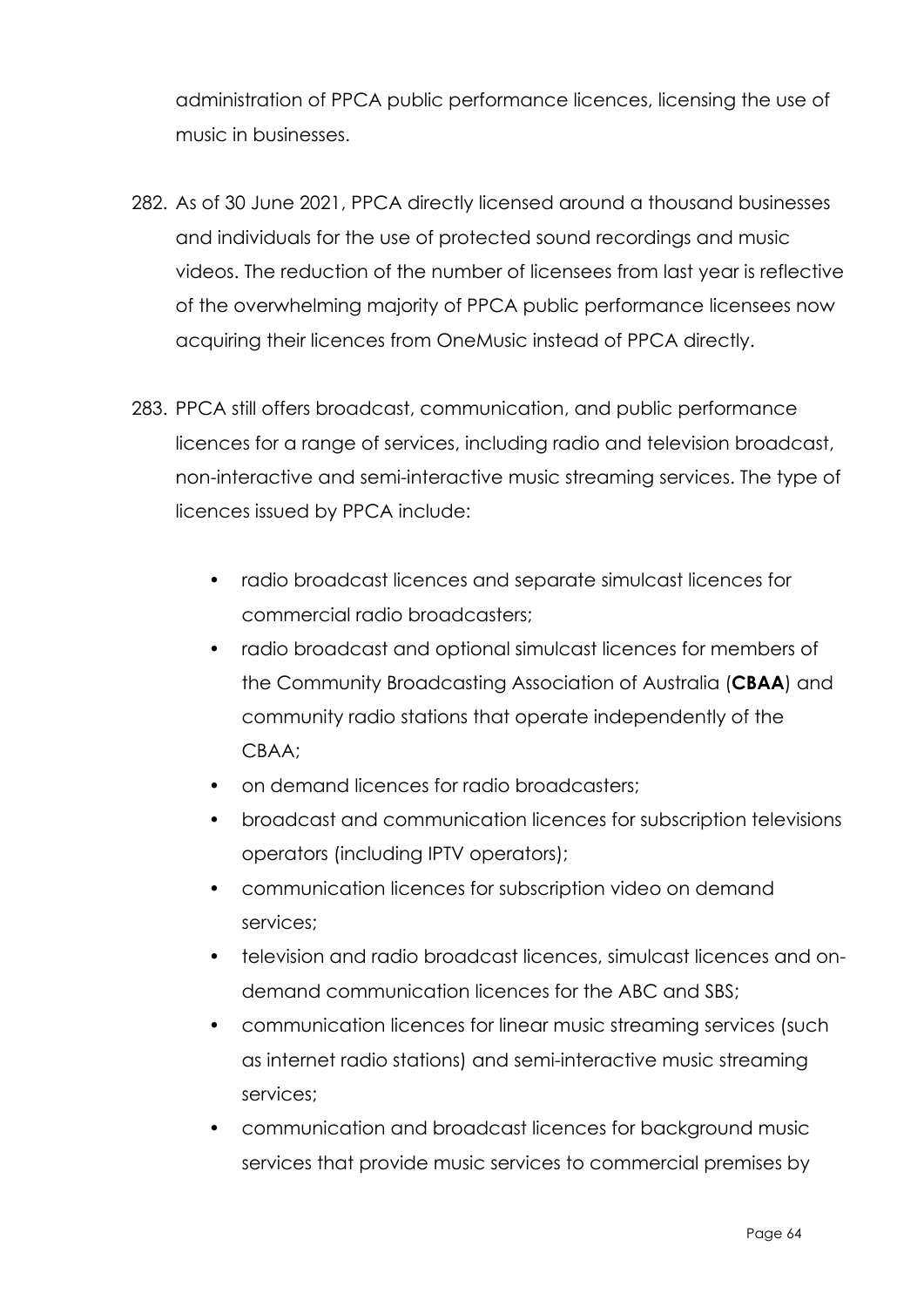administration of PPCA public performance licences, licensing the use of music in businesses.

282. As of 30 June 2021, PPCA directly licensed around a thousand businesses and individuals for the use of protected sound recordings and music videos. The reduction of the number of licensees from last year is reflective of the overwhelming majority of PPCA public performance licensees now acquiring their licences from OneMusic instead of PPCA directly.

283. PPCA still offers broadcast, communication, and public performance licences for a range of services, including radio and television broadcast, non-interactive and semi-interactive music streaming services. The type of licences issued by PPCA include:

    - radio broadcast licences and separate simulcast licences for commercial radio broadcasters;
    - radio broadcast and optional simulcast licences for members of the Community Broadcasting Association of Australia (**CBAA**) and community radio stations that operate independently of the CBAA;
    - on demand licences for radio broadcasters;
    - broadcast and communication licences for subscription televisions operators (including IPTV operators);
    - communication licences for subscription video on demand services;
    - television and radio broadcast licences, simulcast licences and on-demand communication licences for the ABC and SBS;
    - communication licences for linear music streaming services (such as internet radio stations) and semi-interactive music streaming services;
    - communication and broadcast licences for background music services that provide music services to commercial premises by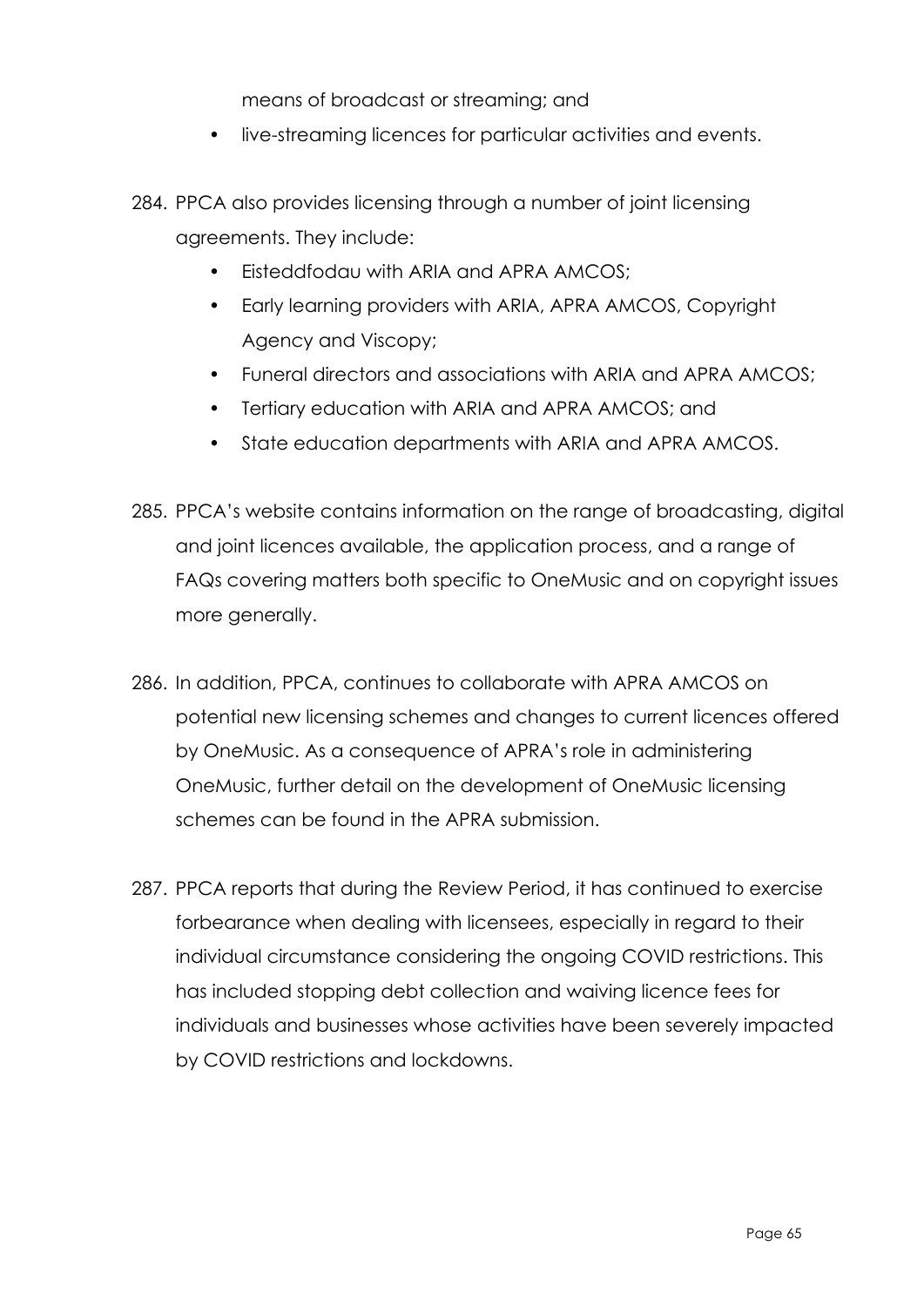means of broadcast or streaming; and

- live-streaming licences for particular activities and events.

284. PPCA also provides licensing through a number of joint licensing agreements. They include:
    - Eisteddfodau with ARIA and APRA AMCOS;
    - Early learning providers with ARIA, APRA AMCOS, Copyright Agency and Viscopy;
    - Funeral directors and associations with ARIA and APRA AMCOS;
    - Tertiary education with ARIA and APRA AMCOS; and
    - State education departments with ARIA and APRA AMCOS.

285. PPCA's website contains information on the range of broadcasting, digital and joint licences available, the application process, and a range of FAQs covering matters both specific to OneMusic and on copyright issues more generally.

286. In addition, PPCA, continues to collaborate with APRA AMCOS on potential new licensing schemes and changes to current licences offered by OneMusic. As a consequence of APRA's role in administering OneMusic, further detail on the development of OneMusic licensing schemes can be found in the APRA submission.

287. PPCA reports that during the Review Period, it has continued to exercise forbearance when dealing with licensees, especially in regard to their individual circumstance considering the ongoing COVID restrictions. This has included stopping debt collection and waiving licence fees for individuals and businesses whose activities have been severely impacted by COVID restrictions and lockdowns.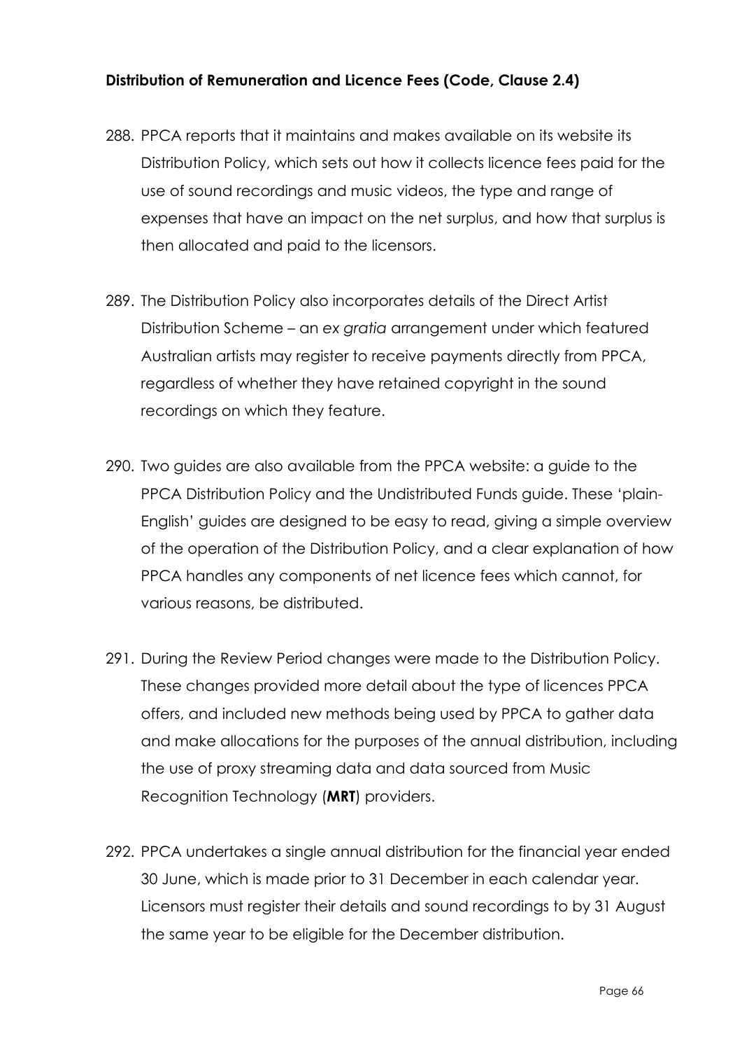**Distribution of Remuneration and Licence Fees (Code, Clause 2.4)**

288. PPCA reports that it maintains and makes available on its website its Distribution Policy, which sets out how it collects licence fees paid for the use of sound recordings and music videos, the type and range of expenses that have an impact on the net surplus, and how that surplus is then allocated and paid to the licensors.

289. The Distribution Policy also incorporates details of the Direct Artist Distribution Scheme – an *ex gratia* arrangement under which featured Australian artists may register to receive payments directly from PPCA, regardless of whether they have retained copyright in the sound recordings on which they feature.

290. Two guides are also available from the PPCA website: a guide to the PPCA Distribution Policy and the Undistributed Funds guide. These 'plain-English' guides are designed to be easy to read, giving a simple overview of the operation of the Distribution Policy, and a clear explanation of how PPCA handles any components of net licence fees which cannot, for various reasons, be distributed.

291. During the Review Period changes were made to the Distribution Policy. These changes provided more detail about the type of licences PPCA offers, and included new methods being used by PPCA to gather data and make allocations for the purposes of the annual distribution, including the use of proxy streaming data and data sourced from Music Recognition Technology (**MRT**) providers.

292. PPCA undertakes a single annual distribution for the financial year ended 30 June, which is made prior to 31 December in each calendar year. Licensors must register their details and sound recordings to by 31 August the same year to be eligible for the December distribution.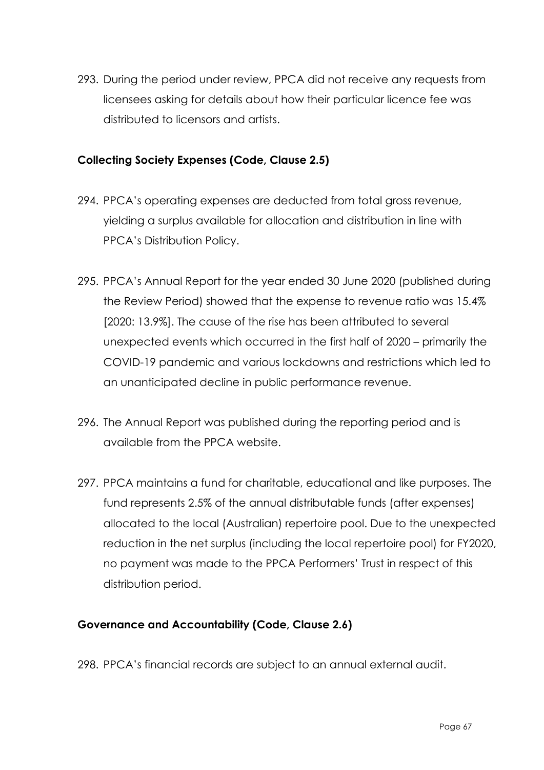293. During the period under review, PPCA did not receive any requests from licensees asking for details about how their particular licence fee was distributed to licensors and artists.

### Collecting Society Expenses (Code, Clause 2.5)

294. PPCA's operating expenses are deducted from total gross revenue, yielding a surplus available for allocation and distribution in line with PPCA's Distribution Policy.

295. PPCA's Annual Report for the year ended 30 June 2020 (published during the Review Period) showed that the expense to revenue ratio was 15.4% [2020: 13.9%]. The cause of the rise has been attributed to several unexpected events which occurred in the first half of 2020 – primarily the COVID-19 pandemic and various lockdowns and restrictions which led to an unanticipated decline in public performance revenue.

296. The Annual Report was published during the reporting period and is available from the PPCA website.

297. PPCA maintains a fund for charitable, educational and like purposes. The fund represents 2.5% of the annual distributable funds (after expenses) allocated to the local (Australian) repertoire pool. Due to the unexpected reduction in the net surplus (including the local repertoire pool) for FY2020, no payment was made to the PPCA Performers' Trust in respect of this distribution period.

### Governance and Accountability (Code, Clause 2.6)

298. PPCA's financial records are subject to an annual external audit.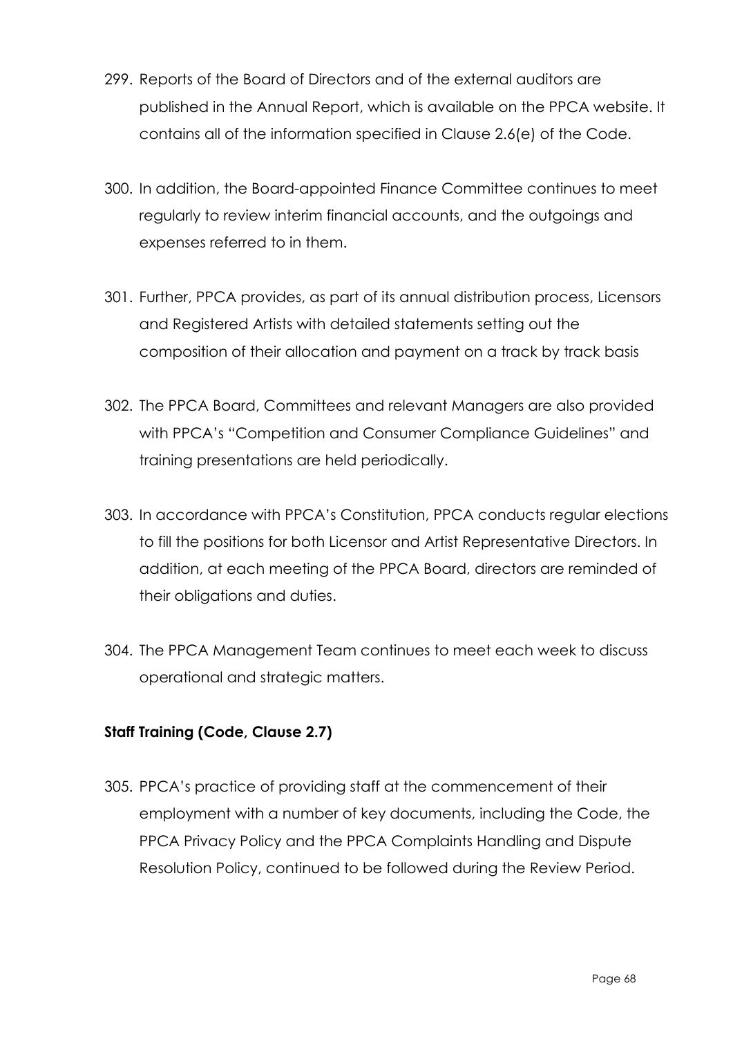299. Reports of the Board of Directors and of the external auditors are published in the Annual Report, which is available on the PPCA website. It contains all of the information specified in Clause 2.6(e) of the Code.

300. In addition, the Board-appointed Finance Committee continues to meet regularly to review interim financial accounts, and the outgoings and expenses referred to in them.

301. Further, PPCA provides, as part of its annual distribution process, Licensors and Registered Artists with detailed statements setting out the composition of their allocation and payment on a track by track basis

302. The PPCA Board, Committees and relevant Managers are also provided with PPCA's "Competition and Consumer Compliance Guidelines" and training presentations are held periodically.

303. In accordance with PPCA's Constitution, PPCA conducts regular elections to fill the positions for both Licensor and Artist Representative Directors. In addition, at each meeting of the PPCA Board, directors are reminded of their obligations and duties.

304. The PPCA Management Team continues to meet each week to discuss operational and strategic matters.

**Staff Training (Code, Clause 2.7)**

305. PPCA's practice of providing staff at the commencement of their employment with a number of key documents, including the Code, the PPCA Privacy Policy and the PPCA Complaints Handling and Dispute Resolution Policy, continued to be followed during the Review Period.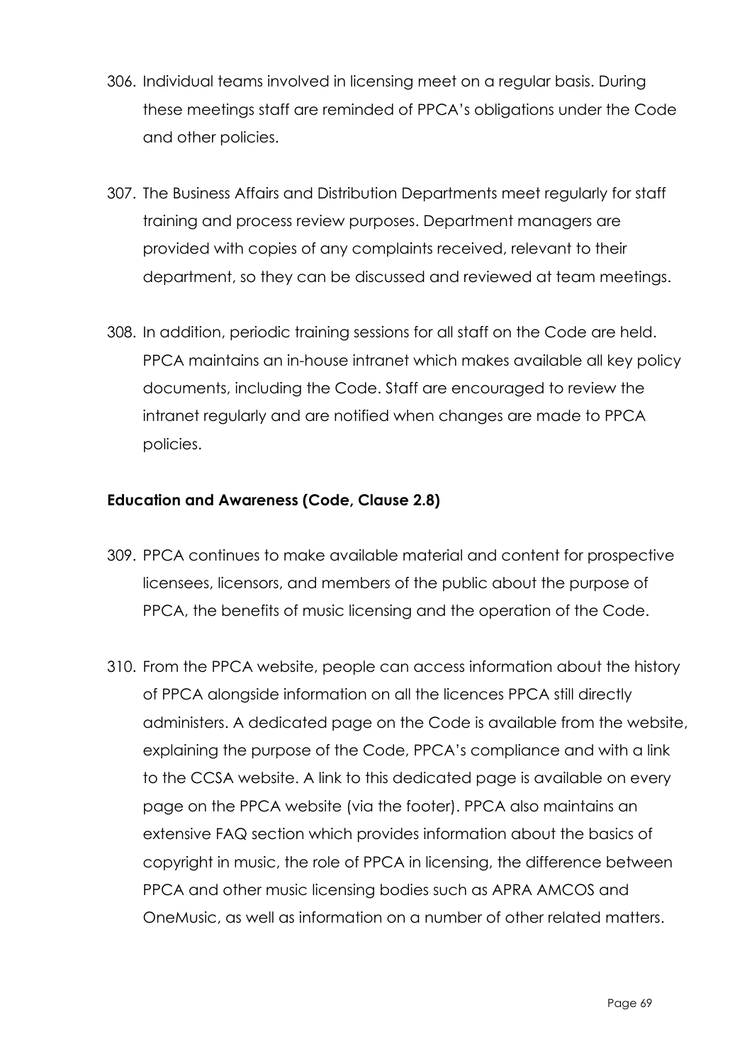306. Individual teams involved in licensing meet on a regular basis. During these meetings staff are reminded of PPCA's obligations under the Code and other policies.

307. The Business Affairs and Distribution Departments meet regularly for staff training and process review purposes. Department managers are provided with copies of any complaints received, relevant to their department, so they can be discussed and reviewed at team meetings.

308. In addition, periodic training sessions for all staff on the Code are held. PPCA maintains an in-house intranet which makes available all key policy documents, including the Code. Staff are encouraged to review the intranet regularly and are notified when changes are made to PPCA policies.

**Education and Awareness (Code, Clause 2.8)**

309. PPCA continues to make available material and content for prospective licensees, licensors, and members of the public about the purpose of PPCA, the benefits of music licensing and the operation of the Code.

310. From the PPCA website, people can access information about the history of PPCA alongside information on all the licences PPCA still directly administers. A dedicated page on the Code is available from the website, explaining the purpose of the Code, PPCA's compliance and with a link to the CCSA website. A link to this dedicated page is available on every page on the PPCA website (via the footer). PPCA also maintains an extensive FAQ section which provides information about the basics of copyright in music, the role of PPCA in licensing, the difference between PPCA and other music licensing bodies such as APRA AMCOS and OneMusic, as well as information on a number of other related matters.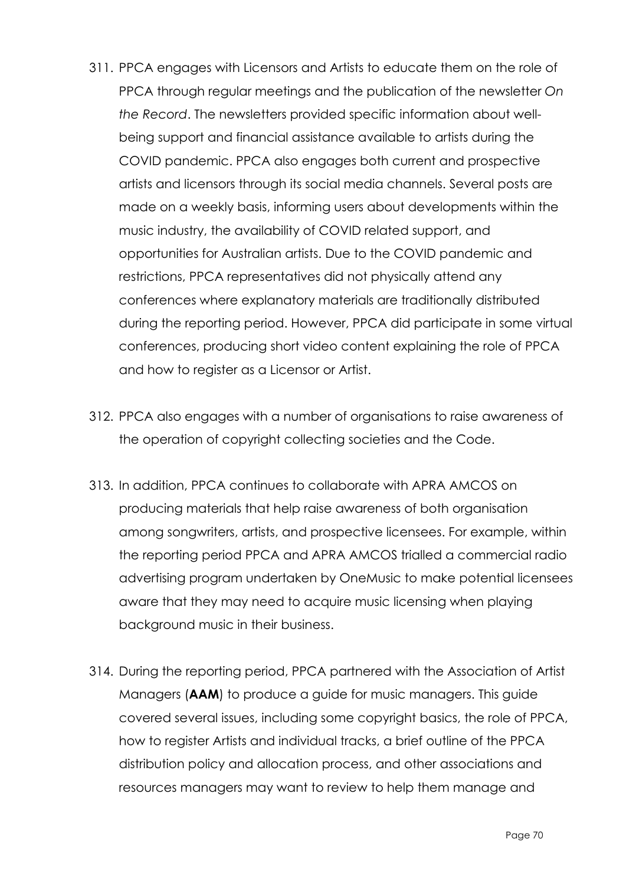311. PPCA engages with Licensors and Artists to educate them on the role of PPCA through regular meetings and the publication of the newsletter *On the Record*. The newsletters provided specific information about well-being support and financial assistance available to artists during the COVID pandemic. PPCA also engages both current and prospective artists and licensors through its social media channels. Several posts are made on a weekly basis, informing users about developments within the music industry, the availability of COVID related support, and opportunities for Australian artists. Due to the COVID pandemic and restrictions, PPCA representatives did not physically attend any conferences where explanatory materials are traditionally distributed during the reporting period. However, PPCA did participate in some virtual conferences, producing short video content explaining the role of PPCA and how to register as a Licensor or Artist.

312. PPCA also engages with a number of organisations to raise awareness of the operation of copyright collecting societies and the Code.

313. In addition, PPCA continues to collaborate with APRA AMCOS on producing materials that help raise awareness of both organisation among songwriters, artists, and prospective licensees. For example, within the reporting period PPCA and APRA AMCOS trialled a commercial radio advertising program undertaken by OneMusic to make potential licensees aware that they may need to acquire music licensing when playing background music in their business.

314. During the reporting period, PPCA partnered with the Association of Artist Managers (**AAM**) to produce a guide for music managers. This guide covered several issues, including some copyright basics, the role of PPCA, how to register Artists and individual tracks, a brief outline of the PPCA distribution policy and allocation process, and other associations and resources managers may want to review to help them manage and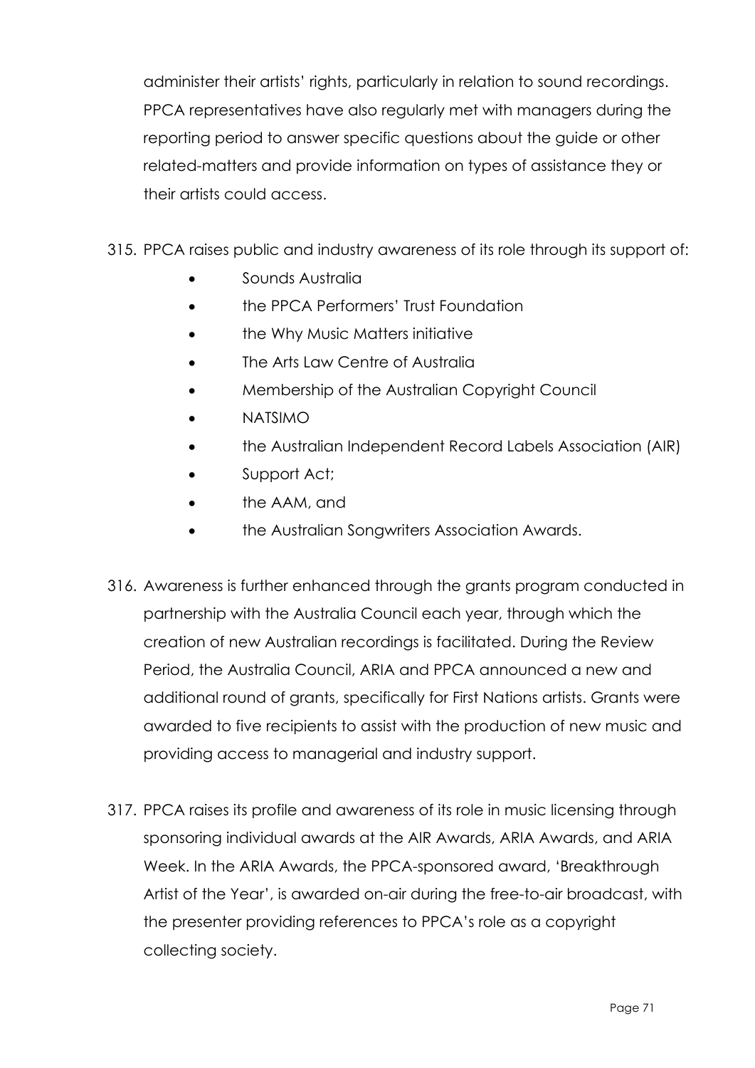administer their artists' rights, particularly in relation to sound recordings. PPCA representatives have also regularly met with managers during the reporting period to answer specific questions about the guide or other related-matters and provide information on types of assistance they or their artists could access.

315. PPCA raises public and industry awareness of its role through its support of:
    - Sounds Australia
    - the PPCA Performers' Trust Foundation
    - the Why Music Matters initiative
    - The Arts Law Centre of Australia
    - Membership of the Australian Copyright Council
    - NATSIMO
    - the Australian Independent Record Labels Association (AIR)
    - Support Act;
    - the AAM, and
    - the Australian Songwriters Association Awards.

316. Awareness is further enhanced through the grants program conducted in partnership with the Australia Council each year, through which the creation of new Australian recordings is facilitated. During the Review Period, the Australia Council, ARIA and PPCA announced a new and additional round of grants, specifically for First Nations artists. Grants were awarded to five recipients to assist with the production of new music and providing access to managerial and industry support.

317. PPCA raises its profile and awareness of its role in music licensing through sponsoring individual awards at the AIR Awards, ARIA Awards, and ARIA Week. In the ARIA Awards, the PPCA-sponsored award, 'Breakthrough Artist of the Year', is awarded on-air during the free-to-air broadcast, with the presenter providing references to PPCA's role as a copyright collecting society.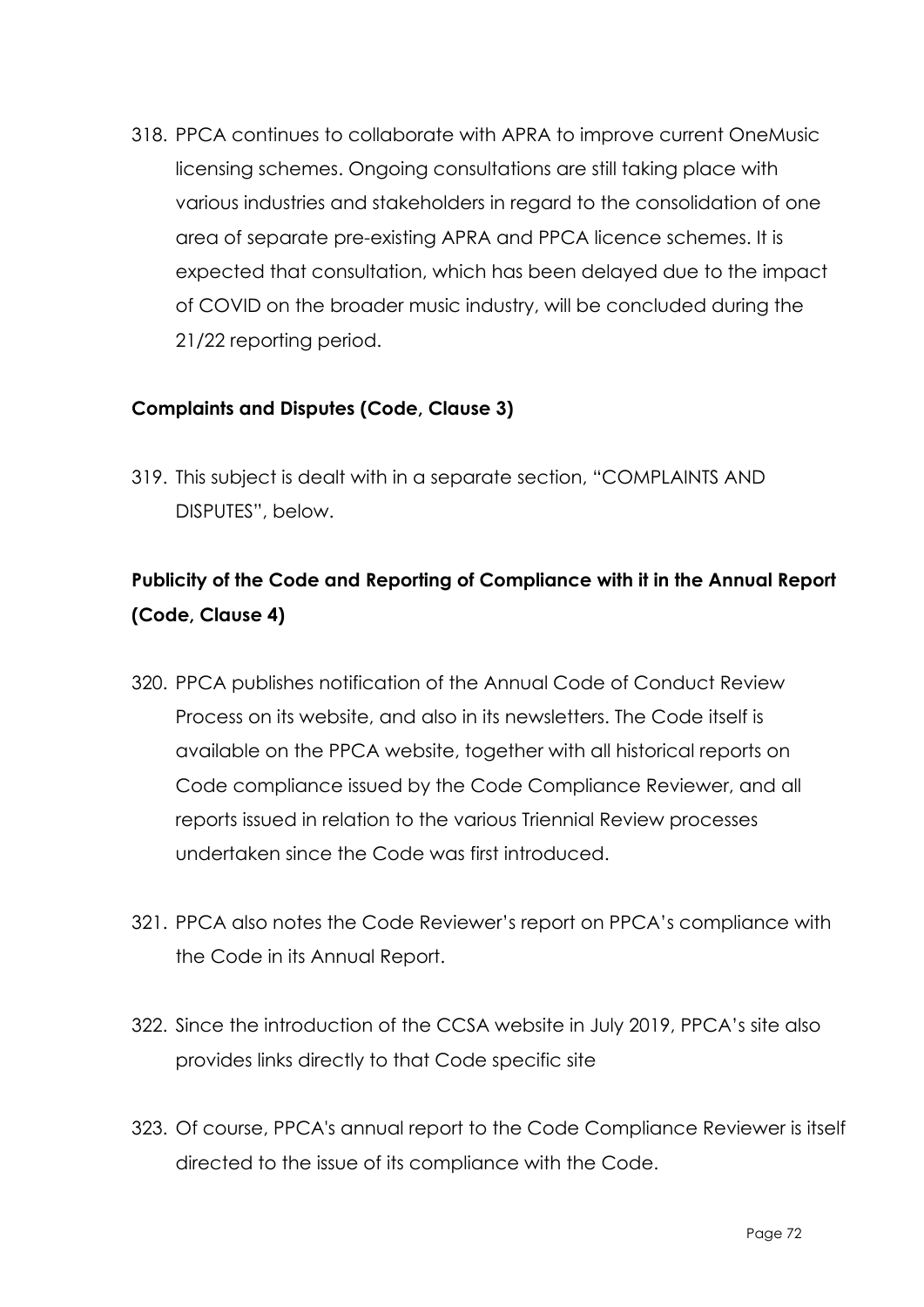318. PPCA continues to collaborate with APRA to improve current OneMusic licensing schemes. Ongoing consultations are still taking place with various industries and stakeholders in regard to the consolidation of one area of separate pre-existing APRA and PPCA licence schemes. It is expected that consultation, which has been delayed due to the impact of COVID on the broader music industry, will be concluded during the 21/22 reporting period.

**Complaints and Disputes (Code, Clause 3)**

319. This subject is dealt with in a separate section, "COMPLAINTS AND DISPUTES", below.

**Publicity of the Code and Reporting of Compliance with it in the Annual Report (Code, Clause 4)**

320. PPCA publishes notification of the Annual Code of Conduct Review Process on its website, and also in its newsletters. The Code itself is available on the PPCA website, together with all historical reports on Code compliance issued by the Code Compliance Reviewer, and all reports issued in relation to the various Triennial Review processes undertaken since the Code was first introduced.

321. PPCA also notes the Code Reviewer's report on PPCA's compliance with the Code in its Annual Report.

322. Since the introduction of the CCSA website in July 2019, PPCA's site also provides links directly to that Code specific site

323. Of course, PPCA's annual report to the Code Compliance Reviewer is itself directed to the issue of its compliance with the Code.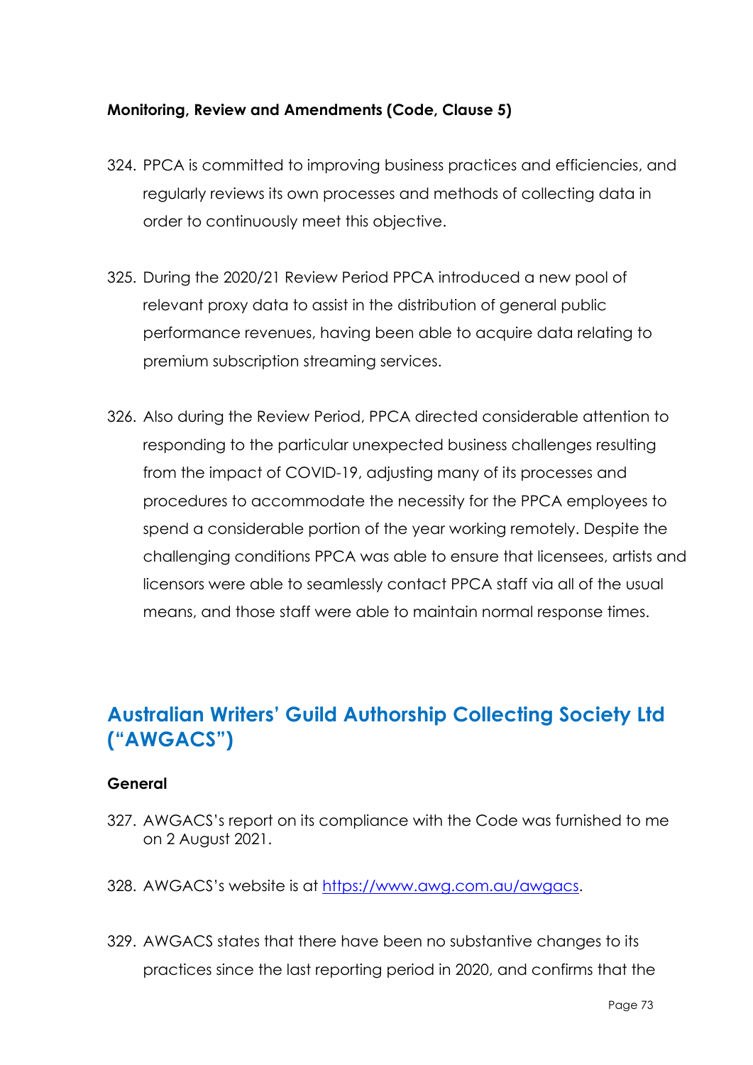### Monitoring, Review and Amendments (Code, Clause 5)

324. PPCA is committed to improving business practices and efficiencies, and regularly reviews its own processes and methods of collecting data in order to continuously meet this objective.

325. During the 2020/21 Review Period PPCA introduced a new pool of relevant proxy data to assist in the distribution of general public performance revenues, having been able to acquire data relating to premium subscription streaming services.

326. Also during the Review Period, PPCA directed considerable attention to responding to the particular unexpected business challenges resulting from the impact of COVID-19, adjusting many of its processes and procedures to accommodate the necessity for the PPCA employees to spend a considerable portion of the year working remotely. Despite the challenging conditions PPCA was able to ensure that licensees, artists and licensors were able to seamlessly contact PPCA staff via all of the usual means, and those staff were able to maintain normal response times.

## Australian Writers' Guild Authorship Collecting Society Ltd ("AWGACS")

### General

327. AWGACS's report on its compliance with the Code was furnished to me on 2 August 2021.

328. AWGACS's website is at https://www.awg.com.au/awgacs.

329. AWGACS states that there have been no substantive changes to its practices since the last reporting period in 2020, and confirms that the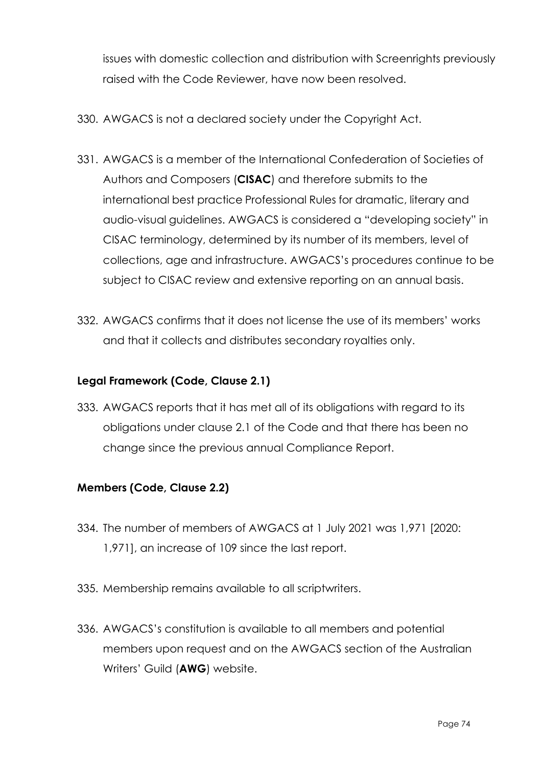issues with domestic collection and distribution with Screenrights previously raised with the Code Reviewer, have now been resolved.

330. AWGACS is not a declared society under the Copyright Act.

331. AWGACS is a member of the International Confederation of Societies of Authors and Composers (**CISAC**) and therefore submits to the international best practice Professional Rules for dramatic, literary and audio-visual guidelines. AWGACS is considered a "developing society" in CISAC terminology, determined by its number of its members, level of collections, age and infrastructure. AWGACS's procedures continue to be subject to CISAC review and extensive reporting on an annual basis.

332. AWGACS confirms that it does not license the use of its members' works and that it collects and distributes secondary royalties only.

**Legal Framework (Code, Clause 2.1)**

333. AWGACS reports that it has met all of its obligations with regard to its obligations under clause 2.1 of the Code and that there has been no change since the previous annual Compliance Report.

**Members (Code, Clause 2.2)**

334. The number of members of AWGACS at 1 July 2021 was 1,971 [2020: 1,971], an increase of 109 since the last report.

335. Membership remains available to all scriptwriters.

336. AWGACS's constitution is available to all members and potential members upon request and on the AWGACS section of the Australian Writers' Guild (**AWG**) website.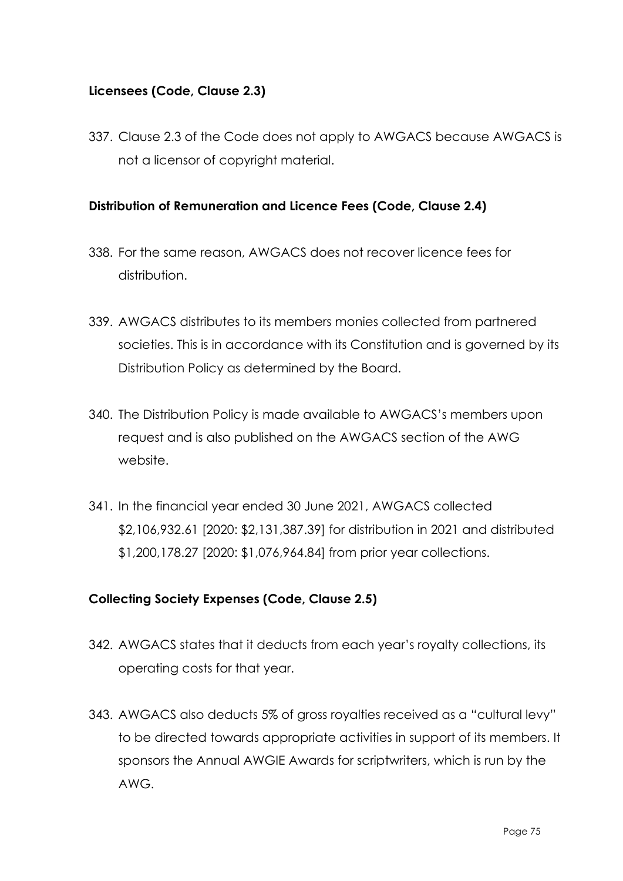**Licensees (Code, Clause 2.3)**

337. Clause 2.3 of the Code does not apply to AWGACS because AWGACS is not a licensor of copyright material.

**Distribution of Remuneration and Licence Fees (Code, Clause 2.4)**

338. For the same reason, AWGACS does not recover licence fees for distribution.

339. AWGACS distributes to its members monies collected from partnered societies. This is in accordance with its Constitution and is governed by its Distribution Policy as determined by the Board.

340. The Distribution Policy is made available to AWGACS's members upon request and is also published on the AWGACS section of the AWG website.

341. In the financial year ended 30 June 2021, AWGACS collected $2,106,932.61 [2020: $2,131,387.39] for distribution in 2021 and distributed $1,200,178.27 [2020: $1,076,964.84] from prior year collections.

**Collecting Society Expenses (Code, Clause 2.5)**

342. AWGACS states that it deducts from each year's royalty collections, its operating costs for that year.

343. AWGACS also deducts 5% of gross royalties received as a "cultural levy" to be directed towards appropriate activities in support of its members. It sponsors the Annual AWGIE Awards for scriptwriters, which is run by the AWG.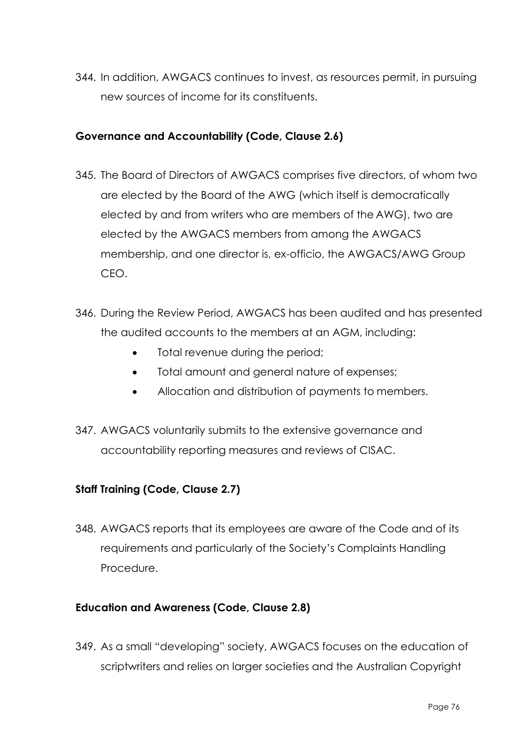344. In addition, AWGACS continues to invest, as resources permit, in pursuing new sources of income for its constituents.

**Governance and Accountability (Code, Clause 2.6)**

345. The Board of Directors of AWGACS comprises five directors, of whom two are elected by the Board of the AWG (which itself is democratically elected by and from writers who are members of the AWG), two are elected by the AWGACS members from among the AWGACS membership, and one director is, ex-officio, the AWGACS/AWG Group CEO.

346. During the Review Period, AWGACS has been audited and has presented the audited accounts to the members at an AGM, including:
    - Total revenue during the period;
    - Total amount and general nature of expenses;
    - Allocation and distribution of payments to members.

347. AWGACS voluntarily submits to the extensive governance and accountability reporting measures and reviews of CISAC.

**Staff Training (Code, Clause 2.7)**

348. AWGACS reports that its employees are aware of the Code and of its requirements and particularly of the Society's Complaints Handling Procedure.

**Education and Awareness (Code, Clause 2.8)**

349. As a small "developing" society, AWGACS focuses on the education of scriptwriters and relies on larger societies and the Australian Copyright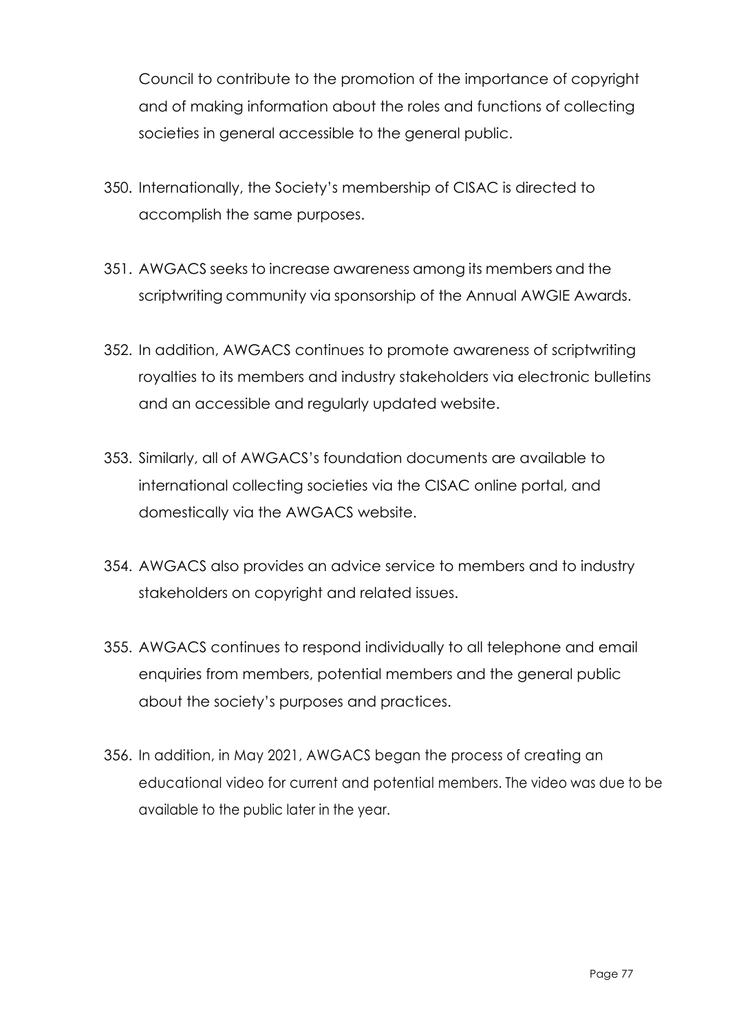Council to contribute to the promotion of the importance of copyright and of making information about the roles and functions of collecting societies in general accessible to the general public.

350. Internationally, the Society's membership of CISAC is directed to accomplish the same purposes.

351. AWGACS seeks to increase awareness among its members and the scriptwriting community via sponsorship of the Annual AWGIE Awards.

352. In addition, AWGACS continues to promote awareness of scriptwriting royalties to its members and industry stakeholders via electronic bulletins and an accessible and regularly updated website.

353. Similarly, all of AWGACS's foundation documents are available to international collecting societies via the CISAC online portal, and domestically via the AWGACS website.

354. AWGACS also provides an advice service to members and to industry stakeholders on copyright and related issues.

355. AWGACS continues to respond individually to all telephone and email enquiries from members, potential members and the general public about the society's purposes and practices.

356. In addition, in May 2021, AWGACS began the process of creating an educational video for current and potential members. The video was due to be available to the public later in the year.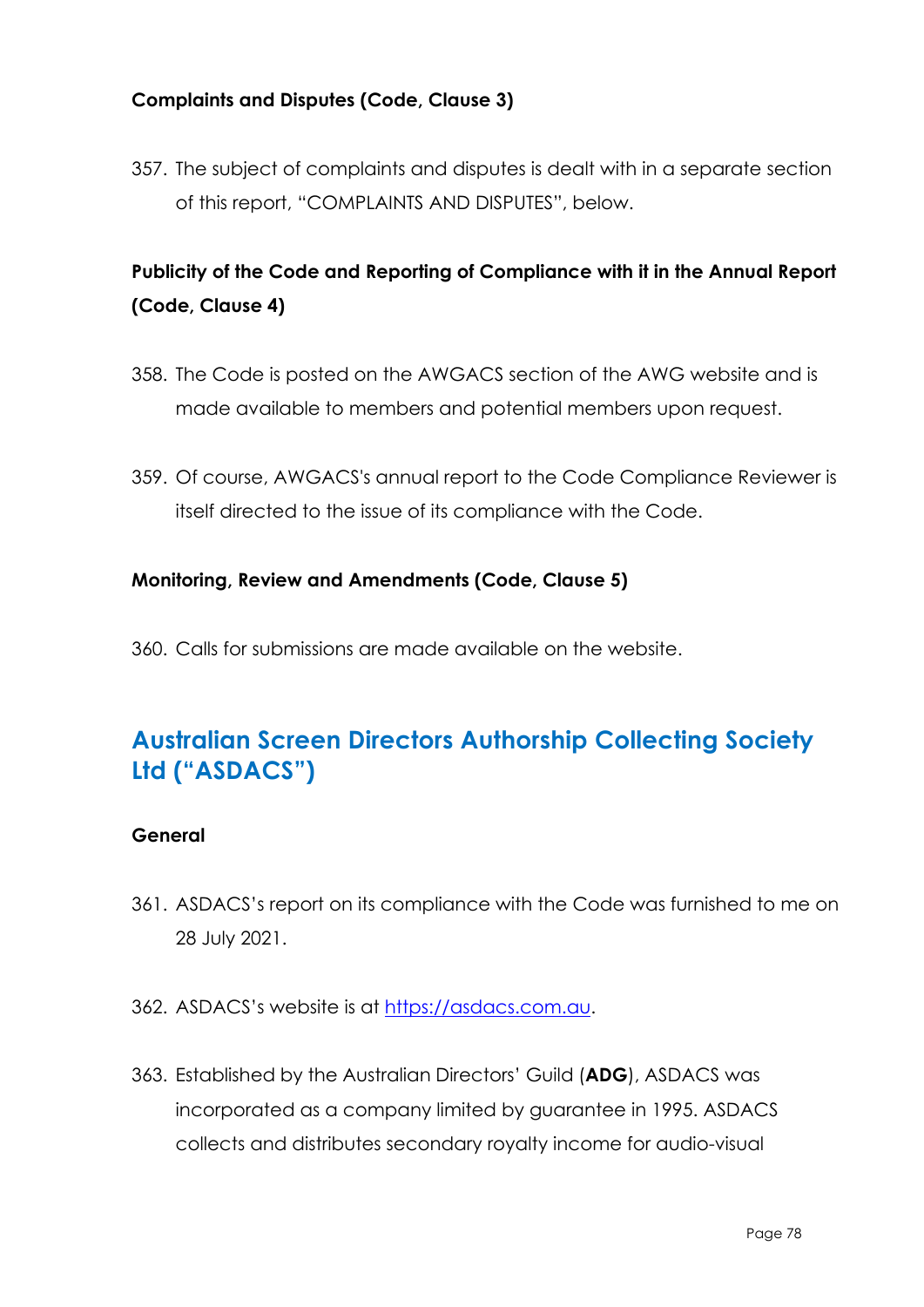**Complaints and Disputes (Code, Clause 3)**

357. The subject of complaints and disputes is dealt with in a separate section of this report, "COMPLAINTS AND DISPUTES", below.

**Publicity of the Code and Reporting of Compliance with it in the Annual Report (Code, Clause 4)**

358. The Code is posted on the AWGACS section of the AWG website and is made available to members and potential members upon request.

359. Of course, AWGACS's annual report to the Code Compliance Reviewer is itself directed to the issue of its compliance with the Code.

**Monitoring, Review and Amendments (Code, Clause 5)**

360. Calls for submissions are made available on the website.

## Australian Screen Directors Authorship Collecting Society Ltd ("ASDACS")

**General**

361. ASDACS's report on its compliance with the Code was furnished to me on 28 July 2021.

362. ASDACS's website is at [https://asdacs.com.au](https://asdacs.com.au).

363. Established by the Australian Directors' Guild (**ADG**), ASDACS was incorporated as a company limited by guarantee in 1995. ASDACS collects and distributes secondary royalty income for audio-visual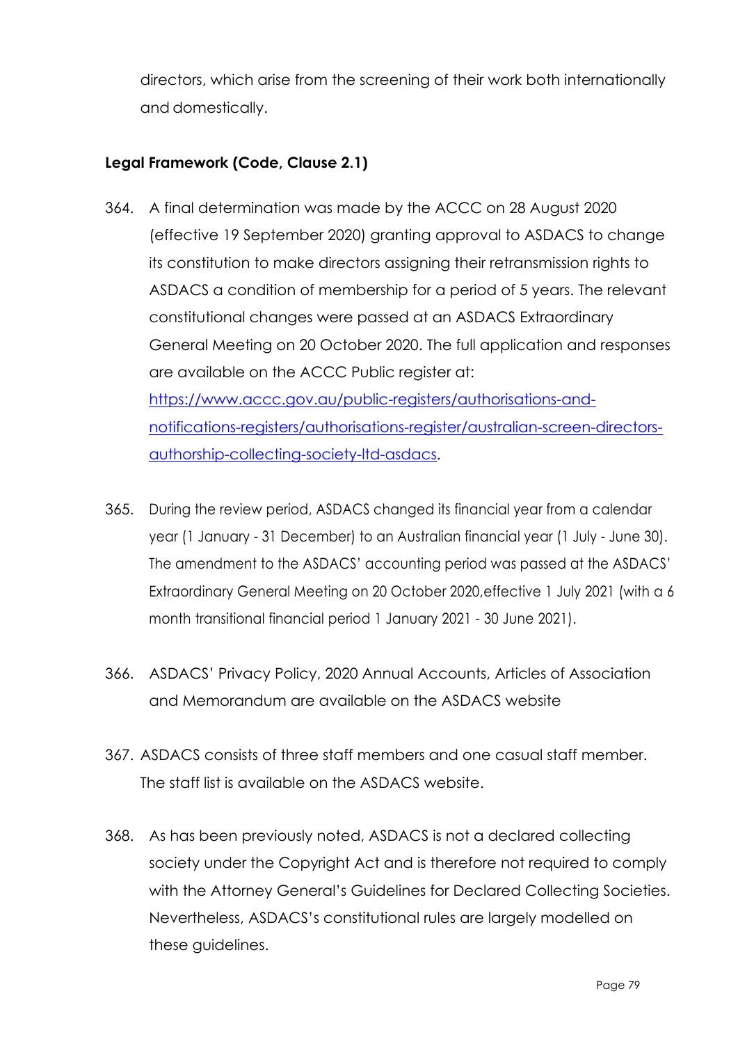directors, which arise from the screening of their work both internationally and domestically.

**Legal Framework (Code, Clause 2.1)**

364. A final determination was made by the ACCC on 28 August 2020 (effective 19 September 2020) granting approval to ASDACS to change its constitution to make directors assigning their retransmission rights to ASDACS a condition of membership for a period of 5 years. The relevant constitutional changes were passed at an ASDACS Extraordinary General Meeting on 20 October 2020. The full application and responses are available on the ACCC Public register at: [https://www.accc.gov.au/public-registers/authorisations-and-notifications-registers/authorisations-register/australian-screen-directors-authorship-collecting-society-ltd-asdacs](https://www.accc.gov.au/public-registers/authorisations-and-notifications-registers/authorisations-register/australian-screen-directors-authorship-collecting-society-ltd-asdacs).

365. During the review period, ASDACS changed its financial year from a calendar year (1 January - 31 December) to an Australian financial year (1 July - June 30). The amendment to the ASDACS' accounting period was passed at the ASDACS' Extraordinary General Meeting on 20 October 2020,effective 1 July 2021 (with a 6 month transitional financial period 1 January 2021 - 30 June 2021).

366. ASDACS' Privacy Policy, 2020 Annual Accounts, Articles of Association and Memorandum are available on the ASDACS website

367. ASDACS consists of three staff members and one casual staff member. The staff list is available on the ASDACS website.

368. As has been previously noted, ASDACS is not a declared collecting society under the Copyright Act and is therefore not required to comply with the Attorney General's Guidelines for Declared Collecting Societies. Nevertheless, ASDACS's constitutional rules are largely modelled on these guidelines.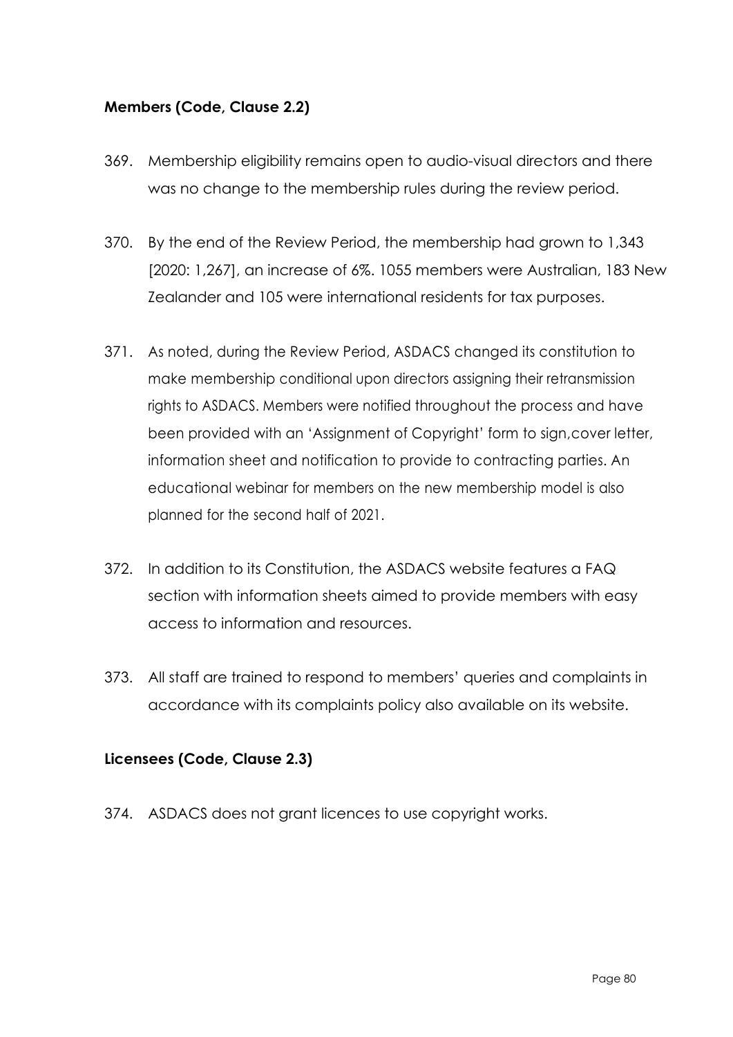**Members (Code, Clause 2.2)**

369. Membership eligibility remains open to audio-visual directors and there was no change to the membership rules during the review period.

370. By the end of the Review Period, the membership had grown to 1,343 [2020: 1,267], an increase of 6%. 1055 members were Australian, 183 New Zealander and 105 were international residents for tax purposes.

371. As noted, during the Review Period, ASDACS changed its constitution to make membership conditional upon directors assigning their retransmission rights to ASDACS. Members were notified throughout the process and have been provided with an 'Assignment of Copyright' form to sign,cover letter, information sheet and notification to provide to contracting parties. An educational webinar for members on the new membership model is also planned for the second half of 2021.

372. In addition to its Constitution, the ASDACS website features a FAQ section with information sheets aimed to provide members with easy access to information and resources.

373. All staff are trained to respond to members' queries and complaints in accordance with its complaints policy also available on its website.

**Licensees (Code, Clause 2.3)**

374. ASDACS does not grant licences to use copyright works.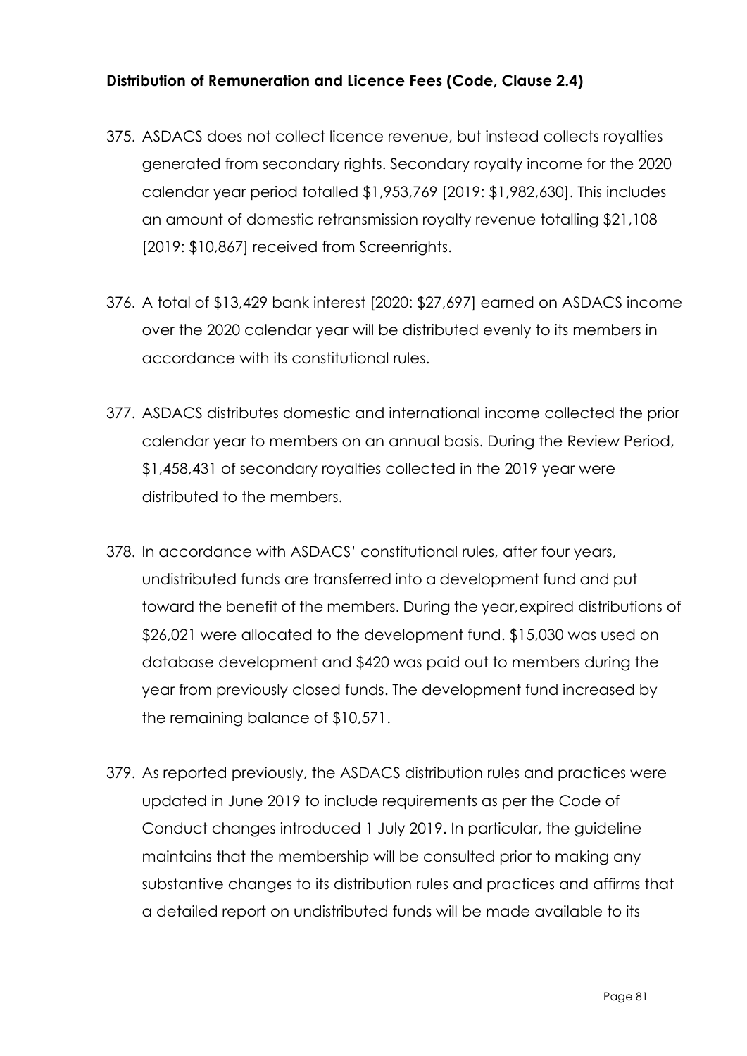**Distribution of Remuneration and Licence Fees (Code, Clause 2.4)**

375. ASDACS does not collect licence revenue, but instead collects royalties generated from secondary rights. Secondary royalty income for the 2020 calendar year period totalled $1,953,769 [2019: $1,982,630]. This includes an amount of domestic retransmission royalty revenue totalling $21,108 [2019: $10,867] received from Screenrights.

376. A total of $13,429 bank interest [2020: $27,697] earned on ASDACS income over the 2020 calendar year will be distributed evenly to its members in accordance with its constitutional rules.

377. ASDACS distributes domestic and international income collected the prior calendar year to members on an annual basis. During the Review Period, $1,458,431 of secondary royalties collected in the 2019 year were distributed to the members.

378. In accordance with ASDACS' constitutional rules, after four years, undistributed funds are transferred into a development fund and put toward the benefit of the members. During the year,expired distributions of $26,021 were allocated to the development fund. $15,030 was used on database development and $420 was paid out to members during the year from previously closed funds. The development fund increased by the remaining balance of $10,571.

379. As reported previously, the ASDACS distribution rules and practices were updated in June 2019 to include requirements as per the Code of Conduct changes introduced 1 July 2019. In particular, the guideline maintains that the membership will be consulted prior to making any substantive changes to its distribution rules and practices and affirms that a detailed report on undistributed funds will be made available to its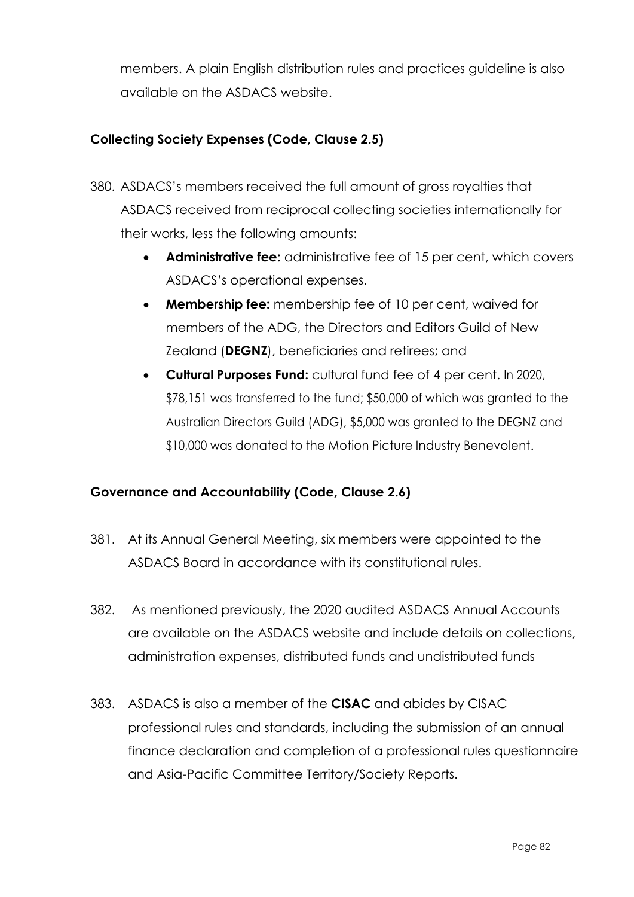members. A plain English distribution rules and practices guideline is also available on the ASDACS website.

### Collecting Society Expenses (Code, Clause 2.5)

380. ASDACS's members received the full amount of gross royalties that ASDACS received from reciprocal collecting societies internationally for their works, less the following amounts:
    - **Administrative fee:** administrative fee of 15 per cent, which covers ASDACS's operational expenses.
    - **Membership fee:** membership fee of 10 per cent, waived for members of the ADG, the Directors and Editors Guild of New Zealand (**DEGNZ**), beneficiaries and retirees; and
    - **Cultural Purposes Fund:** cultural fund fee of 4 per cent. In 2020, $78,151 was transferred to the fund; $50,000 of which was granted to the Australian Directors Guild (ADG), $5,000 was granted to the DEGNZ and $10,000 was donated to the Motion Picture Industry Benevolent.

### Governance and Accountability (Code, Clause 2.6)

381. At its Annual General Meeting, six members were appointed to the ASDACS Board in accordance with its constitutional rules.

382. As mentioned previously, the 2020 audited ASDACS Annual Accounts are available on the ASDACS website and include details on collections, administration expenses, distributed funds and undistributed funds

383. ASDACS is also a member of the **CISAC** and abides by CISAC professional rules and standards, including the submission of an annual finance declaration and completion of a professional rules questionnaire and Asia-Pacific Committee Territory/Society Reports.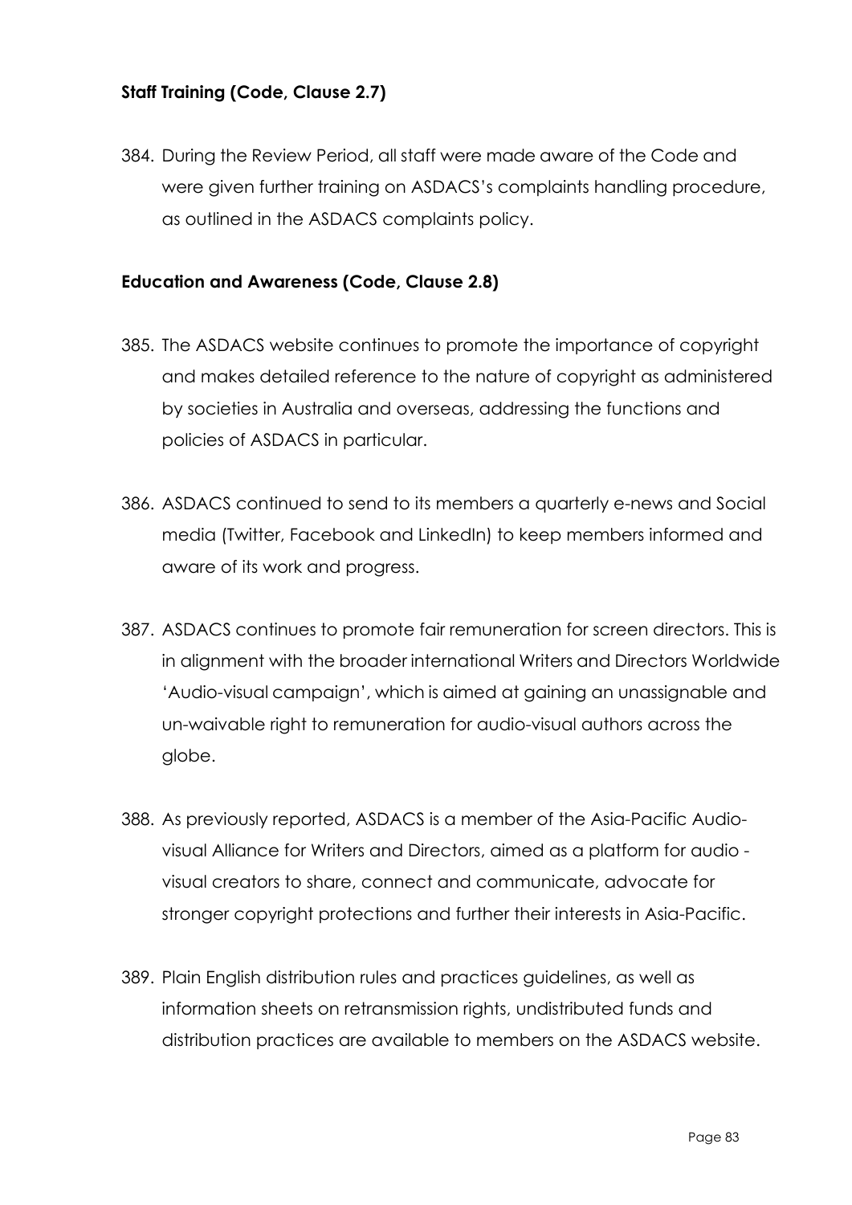**Staff Training (Code, Clause 2.7)**

384. During the Review Period, all staff were made aware of the Code and were given further training on ASDACS's complaints handling procedure, as outlined in the ASDACS complaints policy.

**Education and Awareness (Code, Clause 2.8)**

385. The ASDACS website continues to promote the importance of copyright and makes detailed reference to the nature of copyright as administered by societies in Australia and overseas, addressing the functions and policies of ASDACS in particular.

386. ASDACS continued to send to its members a quarterly e-news and Social media (Twitter, Facebook and LinkedIn) to keep members informed and aware of its work and progress.

387. ASDACS continues to promote fair remuneration for screen directors. This is in alignment with the broader international Writers and Directors Worldwide 'Audio-visual campaign', which is aimed at gaining an unassignable and un-waivable right to remuneration for audio-visual authors across the globe.

388. As previously reported, ASDACS is a member of the Asia-Pacific Audio-visual Alliance for Writers and Directors, aimed as a platform for audio - visual creators to share, connect and communicate, advocate for stronger copyright protections and further their interests in Asia-Pacific.

389. Plain English distribution rules and practices guidelines, as well as information sheets on retransmission rights, undistributed funds and distribution practices are available to members on the ASDACS website.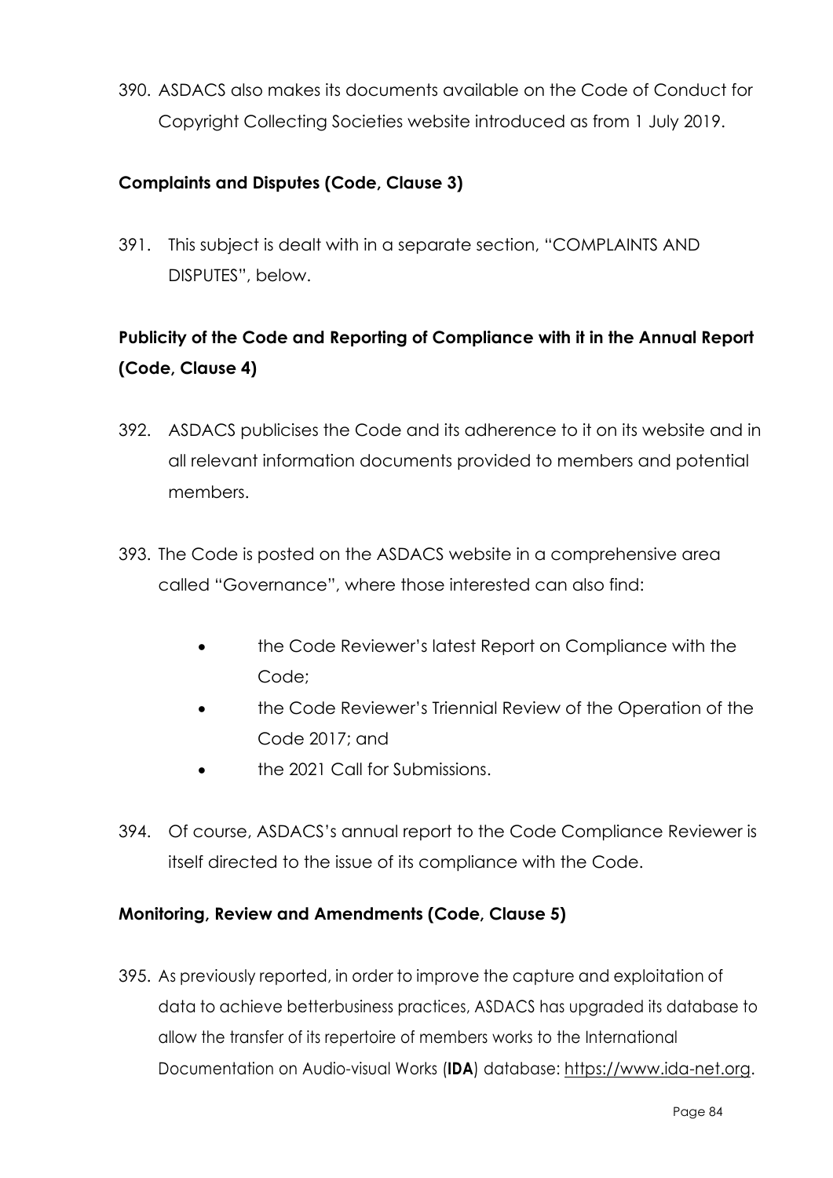390. ASDACS also makes its documents available on the Code of Conduct for Copyright Collecting Societies website introduced as from 1 July 2019.

**Complaints and Disputes (Code, Clause 3)**

391. This subject is dealt with in a separate section, "COMPLAINTS AND DISPUTES", below.

**Publicity of the Code and Reporting of Compliance with it in the Annual Report (Code, Clause 4)**

392. ASDACS publicises the Code and its adherence to it on its website and in all relevant information documents provided to members and potential members.

393. The Code is posted on the ASDACS website in a comprehensive area called "Governance", where those interested can also find:

- the Code Reviewer's latest Report on Compliance with the Code;
- the Code Reviewer's Triennial Review of the Operation of the Code 2017; and
- the 2021 Call for Submissions.

394. Of course, ASDACS's annual report to the Code Compliance Reviewer is itself directed to the issue of its compliance with the Code.

**Monitoring, Review and Amendments (Code, Clause 5)**

395. As previously reported, in order to improve the capture and exploitation of data to achieve betterbusiness practices, ASDACS has upgraded its database to allow the transfer of its repertoire of members works to the International Documentation on Audio-visual Works (**IDA**) database: https://www.ida-net.org.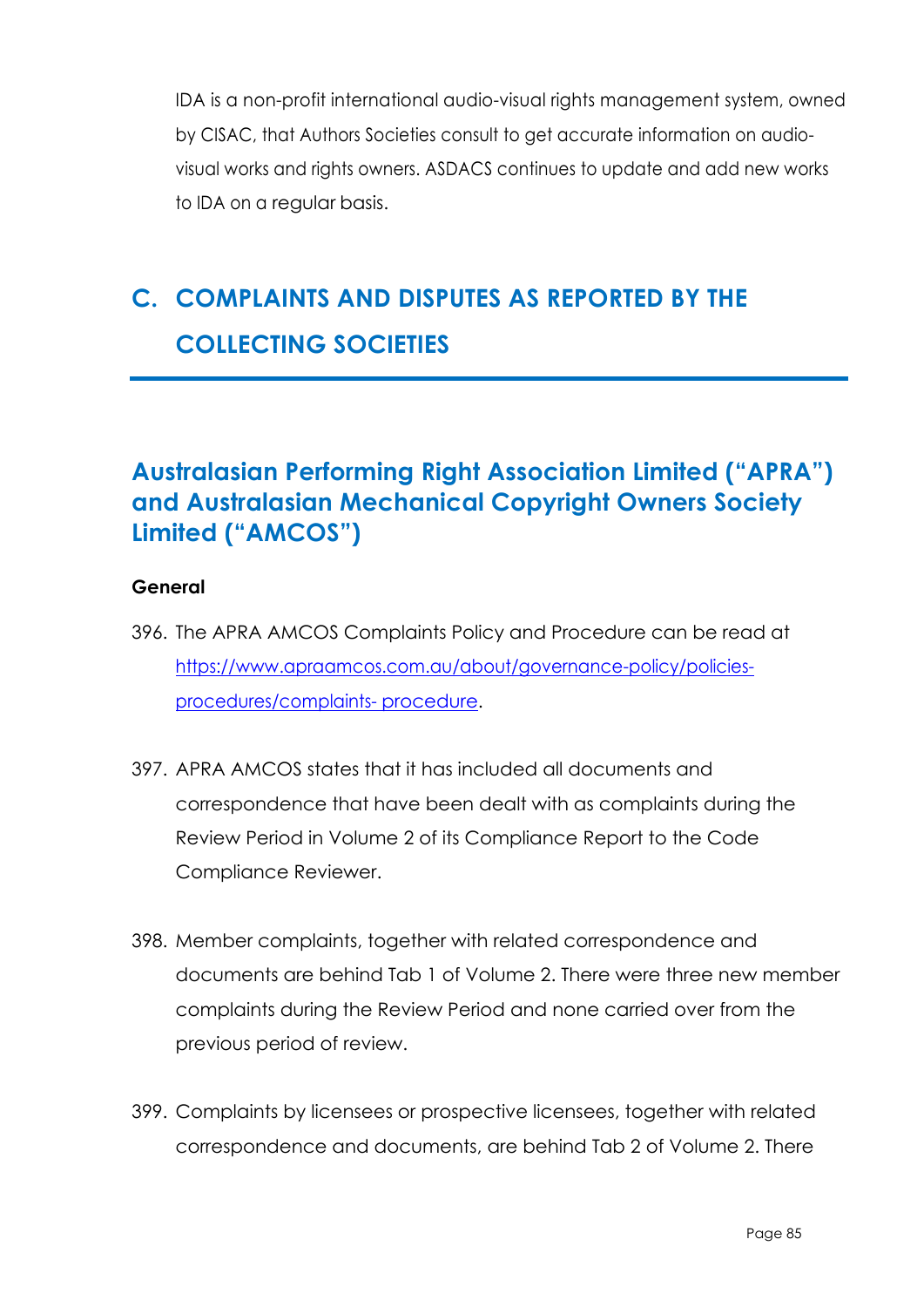IDA is a non-profit international audio-visual rights management system, owned by CISAC, that Authors Societies consult to get accurate information on audio-visual works and rights owners. ASDACS continues to update and add new works to IDA on a regular basis.

# C. COMPLAINTS AND DISPUTES AS REPORTED BY THE COLLECTING SOCIETIES

## Australasian Performing Right Association Limited ("APRA") and Australasian Mechanical Copyright Owners Society Limited ("AMCOS")

### General

396. The APRA AMCOS Complaints Policy and Procedure can be read at [https://www.apraamcos.com.au/about/governance-policy/policies-procedures/complaints- procedure](https://www.apraamcos.com.au/about/governance-policy/policies-procedures/complaints-procedure).

397. APRA AMCOS states that it has included all documents and correspondence that have been dealt with as complaints during the Review Period in Volume 2 of its Compliance Report to the Code Compliance Reviewer.

398. Member complaints, together with related correspondence and documents are behind Tab 1 of Volume 2. There were three new member complaints during the Review Period and none carried over from the previous period of review.

399. Complaints by licensees or prospective licensees, together with related correspondence and documents, are behind Tab 2 of Volume 2. There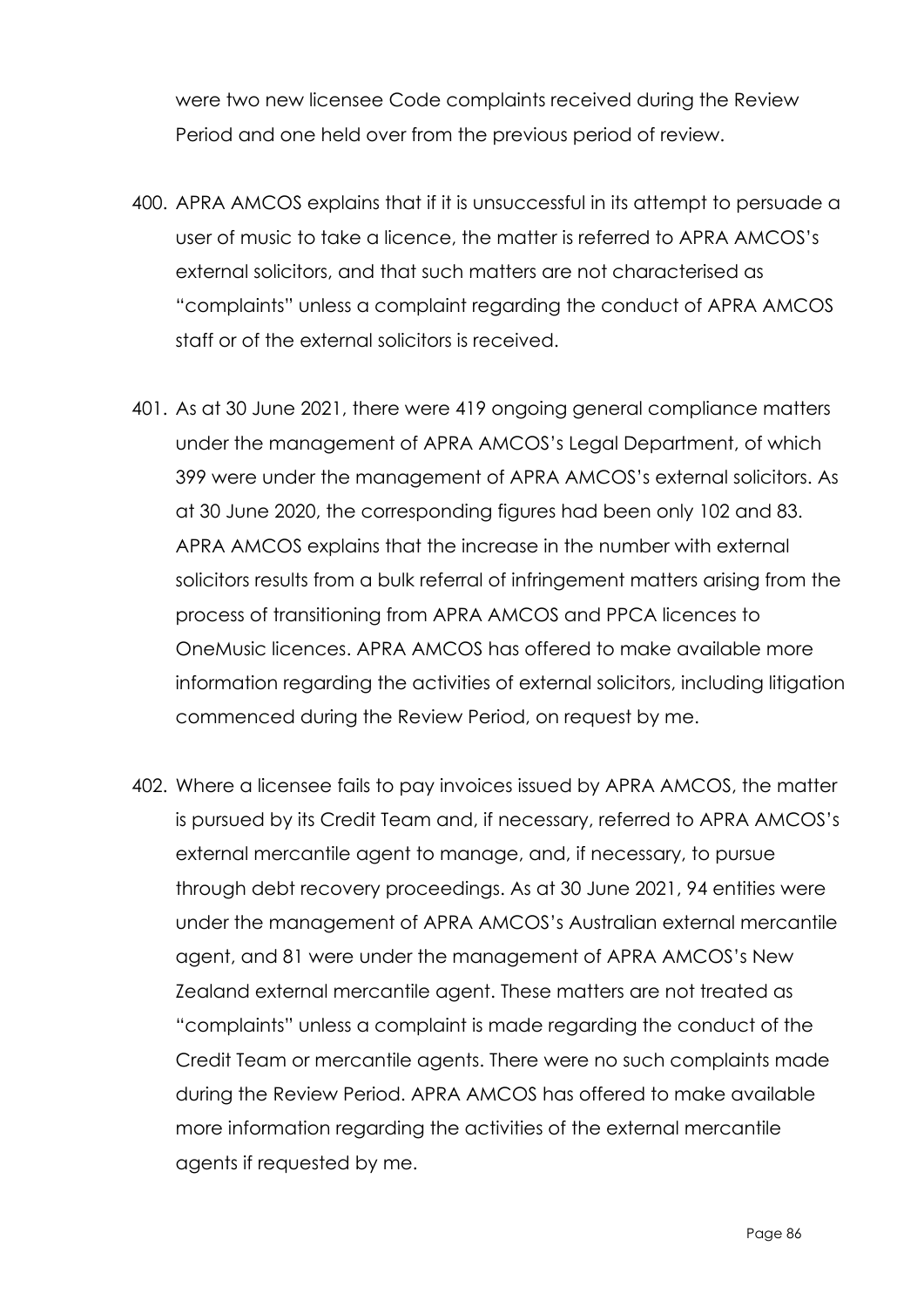were two new licensee Code complaints received during the Review Period and one held over from the previous period of review.

400. APRA AMCOS explains that if it is unsuccessful in its attempt to persuade a user of music to take a licence, the matter is referred to APRA AMCOS's external solicitors, and that such matters are not characterised as "complaints" unless a complaint regarding the conduct of APRA AMCOS staff or of the external solicitors is received.

401. As at 30 June 2021, there were 419 ongoing general compliance matters under the management of APRA AMCOS's Legal Department, of which 399 were under the management of APRA AMCOS's external solicitors. As at 30 June 2020, the corresponding figures had been only 102 and 83. APRA AMCOS explains that the increase in the number with external solicitors results from a bulk referral of infringement matters arising from the process of transitioning from APRA AMCOS and PPCA licences to OneMusic licences. APRA AMCOS has offered to make available more information regarding the activities of external solicitors, including litigation commenced during the Review Period, on request by me.

402. Where a licensee fails to pay invoices issued by APRA AMCOS, the matter is pursued by its Credit Team and, if necessary, referred to APRA AMCOS's external mercantile agent to manage, and, if necessary, to pursue through debt recovery proceedings. As at 30 June 2021, 94 entities were under the management of APRA AMCOS's Australian external mercantile agent, and 81 were under the management of APRA AMCOS's New Zealand external mercantile agent. These matters are not treated as "complaints" unless a complaint is made regarding the conduct of the Credit Team or mercantile agents. There were no such complaints made during the Review Period. APRA AMCOS has offered to make available more information regarding the activities of the external mercantile agents if requested by me.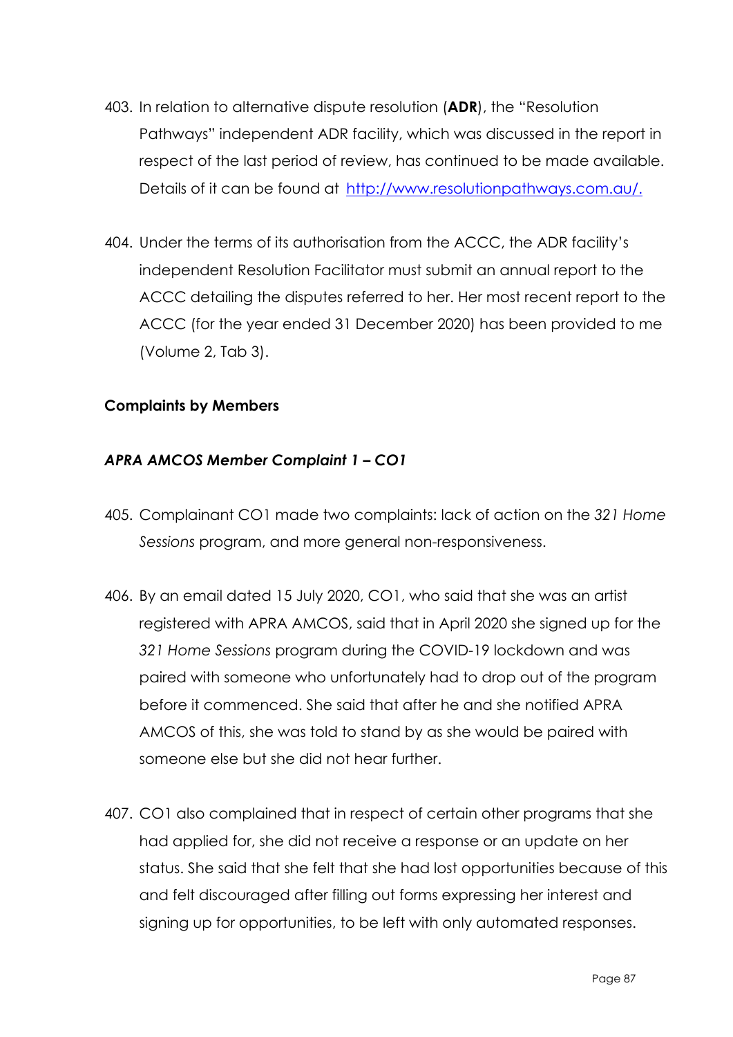403. In relation to alternative dispute resolution (**ADR**), the "Resolution Pathways" independent ADR facility, which was discussed in the report in respect of the last period of review, has continued to be made available. Details of it can be found at [http://www.resolutionpathways.com.au/.](http://www.resolutionpathways.com.au/)

404. Under the terms of its authorisation from the ACCC, the ADR facility's independent Resolution Facilitator must submit an annual report to the ACCC detailing the disputes referred to her. Her most recent report to the ACCC (for the year ended 31 December 2020) has been provided to me (Volume 2, Tab 3).

**Complaints by Members**

***APRA AMCOS Member Complaint 1 – CO1***

405. Complainant CO1 made two complaints: lack of action on the *321 Home Sessions* program, and more general non-responsiveness.

406. By an email dated 15 July 2020, CO1, who said that she was an artist registered with APRA AMCOS, said that in April 2020 she signed up for the *321 Home Sessions* program during the COVID-19 lockdown and was paired with someone who unfortunately had to drop out of the program before it commenced. She said that after he and she notified APRA AMCOS of this, she was told to stand by as she would be paired with someone else but she did not hear further.

407. CO1 also complained that in respect of certain other programs that she had applied for, she did not receive a response or an update on her status. She said that she felt that she had lost opportunities because of this and felt discouraged after filling out forms expressing her interest and signing up for opportunities, to be left with only automated responses.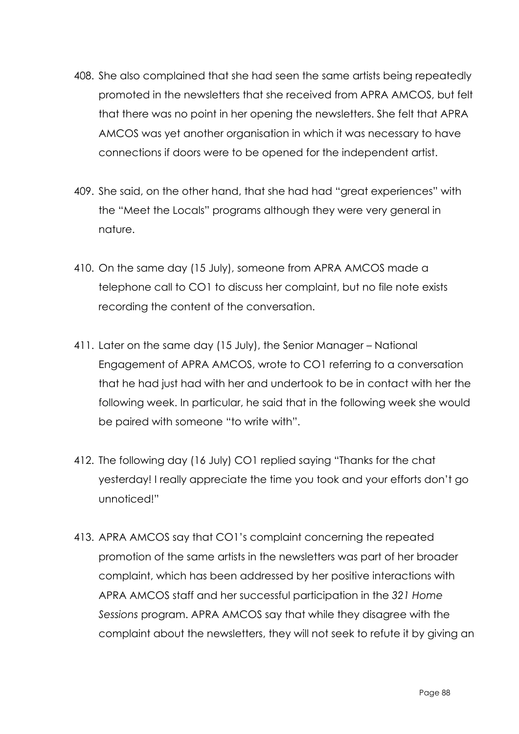408. She also complained that she had seen the same artists being repeatedly promoted in the newsletters that she received from APRA AMCOS, but felt that there was no point in her opening the newsletters. She felt that APRA AMCOS was yet another organisation in which it was necessary to have connections if doors were to be opened for the independent artist.

409. She said, on the other hand, that she had had "great experiences" with the "Meet the Locals" programs although they were very general in nature.

410. On the same day (15 July), someone from APRA AMCOS made a telephone call to CO1 to discuss her complaint, but no file note exists recording the content of the conversation.

411. Later on the same day (15 July), the Senior Manager – National Engagement of APRA AMCOS, wrote to CO1 referring to a conversation that he had just had with her and undertook to be in contact with her the following week. In particular, he said that in the following week she would be paired with someone "to write with".

412. The following day (16 July) CO1 replied saying "Thanks for the chat yesterday! I really appreciate the time you took and your efforts don't go unnoticed!"

413. APRA AMCOS say that CO1's complaint concerning the repeated promotion of the same artists in the newsletters was part of her broader complaint, which has been addressed by her positive interactions with APRA AMCOS staff and her successful participation in the *321 Home Sessions* program. APRA AMCOS say that while they disagree with the complaint about the newsletters, they will not seek to refute it by giving an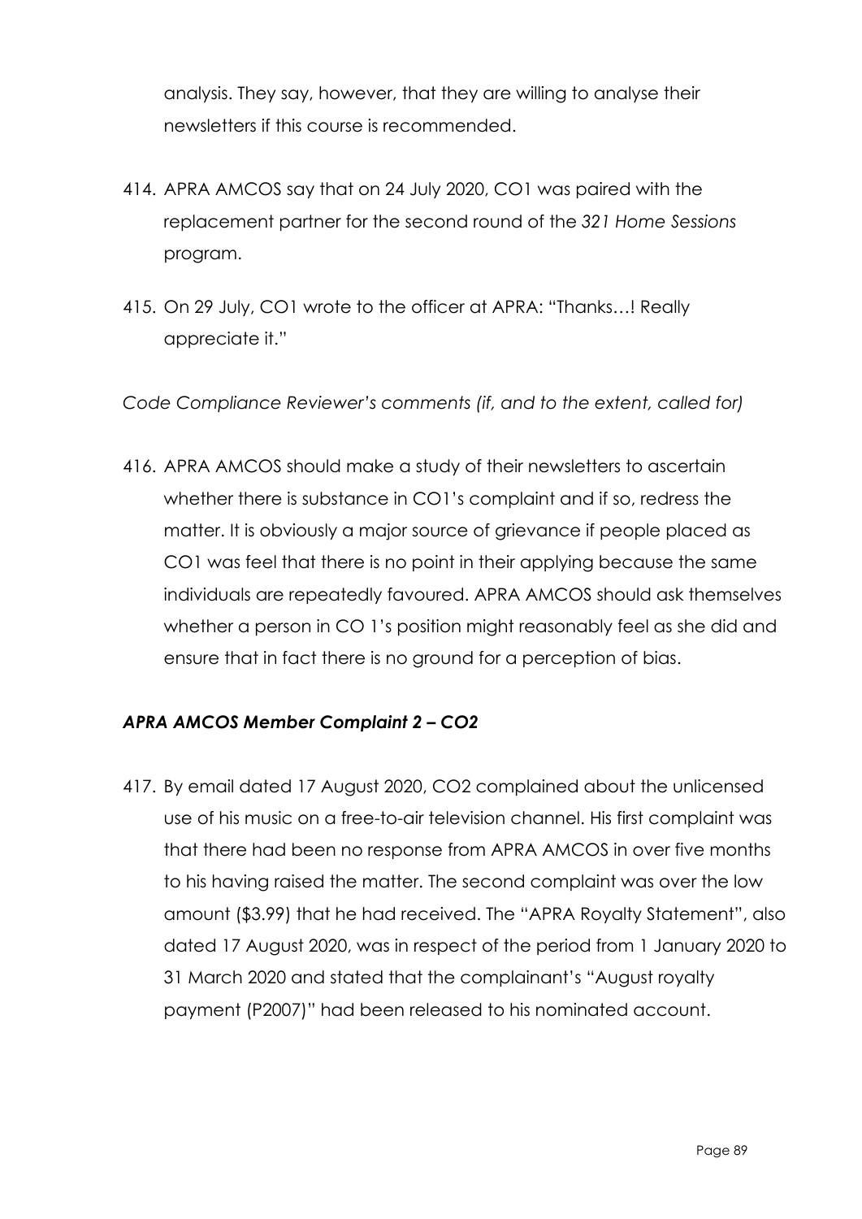analysis. They say, however, that they are willing to analyse their newsletters if this course is recommended.

414. APRA AMCOS say that on 24 July 2020, CO1 was paired with the replacement partner for the second round of the *321 Home Sessions* program.

415. On 29 July, CO1 wrote to the officer at APRA: "Thanks…! Really appreciate it."

*Code Compliance Reviewer's comments (if, and to the extent, called for)*

416. APRA AMCOS should make a study of their newsletters to ascertain whether there is substance in CO1's complaint and if so, redress the matter. It is obviously a major source of grievance if people placed as CO1 was feel that there is no point in their applying because the same individuals are repeatedly favoured. APRA AMCOS should ask themselves whether a person in CO 1's position might reasonably feel as she did and ensure that in fact there is no ground for a perception of bias.

### *APRA AMCOS Member Complaint 2 – CO2*

417. By email dated 17 August 2020, CO2 complained about the unlicensed use of his music on a free-to-air television channel. His first complaint was that there had been no response from APRA AMCOS in over five months to his having raised the matter. The second complaint was over the low amount ($3.99) that he had received. The "APRA Royalty Statement", also dated 17 August 2020, was in respect of the period from 1 January 2020 to 31 March 2020 and stated that the complainant's "August royalty payment (P2007)" had been released to his nominated account.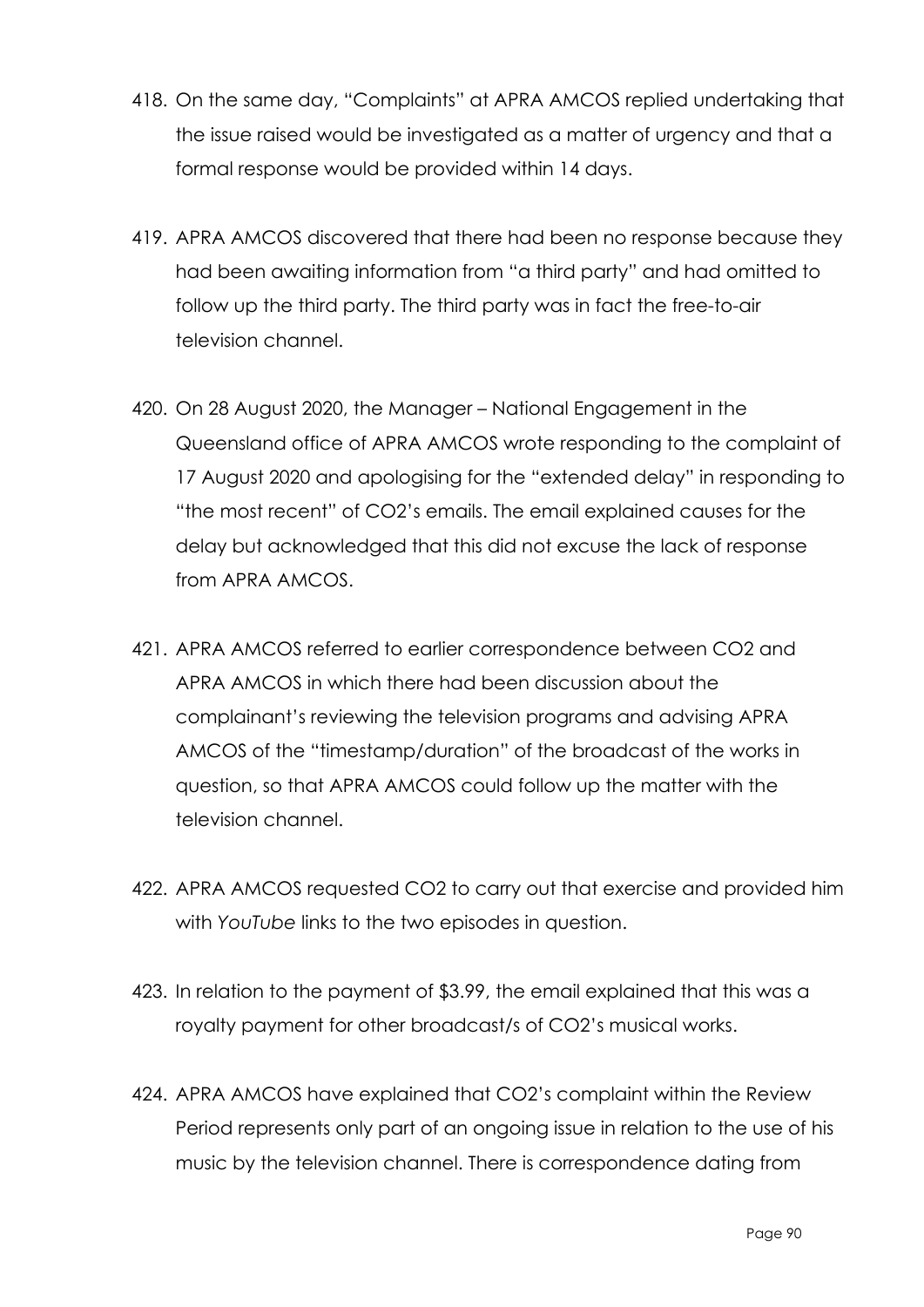418. On the same day, "Complaints" at APRA AMCOS replied undertaking that the issue raised would be investigated as a matter of urgency and that a formal response would be provided within 14 days.

419. APRA AMCOS discovered that there had been no response because they had been awaiting information from "a third party" and had omitted to follow up the third party. The third party was in fact the free-to-air television channel.

420. On 28 August 2020, the Manager – National Engagement in the Queensland office of APRA AMCOS wrote responding to the complaint of 17 August 2020 and apologising for the "extended delay" in responding to "the most recent" of CO2's emails. The email explained causes for the delay but acknowledged that this did not excuse the lack of response from APRA AMCOS.

421. APRA AMCOS referred to earlier correspondence between CO2 and APRA AMCOS in which there had been discussion about the complainant's reviewing the television programs and advising APRA AMCOS of the "timestamp/duration" of the broadcast of the works in question, so that APRA AMCOS could follow up the matter with the television channel.

422. APRA AMCOS requested CO2 to carry out that exercise and provided him with *YouTube* links to the two episodes in question.

423. In relation to the payment of $3.99, the email explained that this was a royalty payment for other broadcast/s of CO2's musical works.

424. APRA AMCOS have explained that CO2's complaint within the Review Period represents only part of an ongoing issue in relation to the use of his music by the television channel. There is correspondence dating from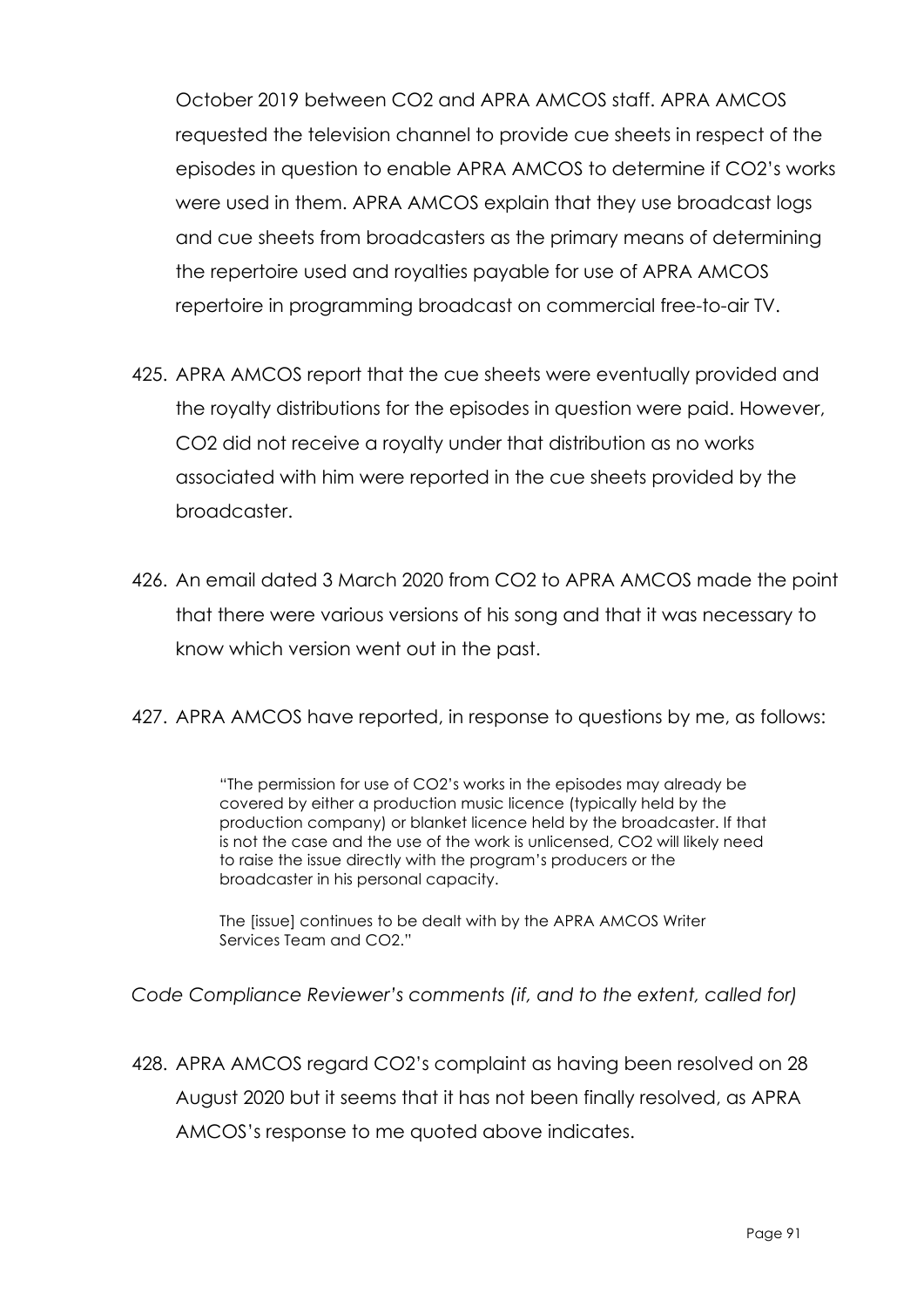October 2019 between CO2 and APRA AMCOS staff. APRA AMCOS requested the television channel to provide cue sheets in respect of the episodes in question to enable APRA AMCOS to determine if CO2's works were used in them. APRA AMCOS explain that they use broadcast logs and cue sheets from broadcasters as the primary means of determining the repertoire used and royalties payable for use of APRA AMCOS repertoire in programming broadcast on commercial free-to-air TV.

425. APRA AMCOS report that the cue sheets were eventually provided and the royalty distributions for the episodes in question were paid. However, CO2 did not receive a royalty under that distribution as no works associated with him were reported in the cue sheets provided by the broadcaster.

426. An email dated 3 March 2020 from CO2 to APRA AMCOS made the point that there were various versions of his song and that it was necessary to know which version went out in the past.

427. APRA AMCOS have reported, in response to questions by me, as follows:

> "The permission for use of CO2's works in the episodes may already be covered by either a production music licence (typically held by the production company) or blanket licence held by the broadcaster. If that is not the case and the use of the work is unlicensed, CO2 will likely need to raise the issue directly with the program's producers or the broadcaster in his personal capacity.
>
> The [issue] continues to be dealt with by the APRA AMCOS Writer Services Team and CO2."

*Code Compliance Reviewer's comments (if, and to the extent, called for)*

428. APRA AMCOS regard CO2's complaint as having been resolved on 28 August 2020 but it seems that it has not been finally resolved, as APRA AMCOS's response to me quoted above indicates.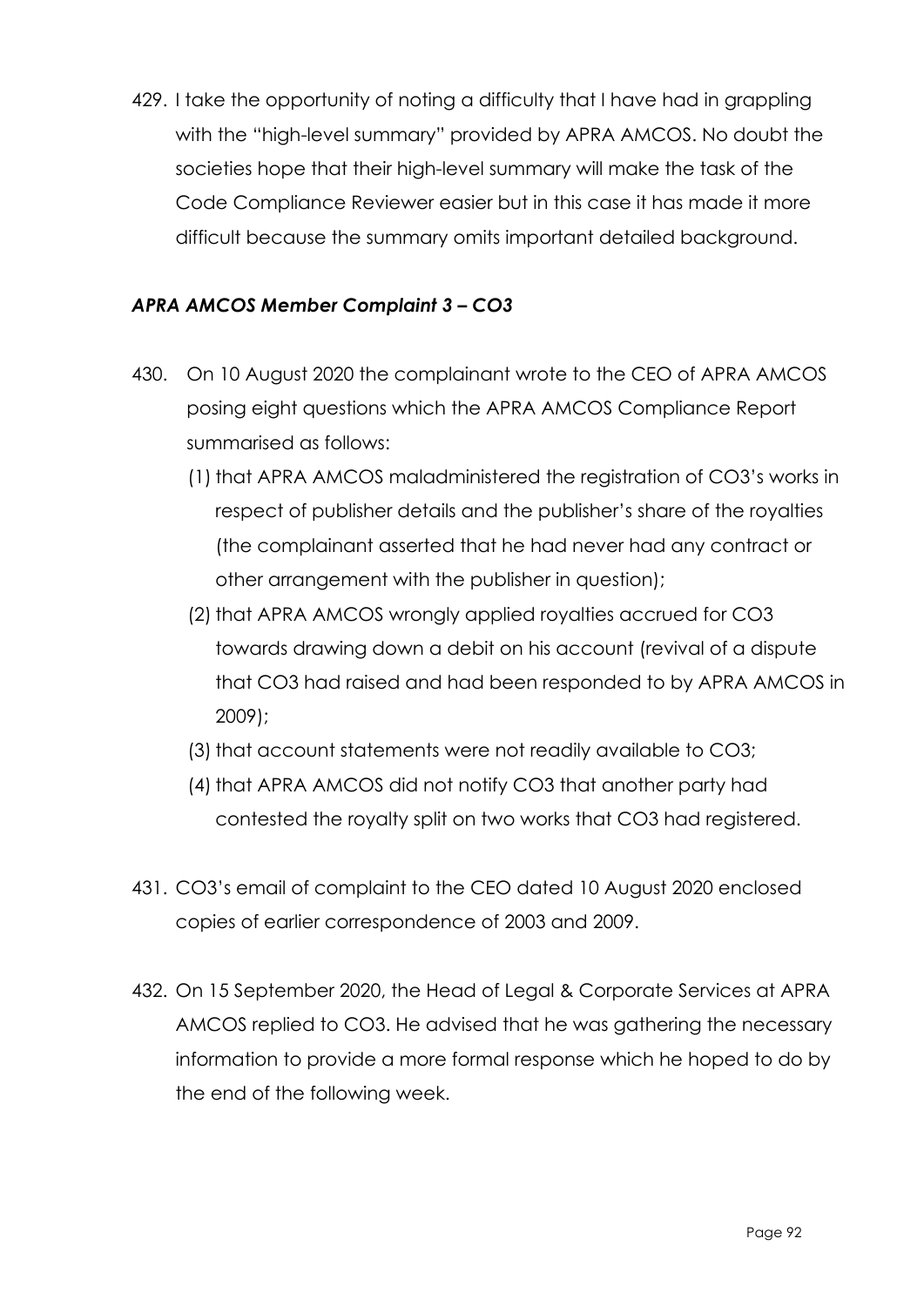429. I take the opportunity of noting a difficulty that I have had in grappling with the "high-level summary" provided by APRA AMCOS. No doubt the societies hope that their high-level summary will make the task of the Code Compliance Reviewer easier but in this case it has made it more difficult because the summary omits important detailed background.

### *APRA AMCOS Member Complaint 3 – CO3*

430. On 10 August 2020 the complainant wrote to the CEO of APRA AMCOS posing eight questions which the APRA AMCOS Compliance Report summarised as follows:

    (1) that APRA AMCOS maladministered the registration of CO3's works in respect of publisher details and the publisher's share of the royalties (the complainant asserted that he had never had any contract or other arrangement with the publisher in question);

    (2) that APRA AMCOS wrongly applied royalties accrued for CO3 towards drawing down a debit on his account (revival of a dispute that CO3 had raised and had been responded to by APRA AMCOS in 2009);

    (3) that account statements were not readily available to CO3;

    (4) that APRA AMCOS did not notify CO3 that another party had contested the royalty split on two works that CO3 had registered.

431. CO3's email of complaint to the CEO dated 10 August 2020 enclosed copies of earlier correspondence of 2003 and 2009.

432. On 15 September 2020, the Head of Legal & Corporate Services at APRA AMCOS replied to CO3. He advised that he was gathering the necessary information to provide a more formal response which he hoped to do by the end of the following week.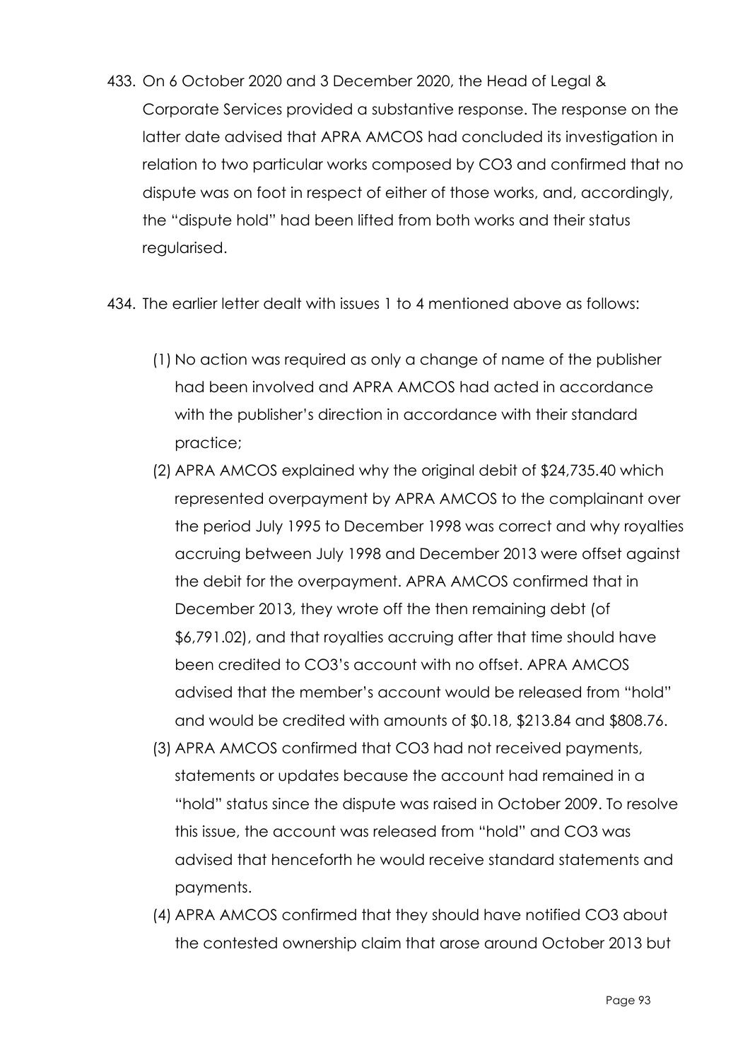433. On 6 October 2020 and 3 December 2020, the Head of Legal & Corporate Services provided a substantive response. The response on the latter date advised that APRA AMCOS had concluded its investigation in relation to two particular works composed by CO3 and confirmed that no dispute was on foot in respect of either of those works, and, accordingly, the "dispute hold" had been lifted from both works and their status regularised.

434. The earlier letter dealt with issues 1 to 4 mentioned above as follows:

   (1) No action was required as only a change of name of the publisher had been involved and APRA AMCOS had acted in accordance with the publisher's direction in accordance with their standard practice;

   (2) APRA AMCOS explained why the original debit of $24,735.40 which represented overpayment by APRA AMCOS to the complainant over the period July 1995 to December 1998 was correct and why royalties accruing between July 1998 and December 2013 were offset against the debit for the overpayment. APRA AMCOS confirmed that in December 2013, they wrote off the then remaining debt (of $6,791.02), and that royalties accruing after that time should have been credited to CO3's account with no offset. APRA AMCOS advised that the member's account would be released from "hold" and would be credited with amounts of $0.18, $213.84 and $808.76.

   (3) APRA AMCOS confirmed that CO3 had not received payments, statements or updates because the account had remained in a "hold" status since the dispute was raised in October 2009. To resolve this issue, the account was released from "hold" and CO3 was advised that henceforth he would receive standard statements and payments.

   (4) APRA AMCOS confirmed that they should have notified CO3 about the contested ownership claim that arose around October 2013 but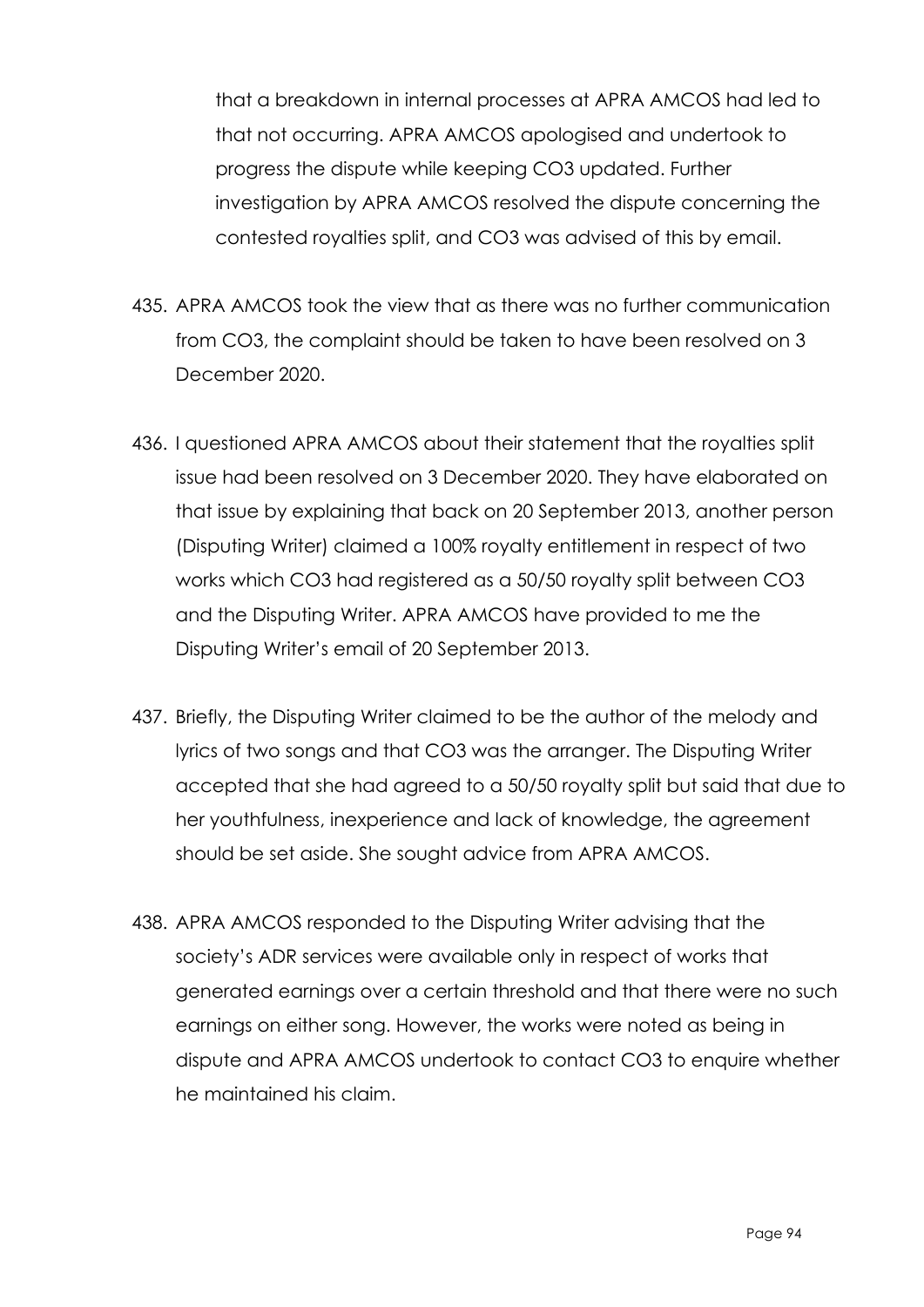that a breakdown in internal processes at APRA AMCOS had led to that not occurring. APRA AMCOS apologised and undertook to progress the dispute while keeping CO3 updated. Further investigation by APRA AMCOS resolved the dispute concerning the contested royalties split, and CO3 was advised of this by email.

435. APRA AMCOS took the view that as there was no further communication from CO3, the complaint should be taken to have been resolved on 3 December 2020.

436. I questioned APRA AMCOS about their statement that the royalties split issue had been resolved on 3 December 2020. They have elaborated on that issue by explaining that back on 20 September 2013, another person (Disputing Writer) claimed a 100% royalty entitlement in respect of two works which CO3 had registered as a 50/50 royalty split between CO3 and the Disputing Writer. APRA AMCOS have provided to me the Disputing Writer's email of 20 September 2013.

437. Briefly, the Disputing Writer claimed to be the author of the melody and lyrics of two songs and that CO3 was the arranger. The Disputing Writer accepted that she had agreed to a 50/50 royalty split but said that due to her youthfulness, inexperience and lack of knowledge, the agreement should be set aside. She sought advice from APRA AMCOS.

438. APRA AMCOS responded to the Disputing Writer advising that the society's ADR services were available only in respect of works that generated earnings over a certain threshold and that there were no such earnings on either song. However, the works were noted as being in dispute and APRA AMCOS undertook to contact CO3 to enquire whether he maintained his claim.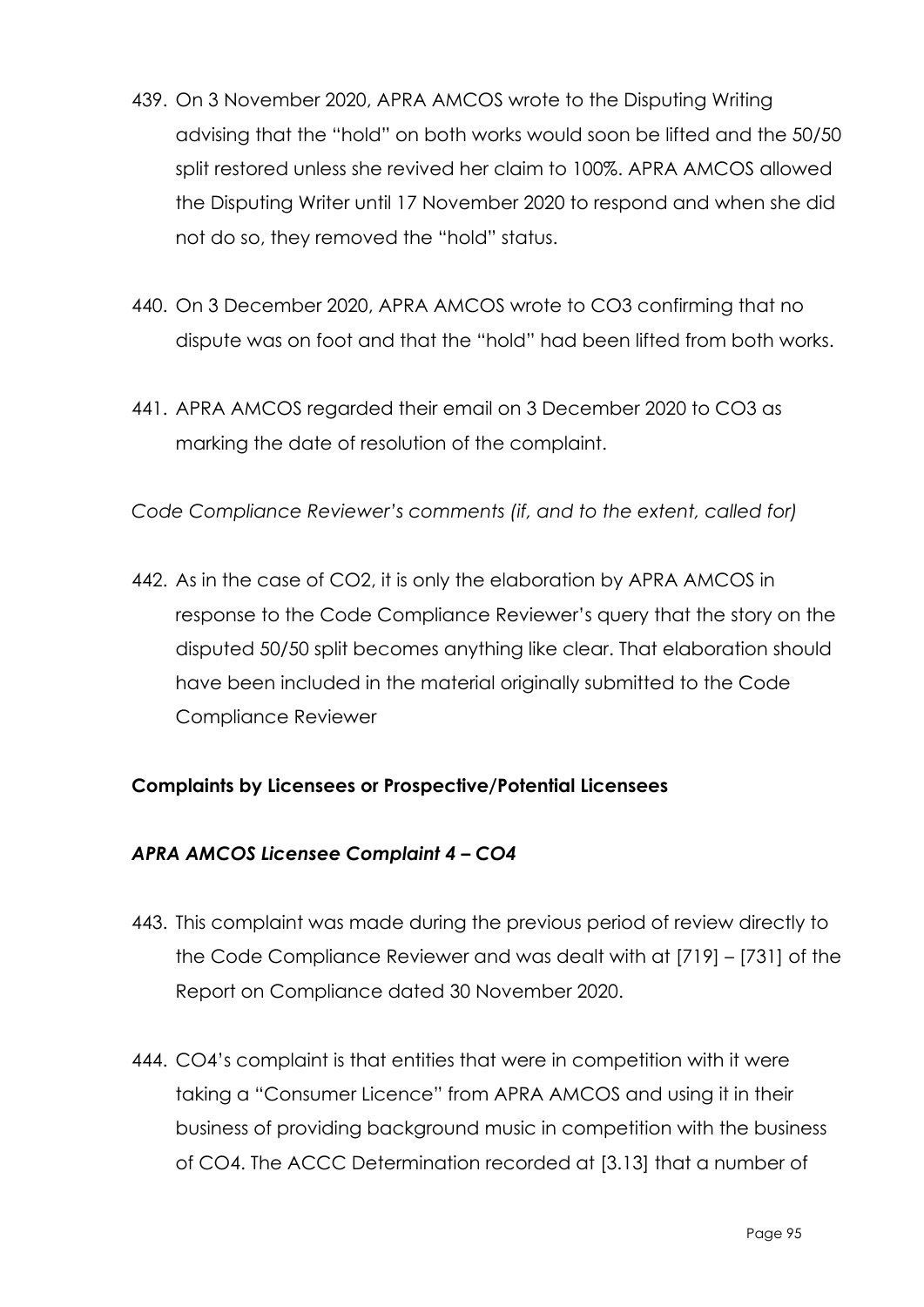439. On 3 November 2020, APRA AMCOS wrote to the Disputing Writing advising that the "hold" on both works would soon be lifted and the 50/50 split restored unless she revived her claim to 100%. APRA AMCOS allowed the Disputing Writer until 17 November 2020 to respond and when she did not do so, they removed the "hold" status.

440. On 3 December 2020, APRA AMCOS wrote to CO3 confirming that no dispute was on foot and that the "hold" had been lifted from both works.

441. APRA AMCOS regarded their email on 3 December 2020 to CO3 as marking the date of resolution of the complaint.

*Code Compliance Reviewer's comments (if, and to the extent, called for)*

442. As in the case of CO2, it is only the elaboration by APRA AMCOS in response to the Code Compliance Reviewer's query that the story on the disputed 50/50 split becomes anything like clear. That elaboration should have been included in the material originally submitted to the Code Compliance Reviewer

**Complaints by Licensees or Prospective/Potential Licensees**

***APRA AMCOS Licensee Complaint 4 – CO4***

443. This complaint was made during the previous period of review directly to the Code Compliance Reviewer and was dealt with at [719] – [731] of the Report on Compliance dated 30 November 2020.

444. CO4's complaint is that entities that were in competition with it were taking a "Consumer Licence" from APRA AMCOS and using it in their business of providing background music in competition with the business of CO4. The ACCC Determination recorded at [3.13] that a number of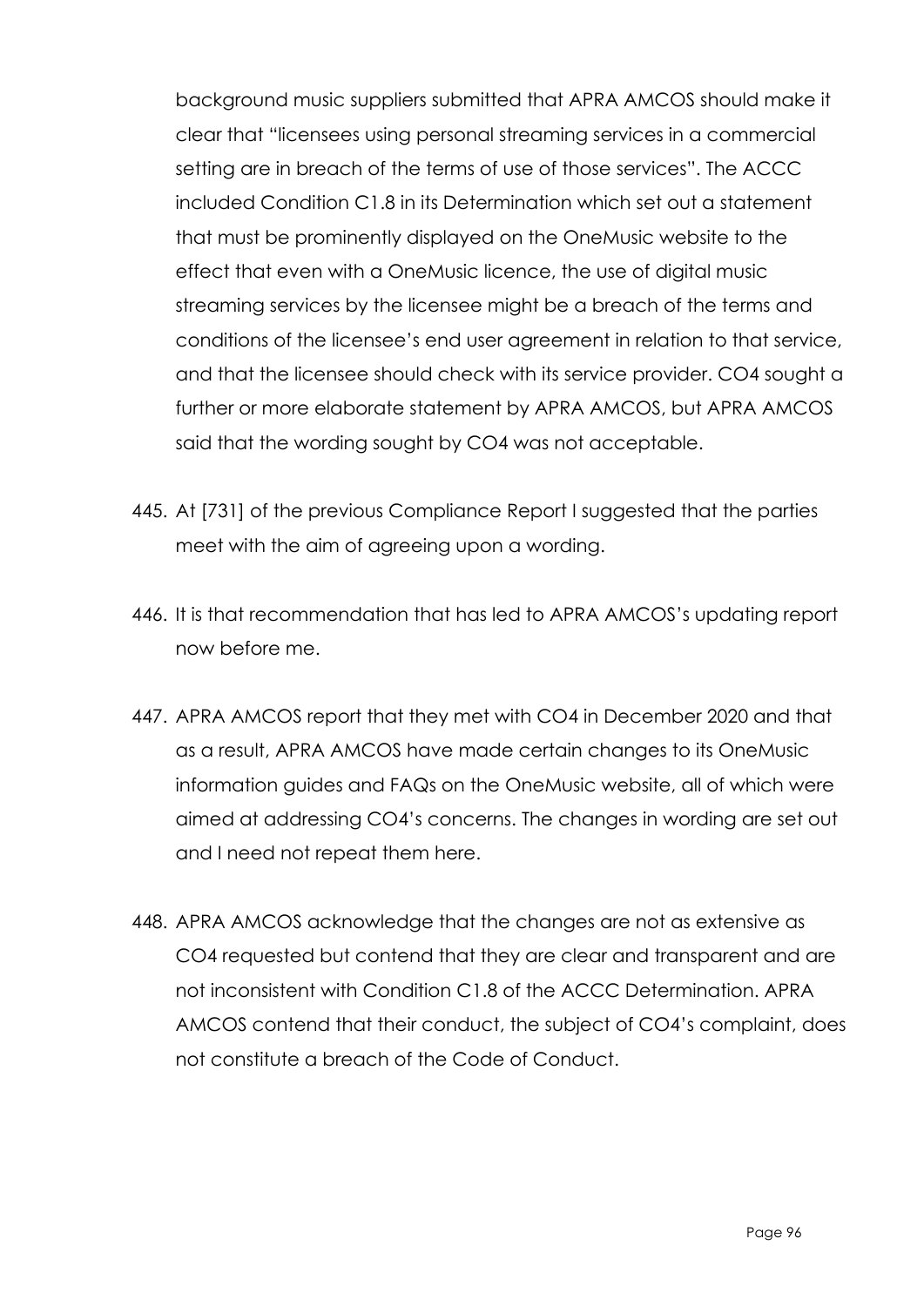background music suppliers submitted that APRA AMCOS should make it clear that "licensees using personal streaming services in a commercial setting are in breach of the terms of use of those services". The ACCC included Condition C1.8 in its Determination which set out a statement that must be prominently displayed on the OneMusic website to the effect that even with a OneMusic licence, the use of digital music streaming services by the licensee might be a breach of the terms and conditions of the licensee's end user agreement in relation to that service, and that the licensee should check with its service provider. CO4 sought a further or more elaborate statement by APRA AMCOS, but APRA AMCOS said that the wording sought by CO4 was not acceptable.

445. At [731] of the previous Compliance Report I suggested that the parties meet with the aim of agreeing upon a wording.

446. It is that recommendation that has led to APRA AMCOS's updating report now before me.

447. APRA AMCOS report that they met with CO4 in December 2020 and that as a result, APRA AMCOS have made certain changes to its OneMusic information guides and FAQs on the OneMusic website, all of which were aimed at addressing CO4's concerns. The changes in wording are set out and I need not repeat them here.

448. APRA AMCOS acknowledge that the changes are not as extensive as CO4 requested but contend that they are clear and transparent and are not inconsistent with Condition C1.8 of the ACCC Determination. APRA AMCOS contend that their conduct, the subject of CO4's complaint, does not constitute a breach of the Code of Conduct.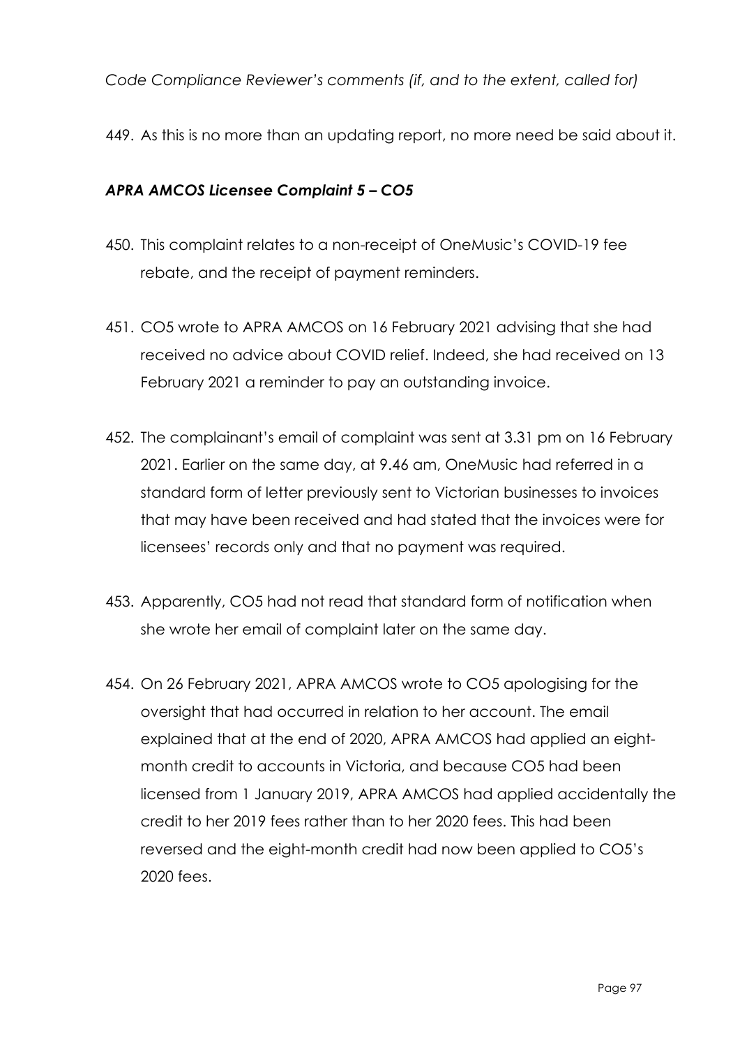*Code Compliance Reviewer's comments (if, and to the extent, called for)*

449. As this is no more than an updating report, no more need be said about it.

### *APRA AMCOS Licensee Complaint 5 – CO5*

450. This complaint relates to a non-receipt of OneMusic's COVID-19 fee rebate, and the receipt of payment reminders.

451. CO5 wrote to APRA AMCOS on 16 February 2021 advising that she had received no advice about COVID relief. Indeed, she had received on 13 February 2021 a reminder to pay an outstanding invoice.

452. The complainant's email of complaint was sent at 3.31 pm on 16 February 2021. Earlier on the same day, at 9.46 am, OneMusic had referred in a standard form of letter previously sent to Victorian businesses to invoices that may have been received and had stated that the invoices were for licensees' records only and that no payment was required.

453. Apparently, CO5 had not read that standard form of notification when she wrote her email of complaint later on the same day.

454. On 26 February 2021, APRA AMCOS wrote to CO5 apologising for the oversight that had occurred in relation to her account. The email explained that at the end of 2020, APRA AMCOS had applied an eight-month credit to accounts in Victoria, and because CO5 had been licensed from 1 January 2019, APRA AMCOS had applied accidentally the credit to her 2019 fees rather than to her 2020 fees. This had been reversed and the eight-month credit had now been applied to CO5's 2020 fees.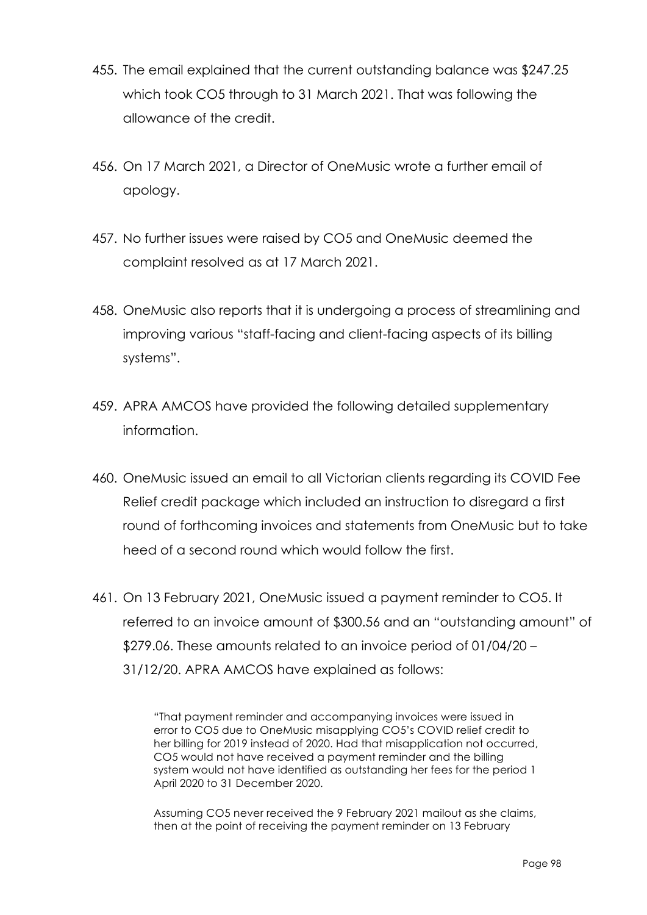455. The email explained that the current outstanding balance was $247.25 which took CO5 through to 31 March 2021. That was following the allowance of the credit.

456. On 17 March 2021, a Director of OneMusic wrote a further email of apology.

457. No further issues were raised by CO5 and OneMusic deemed the complaint resolved as at 17 March 2021.

458. OneMusic also reports that it is undergoing a process of streamlining and improving various "staff-facing and client-facing aspects of its billing systems".

459. APRA AMCOS have provided the following detailed supplementary information.

460. OneMusic issued an email to all Victorian clients regarding its COVID Fee Relief credit package which included an instruction to disregard a first round of forthcoming invoices and statements from OneMusic but to take heed of a second round which would follow the first.

461. On 13 February 2021, OneMusic issued a payment reminder to CO5. It referred to an invoice amount of $300.56 and an "outstanding amount" of $279.06. These amounts related to an invoice period of 01/04/20 – 31/12/20. APRA AMCOS have explained as follows:

> "That payment reminder and accompanying invoices were issued in error to CO5 due to OneMusic misapplying CO5's COVID relief credit to her billing for 2019 instead of 2020. Had that misapplication not occurred, CO5 would not have received a payment reminder and the billing system would not have identified as outstanding her fees for the period 1 April 2020 to 31 December 2020.
>
> Assuming CO5 never received the 9 February 2021 mailout as she claims, then at the point of receiving the payment reminder on 13 February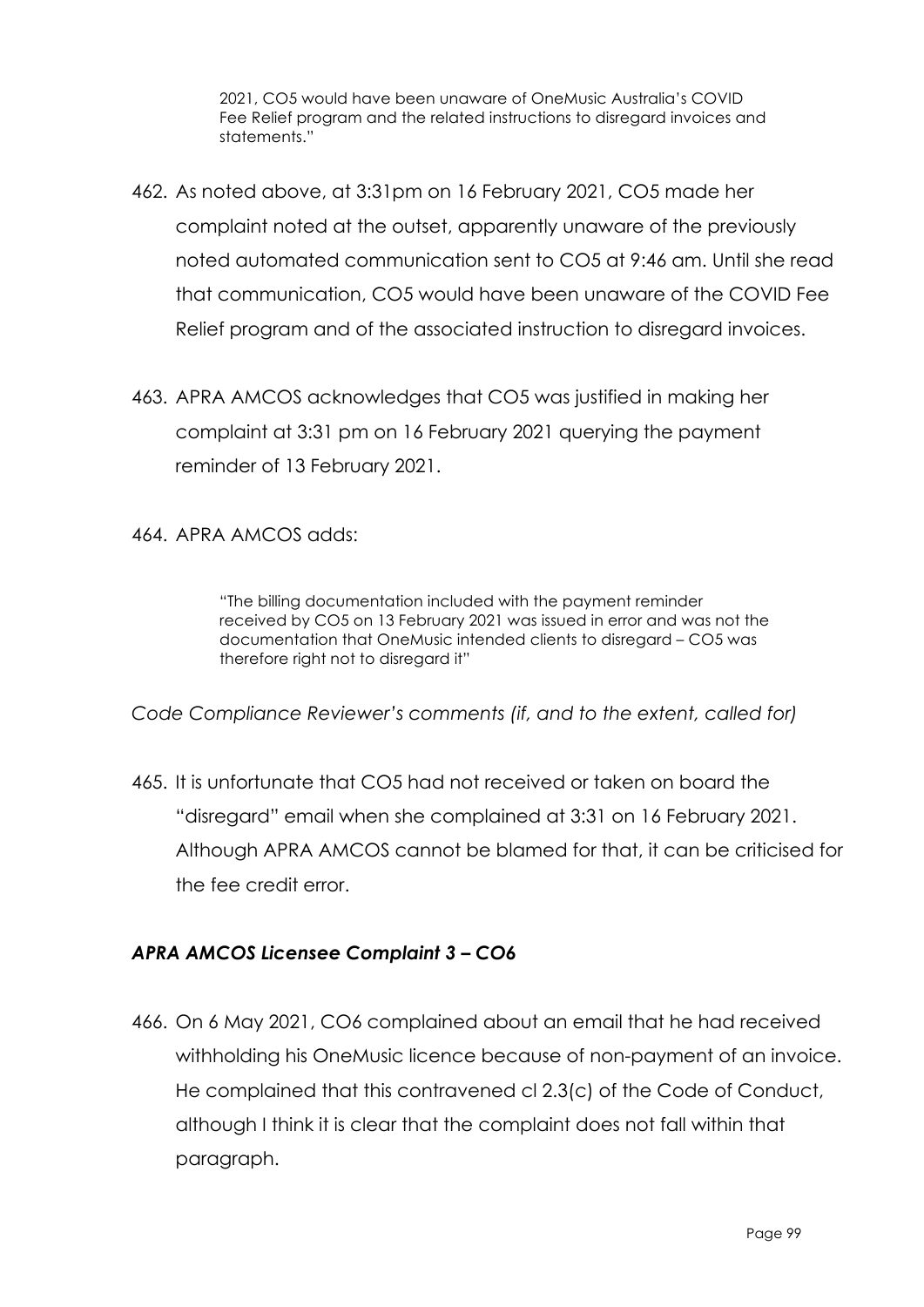> 2021, CO5 would have been unaware of OneMusic Australia's COVID Fee Relief program and the related instructions to disregard invoices and statements."

462. As noted above, at 3:31pm on 16 February 2021, CO5 made her complaint noted at the outset, apparently unaware of the previously noted automated communication sent to CO5 at 9:46 am. Until she read that communication, CO5 would have been unaware of the COVID Fee Relief program and of the associated instruction to disregard invoices.

463. APRA AMCOS acknowledges that CO5 was justified in making her complaint at 3:31 pm on 16 February 2021 querying the payment reminder of 13 February 2021.

464. APRA AMCOS adds:

> "The billing documentation included with the payment reminder received by CO5 on 13 February 2021 was issued in error and was not the documentation that OneMusic intended clients to disregard – CO5 was therefore right not to disregard it"

*Code Compliance Reviewer's comments (if, and to the extent, called for)*

465. It is unfortunate that CO5 had not received or taken on board the "disregard" email when she complained at 3:31 on 16 February 2021. Although APRA AMCOS cannot be blamed for that, it can be criticised for the fee credit error.

### *APRA AMCOS Licensee Complaint 3 – CO6*

466. On 6 May 2021, CO6 complained about an email that he had received withholding his OneMusic licence because of non-payment of an invoice. He complained that this contravened cl 2.3(c) of the Code of Conduct, although I think it is clear that the complaint does not fall within that paragraph.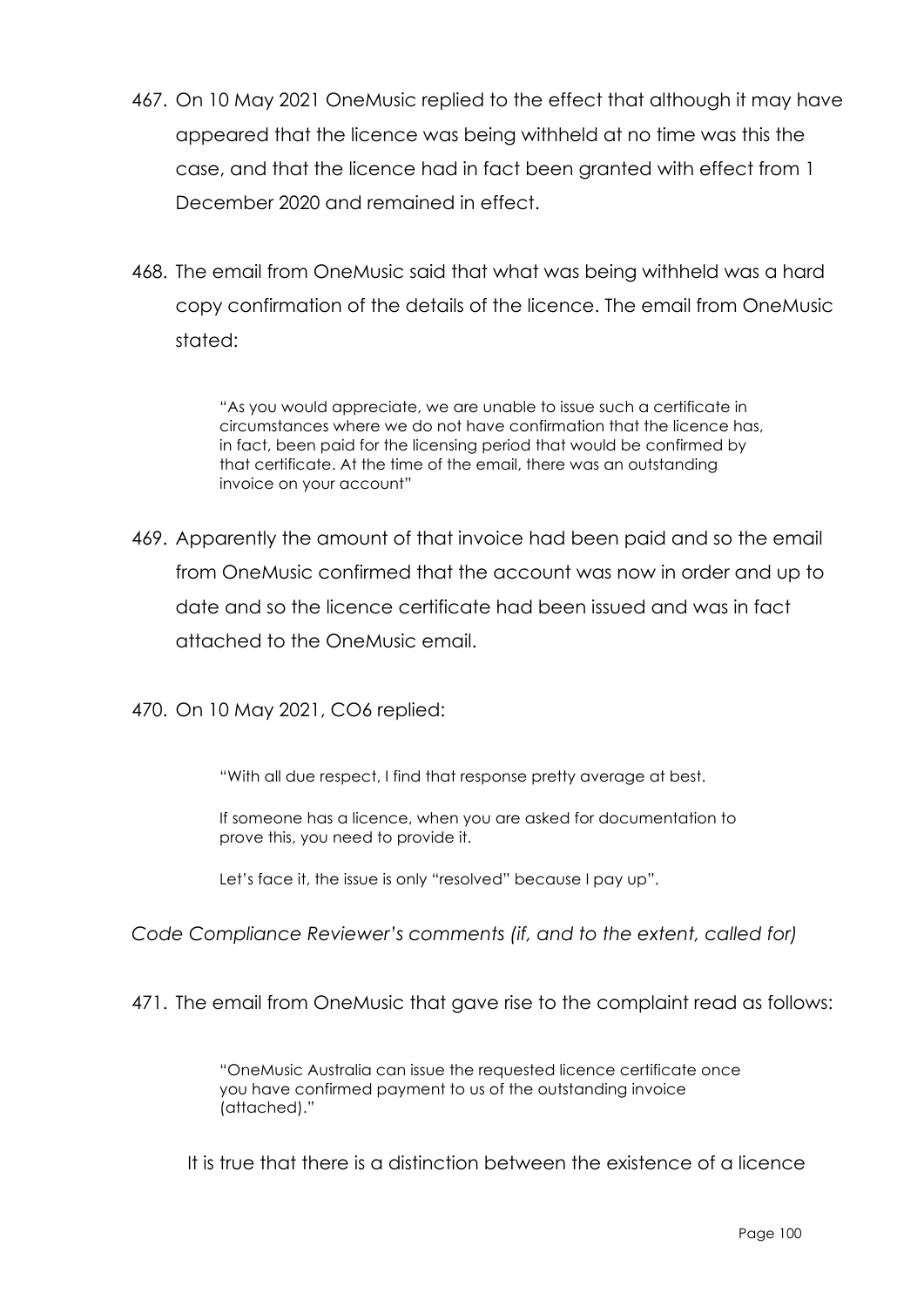467. On 10 May 2021 OneMusic replied to the effect that although it may have appeared that the licence was being withheld at no time was this the case, and that the licence had in fact been granted with effect from 1 December 2020 and remained in effect.

468. The email from OneMusic said that what was being withheld was a hard copy confirmation of the details of the licence. The email from OneMusic stated:

> "As you would appreciate, we are unable to issue such a certificate in circumstances where we do not have confirmation that the licence has, in fact, been paid for the licensing period that would be confirmed by that certificate. At the time of the email, there was an outstanding invoice on your account"

469. Apparently the amount of that invoice had been paid and so the email from OneMusic confirmed that the account was now in order and up to date and so the licence certificate had been issued and was in fact attached to the OneMusic email.

470. On 10 May 2021, CO6 replied:

> "With all due respect, I find that response pretty average at best.
>
> If someone has a licence, when you are asked for documentation to prove this, you need to provide it.
>
> Let's face it, the issue is only "resolved" because I pay up".

*Code Compliance Reviewer's comments (if, and to the extent, called for)*

471. The email from OneMusic that gave rise to the complaint read as follows:

> "OneMusic Australia can issue the requested licence certificate once you have confirmed payment to us of the outstanding invoice (attached)."

It is true that there is a distinction between the existence of a licence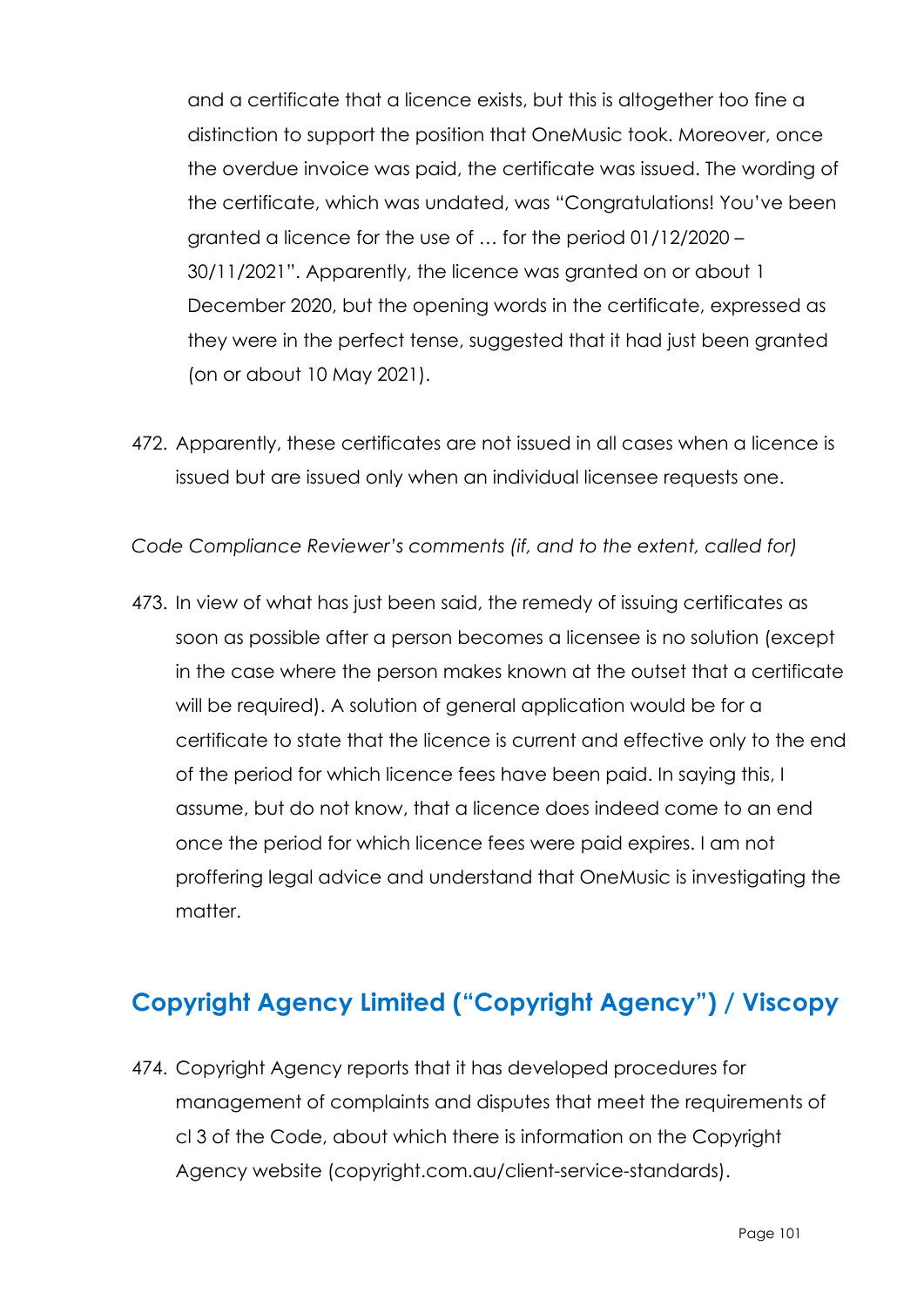and a certificate that a licence exists, but this is altogether too fine a distinction to support the position that OneMusic took. Moreover, once the overdue invoice was paid, the certificate was issued. The wording of the certificate, which was undated, was "Congratulations! You've been granted a licence for the use of … for the period 01/12/2020 – 30/11/2021". Apparently, the licence was granted on or about 1 December 2020, but the opening words in the certificate, expressed as they were in the perfect tense, suggested that it had just been granted (on or about 10 May 2021).

472. Apparently, these certificates are not issued in all cases when a licence is issued but are issued only when an individual licensee requests one.

*Code Compliance Reviewer's comments (if, and to the extent, called for)*

473. In view of what has just been said, the remedy of issuing certificates as soon as possible after a person becomes a licensee is no solution (except in the case where the person makes known at the outset that a certificate will be required). A solution of general application would be for a certificate to state that the licence is current and effective only to the end of the period for which licence fees have been paid. In saying this, I assume, but do not know, that a licence does indeed come to an end once the period for which licence fees were paid expires. I am not proffering legal advice and understand that OneMusic is investigating the matter.

## Copyright Agency Limited ("Copyright Agency") / Viscopy

474. Copyright Agency reports that it has developed procedures for management of complaints and disputes that meet the requirements of cl 3 of the Code, about which there is information on the Copyright Agency website (copyright.com.au/client-service-standards).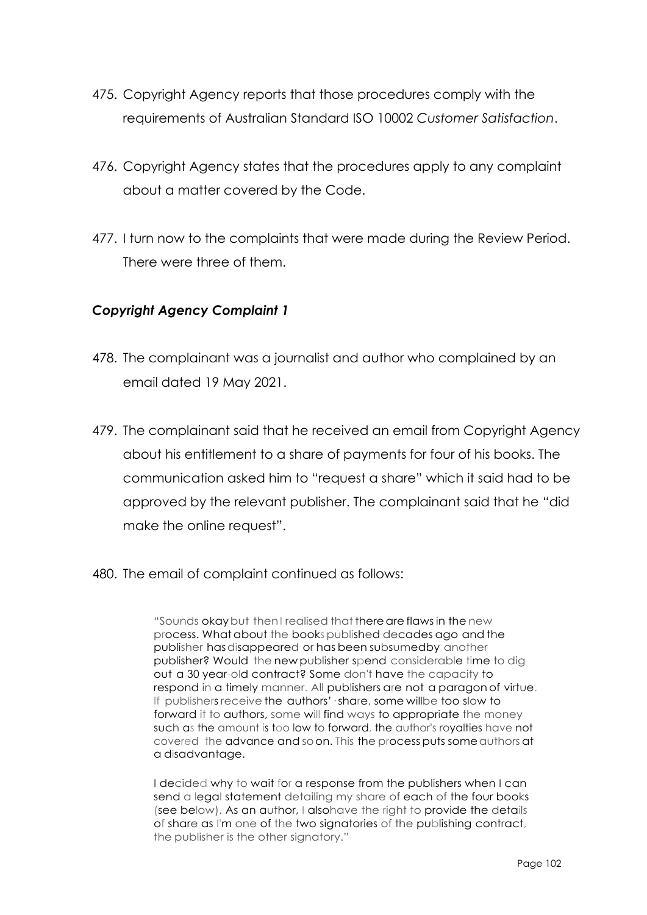475. Copyright Agency reports that those procedures comply with the requirements of Australian Standard ISO 10002 *Customer Satisfaction*.

476. Copyright Agency states that the procedures apply to any complaint about a matter covered by the Code.

477. I turn now to the complaints that were made during the Review Period. There were three of them.

### *Copyright Agency Complaint 1*

478. The complainant was a journalist and author who complained by an email dated 19 May 2021.

479. The complainant said that he received an email from Copyright Agency about his entitlement to a share of payments for four of his books. The communication asked him to "request a share" which it said had to be approved by the relevant publisher. The complainant said that he "did make the online request".

480. The email of complaint continued as follows:

> "Sounds okay but then I realised that there are flaws in the new process. What about the books published decades ago and the publisher has disappeared or has been subsumedby another publisher? Would the new publisher spend considerable time to dig out a 30 year-old contract? Some don't have the capacity to respond in a timely manner. All publishers are not a paragon of virtue. If publishers receive the authors' share, some willbe too slow to forward it to authors, some will find ways to appropriate the money such as the amount is too low to forward, the author's royalties have not covered the advance and so on. This the process puts some authors at a disadvantage.
>
> I decided why to wait for a response from the publishers when I can send a legal statement detailing my share of each of the four books (see below). As an author, I alsohave the right to provide the details of share as I'm one of the two signatories of the publishing contract, the publisher is the other signatory."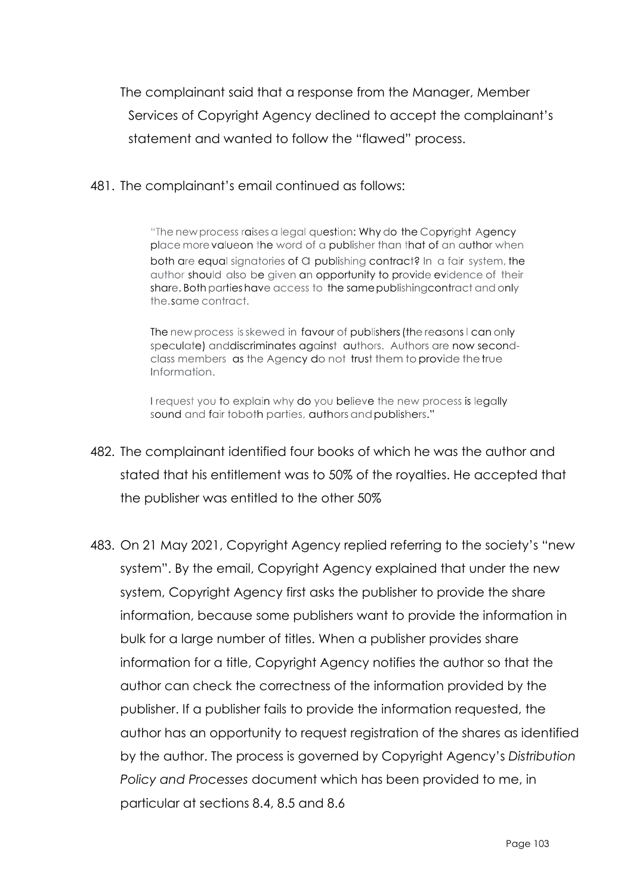The complainant said that a response from the Manager, Member Services of Copyright Agency declined to accept the complainant's statement and wanted to follow the "flawed" process.

481. The complainant's email continued as follows:

> "The new process raises a legal question: Why do the Copyright Agency place more valueon the word of a publisher than that of an author when both are equal signatories of a publishing contract? In a fair system, the author should also be given an opportunity to provide evidence of their share. Both parties have access to the same publishing contract and only the.same contract.
>
> The new process is skewed in favour of publishers (the reasons I can only speculate) anddiscriminates against authors. Authors are now second-class members as the Agency do not trust them to provide the true Information.
>
> I request you to explain why do you believe the new process is legally sound and fair toboth parties, authors and publishers."

482. The complainant identified four books of which he was the author and stated that his entitlement was to 50% of the royalties. He accepted that the publisher was entitled to the other 50%

483. On 21 May 2021, Copyright Agency replied referring to the society's "new system". By the email, Copyright Agency explained that under the new system, Copyright Agency first asks the publisher to provide the share information, because some publishers want to provide the information in bulk for a large number of titles. When a publisher provides share information for a title, Copyright Agency notifies the author so that the author can check the correctness of the information provided by the publisher. If a publisher fails to provide the information requested, the author has an opportunity to request registration of the shares as identified by the author. The process is governed by Copyright Agency's *Distribution Policy and Processes* document which has been provided to me, in particular at sections 8.4, 8.5 and 8.6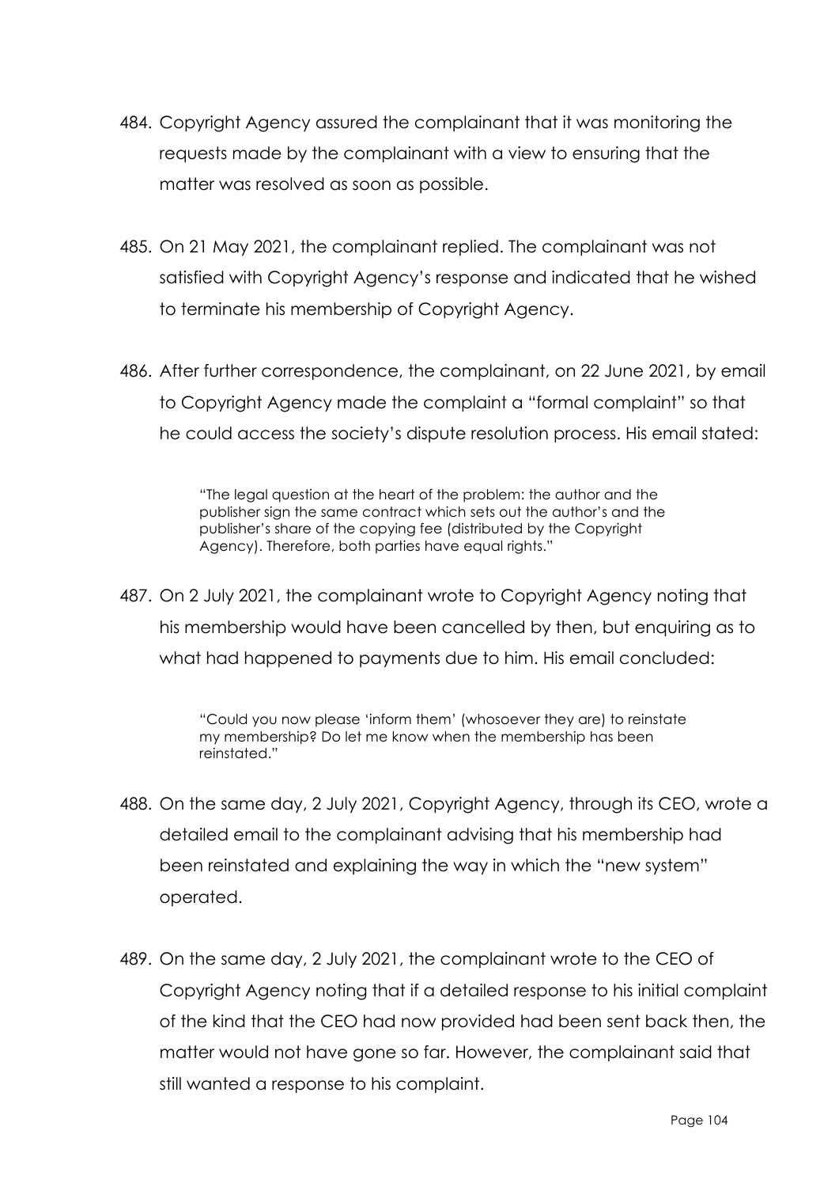484. Copyright Agency assured the complainant that it was monitoring the requests made by the complainant with a view to ensuring that the matter was resolved as soon as possible.

485. On 21 May 2021, the complainant replied. The complainant was not satisfied with Copyright Agency's response and indicated that he wished to terminate his membership of Copyright Agency.

486. After further correspondence, the complainant, on 22 June 2021, by email to Copyright Agency made the complaint a "formal complaint" so that he could access the society's dispute resolution process. His email stated:

> "The legal question at the heart of the problem: the author and the publisher sign the same contract which sets out the author's and the publisher's share of the copying fee (distributed by the Copyright Agency). Therefore, both parties have equal rights."

487. On 2 July 2021, the complainant wrote to Copyright Agency noting that his membership would have been cancelled by then, but enquiring as to what had happened to payments due to him. His email concluded:

> "Could you now please 'inform them' (whosoever they are) to reinstate my membership? Do let me know when the membership has been reinstated."

488. On the same day, 2 July 2021, Copyright Agency, through its CEO, wrote a detailed email to the complainant advising that his membership had been reinstated and explaining the way in which the "new system" operated.

489. On the same day, 2 July 2021, the complainant wrote to the CEO of Copyright Agency noting that if a detailed response to his initial complaint of the kind that the CEO had now provided had been sent back then, the matter would not have gone so far. However, the complainant said that still wanted a response to his complaint.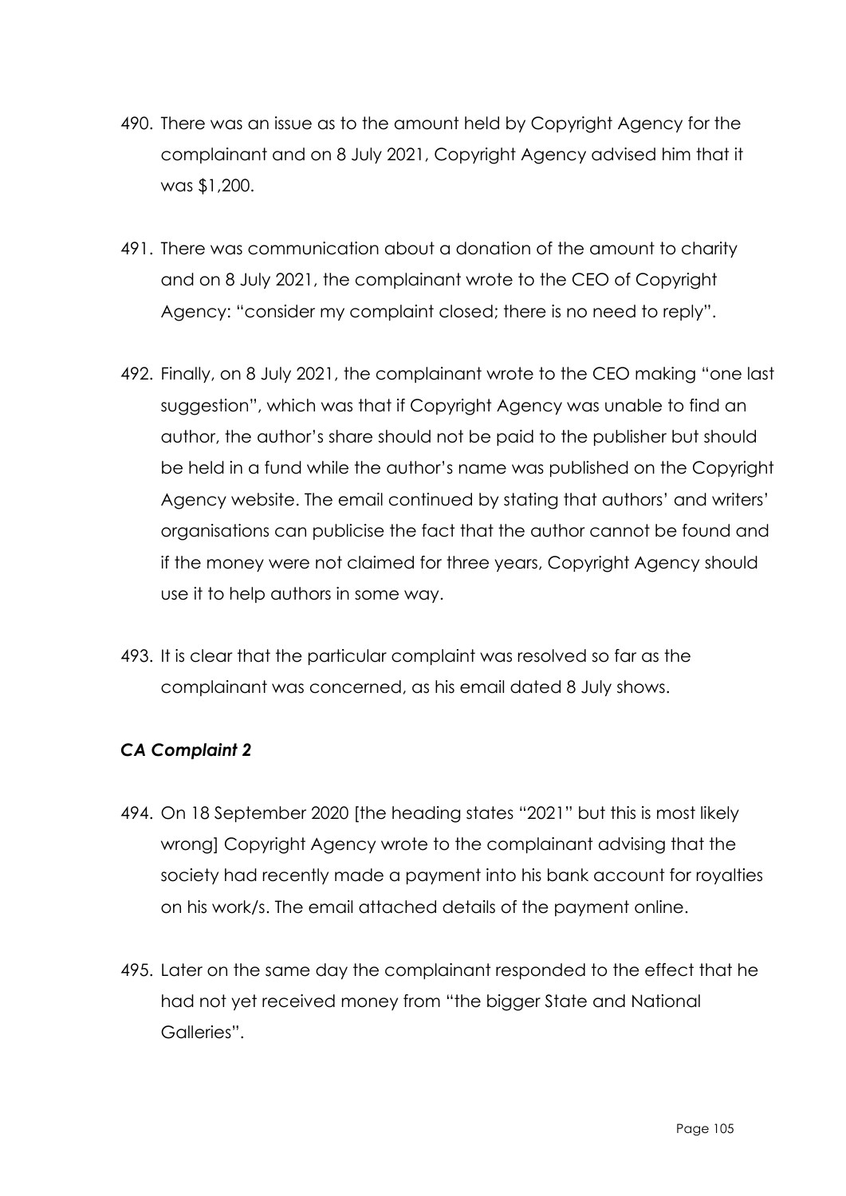490. There was an issue as to the amount held by Copyright Agency for the complainant and on 8 July 2021, Copyright Agency advised him that it was $1,200.

491. There was communication about a donation of the amount to charity and on 8 July 2021, the complainant wrote to the CEO of Copyright Agency: "consider my complaint closed; there is no need to reply".

492. Finally, on 8 July 2021, the complainant wrote to the CEO making "one last suggestion", which was that if Copyright Agency was unable to find an author, the author's share should not be paid to the publisher but should be held in a fund while the author's name was published on the Copyright Agency website. The email continued by stating that authors' and writers' organisations can publicise the fact that the author cannot be found and if the money were not claimed for three years, Copyright Agency should use it to help authors in some way.

493. It is clear that the particular complaint was resolved so far as the complainant was concerned, as his email dated 8 July shows.

### *CA Complaint 2*

494. On 18 September 2020 [the heading states "2021" but this is most likely wrong] Copyright Agency wrote to the complainant advising that the society had recently made a payment into his bank account for royalties on his work/s. The email attached details of the payment online.

495. Later on the same day the complainant responded to the effect that he had not yet received money from "the bigger State and National Galleries".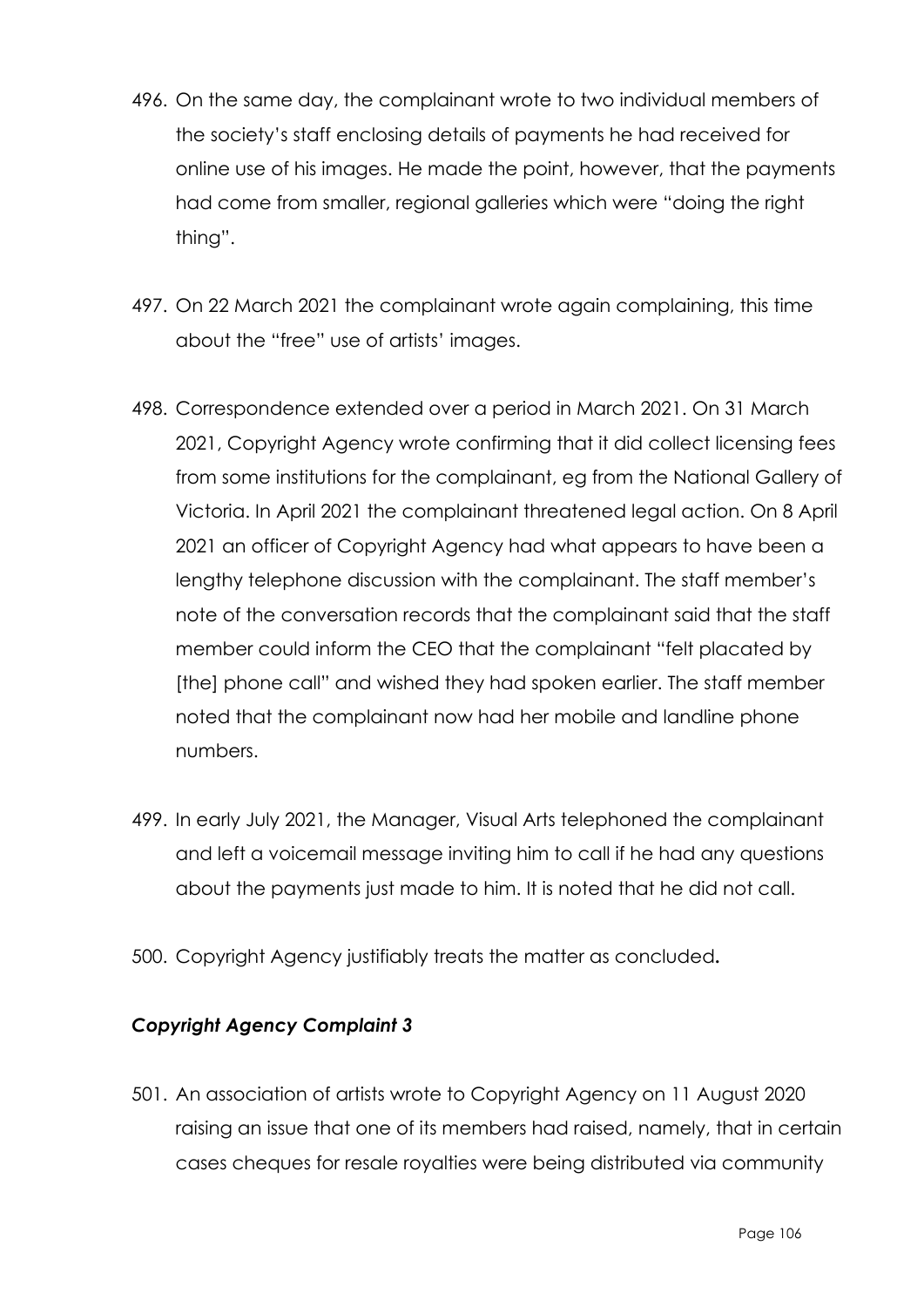496. On the same day, the complainant wrote to two individual members of the society's staff enclosing details of payments he had received for online use of his images. He made the point, however, that the payments had come from smaller, regional galleries which were "doing the right thing".

497. On 22 March 2021 the complainant wrote again complaining, this time about the "free" use of artists' images.

498. Correspondence extended over a period in March 2021. On 31 March 2021, Copyright Agency wrote confirming that it did collect licensing fees from some institutions for the complainant, eg from the National Gallery of Victoria. In April 2021 the complainant threatened legal action. On 8 April 2021 an officer of Copyright Agency had what appears to have been a lengthy telephone discussion with the complainant. The staff member's note of the conversation records that the complainant said that the staff member could inform the CEO that the complainant "felt placated by [the] phone call" and wished they had spoken earlier. The staff member noted that the complainant now had her mobile and landline phone numbers.

499. In early July 2021, the Manager, Visual Arts telephoned the complainant and left a voicemail message inviting him to call if he had any questions about the payments just made to him. It is noted that he did not call.

500. Copyright Agency justifiably treats the matter as concluded**.**

### *Copyright Agency Complaint 3*

501. An association of artists wrote to Copyright Agency on 11 August 2020 raising an issue that one of its members had raised, namely, that in certain cases cheques for resale royalties were being distributed via community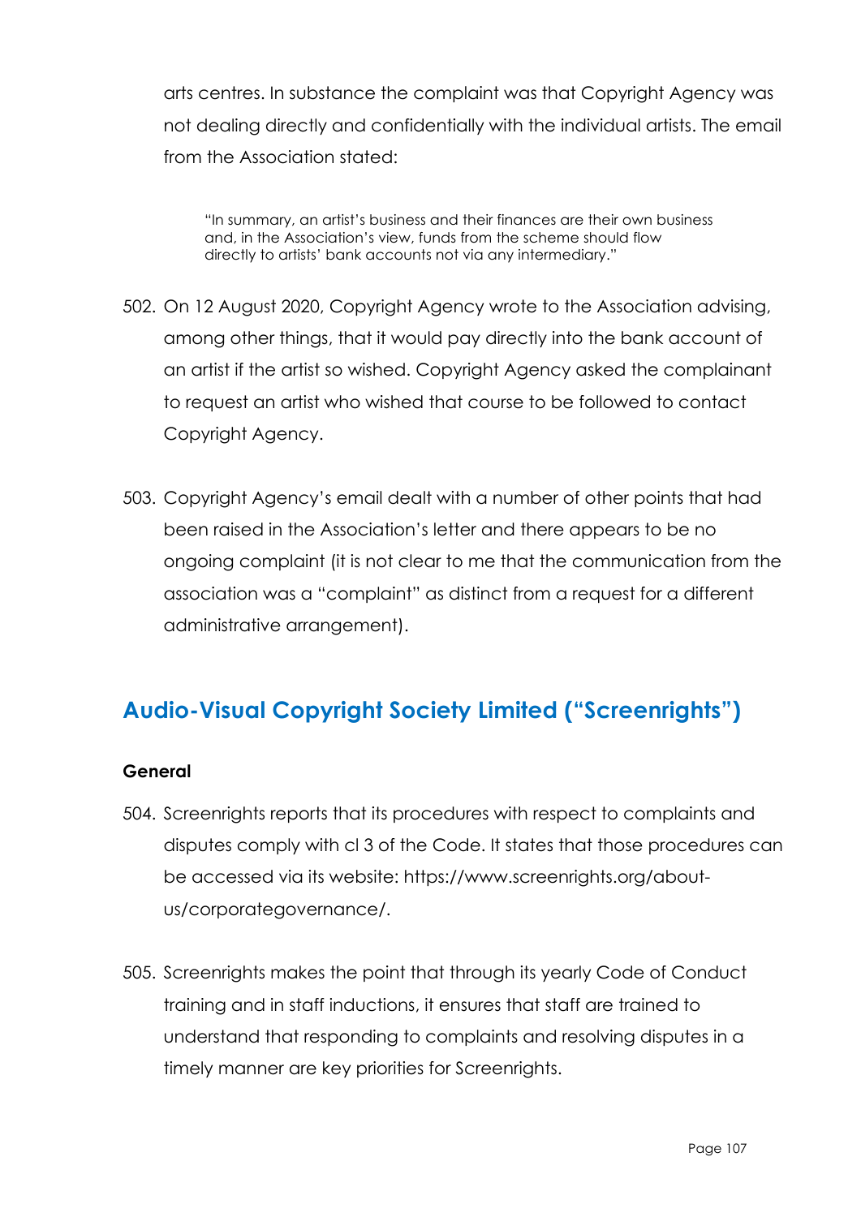arts centres. In substance the complaint was that Copyright Agency was not dealing directly and confidentially with the individual artists. The email from the Association stated:

> "In summary, an artist's business and their finances are their own business and, in the Association's view, funds from the scheme should flow directly to artists' bank accounts not via any intermediary."

502. On 12 August 2020, Copyright Agency wrote to the Association advising, among other things, that it would pay directly into the bank account of an artist if the artist so wished. Copyright Agency asked the complainant to request an artist who wished that course to be followed to contact Copyright Agency.

503. Copyright Agency's email dealt with a number of other points that had been raised in the Association's letter and there appears to be no ongoing complaint (it is not clear to me that the communication from the association was a "complaint" as distinct from a request for a different administrative arrangement).

## Audio-Visual Copyright Society Limited ("Screenrights")

### General

504. Screenrights reports that its procedures with respect to complaints and disputes comply with cl 3 of the Code. It states that those procedures can be accessed via its website: https://www.screenrights.org/about-us/corporategovernance/.

505. Screenrights makes the point that through its yearly Code of Conduct training and in staff inductions, it ensures that staff are trained to understand that responding to complaints and resolving disputes in a timely manner are key priorities for Screenrights.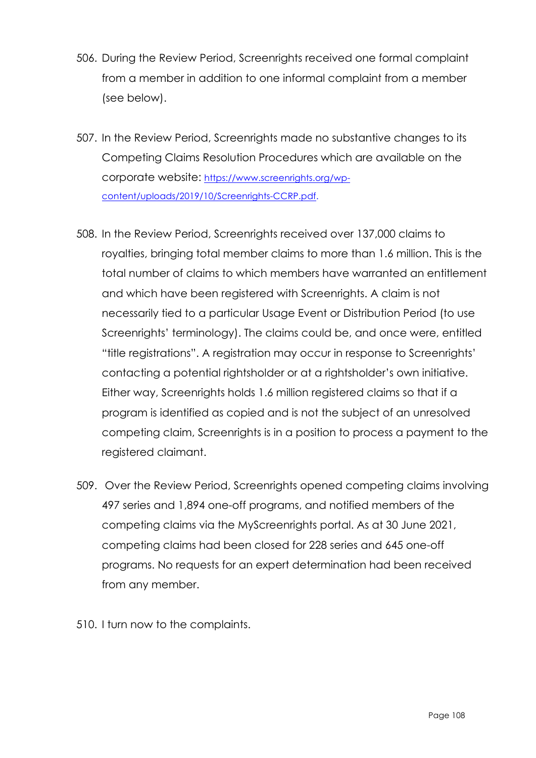506. During the Review Period, Screenrights received one formal complaint from a member in addition to one informal complaint from a member (see below).

507. In the Review Period, Screenrights made no substantive changes to its Competing Claims Resolution Procedures which are available on the corporate website: [https://www.screenrights.org/wp-content/uploads/2019/10/Screenrights-CCRP.pdf](https://www.screenrights.org/wp-content/uploads/2019/10/Screenrights-CCRP.pdf).

508. In the Review Period, Screenrights received over 137,000 claims to royalties, bringing total member claims to more than 1.6 million. This is the total number of claims to which members have warranted an entitlement and which have been registered with Screenrights. A claim is not necessarily tied to a particular Usage Event or Distribution Period (to use Screenrights' terminology). The claims could be, and once were, entitled "title registrations". A registration may occur in response to Screenrights' contacting a potential rightsholder or at a rightsholder's own initiative. Either way, Screenrights holds 1.6 million registered claims so that if a program is identified as copied and is not the subject of an unresolved competing claim, Screenrights is in a position to process a payment to the registered claimant.

509. Over the Review Period, Screenrights opened competing claims involving 497 series and 1,894 one-off programs, and notified members of the competing claims via the MyScreenrights portal. As at 30 June 2021, competing claims had been closed for 228 series and 645 one-off programs. No requests for an expert determination had been received from any member.

510. I turn now to the complaints.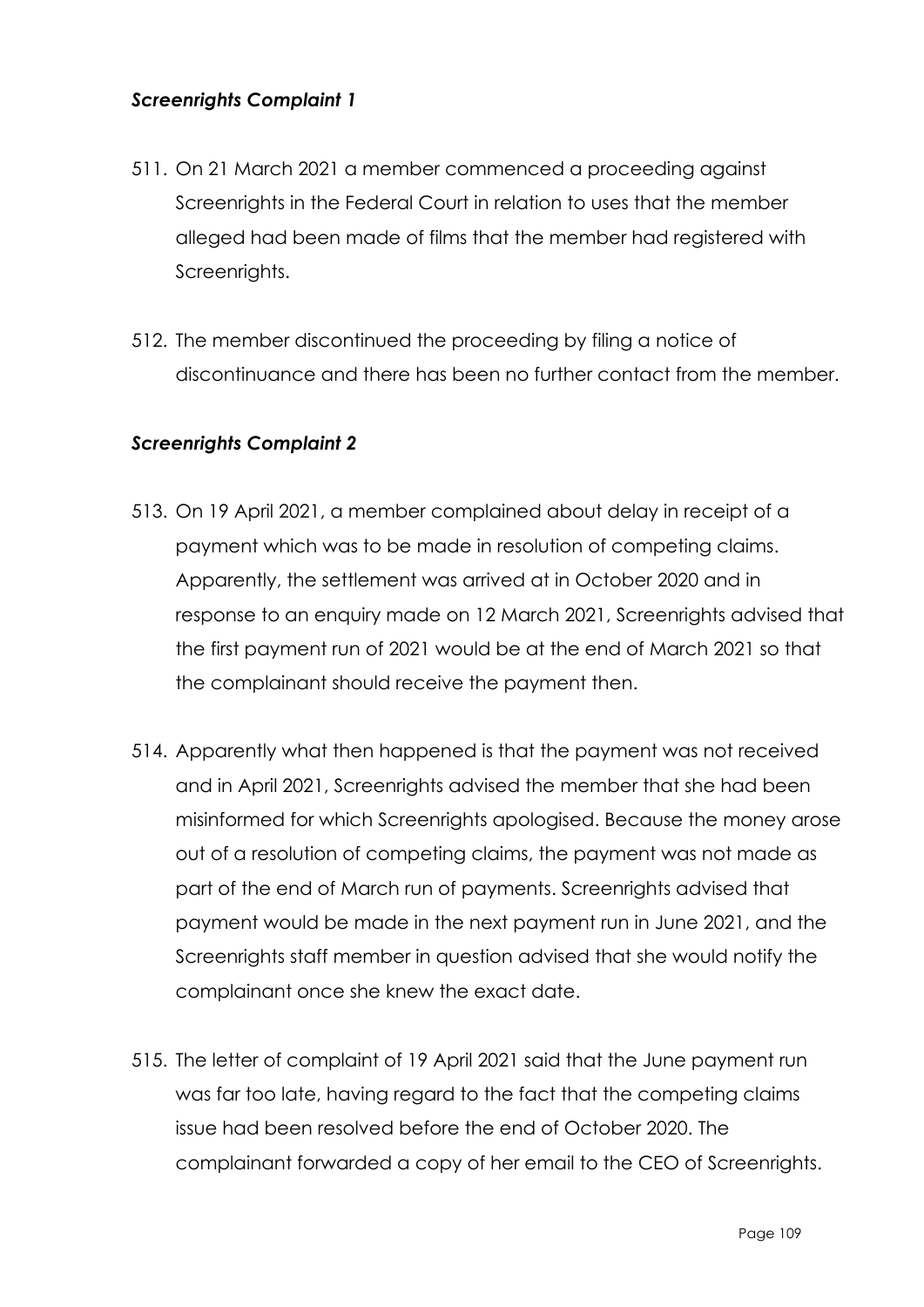### *Screenrights Complaint 1*

511. On 21 March 2021 a member commenced a proceeding against Screenrights in the Federal Court in relation to uses that the member alleged had been made of films that the member had registered with Screenrights.

512. The member discontinued the proceeding by filing a notice of discontinuance and there has been no further contact from the member.

### *Screenrights Complaint 2*

513. On 19 April 2021, a member complained about delay in receipt of a payment which was to be made in resolution of competing claims. Apparently, the settlement was arrived at in October 2020 and in response to an enquiry made on 12 March 2021, Screenrights advised that the first payment run of 2021 would be at the end of March 2021 so that the complainant should receive the payment then.

514. Apparently what then happened is that the payment was not received and in April 2021, Screenrights advised the member that she had been misinformed for which Screenrights apologised. Because the money arose out of a resolution of competing claims, the payment was not made as part of the end of March run of payments. Screenrights advised that payment would be made in the next payment run in June 2021, and the Screenrights staff member in question advised that she would notify the complainant once she knew the exact date.

515. The letter of complaint of 19 April 2021 said that the June payment run was far too late, having regard to the fact that the competing claims issue had been resolved before the end of October 2020. The complainant forwarded a copy of her email to the CEO of Screenrights.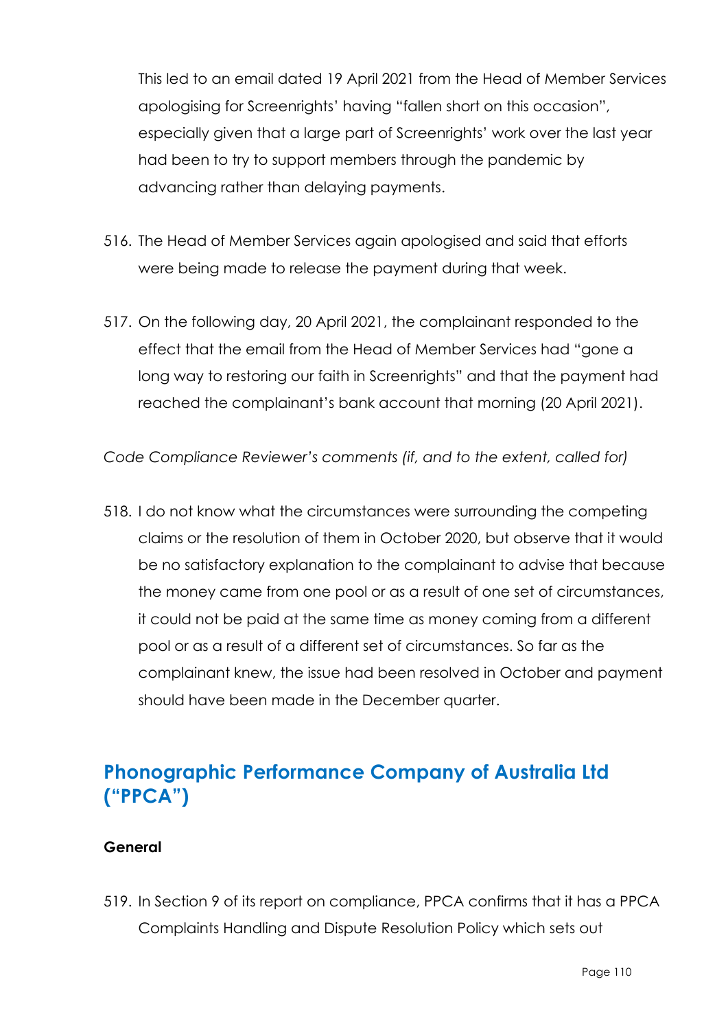This led to an email dated 19 April 2021 from the Head of Member Services apologising for Screenrights' having "fallen short on this occasion", especially given that a large part of Screenrights' work over the last year had been to try to support members through the pandemic by advancing rather than delaying payments.

516. The Head of Member Services again apologised and said that efforts were being made to release the payment during that week.

517. On the following day, 20 April 2021, the complainant responded to the effect that the email from the Head of Member Services had "gone a long way to restoring our faith in Screenrights" and that the payment had reached the complainant's bank account that morning (20 April 2021).

*Code Compliance Reviewer's comments (if, and to the extent, called for)*

518. I do not know what the circumstances were surrounding the competing claims or the resolution of them in October 2020, but observe that it would be no satisfactory explanation to the complainant to advise that because the money came from one pool or as a result of one set of circumstances, it could not be paid at the same time as money coming from a different pool or as a result of a different set of circumstances. So far as the complainant knew, the issue had been resolved in October and payment should have been made in the December quarter.

## Phonographic Performance Company of Australia Ltd ("PPCA")

### General

519. In Section 9 of its report on compliance, PPCA confirms that it has a PPCA Complaints Handling and Dispute Resolution Policy which sets out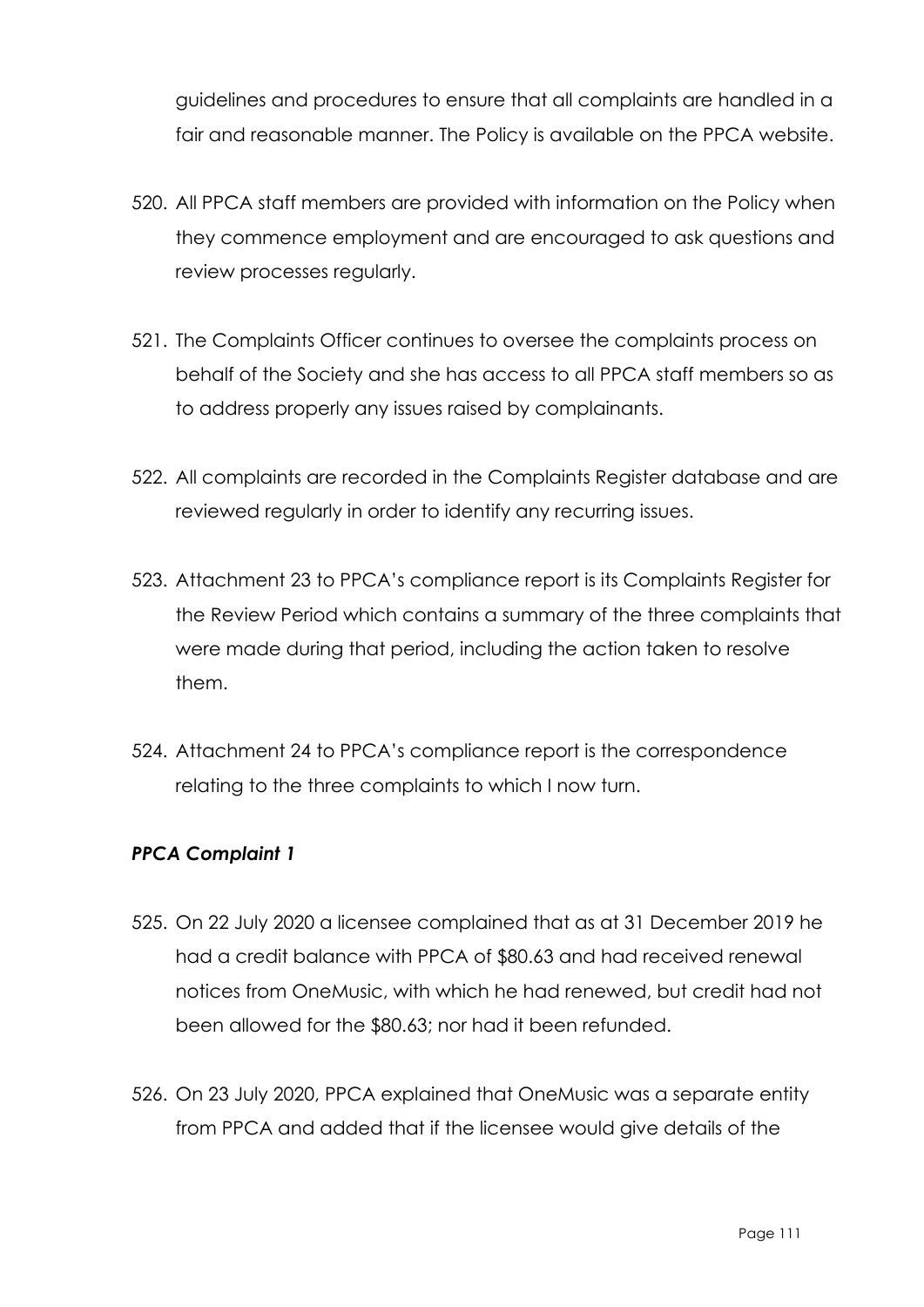guidelines and procedures to ensure that all complaints are handled in a fair and reasonable manner. The Policy is available on the PPCA website.

520. All PPCA staff members are provided with information on the Policy when they commence employment and are encouraged to ask questions and review processes regularly.

521. The Complaints Officer continues to oversee the complaints process on behalf of the Society and she has access to all PPCA staff members so as to address properly any issues raised by complainants.

522. All complaints are recorded in the Complaints Register database and are reviewed regularly in order to identify any recurring issues.

523. Attachment 23 to PPCA's compliance report is its Complaints Register for the Review Period which contains a summary of the three complaints that were made during that period, including the action taken to resolve them.

524. Attachment 24 to PPCA's compliance report is the correspondence relating to the three complaints to which I now turn.

### *PPCA Complaint 1*

525. On 22 July 2020 a licensee complained that as at 31 December 2019 he had a credit balance with PPCA of $80.63 and had received renewal notices from OneMusic, with which he had renewed, but credit had not been allowed for the $80.63; nor had it been refunded.

526. On 23 July 2020, PPCA explained that OneMusic was a separate entity from PPCA and added that if the licensee would give details of the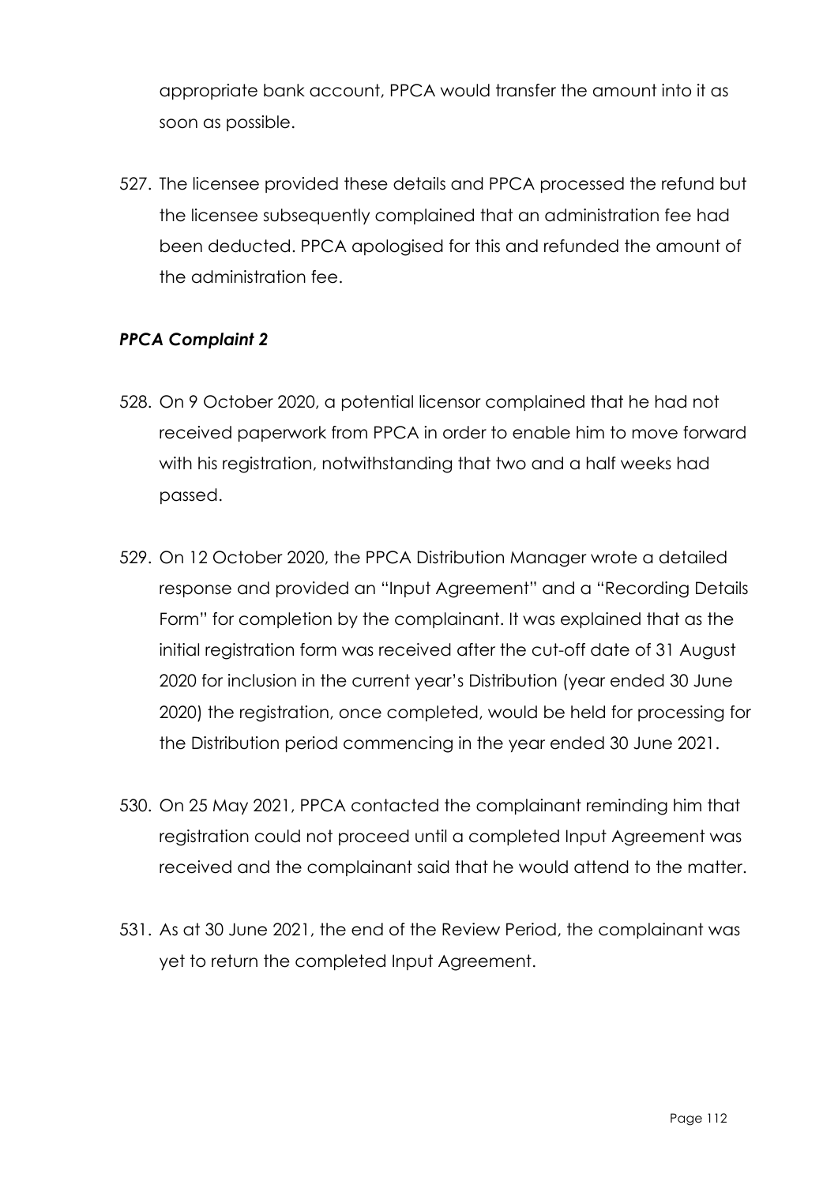appropriate bank account, PPCA would transfer the amount into it as soon as possible.

527. The licensee provided these details and PPCA processed the refund but the licensee subsequently complained that an administration fee had been deducted. PPCA apologised for this and refunded the amount of the administration fee.

***PPCA Complaint 2***

528. On 9 October 2020, a potential licensor complained that he had not received paperwork from PPCA in order to enable him to move forward with his registration, notwithstanding that two and a half weeks had passed.

529. On 12 October 2020, the PPCA Distribution Manager wrote a detailed response and provided an "Input Agreement" and a "Recording Details Form" for completion by the complainant. It was explained that as the initial registration form was received after the cut-off date of 31 August 2020 for inclusion in the current year's Distribution (year ended 30 June 2020) the registration, once completed, would be held for processing for the Distribution period commencing in the year ended 30 June 2021.

530. On 25 May 2021, PPCA contacted the complainant reminding him that registration could not proceed until a completed Input Agreement was received and the complainant said that he would attend to the matter.

531. As at 30 June 2021, the end of the Review Period, the complainant was yet to return the completed Input Agreement.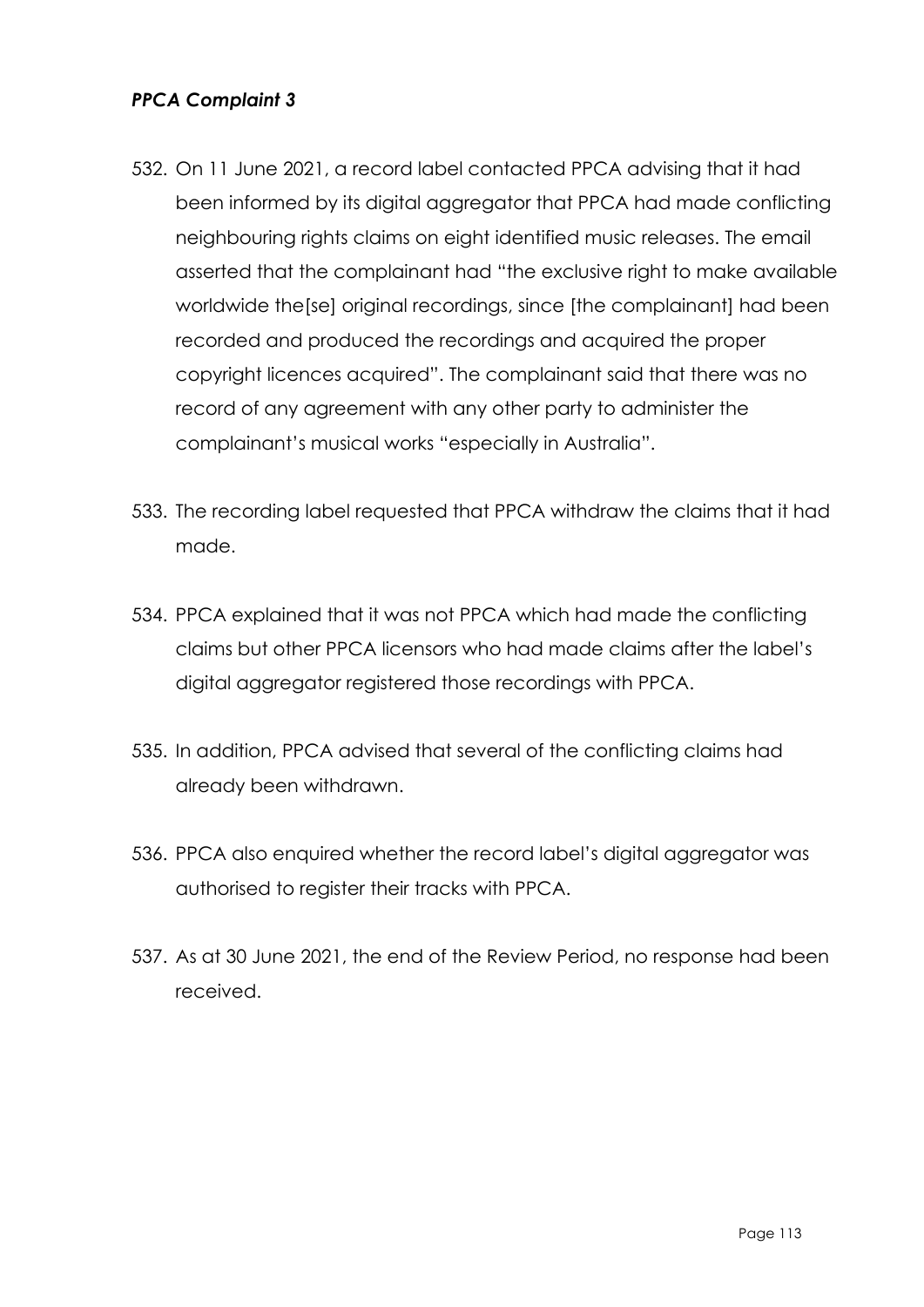### *PPCA Complaint 3*

532. On 11 June 2021, a record label contacted PPCA advising that it had been informed by its digital aggregator that PPCA had made conflicting neighbouring rights claims on eight identified music releases. The email asserted that the complainant had "the exclusive right to make available worldwide the[se] original recordings, since [the complainant] had been recorded and produced the recordings and acquired the proper copyright licences acquired". The complainant said that there was no record of any agreement with any other party to administer the complainant's musical works "especially in Australia".

533. The recording label requested that PPCA withdraw the claims that it had made.

534. PPCA explained that it was not PPCA which had made the conflicting claims but other PPCA licensors who had made claims after the label's digital aggregator registered those recordings with PPCA.

535. In addition, PPCA advised that several of the conflicting claims had already been withdrawn.

536. PPCA also enquired whether the record label's digital aggregator was authorised to register their tracks with PPCA.

537. As at 30 June 2021, the end of the Review Period, no response had been received.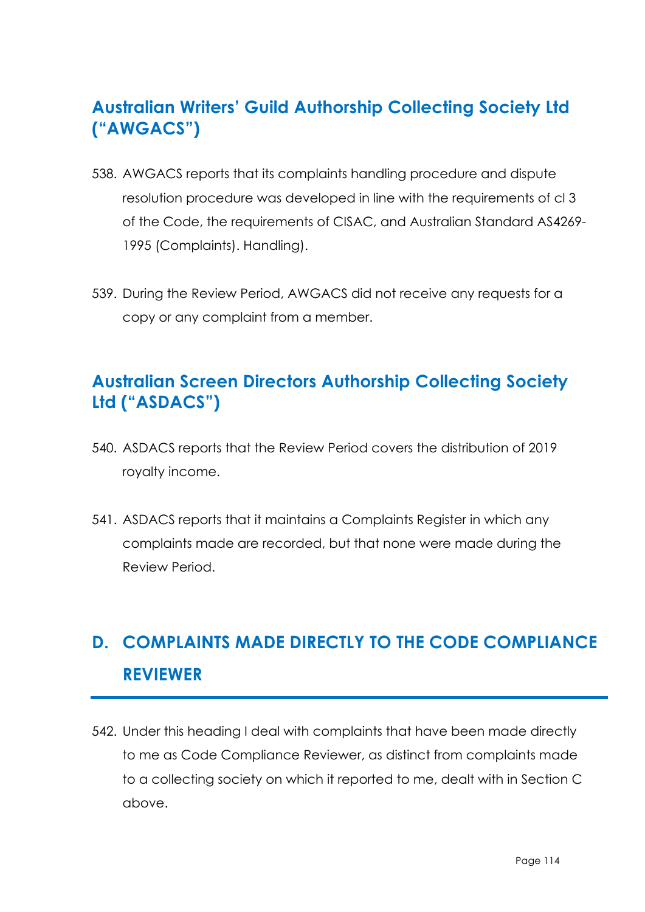## Australian Writers' Guild Authorship Collecting Society Ltd ("AWGACS")

538. AWGACS reports that its complaints handling procedure and dispute resolution procedure was developed in line with the requirements of cl 3 of the Code, the requirements of CISAC, and Australian Standard AS4269-1995 (Complaints). Handling).

539. During the Review Period, AWGACS did not receive any requests for a copy or any complaint from a member.

## Australian Screen Directors Authorship Collecting Society Ltd ("ASDACS")

540. ASDACS reports that the Review Period covers the distribution of 2019 royalty income.

541. ASDACS reports that it maintains a Complaints Register in which any complaints made are recorded, but that none were made during the Review Period.

# D. COMPLAINTS MADE DIRECTLY TO THE CODE COMPLIANCE REVIEWER

542. Under this heading I deal with complaints that have been made directly to me as Code Compliance Reviewer, as distinct from complaints made to a collecting society on which it reported to me, dealt with in Section C above.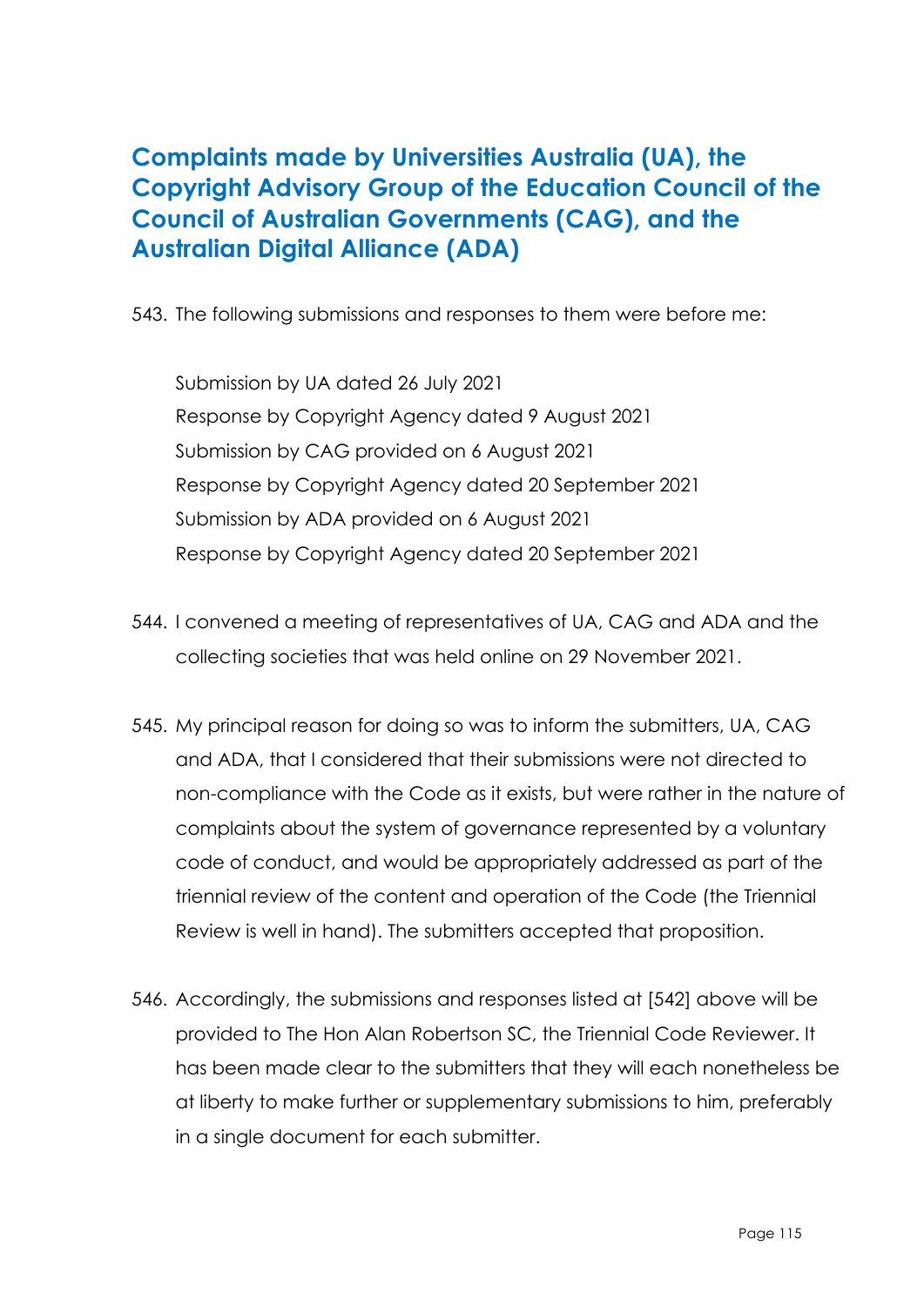## Complaints made by Universities Australia (UA), the Copyright Advisory Group of the Education Council of the Council of Australian Governments (CAG), and the Australian Digital Alliance (ADA)

543. The following submissions and responses to them were before me:

Submission by UA dated 26 July 2021
Response by Copyright Agency dated 9 August 2021
Submission by CAG provided on 6 August 2021
Response by Copyright Agency dated 20 September 2021
Submission by ADA provided on 6 August 2021
Response by Copyright Agency dated 20 September 2021

544. I convened a meeting of representatives of UA, CAG and ADA and the collecting societies that was held online on 29 November 2021.

545. My principal reason for doing so was to inform the submitters, UA, CAG and ADA, that I considered that their submissions were not directed to non-compliance with the Code as it exists, but were rather in the nature of complaints about the system of governance represented by a voluntary code of conduct, and would be appropriately addressed as part of the triennial review of the content and operation of the Code (the Triennial Review is well in hand). The submitters accepted that proposition.

546. Accordingly, the submissions and responses listed at [542] above will be provided to The Hon Alan Robertson SC, the Triennial Code Reviewer. It has been made clear to the submitters that they will each nonetheless be at liberty to make further or supplementary submissions to him, preferably in a single document for each submitter.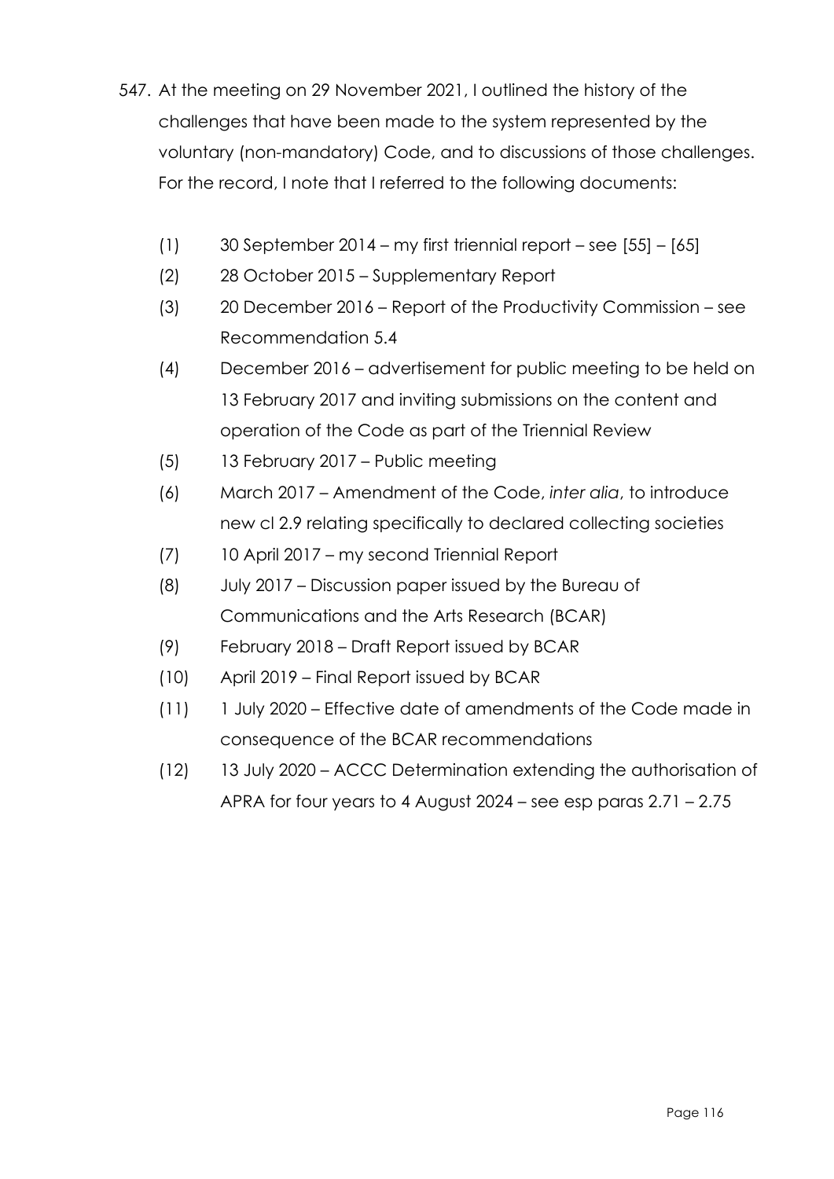547. At the meeting on 29 November 2021, I outlined the history of the challenges that have been made to the system represented by the voluntary (non-mandatory) Code, and to discussions of those challenges. For the record, I note that I referred to the following documents:

   (1) 30 September 2014 – my first triennial report – see [55] – [65]

   (2) 28 October 2015 – Supplementary Report

   (3) 20 December 2016 – Report of the Productivity Commission – see Recommendation 5.4

   (4) December 2016 – advertisement for public meeting to be held on 13 February 2017 and inviting submissions on the content and operation of the Code as part of the Triennial Review

   (5) 13 February 2017 – Public meeting

   (6) March 2017 – Amendment of the Code, *inter alia*, to introduce new cl 2.9 relating specifically to declared collecting societies

   (7) 10 April 2017 – my second Triennial Report

   (8) July 2017 – Discussion paper issued by the Bureau of Communications and the Arts Research (BCAR)

   (9) February 2018 – Draft Report issued by BCAR

   (10) April 2019 – Final Report issued by BCAR

   (11) 1 July 2020 – Effective date of amendments of the Code made in consequence of the BCAR recommendations

   (12) 13 July 2020 – ACCC Determination extending the authorisation of APRA for four years to 4 August 2024 – see esp paras 2.71 – 2.75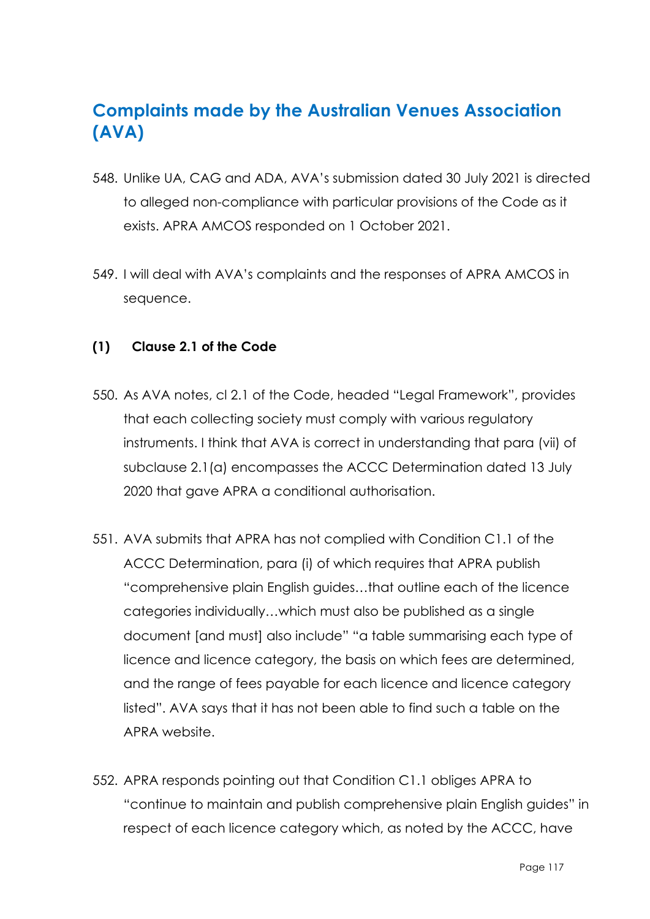## Complaints made by the Australian Venues Association (AVA)

548. Unlike UA, CAG and ADA, AVA's submission dated 30 July 2021 is directed to alleged non-compliance with particular provisions of the Code as it exists. APRA AMCOS responded on 1 October 2021.

549. I will deal with AVA's complaints and the responses of APRA AMCOS in sequence.

### (1) Clause 2.1 of the Code

550. As AVA notes, cl 2.1 of the Code, headed "Legal Framework", provides that each collecting society must comply with various regulatory instruments. I think that AVA is correct in understanding that para (vii) of subclause 2.1(a) encompasses the ACCC Determination dated 13 July 2020 that gave APRA a conditional authorisation.

551. AVA submits that APRA has not complied with Condition C1.1 of the ACCC Determination, para (i) of which requires that APRA publish "comprehensive plain English guides…that outline each of the licence categories individually…which must also be published as a single document [and must] also include" "a table summarising each type of licence and licence category, the basis on which fees are determined, and the range of fees payable for each licence and licence category listed". AVA says that it has not been able to find such a table on the APRA website.

552. APRA responds pointing out that Condition C1.1 obliges APRA to "continue to maintain and publish comprehensive plain English guides" in respect of each licence category which, as noted by the ACCC, have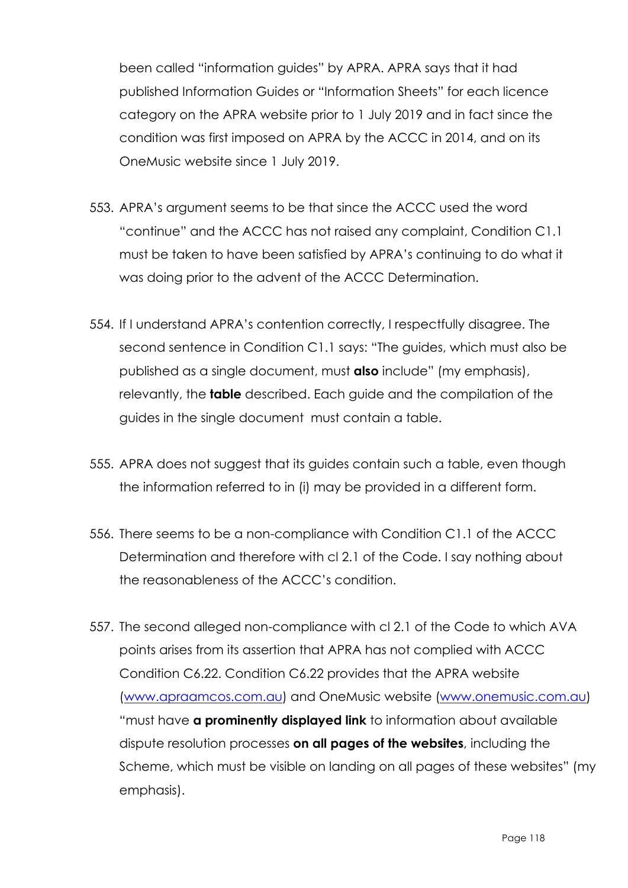been called "information guides" by APRA. APRA says that it had published Information Guides or "Information Sheets" for each licence category on the APRA website prior to 1 July 2019 and in fact since the condition was first imposed on APRA by the ACCC in 2014, and on its OneMusic website since 1 July 2019.

553. APRA's argument seems to be that since the ACCC used the word "continue" and the ACCC has not raised any complaint, Condition C1.1 must be taken to have been satisfied by APRA's continuing to do what it was doing prior to the advent of the ACCC Determination.

554. If I understand APRA's contention correctly, I respectfully disagree. The second sentence in Condition C1.1 says: "The guides, which must also be published as a single document, must **also** include" (my emphasis), relevantly, the **table** described. Each guide and the compilation of the guides in the single document must contain a table.

555. APRA does not suggest that its guides contain such a table, even though the information referred to in (i) may be provided in a different form.

556. There seems to be a non-compliance with Condition C1.1 of the ACCC Determination and therefore with cl 2.1 of the Code. I say nothing about the reasonableness of the ACCC's condition.

557. The second alleged non-compliance with cl 2.1 of the Code to which AVA points arises from its assertion that APRA has not complied with ACCC Condition C6.22. Condition C6.22 provides that the APRA website ([www.apraamcos.com.au](www.apraamcos.com.au)) and OneMusic website ([www.onemusic.com.au](www.onemusic.com.au)) "must have **a prominently displayed link** to information about available dispute resolution processes **on all pages of the websites**, including the Scheme, which must be visible on landing on all pages of these websites" (my emphasis).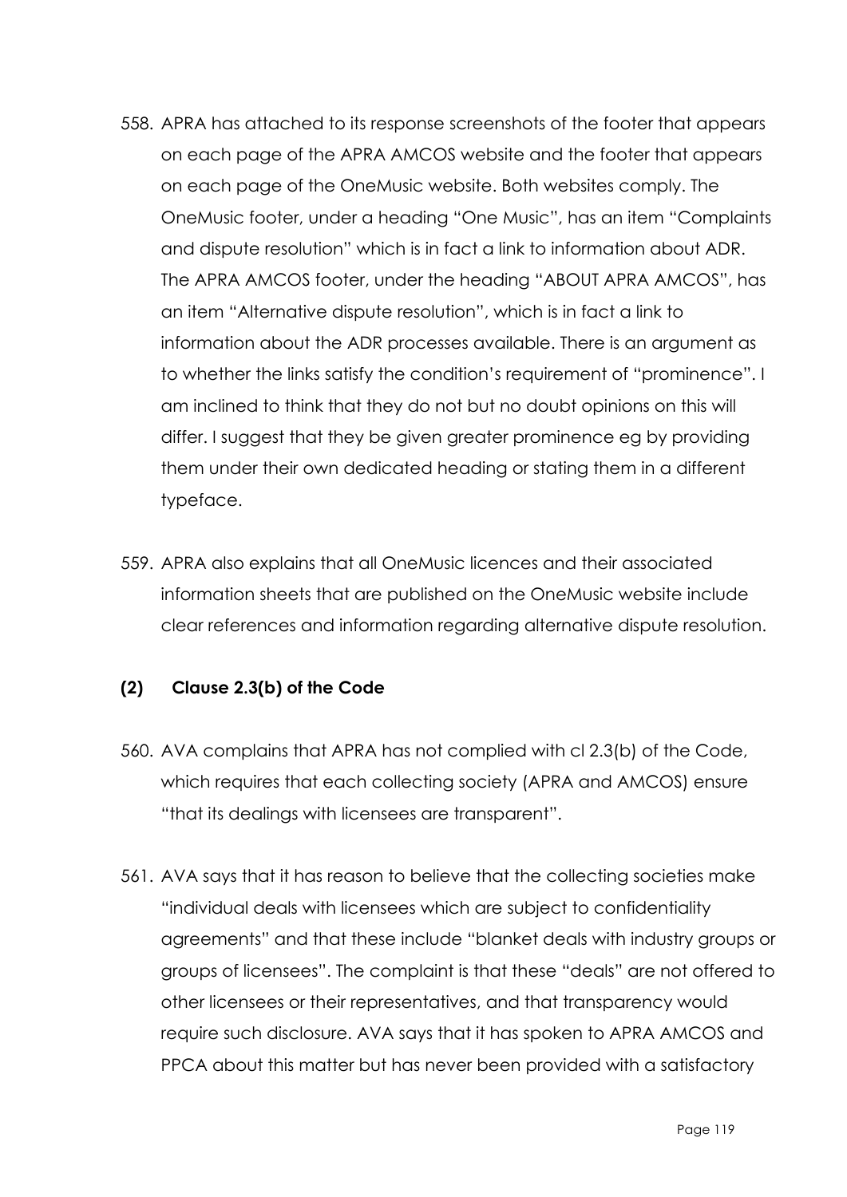558. APRA has attached to its response screenshots of the footer that appears on each page of the APRA AMCOS website and the footer that appears on each page of the OneMusic website. Both websites comply. The OneMusic footer, under a heading "One Music", has an item "Complaints and dispute resolution" which is in fact a link to information about ADR. The APRA AMCOS footer, under the heading "ABOUT APRA AMCOS", has an item "Alternative dispute resolution", which is in fact a link to information about the ADR processes available. There is an argument as to whether the links satisfy the condition's requirement of "prominence". I am inclined to think that they do not but no doubt opinions on this will differ. I suggest that they be given greater prominence eg by providing them under their own dedicated heading or stating them in a different typeface.

559. APRA also explains that all OneMusic licences and their associated information sheets that are published on the OneMusic website include clear references and information regarding alternative dispute resolution.

### (2) Clause 2.3(b) of the Code

560. AVA complains that APRA has not complied with cl 2.3(b) of the Code, which requires that each collecting society (APRA and AMCOS) ensure "that its dealings with licensees are transparent".

561. AVA says that it has reason to believe that the collecting societies make "individual deals with licensees which are subject to confidentiality agreements" and that these include "blanket deals with industry groups or groups of licensees". The complaint is that these "deals" are not offered to other licensees or their representatives, and that transparency would require such disclosure. AVA says that it has spoken to APRA AMCOS and PPCA about this matter but has never been provided with a satisfactory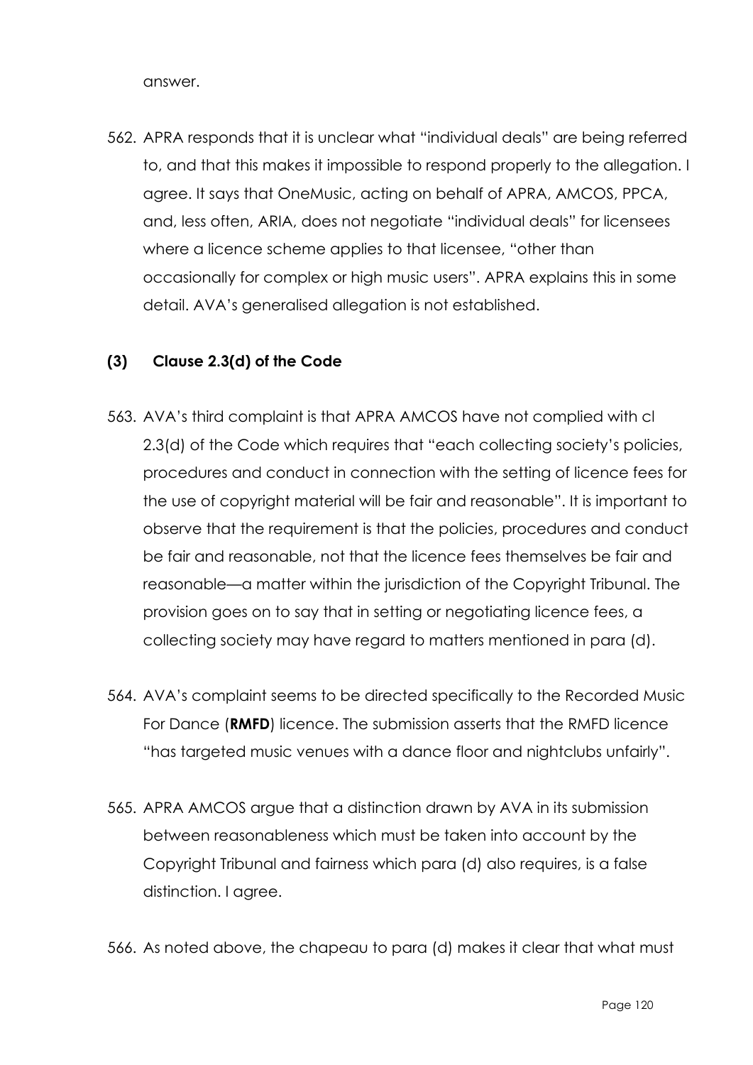answer.

562. APRA responds that it is unclear what "individual deals" are being referred to, and that this makes it impossible to respond properly to the allegation. I agree. It says that OneMusic, acting on behalf of APRA, AMCOS, PPCA, and, less often, ARIA, does not negotiate "individual deals" for licensees where a licence scheme applies to that licensee, "other than occasionally for complex or high music users". APRA explains this in some detail. AVA's generalised allegation is not established.

### (3) Clause 2.3(d) of the Code

563. AVA's third complaint is that APRA AMCOS have not complied with cl 2.3(d) of the Code which requires that "each collecting society's policies, procedures and conduct in connection with the setting of licence fees for the use of copyright material will be fair and reasonable". It is important to observe that the requirement is that the policies, procedures and conduct be fair and reasonable, not that the licence fees themselves be fair and reasonable—a matter within the jurisdiction of the Copyright Tribunal. The provision goes on to say that in setting or negotiating licence fees, a collecting society may have regard to matters mentioned in para (d).

564. AVA's complaint seems to be directed specifically to the Recorded Music For Dance (**RMFD**) licence. The submission asserts that the RMFD licence "has targeted music venues with a dance floor and nightclubs unfairly".

565. APRA AMCOS argue that a distinction drawn by AVA in its submission between reasonableness which must be taken into account by the Copyright Tribunal and fairness which para (d) also requires, is a false distinction. I agree.

566. As noted above, the chapeau to para (d) makes it clear that what must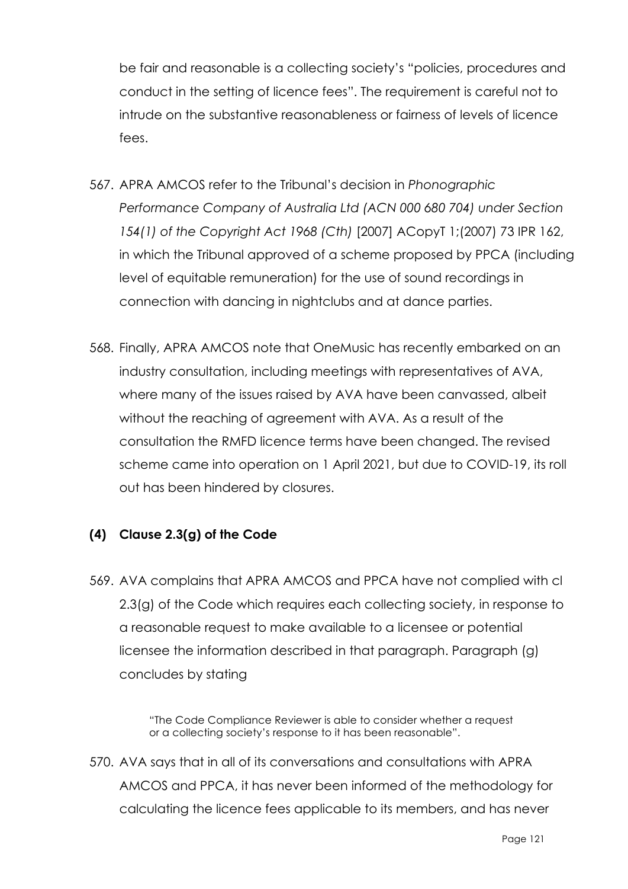be fair and reasonable is a collecting society's "policies, procedures and conduct in the setting of licence fees". The requirement is careful not to intrude on the substantive reasonableness or fairness of levels of licence fees.

567. APRA AMCOS refer to the Tribunal's decision in *Phonographic Performance Company of Australia Ltd (ACN 000 680 704) under Section 154(1) of the Copyright Act 1968 (Cth)* [2007] ACopyT 1;(2007) 73 IPR 162, in which the Tribunal approved of a scheme proposed by PPCA (including level of equitable remuneration) for the use of sound recordings in connection with dancing in nightclubs and at dance parties.

568. Finally, APRA AMCOS note that OneMusic has recently embarked on an industry consultation, including meetings with representatives of AVA, where many of the issues raised by AVA have been canvassed, albeit without the reaching of agreement with AVA. As a result of the consultation the RMFD licence terms have been changed. The revised scheme came into operation on 1 April 2021, but due to COVID-19, its roll out has been hindered by closures.

### (4) Clause 2.3(g) of the Code

569. AVA complains that APRA AMCOS and PPCA have not complied with cl 2.3(g) of the Code which requires each collecting society, in response to a reasonable request to make available to a licensee or potential licensee the information described in that paragraph. Paragraph (g) concludes by stating

> "The Code Compliance Reviewer is able to consider whether a request or a collecting society's response to it has been reasonable".

570. AVA says that in all of its conversations and consultations with APRA AMCOS and PPCA, it has never been informed of the methodology for calculating the licence fees applicable to its members, and has never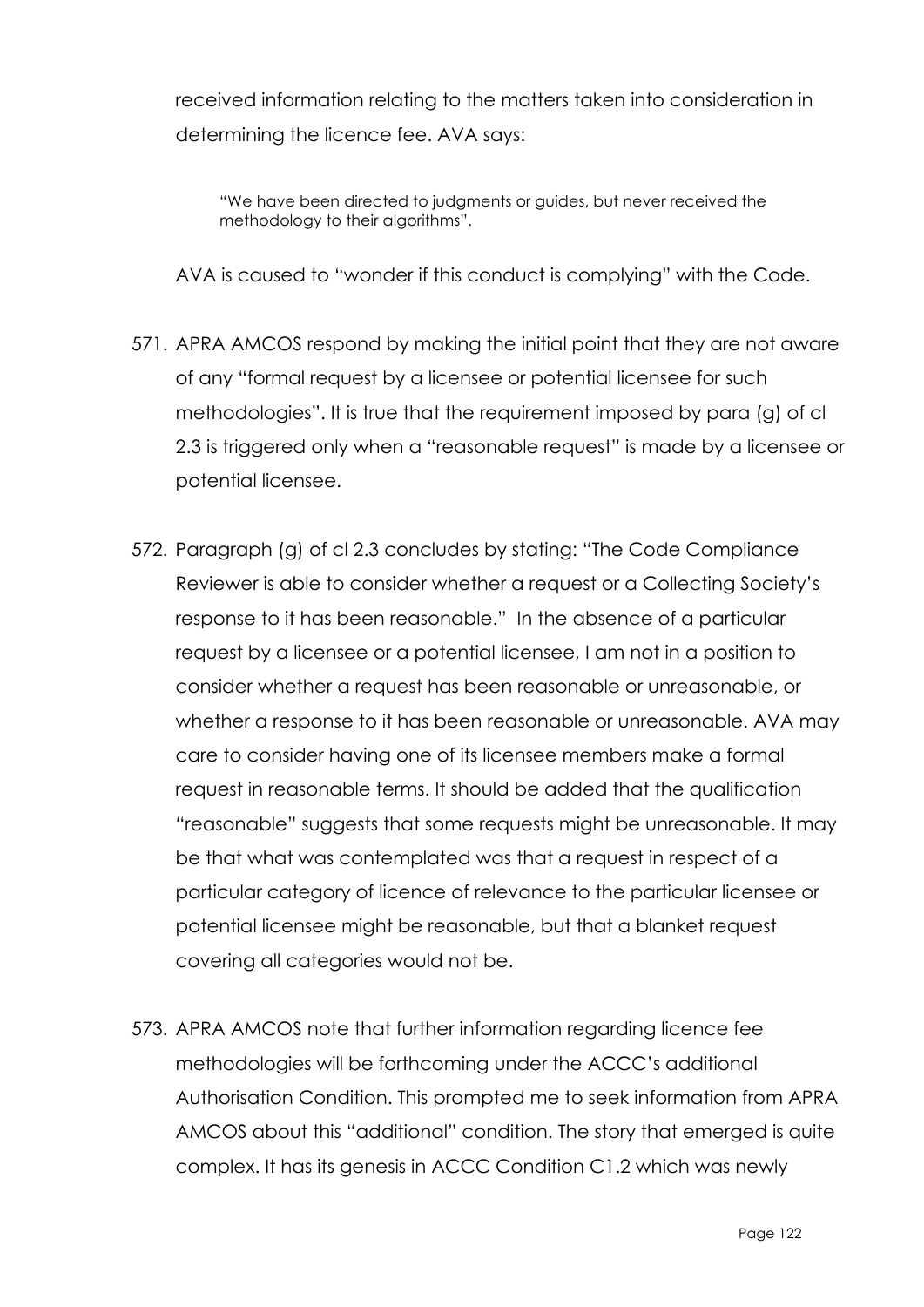received information relating to the matters taken into consideration in determining the licence fee. AVA says:

> "We have been directed to judgments or guides, but never received the methodology to their algorithms".

AVA is caused to "wonder if this conduct is complying" with the Code.

571. APRA AMCOS respond by making the initial point that they are not aware of any "formal request by a licensee or potential licensee for such methodologies". It is true that the requirement imposed by para (g) of cl 2.3 is triggered only when a "reasonable request" is made by a licensee or potential licensee.

572. Paragraph (g) of cl 2.3 concludes by stating: "The Code Compliance Reviewer is able to consider whether a request or a Collecting Society's response to it has been reasonable." In the absence of a particular request by a licensee or a potential licensee, I am not in a position to consider whether a request has been reasonable or unreasonable, or whether a response to it has been reasonable or unreasonable. AVA may care to consider having one of its licensee members make a formal request in reasonable terms. It should be added that the qualification "reasonable" suggests that some requests might be unreasonable. It may be that what was contemplated was that a request in respect of a particular category of licence of relevance to the particular licensee or potential licensee might be reasonable, but that a blanket request covering all categories would not be.

573. APRA AMCOS note that further information regarding licence fee methodologies will be forthcoming under the ACCC's additional Authorisation Condition. This prompted me to seek information from APRA AMCOS about this "additional" condition. The story that emerged is quite complex. It has its genesis in ACCC Condition C1.2 which was newly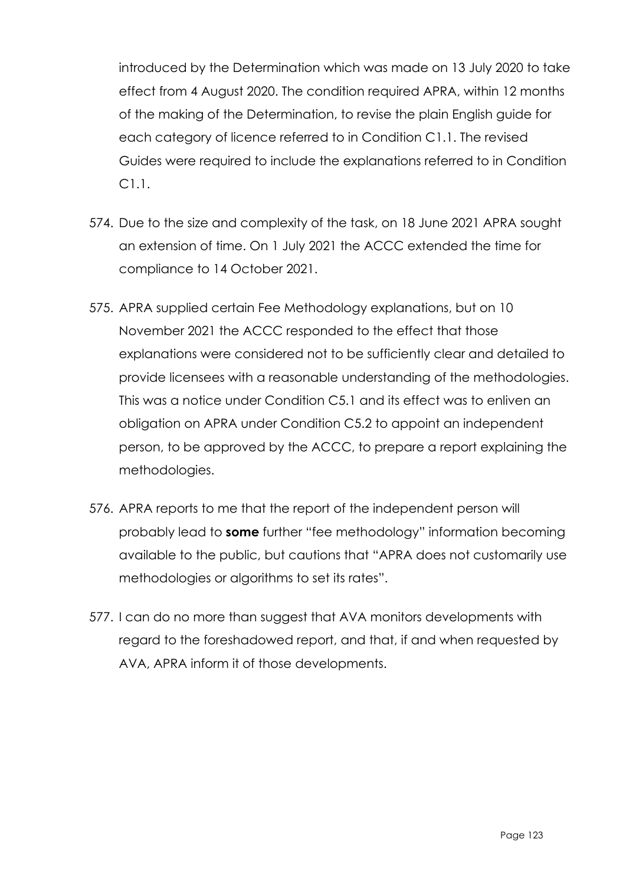introduced by the Determination which was made on 13 July 2020 to take effect from 4 August 2020. The condition required APRA, within 12 months of the making of the Determination, to revise the plain English guide for each category of licence referred to in Condition C1.1. The revised Guides were required to include the explanations referred to in Condition C1.1.

574. Due to the size and complexity of the task, on 18 June 2021 APRA sought an extension of time. On 1 July 2021 the ACCC extended the time for compliance to 14 October 2021.

575. APRA supplied certain Fee Methodology explanations, but on 10 November 2021 the ACCC responded to the effect that those explanations were considered not to be sufficiently clear and detailed to provide licensees with a reasonable understanding of the methodologies. This was a notice under Condition C5.1 and its effect was to enliven an obligation on APRA under Condition C5.2 to appoint an independent person, to be approved by the ACCC, to prepare a report explaining the methodologies.

576. APRA reports to me that the report of the independent person will probably lead to **some** further "fee methodology" information becoming available to the public, but cautions that "APRA does not customarily use methodologies or algorithms to set its rates".

577. I can do no more than suggest that AVA monitors developments with regard to the foreshadowed report, and that, if and when requested by AVA, APRA inform it of those developments.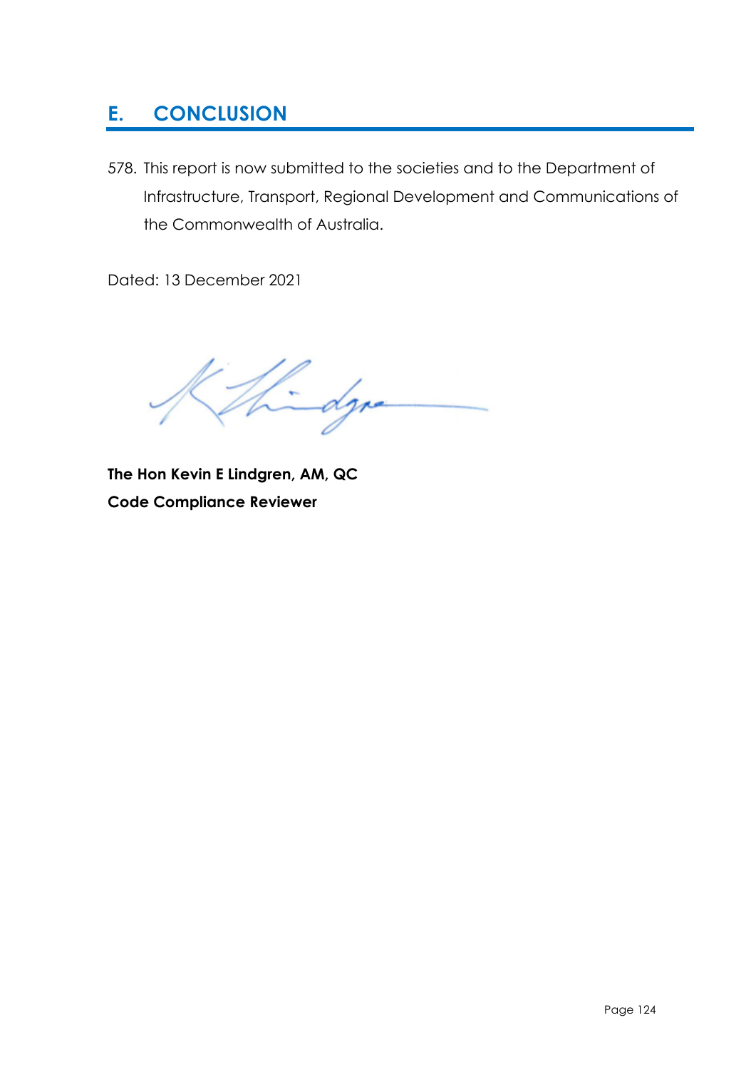## E. CONCLUSION

578. This report is now submitted to the societies and to the Department of Infrastructure, Transport, Regional Development and Communications of the Commonwealth of Australia.

Dated: 13 December 2021

**The Hon Kevin E Lindgren, AM, QC**
**Code Compliance Reviewer**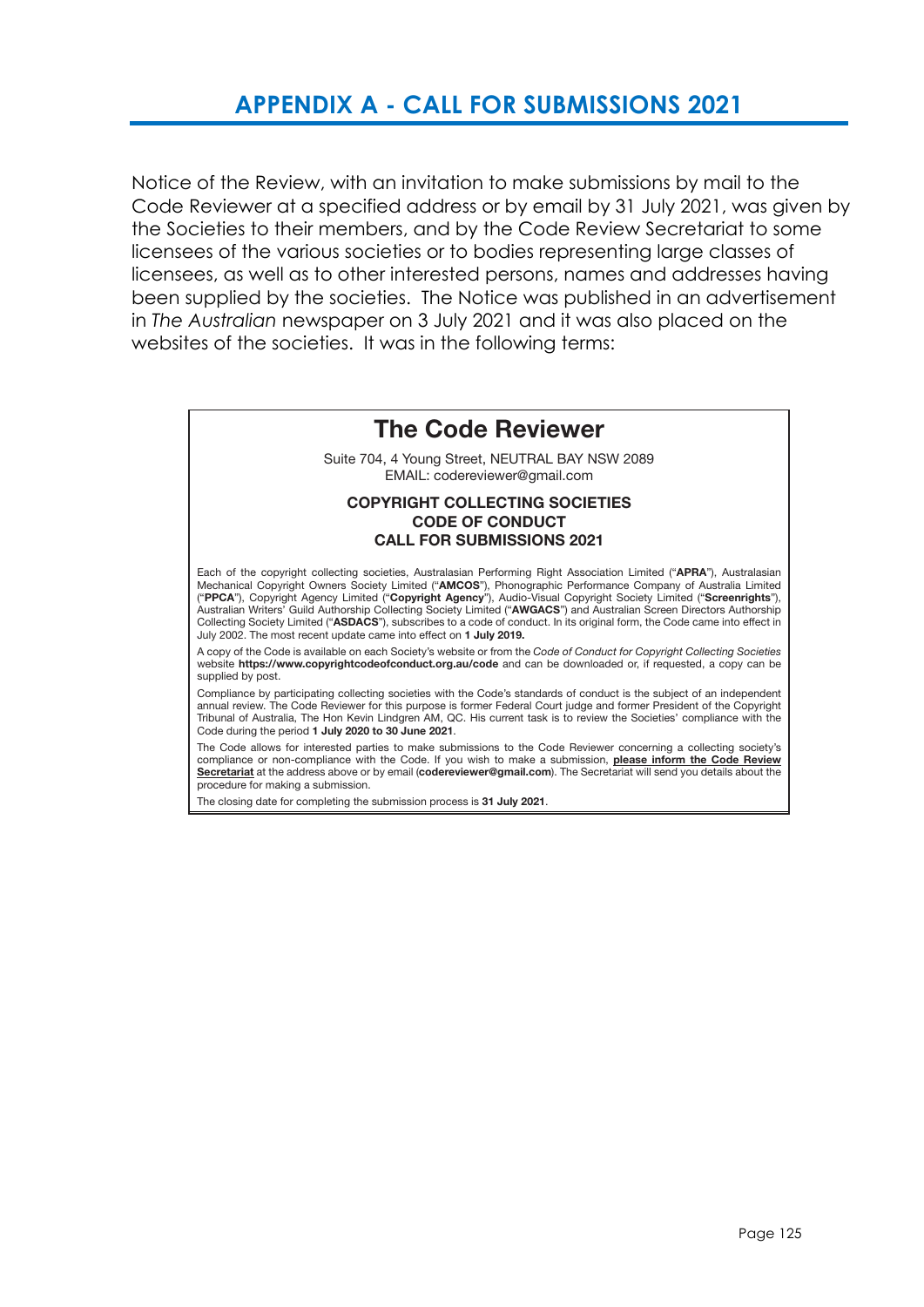# APPENDIX A - CALL FOR SUBMISSIONS 2021

Notice of the Review, with an invitation to make submissions by mail to the Code Reviewer at a specified address or by email by 31 July 2021, was given by the Societies to their members, and by the Code Review Secretariat to some licensees of the various societies or to bodies representing large classes of licensees, as well as to other interested persons, names and addresses having been supplied by the societies. The Notice was published in an advertisement in *The Australian* newspaper on 3 July 2021 and it was also placed on the websites of the societies. It was in the following terms:

## The Code Reviewer

Suite 704, 4 Young Street, NEUTRAL BAY NSW 2089
EMAIL: codereviewer@gmail.com

### COPYRIGHT COLLECTING SOCIETIES CODE OF CONDUCT CALL FOR SUBMISSIONS 2021

Each of the copyright collecting societies, Australasian Performing Right Association Limited ("**APRA**"), Australasian Mechanical Copyright Owners Society Limited ("**AMCOS**"), Phonographic Performance Company of Australia Limited ("**PPCA**"), Copyright Agency Limited ("**Copyright Agency**"), Audio-Visual Copyright Society Limited ("**Screenrights**"), Australian Writers' Guild Authorship Collecting Society Limited ("**AWGACS**") and Australian Screen Directors Authorship Collecting Society Limited ("**ASDACS**"), subscribes to a code of conduct. In its original form, the Code came into effect in July 2002. The most recent update came into effect on **1 July 2019.**

A copy of the Code is available on each Society's website or from the *Code of Conduct for Copyright Collecting Societies* website **https://www.copyrightcodeofconduct.org.au/code** and can be downloaded or, if requested, a copy can be supplied by post.

Compliance by participating collecting societies with the Code's standards of conduct is the subject of an independent annual review. The Code Reviewer for this purpose is former Federal Court judge and former President of the Copyright Tribunal of Australia, The Hon Kevin Lindgren AM, QC. His current task is to review the Societies' compliance with the Code during the period **1 July 2020 to 30 June 2021**.

The Code allows for interested parties to make submissions to the Code Reviewer concerning a collecting society's compliance or non-compliance with the Code. If you wish to make a submission, **please inform the Code Review Secretariat** at the address above or by email (**codereviewer@gmail.com**). The Secretariat will send you details about the procedure for making a submission.

The closing date for completing the submission process is **31 July 2021**.